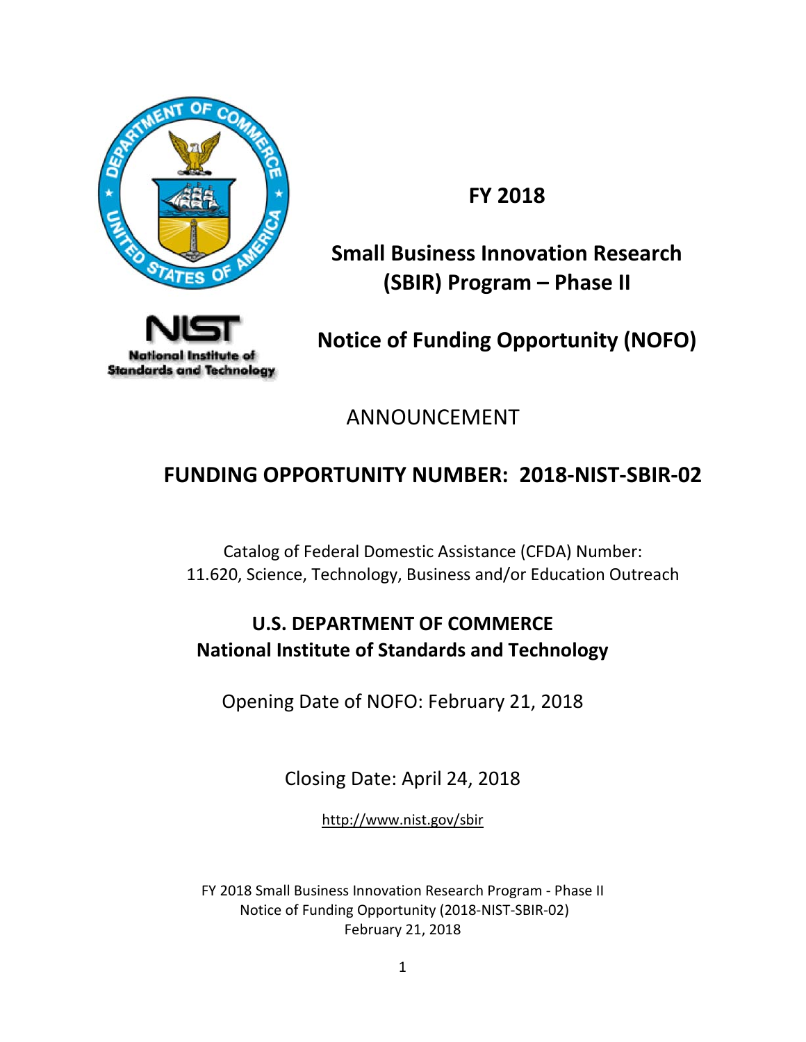# FY 2018

# Small Business Innovation Research (SBIR) Program – Phase II

# Notice of Funding Opportunity (NOFO)

ANNOUNCEMENT

## FUNDING OPPORTUNITY NUMBER: 2018-NIST-SBIR-02

Catalog of Federal Domestic Assistance (CFDA) Number:
11.620, Science, Technology, Business and/or Education Outreach

**U.S. DEPARTMENT OF COMMERCE**
**National Institute of Standards and Technology**

Opening Date of NOFO: February 21, 2018

Closing Date: April 24, 2018

http://www.nist.gov/sbir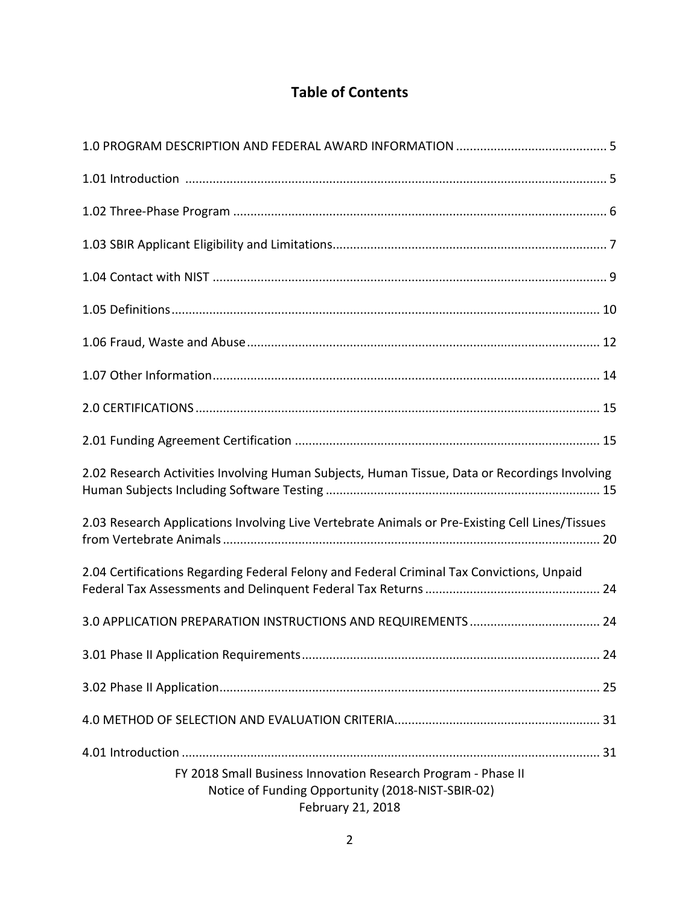# Table of Contents

1.0 PROGRAM DESCRIPTION AND FEDERAL AWARD INFORMATION ........................................... 5

1.01 Introduction ........................................................................................................................ 5

1.02 Three-Phase Program .......................................................................................................... 6

1.03 SBIR Applicant Eligibility and Limitations............................................................................... 7

1.04 Contact with NIST ................................................................................................................ 9

1.05 Definitions.......................................................................................................................... 10

1.06 Fraud, Waste and Abuse..................................................................................................... 12

1.07 Other Information............................................................................................................... 14

2.0 CERTIFICATIONS .................................................................................................................... 15

2.01 Funding Agreement Certification ....................................................................................... 15

2.02 Research Activities Involving Human Subjects, Human Tissue, Data or Recordings Involving Human Subjects Including Software Testing .............................................................................. 15

2.03 Research Applications Involving Live Vertebrate Animals or Pre-Existing Cell Lines/Tissues from Vertebrate Animals ............................................................................................................ 20

2.04 Certifications Regarding Federal Felony and Federal Criminal Tax Convictions, Unpaid Federal Tax Assessments and Delinquent Federal Tax Returns .................................................. 24

3.0 APPLICATION PREPARATION INSTRUCTIONS AND REQUIREMENTS ..................................... 24

3.01 Phase II Application Requirements..................................................................................... 24

3.02 Phase II Application............................................................................................................. 25

4.0 METHOD OF SELECTION AND EVALUATION CRITERIA........................................................... 31

4.01 Introduction ........................................................................................................................ 31

FY 2018 Small Business Innovation Research Program - Phase II
Notice of Funding Opportunity (2018-NIST-SBIR-02)
February 21, 2018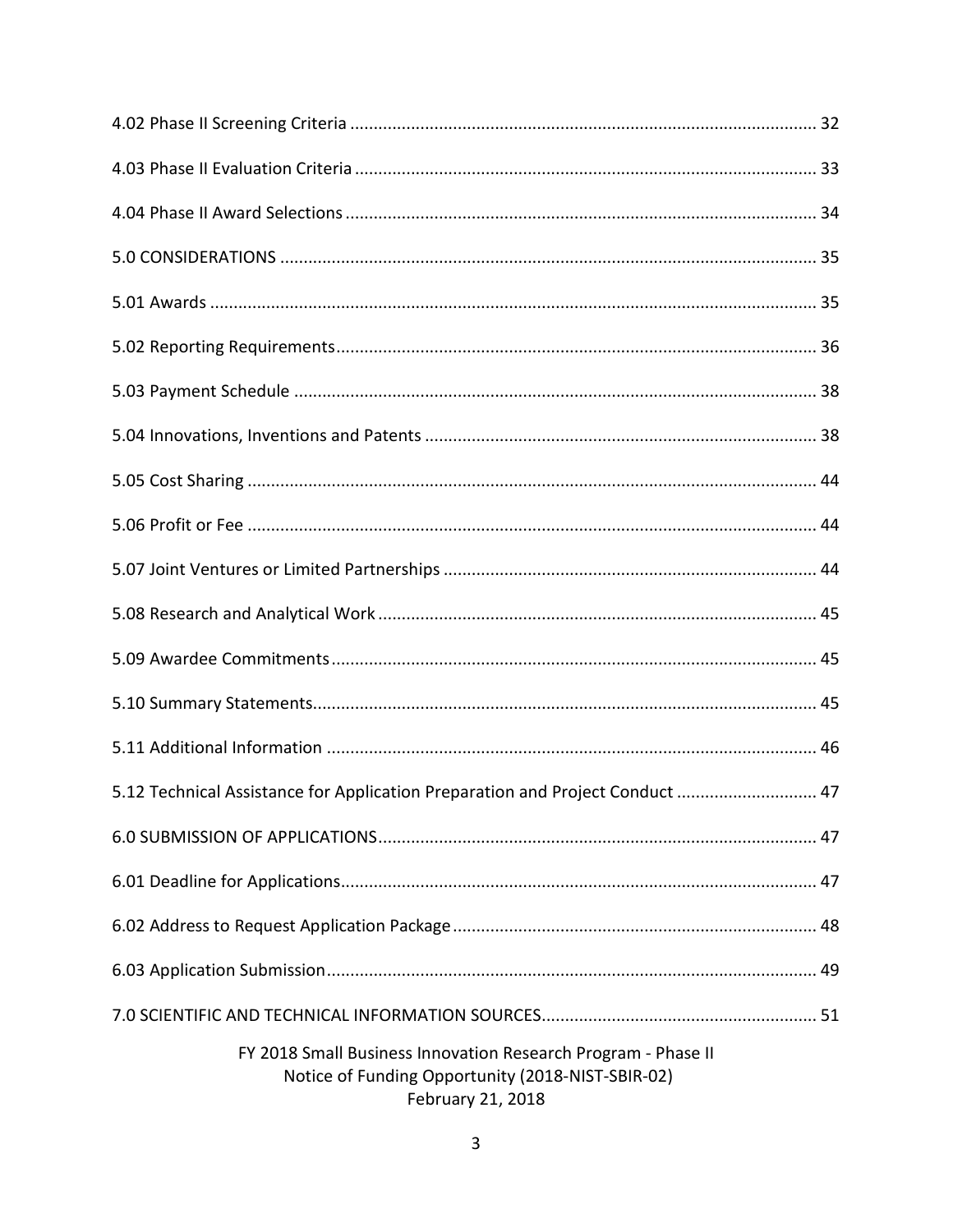4.02 Phase II Screening Criteria ........................................................................................ 32

4.03 Phase II Evaluation Criteria ........................................................................................ 33

4.04 Phase II Award Selections ........................................................................................ 34

5.0 CONSIDERATIONS ........................................................................................ 35

5.01 Awards ........................................................................................ 35

5.02 Reporting Requirements ........................................................................................ 36

5.03 Payment Schedule ........................................................................................ 38

5.04 Innovations, Inventions and Patents ........................................................................................ 38

5.05 Cost Sharing ........................................................................................ 44

5.06 Profit or Fee ........................................................................................ 44

5.07 Joint Ventures or Limited Partnerships ........................................................................................ 44

5.08 Research and Analytical Work ........................................................................................ 45

5.09 Awardee Commitments ........................................................................................ 45

5.10 Summary Statements ........................................................................................ 45

5.11 Additional Information ........................................................................................ 46

5.12 Technical Assistance for Application Preparation and Project Conduct ............................. 47

6.0 SUBMISSION OF APPLICATIONS ........................................................................................ 47

6.01 Deadline for Applications ........................................................................................ 47

6.02 Address to Request Application Package ........................................................................................ 48

6.03 Application Submission ........................................................................................ 49

7.0 SCIENTIFIC AND TECHNICAL INFORMATION SOURCES ........................................................................................ 51

FY 2018 Small Business Innovation Research Program - Phase II
Notice of Funding Opportunity (2018-NIST-SBIR-02)
February 21, 2018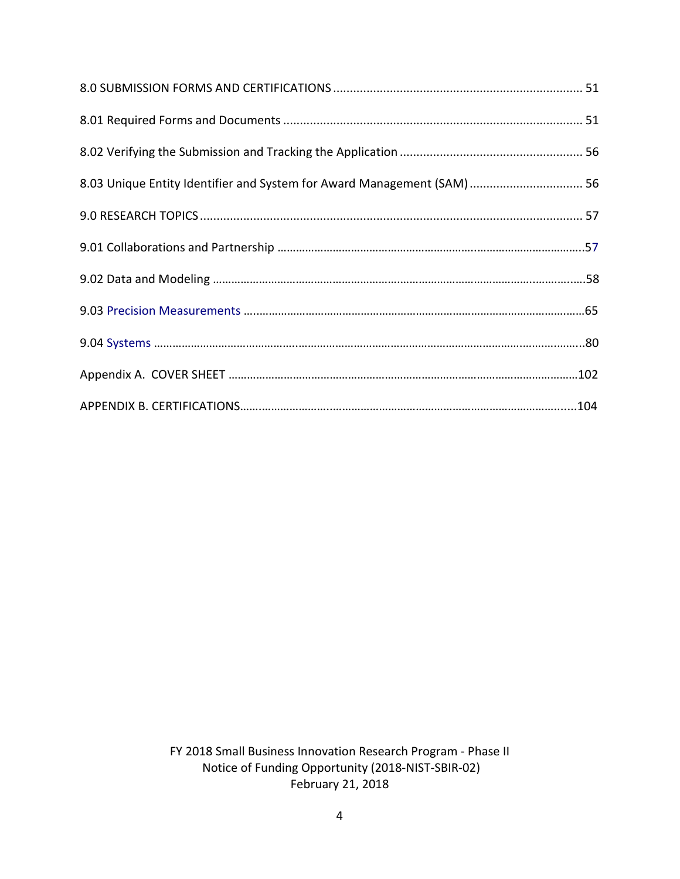8.0 SUBMISSION FORMS AND CERTIFICATIONS .......................................................................... 51

8.01 Required Forms and Documents ......................................................................................... 51

8.02 Verifying the Submission and Tracking the Application ...................................................... 56

8.03 Unique Entity Identifier and System for Award Management (SAM) ................................. 56

9.0 RESEARCH TOPICS ................................................................................................................. 57

9.01 Collaborations and Partnership .................................................................................................57

9.02 Data and Modeling ........................................................................................................................58

9.03 Precision Measurements ..............................................................................................................65

9.04 Systems .............................................................................................................................................80

Appendix A. COVER SHEET .................................................................................................................102

APPENDIX B. CERTIFICATIONS..............................................................................................................104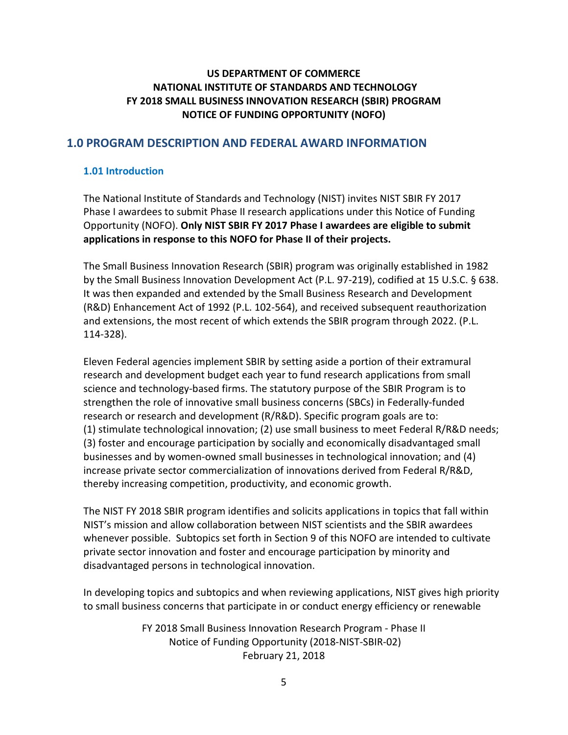**US DEPARTMENT OF COMMERCE**
**NATIONAL INSTITUTE OF STANDARDS AND TECHNOLOGY**
**FY 2018 SMALL BUSINESS INNOVATION RESEARCH (SBIR) PROGRAM**
**NOTICE OF FUNDING OPPORTUNITY (NOFO)**

## 1.0 PROGRAM DESCRIPTION AND FEDERAL AWARD INFORMATION

### 1.01 Introduction

The National Institute of Standards and Technology (NIST) invites NIST SBIR FY 2017 Phase I awardees to submit Phase II research applications under this Notice of Funding Opportunity (NOFO). **Only NIST SBIR FY 2017 Phase I awardees are eligible to submit applications in response to this NOFO for Phase II of their projects.**

The Small Business Innovation Research (SBIR) program was originally established in 1982 by the Small Business Innovation Development Act (P.L. 97-219), codified at 15 U.S.C. § 638. It was then expanded and extended by the Small Business Research and Development (R&D) Enhancement Act of 1992 (P.L. 102-564), and received subsequent reauthorization and extensions, the most recent of which extends the SBIR program through 2022. (P.L. 114-328).

Eleven Federal agencies implement SBIR by setting aside a portion of their extramural research and development budget each year to fund research applications from small science and technology-based firms. The statutory purpose of the SBIR Program is to strengthen the role of innovative small business concerns (SBCs) in Federally-funded research or research and development (R/R&D). Specific program goals are to: (1) stimulate technological innovation; (2) use small business to meet Federal R/R&D needs; (3) foster and encourage participation by socially and economically disadvantaged small businesses and by women-owned small businesses in technological innovation; and (4) increase private sector commercialization of innovations derived from Federal R/R&D, thereby increasing competition, productivity, and economic growth.

The NIST FY 2018 SBIR program identifies and solicits applications in topics that fall within NIST's mission and allow collaboration between NIST scientists and the SBIR awardees whenever possible. Subtopics set forth in Section 9 of this NOFO are intended to cultivate private sector innovation and foster and encourage participation by minority and disadvantaged persons in technological innovation.

In developing topics and subtopics and when reviewing applications, NIST gives high priority to small business concerns that participate in or conduct energy efficiency or renewable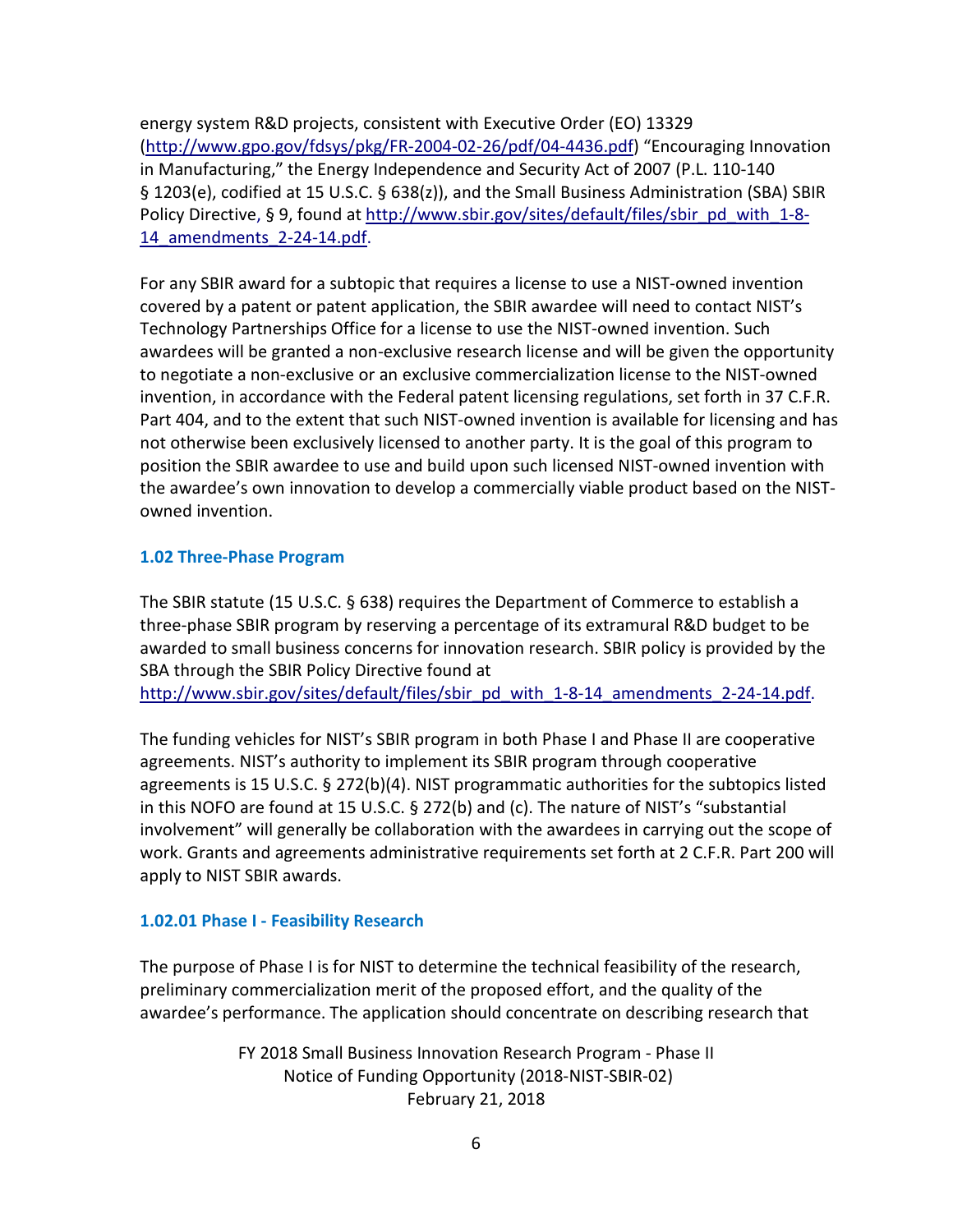energy system R&D projects, consistent with Executive Order (EO) 13329 (http://www.gpo.gov/fdsys/pkg/FR-2004-02-26/pdf/04-4436.pdf) “Encouraging Innovation in Manufacturing,” the Energy Independence and Security Act of 2007 (P.L. 110-140 § 1203(e), codified at 15 U.S.C. § 638(z)), and the Small Business Administration (SBA) SBIR Policy Directive, § 9, found at http://www.sbir.gov/sites/default/files/sbir_pd_with_1-8-14_amendments_2-24-14.pdf.

For any SBIR award for a subtopic that requires a license to use a NIST-owned invention covered by a patent or patent application, the SBIR awardee will need to contact NIST’s Technology Partnerships Office for a license to use the NIST-owned invention. Such awardees will be granted a non-exclusive research license and will be given the opportunity to negotiate a non-exclusive or an exclusive commercialization license to the NIST-owned invention, in accordance with the Federal patent licensing regulations, set forth in 37 C.F.R. Part 404, and to the extent that such NIST-owned invention is available for licensing and has not otherwise been exclusively licensed to another party. It is the goal of this program to position the SBIR awardee to use and build upon such licensed NIST-owned invention with the awardee’s own innovation to develop a commercially viable product based on the NIST-owned invention.

### 1.02 Three-Phase Program

The SBIR statute (15 U.S.C. § 638) requires the Department of Commerce to establish a three-phase SBIR program by reserving a percentage of its extramural R&D budget to be awarded to small business concerns for innovation research. SBIR policy is provided by the SBA through the SBIR Policy Directive found at http://www.sbir.gov/sites/default/files/sbir_pd_with_1-8-14_amendments_2-24-14.pdf.

The funding vehicles for NIST’s SBIR program in both Phase I and Phase II are cooperative agreements. NIST’s authority to implement its SBIR program through cooperative agreements is 15 U.S.C. § 272(b)(4). NIST programmatic authorities for the subtopics listed in this NOFO are found at 15 U.S.C. § 272(b) and (c). The nature of NIST’s “substantial involvement” will generally be collaboration with the awardees in carrying out the scope of work. Grants and agreements administrative requirements set forth at 2 C.F.R. Part 200 will apply to NIST SBIR awards.

#### 1.02.01 Phase I - Feasibility Research

The purpose of Phase I is for NIST to determine the technical feasibility of the research, preliminary commercialization merit of the proposed effort, and the quality of the awardee’s performance. The application should concentrate on describing research that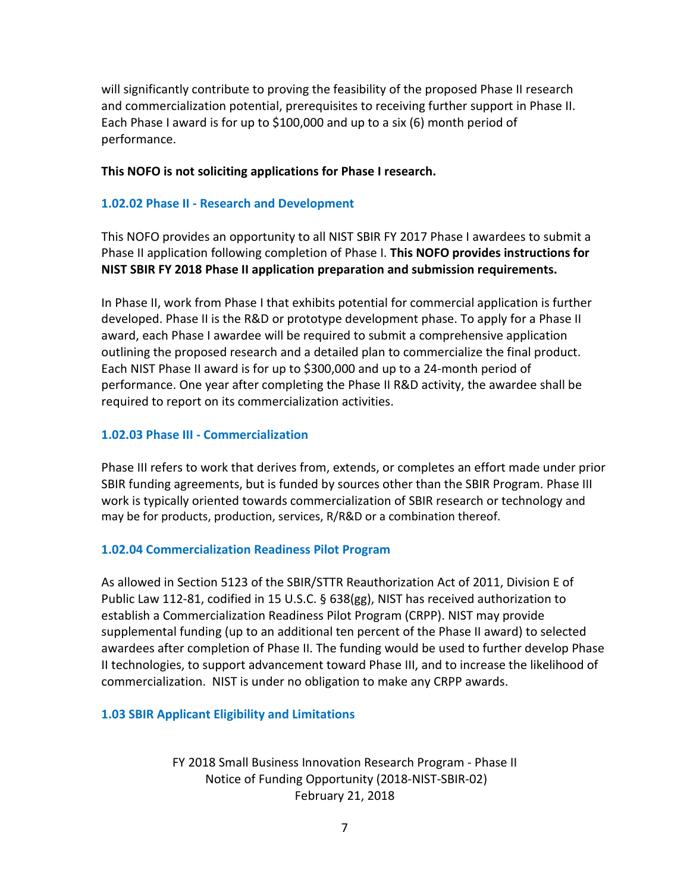will significantly contribute to proving the feasibility of the proposed Phase II research and commercialization potential, prerequisites to receiving further support in Phase II. Each Phase I award is for up to $100,000 and up to a six (6) month period of performance.

**This NOFO is not soliciting applications for Phase I research.**

### 1.02.02 Phase II - Research and Development

This NOFO provides an opportunity to all NIST SBIR FY 2017 Phase I awardees to submit a Phase II application following completion of Phase I. **This NOFO provides instructions for NIST SBIR FY 2018 Phase II application preparation and submission requirements.**

In Phase II, work from Phase I that exhibits potential for commercial application is further developed. Phase II is the R&D or prototype development phase. To apply for a Phase II award, each Phase I awardee will be required to submit a comprehensive application outlining the proposed research and a detailed plan to commercialize the final product. Each NIST Phase II award is for up to $300,000 and up to a 24-month period of performance. One year after completing the Phase II R&D activity, the awardee shall be required to report on its commercialization activities.

### 1.02.03 Phase III - Commercialization

Phase III refers to work that derives from, extends, or completes an effort made under prior SBIR funding agreements, but is funded by sources other than the SBIR Program. Phase III work is typically oriented towards commercialization of SBIR research or technology and may be for products, production, services, R/R&D or a combination thereof.

### 1.02.04 Commercialization Readiness Pilot Program

As allowed in Section 5123 of the SBIR/STTR Reauthorization Act of 2011, Division E of Public Law 112-81, codified in 15 U.S.C. § 638(gg), NIST has received authorization to establish a Commercialization Readiness Pilot Program (CRPP). NIST may provide supplemental funding (up to an additional ten percent of the Phase II award) to selected awardees after completion of Phase II. The funding would be used to further develop Phase II technologies, to support advancement toward Phase III, and to increase the likelihood of commercialization. NIST is under no obligation to make any CRPP awards.

## 1.03 SBIR Applicant Eligibility and Limitations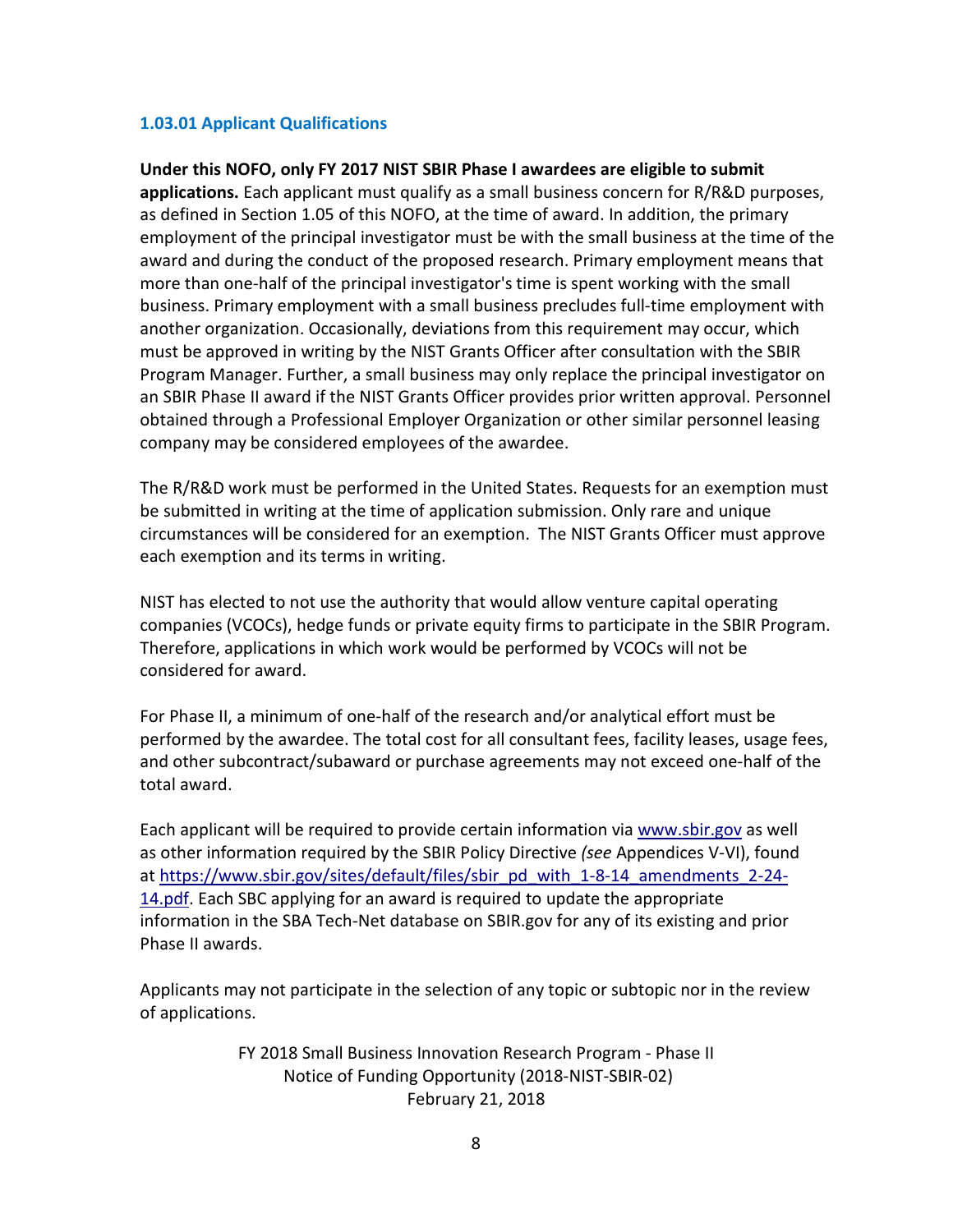### 1.03.01 Applicant Qualifications

**Under this NOFO, only FY 2017 NIST SBIR Phase I awardees are eligible to submit applications.** Each applicant must qualify as a small business concern for R/R&D purposes, as defined in Section 1.05 of this NOFO, at the time of award. In addition, the primary employment of the principal investigator must be with the small business at the time of the award and during the conduct of the proposed research. Primary employment means that more than one-half of the principal investigator's time is spent working with the small business. Primary employment with a small business precludes full-time employment with another organization. Occasionally, deviations from this requirement may occur, which must be approved in writing by the NIST Grants Officer after consultation with the SBIR Program Manager. Further, a small business may only replace the principal investigator on an SBIR Phase II award if the NIST Grants Officer provides prior written approval. Personnel obtained through a Professional Employer Organization or other similar personnel leasing company may be considered employees of the awardee.

The R/R&D work must be performed in the United States. Requests for an exemption must be submitted in writing at the time of application submission. Only rare and unique circumstances will be considered for an exemption. The NIST Grants Officer must approve each exemption and its terms in writing.

NIST has elected to not use the authority that would allow venture capital operating companies (VCOCs), hedge funds or private equity firms to participate in the SBIR Program. Therefore, applications in which work would be performed by VCOCs will not be considered for award.

For Phase II, a minimum of one-half of the research and/or analytical effort must be performed by the awardee. The total cost for all consultant fees, facility leases, usage fees, and other subcontract/subaward or purchase agreements may not exceed one-half of the total award.

Each applicant will be required to provide certain information via [www.sbir.gov](www.sbir.gov) as well as other information required by the SBIR Policy Directive *(see* Appendices V-VI), found at [https://www.sbir.gov/sites/default/files/sbir_pd_with_1-8-14_amendments_2-24-14.pdf](https://www.sbir.gov/sites/default/files/sbir_pd_with_1-8-14_amendments_2-24-14.pdf). Each SBC applying for an award is required to update the appropriate information in the SBA Tech-Net database on SBIR.gov for any of its existing and prior Phase II awards.

Applicants may not participate in the selection of any topic or subtopic nor in the review of applications.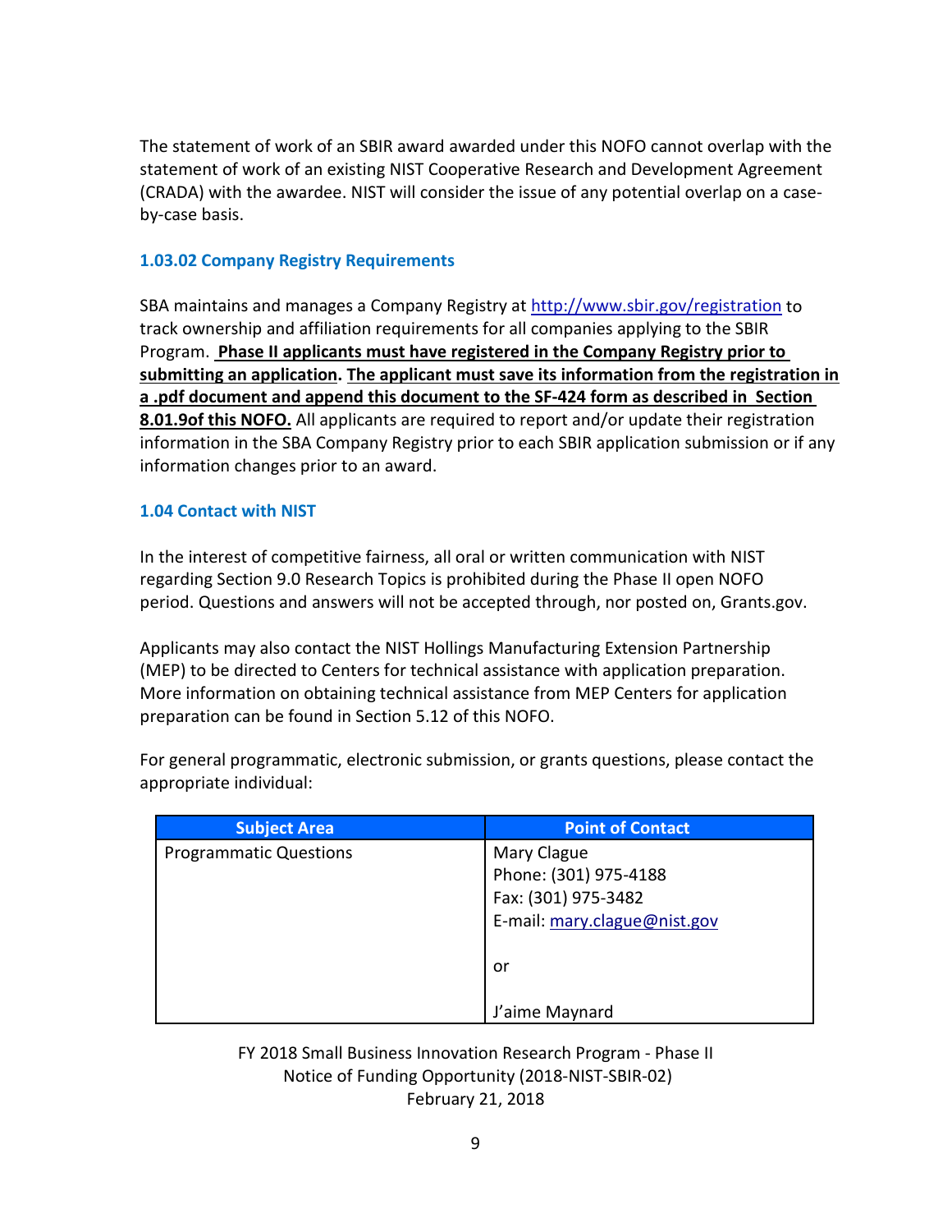The statement of work of an SBIR award awarded under this NOFO cannot overlap with the statement of work of an existing NIST Cooperative Research and Development Agreement (CRADA) with the awardee. NIST will consider the issue of any potential overlap on a case-by-case basis.

### 1.03.02 Company Registry Requirements

SBA maintains and manages a Company Registry at http://www.sbir.gov/registration to track ownership and affiliation requirements for all companies applying to the SBIR Program. **Phase II applicants must have registered in the Company Registry prior to submitting an application. The applicant must save its information from the registration in a .pdf document and append this document to the SF-424 form as described in Section 8.01.9of this NOFO.** All applicants are required to report and/or update their registration information in the SBA Company Registry prior to each SBIR application submission or if any information changes prior to an award.

### 1.04 Contact with NIST

In the interest of competitive fairness, all oral or written communication with NIST regarding Section 9.0 Research Topics is prohibited during the Phase II open NOFO period. Questions and answers will not be accepted through, nor posted on, Grants.gov.

Applicants may also contact the NIST Hollings Manufacturing Extension Partnership (MEP) to be directed to Centers for technical assistance with application preparation. More information on obtaining technical assistance from MEP Centers for application preparation can be found in Section 5.12 of this NOFO.

For general programmatic, electronic submission, or grants questions, please contact the appropriate individual:

| Subject Area | Point of Contact |
|---|---|
| Programmatic Questions | Mary Clague<br>Phone: (301) 975-4188<br>Fax: (301) 975-3482<br>E-mail: mary.clague@nist.gov<br><br>or<br><br>J'aime Maynard |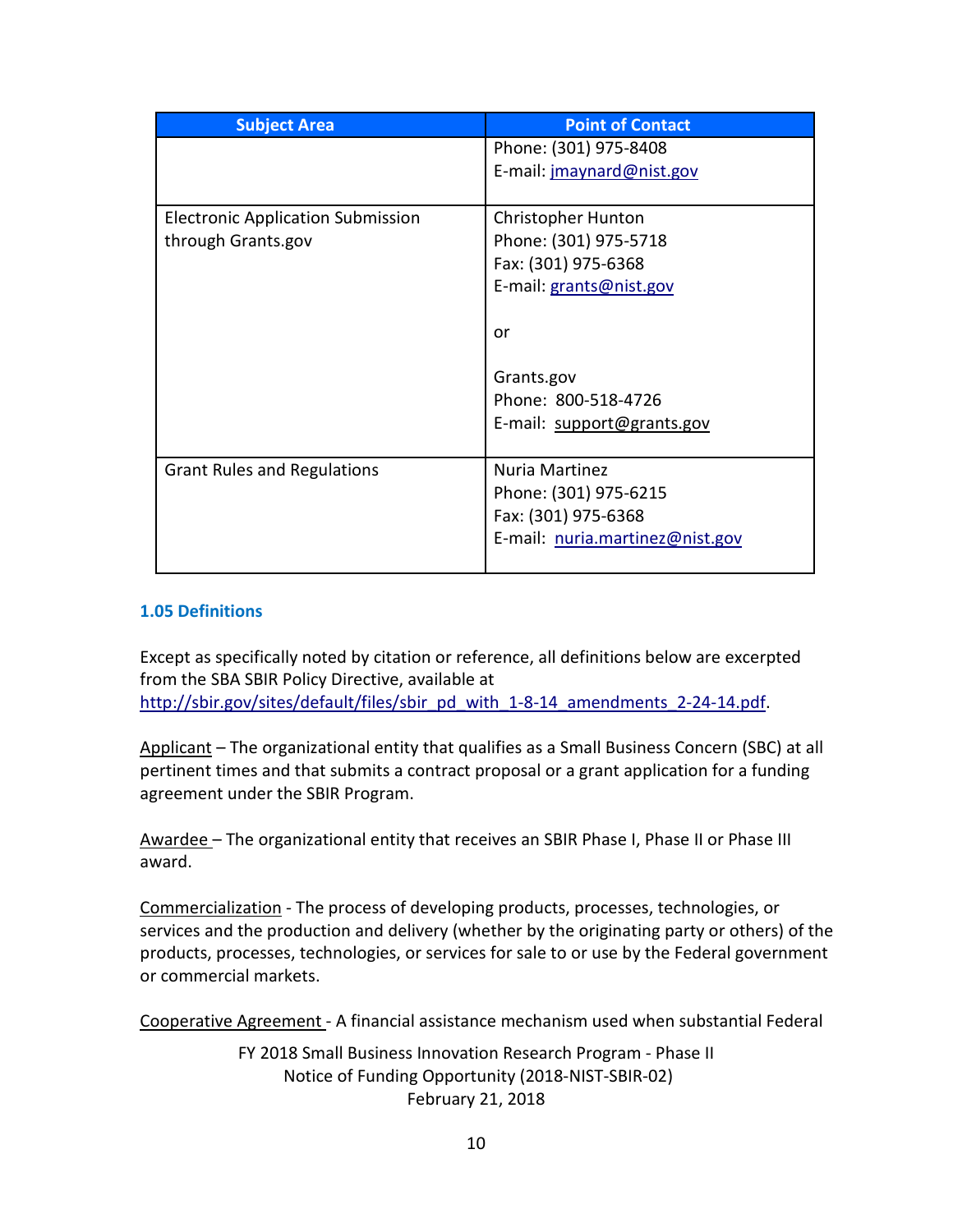| Subject Area | Point of Contact |
|---|---|
| | Phone: (301) 975-8408<br>E-mail: jmaynard@nist.gov |
| Electronic Application Submission through Grants.gov | Christopher Hunton<br>Phone: (301) 975-5718<br>Fax: (301) 975-6368<br>E-mail: grants@nist.gov<br><br>or<br><br>Grants.gov<br>Phone: 800-518-4726<br>E-mail: support@grants.gov |
| Grant Rules and Regulations | Nuria Martinez<br>Phone: (301) 975-6215<br>Fax: (301) 975-6368<br>E-mail: nuria.martinez@nist.gov |

### 1.05 Definitions

Except as specifically noted by citation or reference, all definitions below are excerpted from the SBA SBIR Policy Directive, available at http://sbir.gov/sites/default/files/sbir_pd_with_1-8-14_amendments_2-24-14.pdf.

Applicant – The organizational entity that qualifies as a Small Business Concern (SBC) at all pertinent times and that submits a contract proposal or a grant application for a funding agreement under the SBIR Program.

Awardee – The organizational entity that receives an SBIR Phase I, Phase II or Phase III award.

Commercialization - The process of developing products, processes, technologies, or services and the production and delivery (whether by the originating party or others) of the products, processes, technologies, or services for sale to or use by the Federal government or commercial markets.

Cooperative Agreement - A financial assistance mechanism used when substantial Federal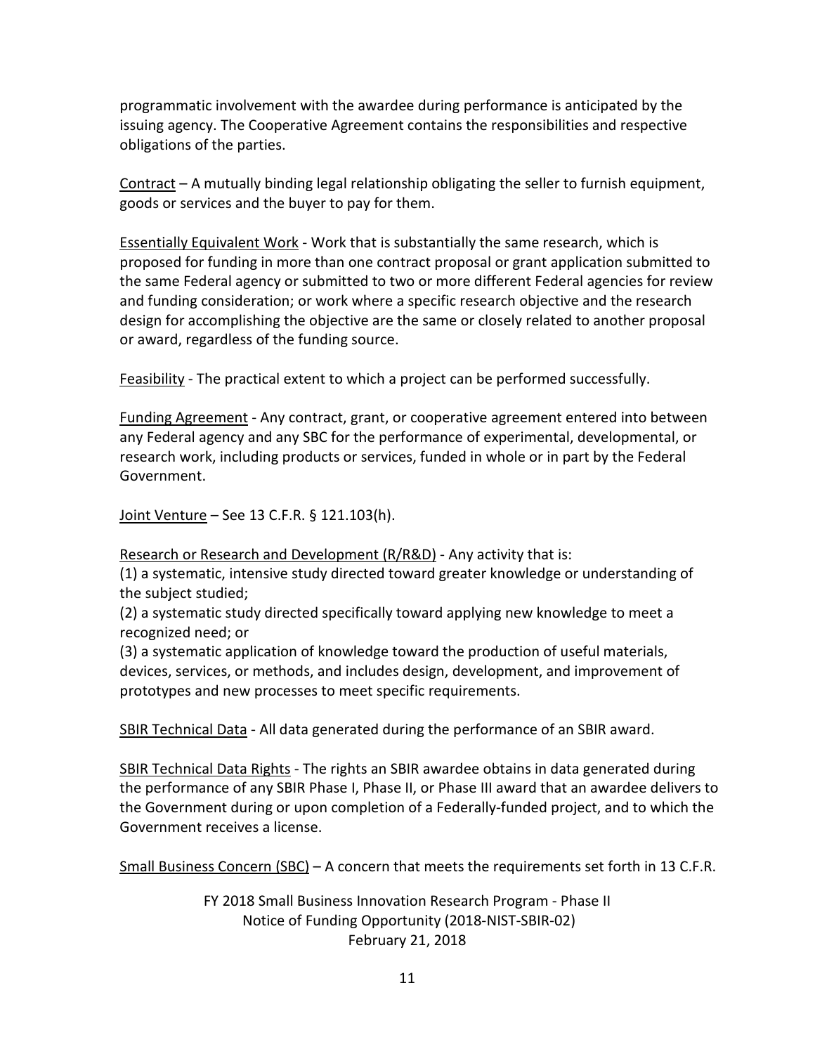programmatic involvement with the awardee during performance is anticipated by the issuing agency. The Cooperative Agreement contains the responsibilities and respective obligations of the parties.

Contract – A mutually binding legal relationship obligating the seller to furnish equipment, goods or services and the buyer to pay for them.

Essentially Equivalent Work - Work that is substantially the same research, which is proposed for funding in more than one contract proposal or grant application submitted to the same Federal agency or submitted to two or more different Federal agencies for review and funding consideration; or work where a specific research objective and the research design for accomplishing the objective are the same or closely related to another proposal or award, regardless of the funding source.

Feasibility - The practical extent to which a project can be performed successfully.

Funding Agreement - Any contract, grant, or cooperative agreement entered into between any Federal agency and any SBC for the performance of experimental, developmental, or research work, including products or services, funded in whole or in part by the Federal Government.

Joint Venture – See 13 C.F.R. § 121.103(h).

Research or Research and Development (R/R&D) - Any activity that is:
(1) a systematic, intensive study directed toward greater knowledge or understanding of the subject studied;
(2) a systematic study directed specifically toward applying new knowledge to meet a recognized need; or
(3) a systematic application of knowledge toward the production of useful materials, devices, services, or methods, and includes design, development, and improvement of prototypes and new processes to meet specific requirements.

SBIR Technical Data - All data generated during the performance of an SBIR award.

SBIR Technical Data Rights - The rights an SBIR awardee obtains in data generated during the performance of any SBIR Phase I, Phase II, or Phase III award that an awardee delivers to the Government during or upon completion of a Federally-funded project, and to which the Government receives a license.

Small Business Concern (SBC) – A concern that meets the requirements set forth in 13 C.F.R.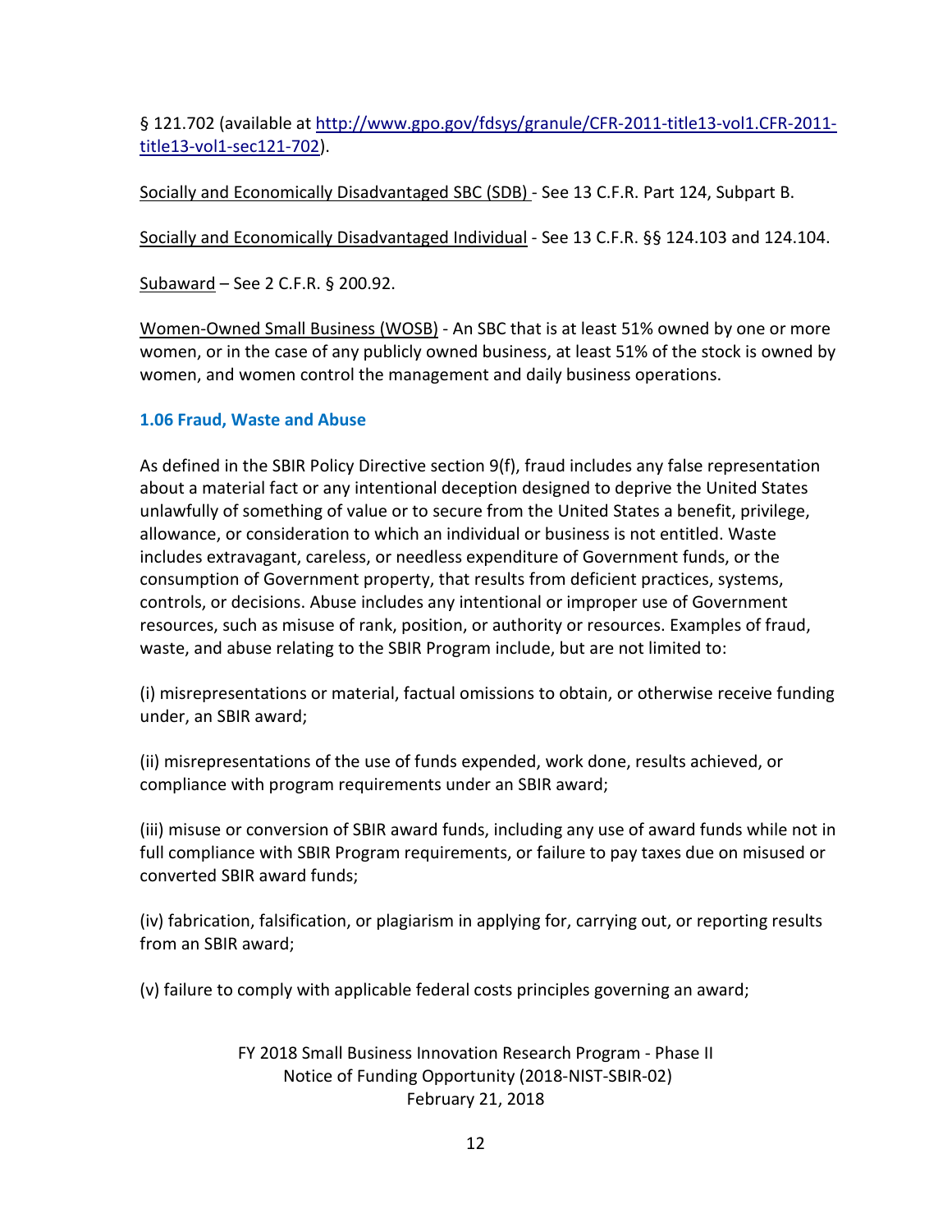§ 121.702 (available at [http://www.gpo.gov/fdsys/granule/CFR-2011-title13-vol1.CFR-2011-title13-vol1-sec121-702](http://www.gpo.gov/fdsys/granule/CFR-2011-title13-vol1.CFR-2011-title13-vol1-sec121-702)).

Socially and Economically Disadvantaged SBC (SDB) - See 13 C.F.R. Part 124, Subpart B.

Socially and Economically Disadvantaged Individual - See 13 C.F.R. §§ 124.103 and 124.104.

Subaward – See 2 C.F.R. § 200.92.

Women-Owned Small Business (WOSB) - An SBC that is at least 51% owned by one or more women, or in the case of any publicly owned business, at least 51% of the stock is owned by women, and women control the management and daily business operations.

### 1.06 Fraud, Waste and Abuse

As defined in the SBIR Policy Directive section 9(f), fraud includes any false representation about a material fact or any intentional deception designed to deprive the United States unlawfully of something of value or to secure from the United States a benefit, privilege, allowance, or consideration to which an individual or business is not entitled. Waste includes extravagant, careless, or needless expenditure of Government funds, or the consumption of Government property, that results from deficient practices, systems, controls, or decisions. Abuse includes any intentional or improper use of Government resources, such as misuse of rank, position, or authority or resources. Examples of fraud, waste, and abuse relating to the SBIR Program include, but are not limited to:

(i) misrepresentations or material, factual omissions to obtain, or otherwise receive funding under, an SBIR award;

(ii) misrepresentations of the use of funds expended, work done, results achieved, or compliance with program requirements under an SBIR award;

(iii) misuse or conversion of SBIR award funds, including any use of award funds while not in full compliance with SBIR Program requirements, or failure to pay taxes due on misused or converted SBIR award funds;

(iv) fabrication, falsification, or plagiarism in applying for, carrying out, or reporting results from an SBIR award;

(v) failure to comply with applicable federal costs principles governing an award;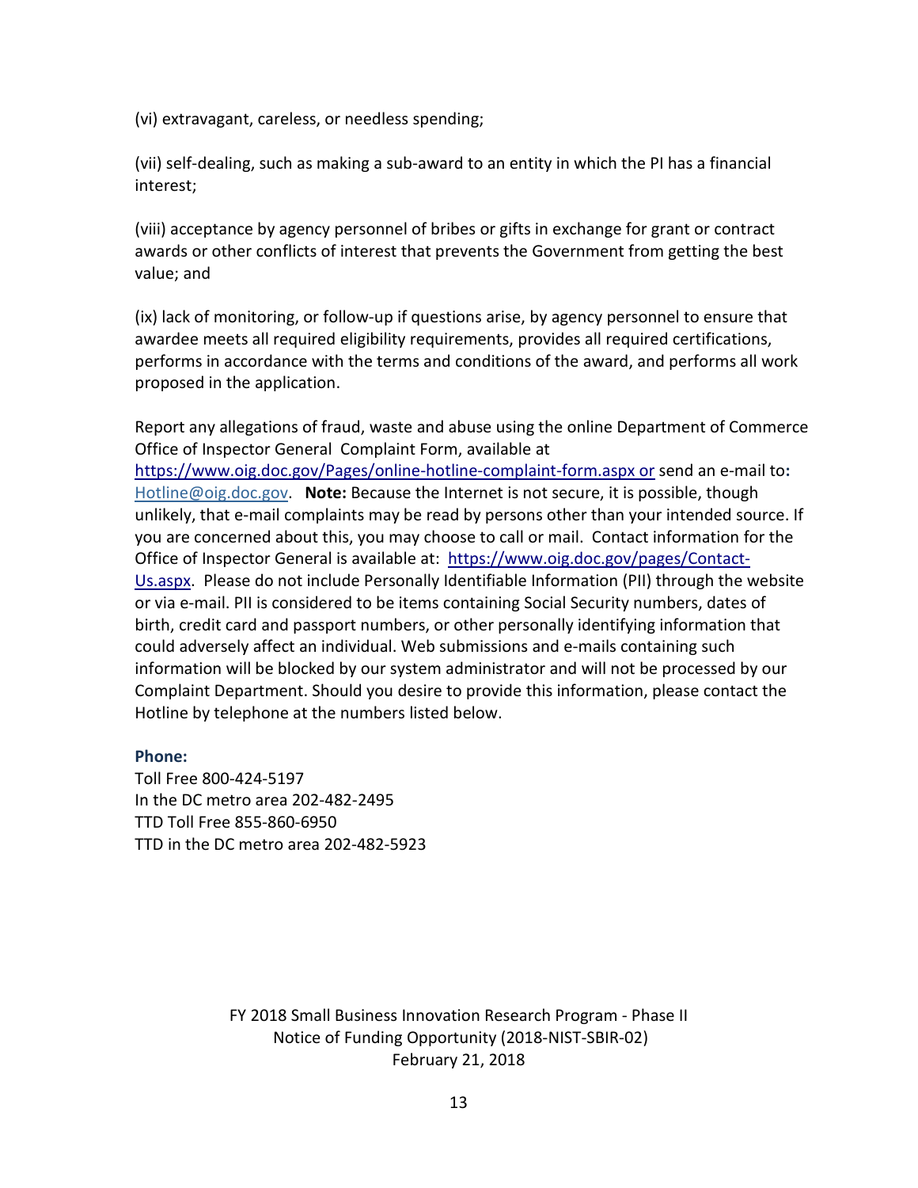(vi) extravagant, careless, or needless spending;

(vii) self-dealing, such as making a sub-award to an entity in which the PI has a financial interest;

(viii) acceptance by agency personnel of bribes or gifts in exchange for grant or contract awards or other conflicts of interest that prevents the Government from getting the best value; and

(ix) lack of monitoring, or follow-up if questions arise, by agency personnel to ensure that awardee meets all required eligibility requirements, provides all required certifications, performs in accordance with the terms and conditions of the award, and performs all work proposed in the application.

Report any allegations of fraud, waste and abuse using the online Department of Commerce Office of Inspector General Complaint Form, available at https://www.oig.doc.gov/Pages/online-hotline-complaint-form.aspx or send an e-mail to: Hotline@oig.doc.gov. **Note:** Because the Internet is not secure, it is possible, though unlikely, that e-mail complaints may be read by persons other than your intended source. If you are concerned about this, you may choose to call or mail. Contact information for the Office of Inspector General is available at: https://www.oig.doc.gov/pages/Contact-Us.aspx. Please do not include Personally Identifiable Information (PII) through the website or via e-mail. PII is considered to be items containing Social Security numbers, dates of birth, credit card and passport numbers, or other personally identifying information that could adversely affect an individual. Web submissions and e-mails containing such information will be blocked by our system administrator and will not be processed by our Complaint Department. Should you desire to provide this information, please contact the Hotline by telephone at the numbers listed below.

**Phone:**
Toll Free 800-424-5197
In the DC metro area 202-482-2495
TTD Toll Free 855-860-6950
TTD in the DC metro area 202-482-5923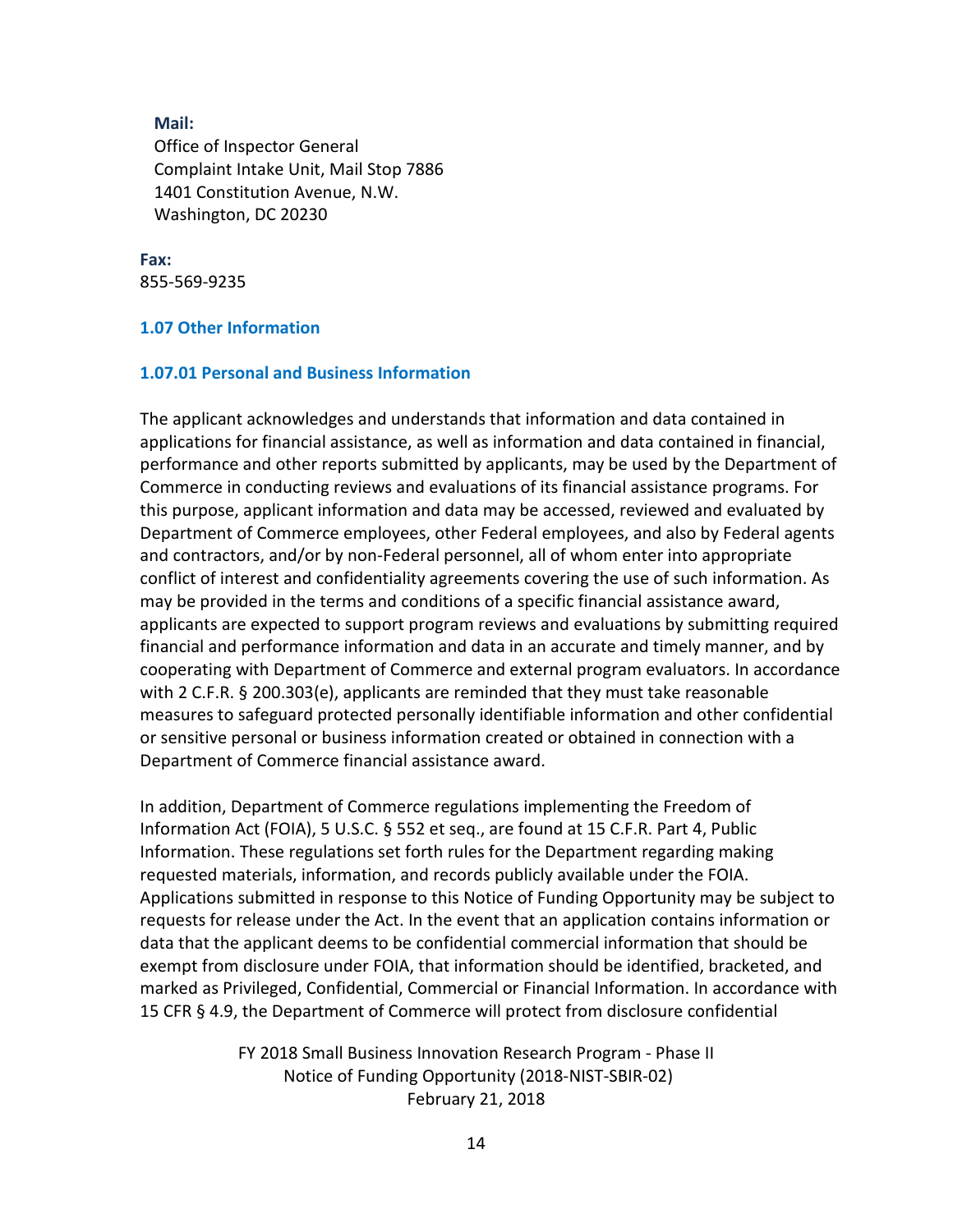**Mail:**
Office of Inspector General
Complaint Intake Unit, Mail Stop 7886
1401 Constitution Avenue, N.W.
Washington, DC 20230

**Fax:**
855-569-9235

### 1.07 Other Information

#### 1.07.01 Personal and Business Information

The applicant acknowledges and understands that information and data contained in applications for financial assistance, as well as information and data contained in financial, performance and other reports submitted by applicants, may be used by the Department of Commerce in conducting reviews and evaluations of its financial assistance programs. For this purpose, applicant information and data may be accessed, reviewed and evaluated by Department of Commerce employees, other Federal employees, and also by Federal agents and contractors, and/or by non-Federal personnel, all of whom enter into appropriate conflict of interest and confidentiality agreements covering the use of such information. As may be provided in the terms and conditions of a specific financial assistance award, applicants are expected to support program reviews and evaluations by submitting required financial and performance information and data in an accurate and timely manner, and by cooperating with Department of Commerce and external program evaluators. In accordance with 2 C.F.R. § 200.303(e), applicants are reminded that they must take reasonable measures to safeguard protected personally identifiable information and other confidential or sensitive personal or business information created or obtained in connection with a Department of Commerce financial assistance award.

In addition, Department of Commerce regulations implementing the Freedom of Information Act (FOIA), 5 U.S.C. § 552 et seq., are found at 15 C.F.R. Part 4, Public Information. These regulations set forth rules for the Department regarding making requested materials, information, and records publicly available under the FOIA. Applications submitted in response to this Notice of Funding Opportunity may be subject to requests for release under the Act. In the event that an application contains information or data that the applicant deems to be confidential commercial information that should be exempt from disclosure under FOIA, that information should be identified, bracketed, and marked as Privileged, Confidential, Commercial or Financial Information. In accordance with 15 CFR § 4.9, the Department of Commerce will protect from disclosure confidential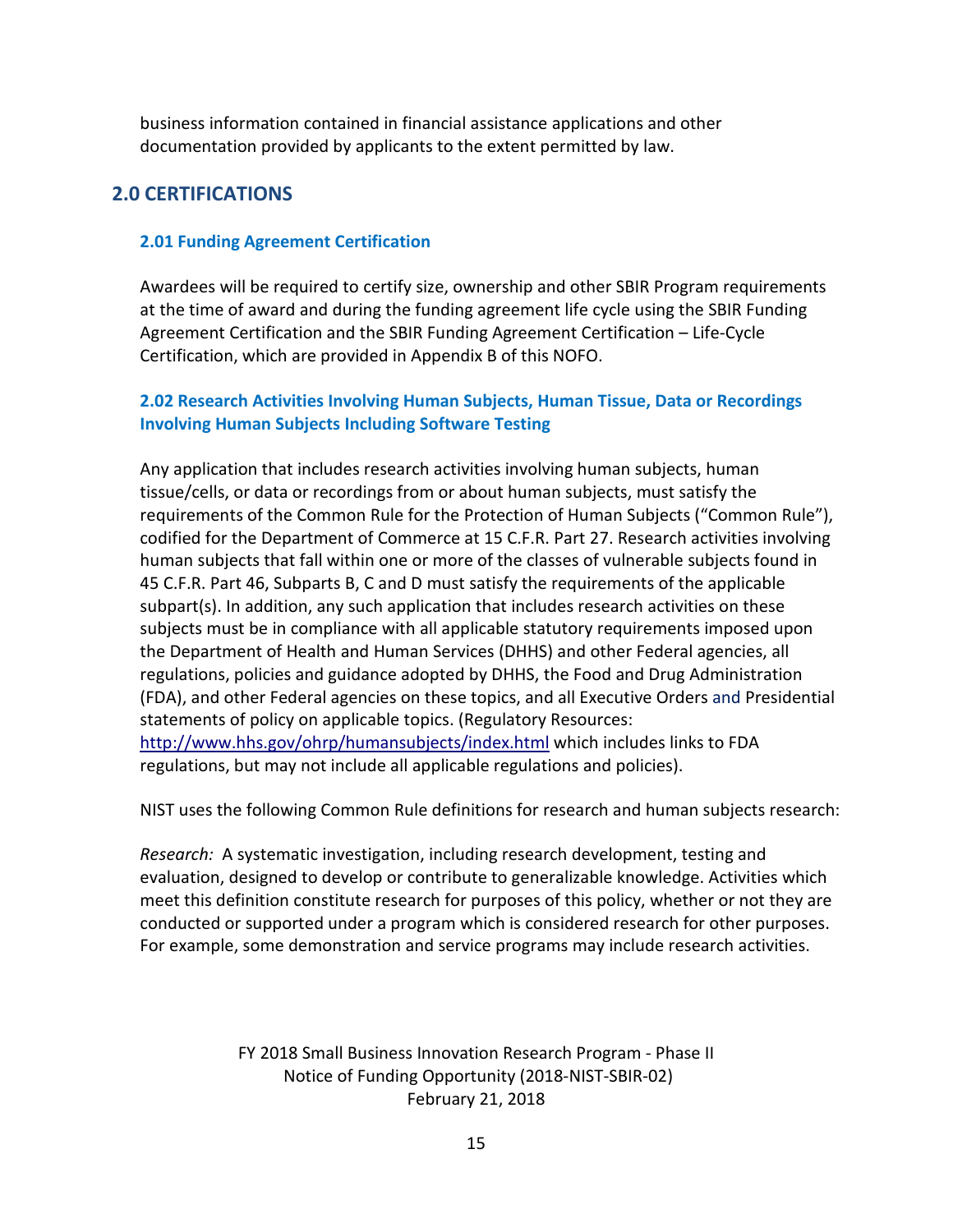business information contained in financial assistance applications and other documentation provided by applicants to the extent permitted by law.

## 2.0 CERTIFICATIONS

### 2.01 Funding Agreement Certification

Awardees will be required to certify size, ownership and other SBIR Program requirements at the time of award and during the funding agreement life cycle using the SBIR Funding Agreement Certification and the SBIR Funding Agreement Certification – Life-Cycle Certification, which are provided in Appendix B of this NOFO.

### 2.02 Research Activities Involving Human Subjects, Human Tissue, Data or Recordings Involving Human Subjects Including Software Testing

Any application that includes research activities involving human subjects, human tissue/cells, or data or recordings from or about human subjects, must satisfy the requirements of the Common Rule for the Protection of Human Subjects ("Common Rule"), codified for the Department of Commerce at 15 C.F.R. Part 27. Research activities involving human subjects that fall within one or more of the classes of vulnerable subjects found in 45 C.F.R. Part 46, Subparts B, C and D must satisfy the requirements of the applicable subpart(s). In addition, any such application that includes research activities on these subjects must be in compliance with all applicable statutory requirements imposed upon the Department of Health and Human Services (DHHS) and other Federal agencies, all regulations, policies and guidance adopted by DHHS, the Food and Drug Administration (FDA), and other Federal agencies on these topics, and all Executive Orders and Presidential statements of policy on applicable topics. (Regulatory Resources: http://www.hhs.gov/ohrp/humansubjects/index.html which includes links to FDA regulations, but may not include all applicable regulations and policies).

NIST uses the following Common Rule definitions for research and human subjects research:

*Research:* A systematic investigation, including research development, testing and evaluation, designed to develop or contribute to generalizable knowledge. Activities which meet this definition constitute research for purposes of this policy, whether or not they are conducted or supported under a program which is considered research for other purposes. For example, some demonstration and service programs may include research activities.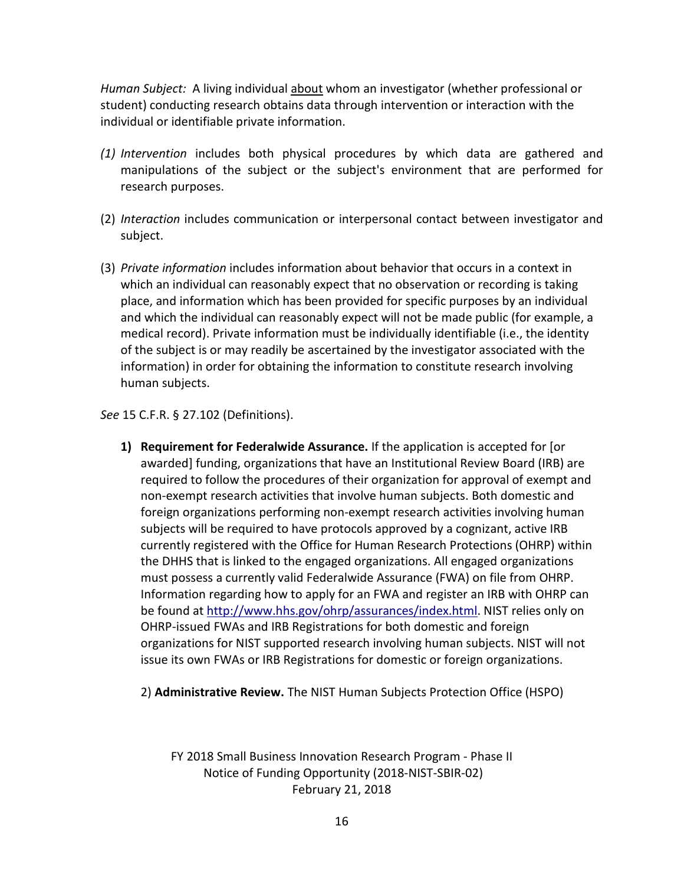*Human Subject:* A living individual about whom an investigator (whether professional or student) conducting research obtains data through intervention or interaction with the individual or identifiable private information.

*(1) Intervention* includes both physical procedures by which data are gathered and manipulations of the subject or the subject's environment that are performed for research purposes.

(2) *Interaction* includes communication or interpersonal contact between investigator and subject.

(3) *Private information* includes information about behavior that occurs in a context in which an individual can reasonably expect that no observation or recording is taking place, and information which has been provided for specific purposes by an individual and which the individual can reasonably expect will not be made public (for example, a medical record). Private information must be individually identifiable (i.e., the identity of the subject is or may readily be ascertained by the investigator associated with the information) in order for obtaining the information to constitute research involving human subjects.

*See* 15 C.F.R. § 27.102 (Definitions).

1) **Requirement for Federalwide Assurance.** If the application is accepted for [or awarded] funding, organizations that have an Institutional Review Board (IRB) are required to follow the procedures of their organization for approval of exempt and non-exempt research activities that involve human subjects. Both domestic and foreign organizations performing non-exempt research activities involving human subjects will be required to have protocols approved by a cognizant, active IRB currently registered with the Office for Human Research Protections (OHRP) within the DHHS that is linked to the engaged organizations. All engaged organizations must possess a currently valid Federalwide Assurance (FWA) on file from OHRP. Information regarding how to apply for an FWA and register an IRB with OHRP can be found at http://www.hhs.gov/ohrp/assurances/index.html. NIST relies only on OHRP-issued FWAs and IRB Registrations for both domestic and foreign organizations for NIST supported research involving human subjects. NIST will not issue its own FWAs or IRB Registrations for domestic or foreign organizations.

2) **Administrative Review.** The NIST Human Subjects Protection Office (HSPO)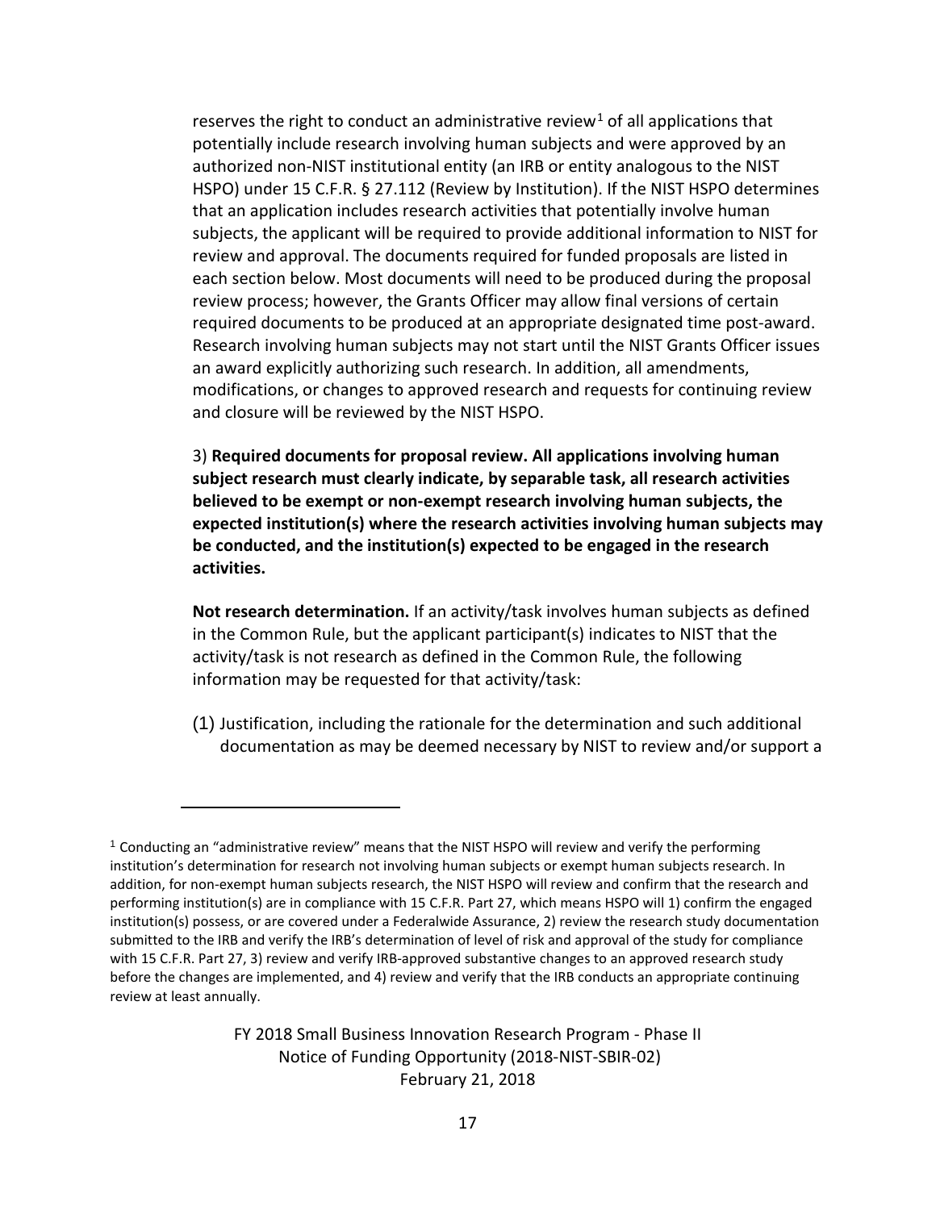reserves the right to conduct an administrative review[1] of all applications that potentially include research involving human subjects and were approved by an authorized non-NIST institutional entity (an IRB or entity analogous to the NIST HSPO) under 15 C.F.R. § 27.112 (Review by Institution). If the NIST HSPO determines that an application includes research activities that potentially involve human subjects, the applicant will be required to provide additional information to NIST for review and approval. The documents required for funded proposals are listed in each section below. Most documents will need to be produced during the proposal review process; however, the Grants Officer may allow final versions of certain required documents to be produced at an appropriate designated time post-award. Research involving human subjects may not start until the NIST Grants Officer issues an award explicitly authorizing such research. In addition, all amendments, modifications, or changes to approved research and requests for continuing review and closure will be reviewed by the NIST HSPO.

3) **Required documents for proposal review. All applications involving human subject research must clearly indicate, by separable task, all research activities believed to be exempt or non-exempt research involving human subjects, the expected institution(s) where the research activities involving human subjects may be conducted, and the institution(s) expected to be engaged in the research activities.**

**Not research determination.** If an activity/task involves human subjects as defined in the Common Rule, but the applicant participant(s) indicates to NIST that the activity/task is not research as defined in the Common Rule, the following information may be requested for that activity/task:

(1) Justification, including the rationale for the determination and such additional documentation as may be deemed necessary by NIST to review and/or support a

---

[1] Conducting an "administrative review" means that the NIST HSPO will review and verify the performing institution's determination for research not involving human subjects or exempt human subjects research. In addition, for non-exempt human subjects research, the NIST HSPO will review and confirm that the research and performing institution(s) are in compliance with 15 C.F.R. Part 27, which means HSPO will 1) confirm the engaged institution(s) possess, or are covered under a Federalwide Assurance, 2) review the research study documentation submitted to the IRB and verify the IRB's determination of level of risk and approval of the study for compliance with 15 C.F.R. Part 27, 3) review and verify IRB-approved substantive changes to an approved research study before the changes are implemented, and 4) review and verify that the IRB conducts an appropriate continuing review at least annually.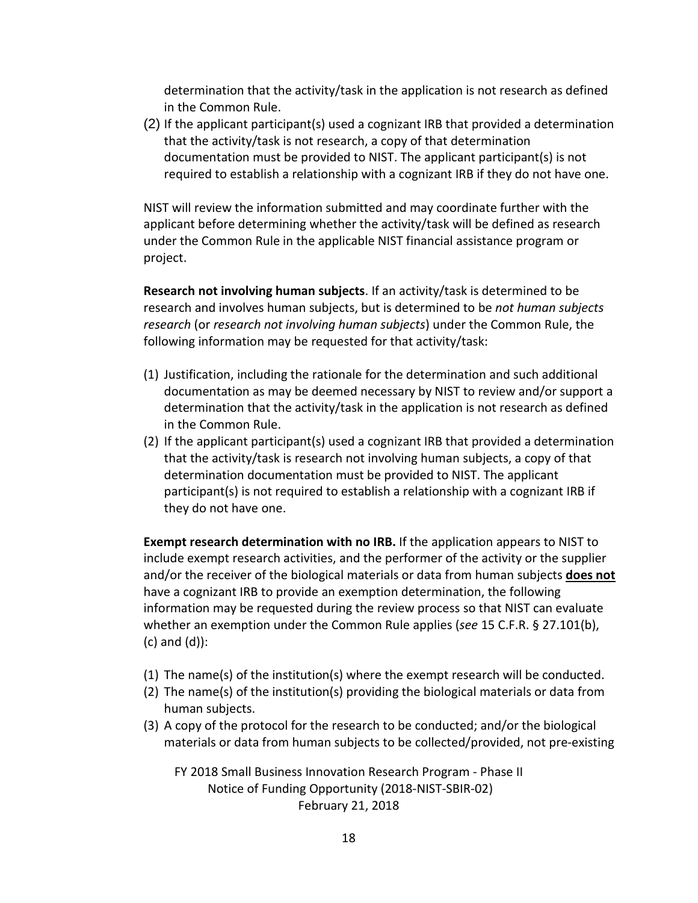determination that the activity/task in the application is not research as defined in the Common Rule.

(2) If the applicant participant(s) used a cognizant IRB that provided a determination that the activity/task is not research, a copy of that determination documentation must be provided to NIST. The applicant participant(s) is not required to establish a relationship with a cognizant IRB if they do not have one.

NIST will review the information submitted and may coordinate further with the applicant before determining whether the activity/task will be defined as research under the Common Rule in the applicable NIST financial assistance program or project.

**Research not involving human subjects**. If an activity/task is determined to be research and involves human subjects, but is determined to be *not human subjects research* (or *research not involving human subjects*) under the Common Rule, the following information may be requested for that activity/task:

(1) Justification, including the rationale for the determination and such additional documentation as may be deemed necessary by NIST to review and/or support a determination that the activity/task in the application is not research as defined in the Common Rule.

(2) If the applicant participant(s) used a cognizant IRB that provided a determination that the activity/task is research not involving human subjects, a copy of that determination documentation must be provided to NIST. The applicant participant(s) is not required to establish a relationship with a cognizant IRB if they do not have one.

**Exempt research determination with no IRB.** If the application appears to NIST to include exempt research activities, and the performer of the activity or the supplier and/or the receiver of the biological materials or data from human subjects **does not** have a cognizant IRB to provide an exemption determination, the following information may be requested during the review process so that NIST can evaluate whether an exemption under the Common Rule applies (*see* 15 C.F.R. § 27.101(b), (c) and (d)):

(1) The name(s) of the institution(s) where the exempt research will be conducted.

(2) The name(s) of the institution(s) providing the biological materials or data from human subjects.

(3) A copy of the protocol for the research to be conducted; and/or the biological materials or data from human subjects to be collected/provided, not pre-existing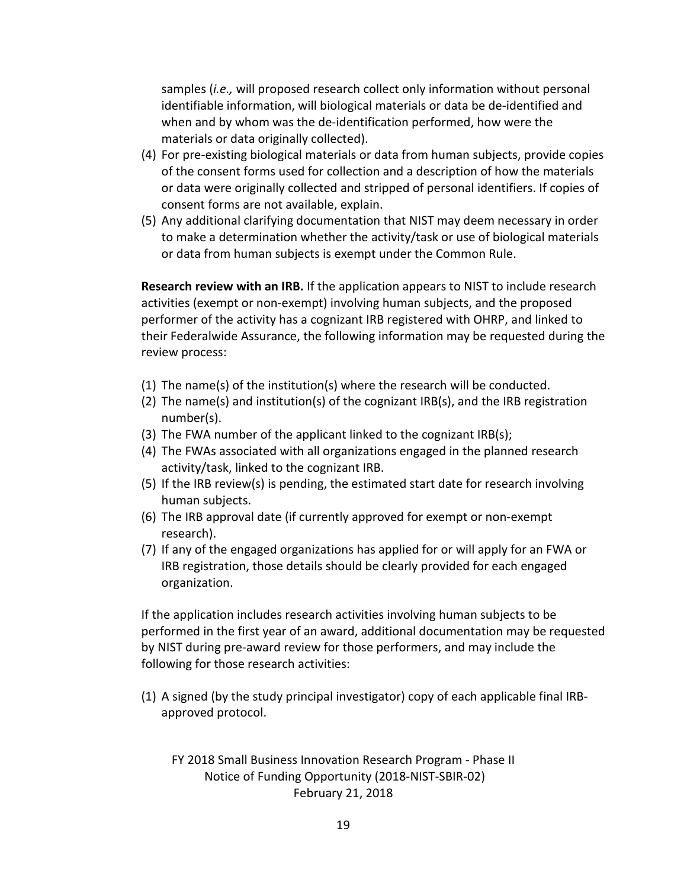samples (*i.e.,* will proposed research collect only information without personal identifiable information, will biological materials or data be de-identified and when and by whom was the de-identification performed, how were the materials or data originally collected).

(4) For pre-existing biological materials or data from human subjects, provide copies of the consent forms used for collection and a description of how the materials or data were originally collected and stripped of personal identifiers. If copies of consent forms are not available, explain.

(5) Any additional clarifying documentation that NIST may deem necessary in order to make a determination whether the activity/task or use of biological materials or data from human subjects is exempt under the Common Rule.

**Research review with an IRB.** If the application appears to NIST to include research activities (exempt or non-exempt) involving human subjects, and the proposed performer of the activity has a cognizant IRB registered with OHRP, and linked to their Federalwide Assurance, the following information may be requested during the review process:

(1) The name(s) of the institution(s) where the research will be conducted.
(2) The name(s) and institution(s) of the cognizant IRB(s), and the IRB registration number(s).
(3) The FWA number of the applicant linked to the cognizant IRB(s);
(4) The FWAs associated with all organizations engaged in the planned research activity/task, linked to the cognizant IRB.
(5) If the IRB review(s) is pending, the estimated start date for research involving human subjects.
(6) The IRB approval date (if currently approved for exempt or non-exempt research).
(7) If any of the engaged organizations has applied for or will apply for an FWA or IRB registration, those details should be clearly provided for each engaged organization.

If the application includes research activities involving human subjects to be performed in the first year of an award, additional documentation may be requested by NIST during pre-award review for those performers, and may include the following for those research activities:

(1) A signed (by the study principal investigator) copy of each applicable final IRB-approved protocol.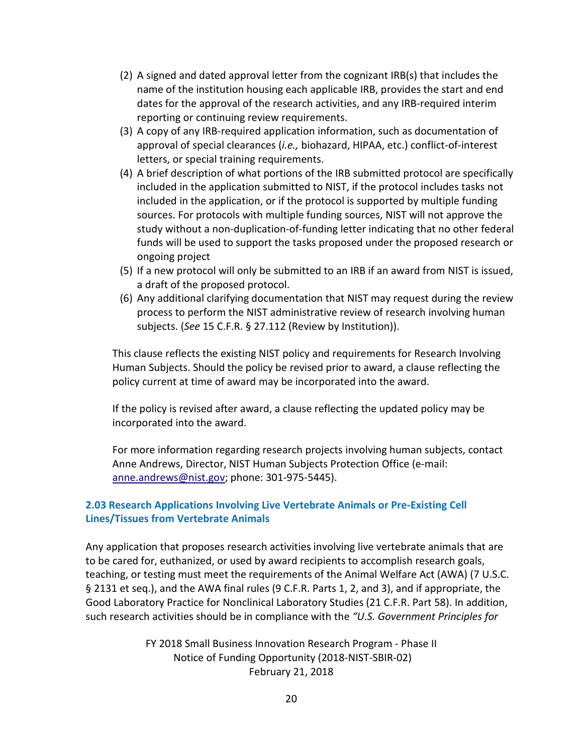(2) A signed and dated approval letter from the cognizant IRB(s) that includes the name of the institution housing each applicable IRB, provides the start and end dates for the approval of the research activities, and any IRB-required interim reporting or continuing review requirements.

(3) A copy of any IRB-required application information, such as documentation of approval of special clearances (*i.e.,* biohazard, HIPAA, etc.) conflict-of-interest letters, or special training requirements.

(4) A brief description of what portions of the IRB submitted protocol are specifically included in the application submitted to NIST, if the protocol includes tasks not included in the application, or if the protocol is supported by multiple funding sources. For protocols with multiple funding sources, NIST will not approve the study without a non-duplication-of-funding letter indicating that no other federal funds will be used to support the tasks proposed under the proposed research or ongoing project

(5) If a new protocol will only be submitted to an IRB if an award from NIST is issued, a draft of the proposed protocol.

(6) Any additional clarifying documentation that NIST may request during the review process to perform the NIST administrative review of research involving human subjects. (*See* 15 C.F.R. § 27.112 (Review by Institution)).

This clause reflects the existing NIST policy and requirements for Research Involving Human Subjects. Should the policy be revised prior to award, a clause reflecting the policy current at time of award may be incorporated into the award.

If the policy is revised after award, a clause reflecting the updated policy may be incorporated into the award.

For more information regarding research projects involving human subjects, contact Anne Andrews, Director, NIST Human Subjects Protection Office (e-mail: anne.andrews@nist.gov; phone: 301-975-5445).

### 2.03 Research Applications Involving Live Vertebrate Animals or Pre-Existing Cell Lines/Tissues from Vertebrate Animals

Any application that proposes research activities involving live vertebrate animals that are to be cared for, euthanized, or used by award recipients to accomplish research goals, teaching, or testing must meet the requirements of the Animal Welfare Act (AWA) (7 U.S.C. § 2131 et seq.), and the AWA final rules (9 C.F.R. Parts 1, 2, and 3), and if appropriate, the Good Laboratory Practice for Nonclinical Laboratory Studies (21 C.F.R. Part 58). In addition, such research activities should be in compliance with the *"U.S. Government Principles for*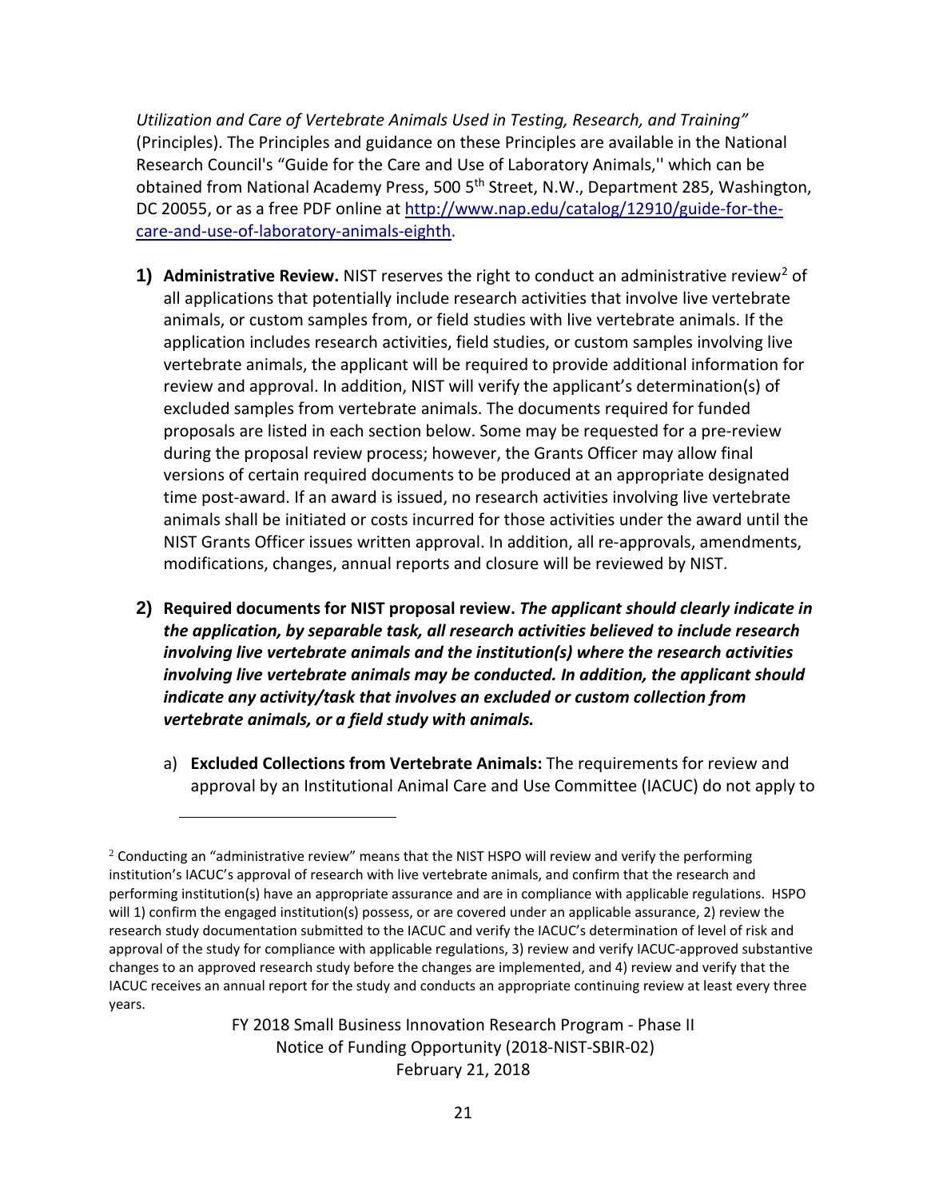*Utilization and Care of Vertebrate Animals Used in Testing, Research, and Training"* (Principles). The Principles and guidance on these Principles are available in the National Research Council's "Guide for the Care and Use of Laboratory Animals,'' which can be obtained from National Academy Press, 500 5th Street, N.W., Department 285, Washington, DC 20055, or as a free PDF online at [http://www.nap.edu/catalog/12910/guide-for-the-care-and-use-of-laboratory-animals-eighth](http://www.nap.edu/catalog/12910/guide-for-the-care-and-use-of-laboratory-animals-eighth).

1) **Administrative Review.** NIST reserves the right to conduct an administrative review[2] of all applications that potentially include research activities that involve live vertebrate animals, or custom samples from, or field studies with live vertebrate animals. If the application includes research activities, field studies, or custom samples involving live vertebrate animals, the applicant will be required to provide additional information for review and approval. In addition, NIST will verify the applicant's determination(s) of excluded samples from vertebrate animals. The documents required for funded proposals are listed in each section below. Some may be requested for a pre-review during the proposal review process; however, the Grants Officer may allow final versions of certain required documents to be produced at an appropriate designated time post-award. If an award is issued, no research activities involving live vertebrate animals shall be initiated or costs incurred for those activities under the award until the NIST Grants Officer issues written approval. In addition, all re-approvals, amendments, modifications, changes, annual reports and closure will be reviewed by NIST.

2) **Required documents for NIST proposal review.** ***The applicant should clearly indicate in the application, by separable task, all research activities believed to include research involving live vertebrate animals and the institution(s) where the research activities involving live vertebrate animals may be conducted. In addition, the applicant should indicate any activity/task that involves an excluded or custom collection from vertebrate animals, or a field study with animals.***

   a) **Excluded Collections from Vertebrate Animals:** The requirements for review and approval by an Institutional Animal Care and Use Committee (IACUC) do not apply to

[2] Conducting an "administrative review" means that the NIST HSPO will review and verify the performing institution's IACUC's approval of research with live vertebrate animals, and confirm that the research and performing institution(s) have an appropriate assurance and are in compliance with applicable regulations. HSPO will 1) confirm the engaged institution(s) possess, or are covered under an applicable assurance, 2) review the research study documentation submitted to the IACUC and verify the IACUC's determination of level of risk and approval of the study for compliance with applicable regulations, 3) review and verify IACUC-approved substantive changes to an approved research study before the changes are implemented, and 4) review and verify that the IACUC receives an annual report for the study and conducts an appropriate continuing review at least every three years.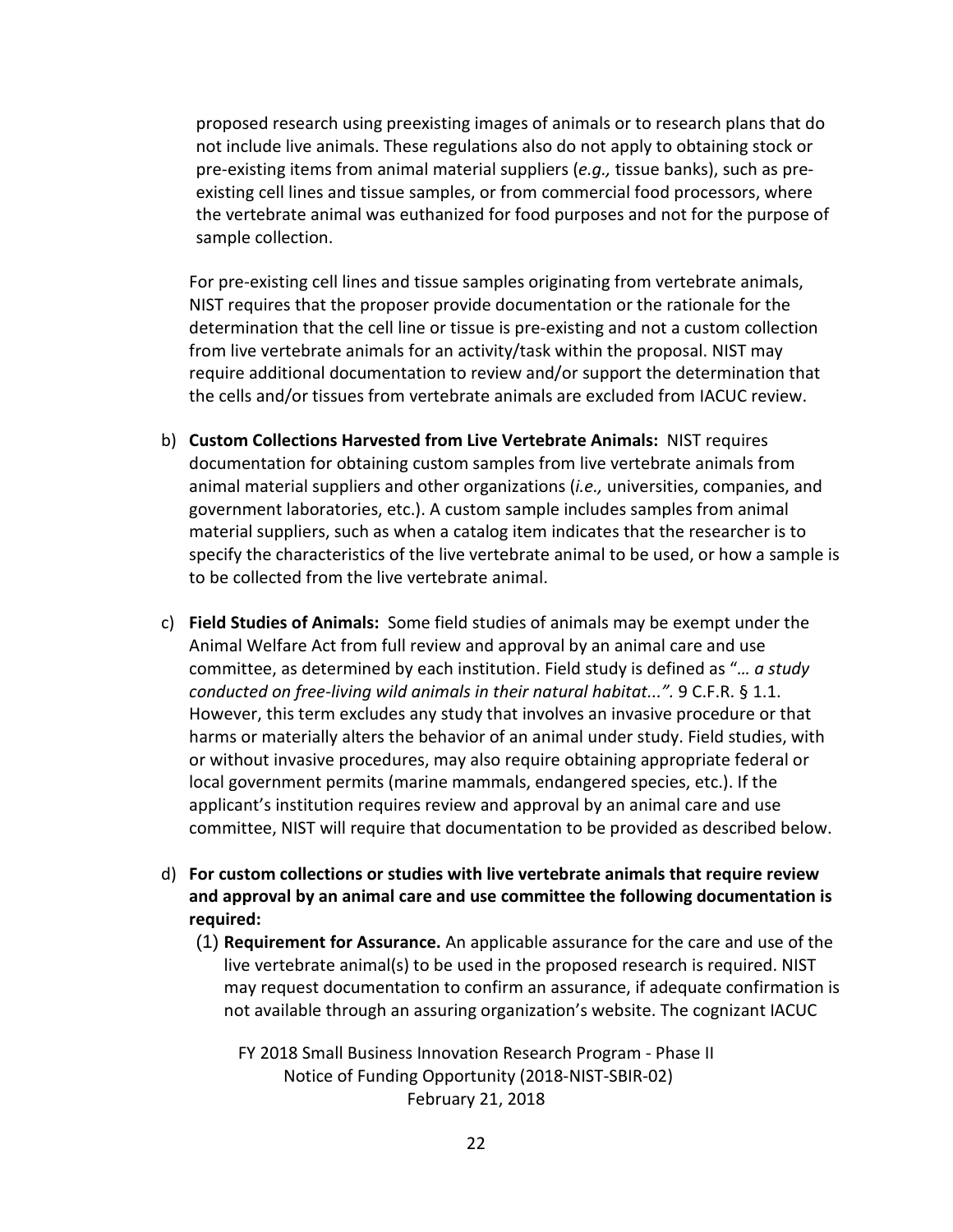proposed research using preexisting images of animals or to research plans that do not include live animals. These regulations also do not apply to obtaining stock or pre-existing items from animal material suppliers (*e.g.,* tissue banks), such as pre-existing cell lines and tissue samples, or from commercial food processors, where the vertebrate animal was euthanized for food purposes and not for the purpose of sample collection.

For pre-existing cell lines and tissue samples originating from vertebrate animals, NIST requires that the proposer provide documentation or the rationale for the determination that the cell line or tissue is pre-existing and not a custom collection from live vertebrate animals for an activity/task within the proposal. NIST may require additional documentation to review and/or support the determination that the cells and/or tissues from vertebrate animals are excluded from IACUC review.

b) **Custom Collections Harvested from Live Vertebrate Animals:** NIST requires documentation for obtaining custom samples from live vertebrate animals from animal material suppliers and other organizations (*i.e.,* universities, companies, and government laboratories, etc.). A custom sample includes samples from animal material suppliers, such as when a catalog item indicates that the researcher is to specify the characteristics of the live vertebrate animal to be used, or how a sample is to be collected from the live vertebrate animal.

c) **Field Studies of Animals:** Some field studies of animals may be exempt under the Animal Welfare Act from full review and approval by an animal care and use committee, as determined by each institution. Field study is defined as "*… a study conducted on free-living wild animals in their natural habitat...".* 9 C.F.R. § 1.1. However, this term excludes any study that involves an invasive procedure or that harms or materially alters the behavior of an animal under study. Field studies, with or without invasive procedures, may also require obtaining appropriate federal or local government permits (marine mammals, endangered species, etc.). If the applicant's institution requires review and approval by an animal care and use committee, NIST will require that documentation to be provided as described below.

d) **For custom collections or studies with live vertebrate animals that require review and approval by an animal care and use committee the following documentation is required:**

   (1) **Requirement for Assurance.** An applicable assurance for the care and use of the live vertebrate animal(s) to be used in the proposed research is required. NIST may request documentation to confirm an assurance, if adequate confirmation is not available through an assuring organization's website. The cognizant IACUC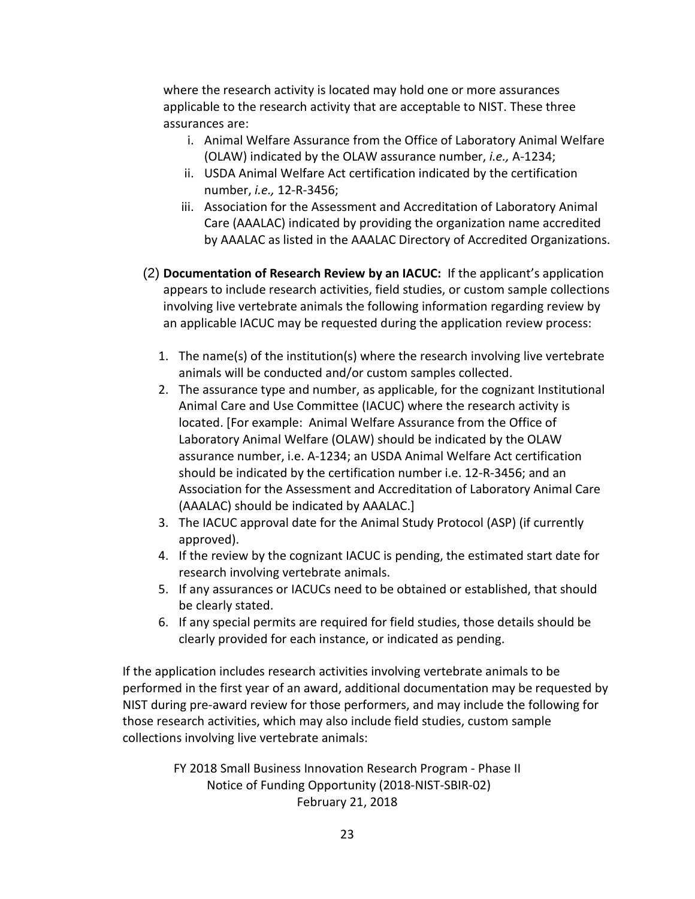where the research activity is located may hold one or more assurances applicable to the research activity that are acceptable to NIST. These three assurances are:

i. Animal Welfare Assurance from the Office of Laboratory Animal Welfare (OLAW) indicated by the OLAW assurance number, *i.e.,* A-1234;
ii. USDA Animal Welfare Act certification indicated by the certification number, *i.e.,* 12-R-3456;
iii. Association for the Assessment and Accreditation of Laboratory Animal Care (AAALAC) indicated by providing the organization name accredited by AAALAC as listed in the AAALAC Directory of Accredited Organizations.

(2) **Documentation of Research Review by an IACUC:** If the applicant's application appears to include research activities, field studies, or custom sample collections involving live vertebrate animals the following information regarding review by an applicable IACUC may be requested during the application review process:

1. The name(s) of the institution(s) where the research involving live vertebrate animals will be conducted and/or custom samples collected.
2. The assurance type and number, as applicable, for the cognizant Institutional Animal Care and Use Committee (IACUC) where the research activity is located. [For example: Animal Welfare Assurance from the Office of Laboratory Animal Welfare (OLAW) should be indicated by the OLAW assurance number, i.e. A-1234; an USDA Animal Welfare Act certification should be indicated by the certification number i.e. 12-R-3456; and an Association for the Assessment and Accreditation of Laboratory Animal Care (AAALAC) should be indicated by AAALAC.]
3. The IACUC approval date for the Animal Study Protocol (ASP) (if currently approved).
4. If the review by the cognizant IACUC is pending, the estimated start date for research involving vertebrate animals.
5. If any assurances or IACUCs need to be obtained or established, that should be clearly stated.
6. If any special permits are required for field studies, those details should be clearly provided for each instance, or indicated as pending.

If the application includes research activities involving vertebrate animals to be performed in the first year of an award, additional documentation may be requested by NIST during pre-award review for those performers, and may include the following for those research activities, which may also include field studies, custom sample collections involving live vertebrate animals: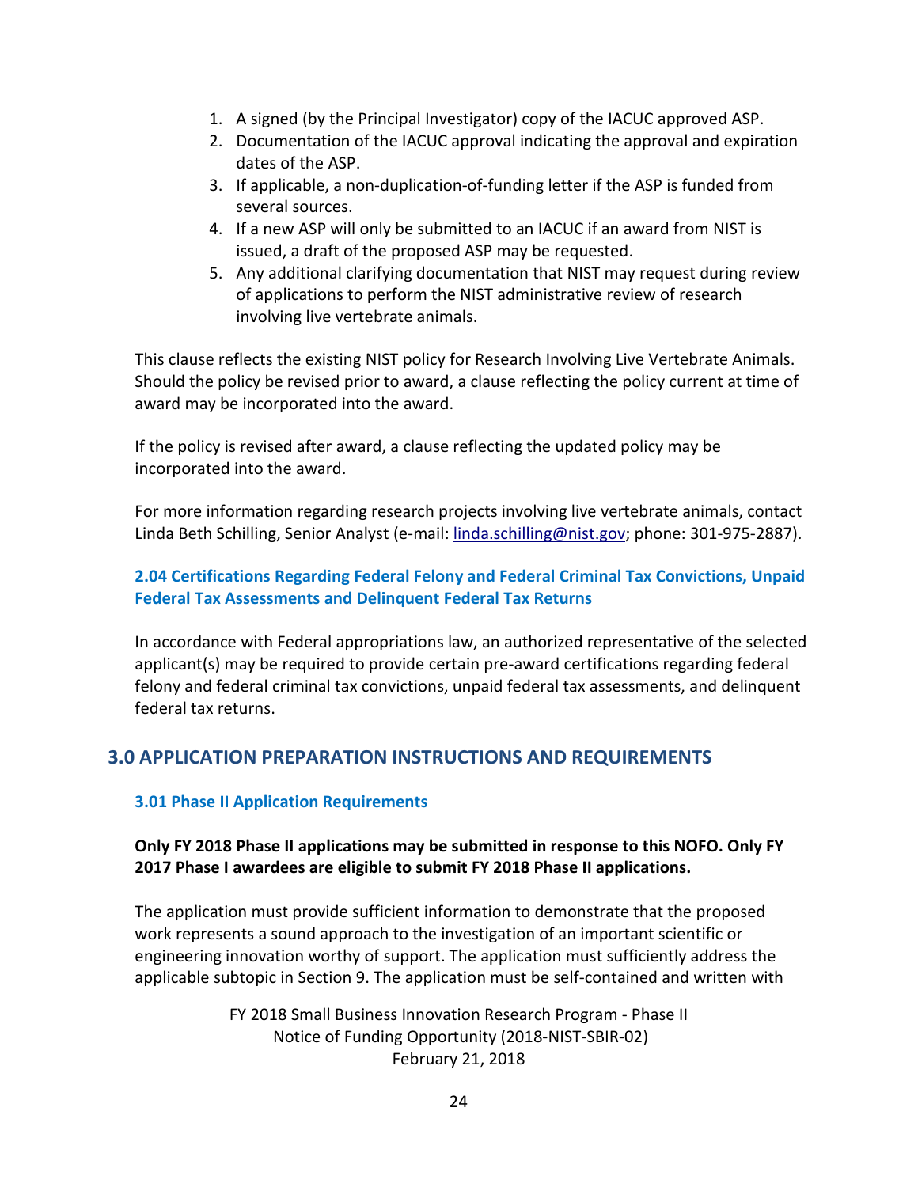1. A signed (by the Principal Investigator) copy of the IACUC approved ASP.
2. Documentation of the IACUC approval indicating the approval and expiration dates of the ASP.
3. If applicable, a non-duplication-of-funding letter if the ASP is funded from several sources.
4. If a new ASP will only be submitted to an IACUC if an award from NIST is issued, a draft of the proposed ASP may be requested.
5. Any additional clarifying documentation that NIST may request during review of applications to perform the NIST administrative review of research involving live vertebrate animals.

This clause reflects the existing NIST policy for Research Involving Live Vertebrate Animals. Should the policy be revised prior to award, a clause reflecting the policy current at time of award may be incorporated into the award.

If the policy is revised after award, a clause reflecting the updated policy may be incorporated into the award.

For more information regarding research projects involving live vertebrate animals, contact Linda Beth Schilling, Senior Analyst (e-mail: linda.schilling@nist.gov; phone: 301-975-2887).

### 2.04 Certifications Regarding Federal Felony and Federal Criminal Tax Convictions, Unpaid Federal Tax Assessments and Delinquent Federal Tax Returns

In accordance with Federal appropriations law, an authorized representative of the selected applicant(s) may be required to provide certain pre-award certifications regarding federal felony and federal criminal tax convictions, unpaid federal tax assessments, and delinquent federal tax returns.

## 3.0 APPLICATION PREPARATION INSTRUCTIONS AND REQUIREMENTS

### 3.01 Phase II Application Requirements

**Only FY 2018 Phase II applications may be submitted in response to this NOFO. Only FY 2017 Phase I awardees are eligible to submit FY 2018 Phase II applications.**

The application must provide sufficient information to demonstrate that the proposed work represents a sound approach to the investigation of an important scientific or engineering innovation worthy of support. The application must sufficiently address the applicable subtopic in Section 9. The application must be self-contained and written with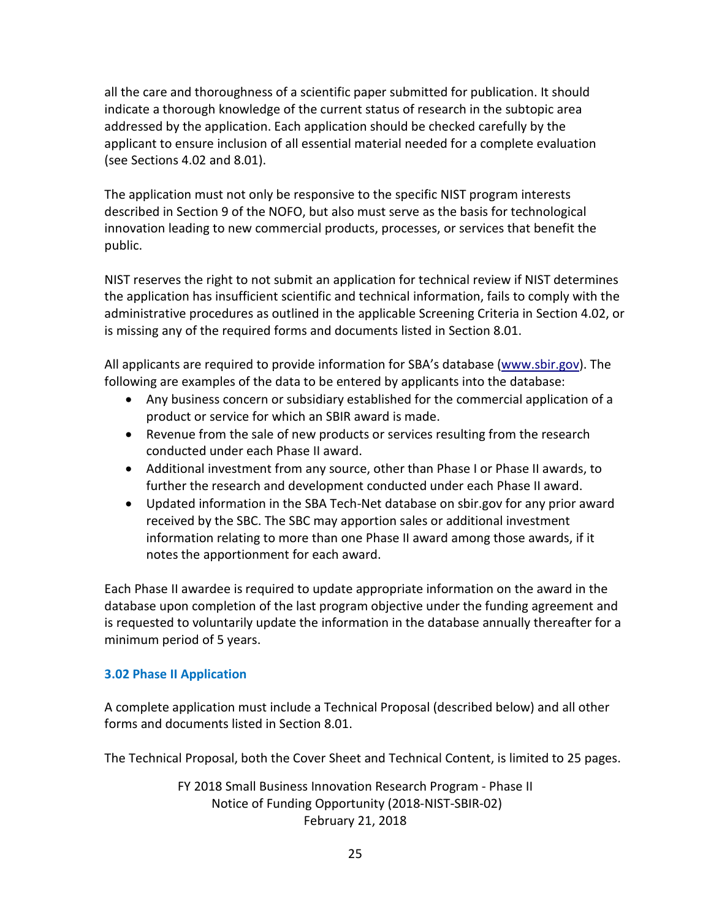all the care and thoroughness of a scientific paper submitted for publication. It should indicate a thorough knowledge of the current status of research in the subtopic area addressed by the application. Each application should be checked carefully by the applicant to ensure inclusion of all essential material needed for a complete evaluation (see Sections 4.02 and 8.01).

The application must not only be responsive to the specific NIST program interests described in Section 9 of the NOFO, but also must serve as the basis for technological innovation leading to new commercial products, processes, or services that benefit the public.

NIST reserves the right to not submit an application for technical review if NIST determines the application has insufficient scientific and technical information, fails to comply with the administrative procedures as outlined in the applicable Screening Criteria in Section 4.02, or is missing any of the required forms and documents listed in Section 8.01.

All applicants are required to provide information for SBA's database (www.sbir.gov). The following are examples of the data to be entered by applicants into the database:

- Any business concern or subsidiary established for the commercial application of a product or service for which an SBIR award is made.
- Revenue from the sale of new products or services resulting from the research conducted under each Phase II award.
- Additional investment from any source, other than Phase I or Phase II awards, to further the research and development conducted under each Phase II award.
- Updated information in the SBA Tech-Net database on sbir.gov for any prior award received by the SBC. The SBC may apportion sales or additional investment information relating to more than one Phase II award among those awards, if it notes the apportionment for each award.

Each Phase II awardee is required to update appropriate information on the award in the database upon completion of the last program objective under the funding agreement and is requested to voluntarily update the information in the database annually thereafter for a minimum period of 5 years.

### 3.02 Phase II Application

A complete application must include a Technical Proposal (described below) and all other forms and documents listed in Section 8.01.

The Technical Proposal, both the Cover Sheet and Technical Content, is limited to 25 pages.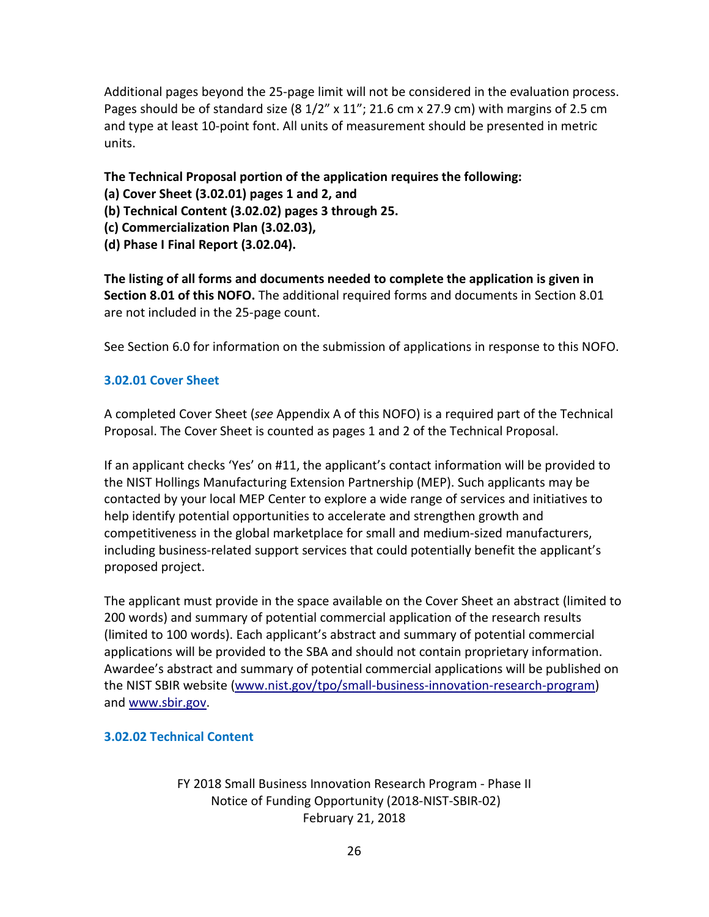Additional pages beyond the 25-page limit will not be considered in the evaluation process. Pages should be of standard size (8 1/2" x 11"; 21.6 cm x 27.9 cm) with margins of 2.5 cm and type at least 10-point font. All units of measurement should be presented in metric units.

**The Technical Proposal portion of the application requires the following:**
**(a) Cover Sheet (3.02.01) pages 1 and 2, and**
**(b) Technical Content (3.02.02) pages 3 through 25.**
**(c) Commercialization Plan (3.02.03),**
**(d) Phase I Final Report (3.02.04).**

**The listing of all forms and documents needed to complete the application is given in Section 8.01 of this NOFO.** The additional required forms and documents in Section 8.01 are not included in the 25-page count.

See Section 6.0 for information on the submission of applications in response to this NOFO.

### 3.02.01 Cover Sheet

A completed Cover Sheet (*see* Appendix A of this NOFO) is a required part of the Technical Proposal. The Cover Sheet is counted as pages 1 and 2 of the Technical Proposal.

If an applicant checks 'Yes' on #11, the applicant's contact information will be provided to the NIST Hollings Manufacturing Extension Partnership (MEP). Such applicants may be contacted by your local MEP Center to explore a wide range of services and initiatives to help identify potential opportunities to accelerate and strengthen growth and competitiveness in the global marketplace for small and medium-sized manufacturers, including business-related support services that could potentially benefit the applicant's proposed project.

The applicant must provide in the space available on the Cover Sheet an abstract (limited to 200 words) and summary of potential commercial application of the research results (limited to 100 words). Each applicant's abstract and summary of potential commercial applications will be provided to the SBA and should not contain proprietary information. Awardee's abstract and summary of potential commercial applications will be published on the NIST SBIR website (www.nist.gov/tpo/small-business-innovation-research-program) and www.sbir.gov.

### 3.02.02 Technical Content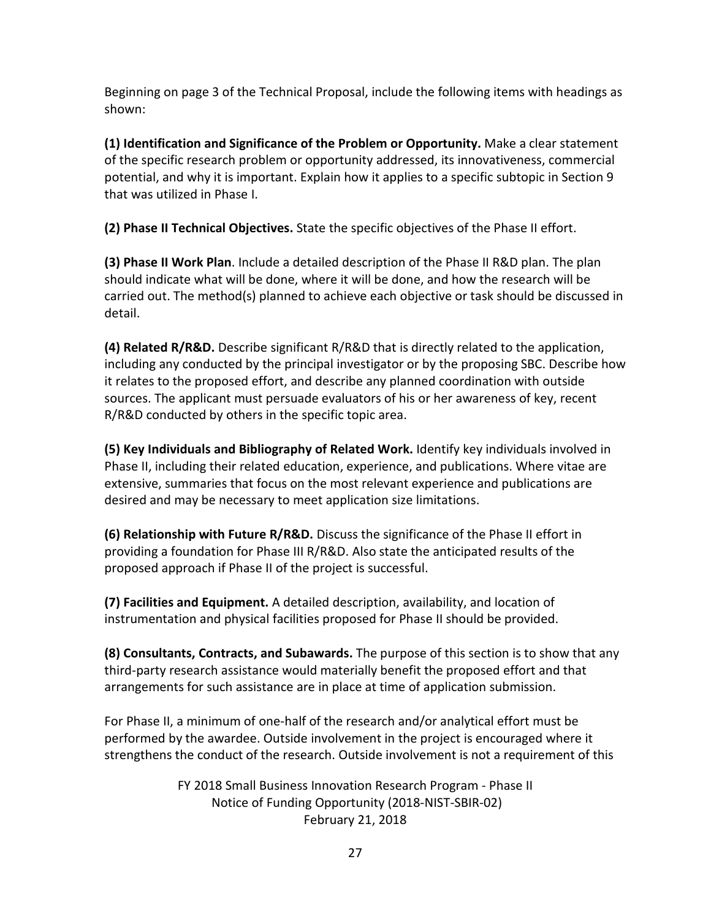Beginning on page 3 of the Technical Proposal, include the following items with headings as shown:

**(1) Identification and Significance of the Problem or Opportunity.** Make a clear statement of the specific research problem or opportunity addressed, its innovativeness, commercial potential, and why it is important. Explain how it applies to a specific subtopic in Section 9 that was utilized in Phase I.

**(2) Phase II Technical Objectives.** State the specific objectives of the Phase II effort.

**(3) Phase II Work Plan**. Include a detailed description of the Phase II R&D plan. The plan should indicate what will be done, where it will be done, and how the research will be carried out. The method(s) planned to achieve each objective or task should be discussed in detail.

**(4) Related R/R&D.** Describe significant R/R&D that is directly related to the application, including any conducted by the principal investigator or by the proposing SBC. Describe how it relates to the proposed effort, and describe any planned coordination with outside sources. The applicant must persuade evaluators of his or her awareness of key, recent R/R&D conducted by others in the specific topic area.

**(5) Key Individuals and Bibliography of Related Work.** Identify key individuals involved in Phase II, including their related education, experience, and publications. Where vitae are extensive, summaries that focus on the most relevant experience and publications are desired and may be necessary to meet application size limitations.

**(6) Relationship with Future R/R&D.** Discuss the significance of the Phase II effort in providing a foundation for Phase III R/R&D. Also state the anticipated results of the proposed approach if Phase II of the project is successful.

**(7) Facilities and Equipment.** A detailed description, availability, and location of instrumentation and physical facilities proposed for Phase II should be provided.

**(8) Consultants, Contracts, and Subawards.** The purpose of this section is to show that any third-party research assistance would materially benefit the proposed effort and that arrangements for such assistance are in place at time of application submission.

For Phase II, a minimum of one-half of the research and/or analytical effort must be performed by the awardee. Outside involvement in the project is encouraged where it strengthens the conduct of the research. Outside involvement is not a requirement of this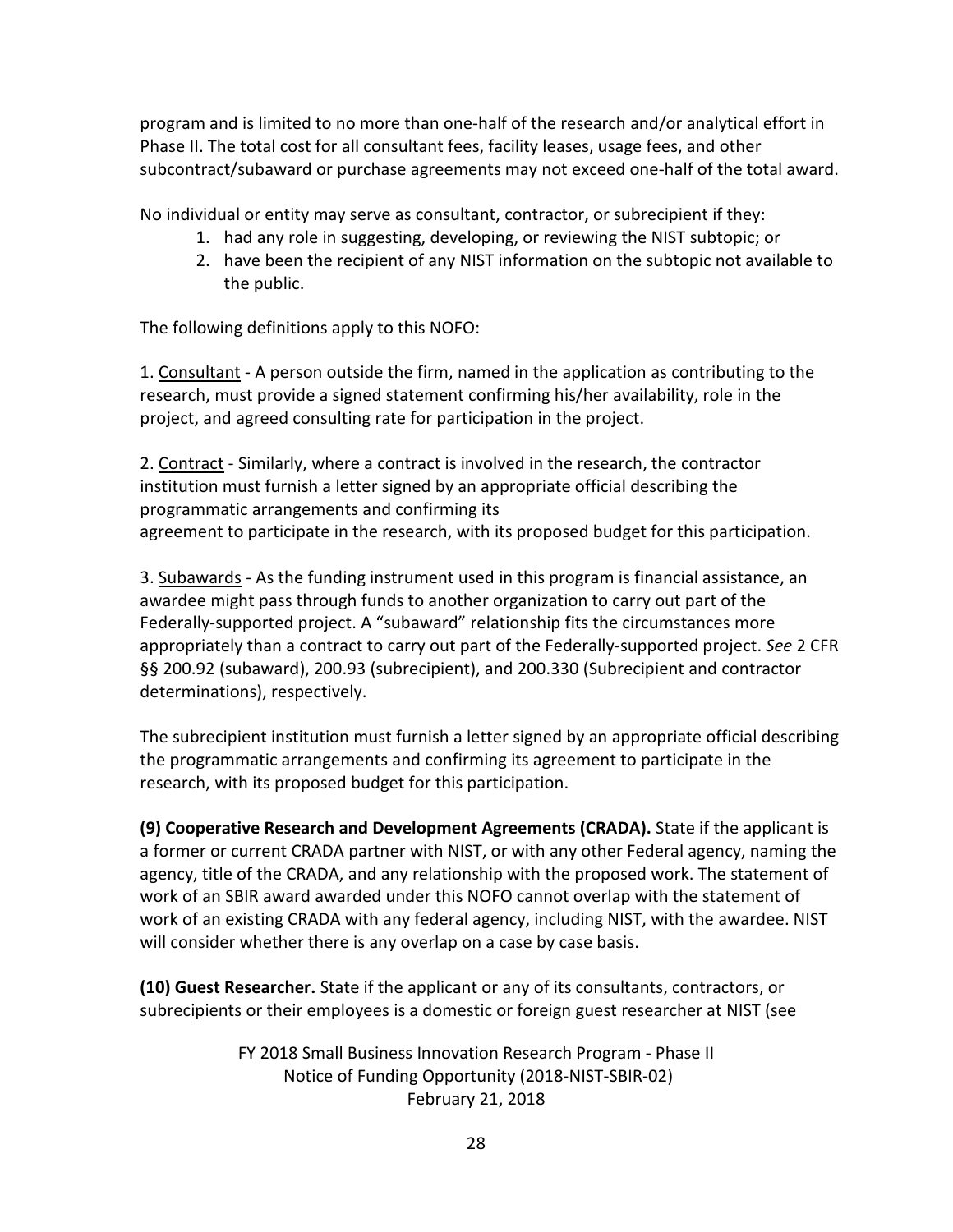program and is limited to no more than one-half of the research and/or analytical effort in Phase II. The total cost for all consultant fees, facility leases, usage fees, and other subcontract/subaward or purchase agreements may not exceed one-half of the total award.

No individual or entity may serve as consultant, contractor, or subrecipient if they:

1. had any role in suggesting, developing, or reviewing the NIST subtopic; or
2. have been the recipient of any NIST information on the subtopic not available to the public.

The following definitions apply to this NOFO:

1. Consultant - A person outside the firm, named in the application as contributing to the research, must provide a signed statement confirming his/her availability, role in the project, and agreed consulting rate for participation in the project.

2. Contract - Similarly, where a contract is involved in the research, the contractor institution must furnish a letter signed by an appropriate official describing the programmatic arrangements and confirming its agreement to participate in the research, with its proposed budget for this participation.

3. Subawards - As the funding instrument used in this program is financial assistance, an awardee might pass through funds to another organization to carry out part of the Federally-supported project. A "subaward" relationship fits the circumstances more appropriately than a contract to carry out part of the Federally-supported project. *See* 2 CFR §§ 200.92 (subaward), 200.93 (subrecipient), and 200.330 (Subrecipient and contractor determinations), respectively.

The subrecipient institution must furnish a letter signed by an appropriate official describing the programmatic arrangements and confirming its agreement to participate in the research, with its proposed budget for this participation.

**(9) Cooperative Research and Development Agreements (CRADA).** State if the applicant is a former or current CRADA partner with NIST, or with any other Federal agency, naming the agency, title of the CRADA, and any relationship with the proposed work. The statement of work of an SBIR award awarded under this NOFO cannot overlap with the statement of work of an existing CRADA with any federal agency, including NIST, with the awardee. NIST will consider whether there is any overlap on a case by case basis.

**(10) Guest Researcher.** State if the applicant or any of its consultants, contractors, or subrecipients or their employees is a domestic or foreign guest researcher at NIST (see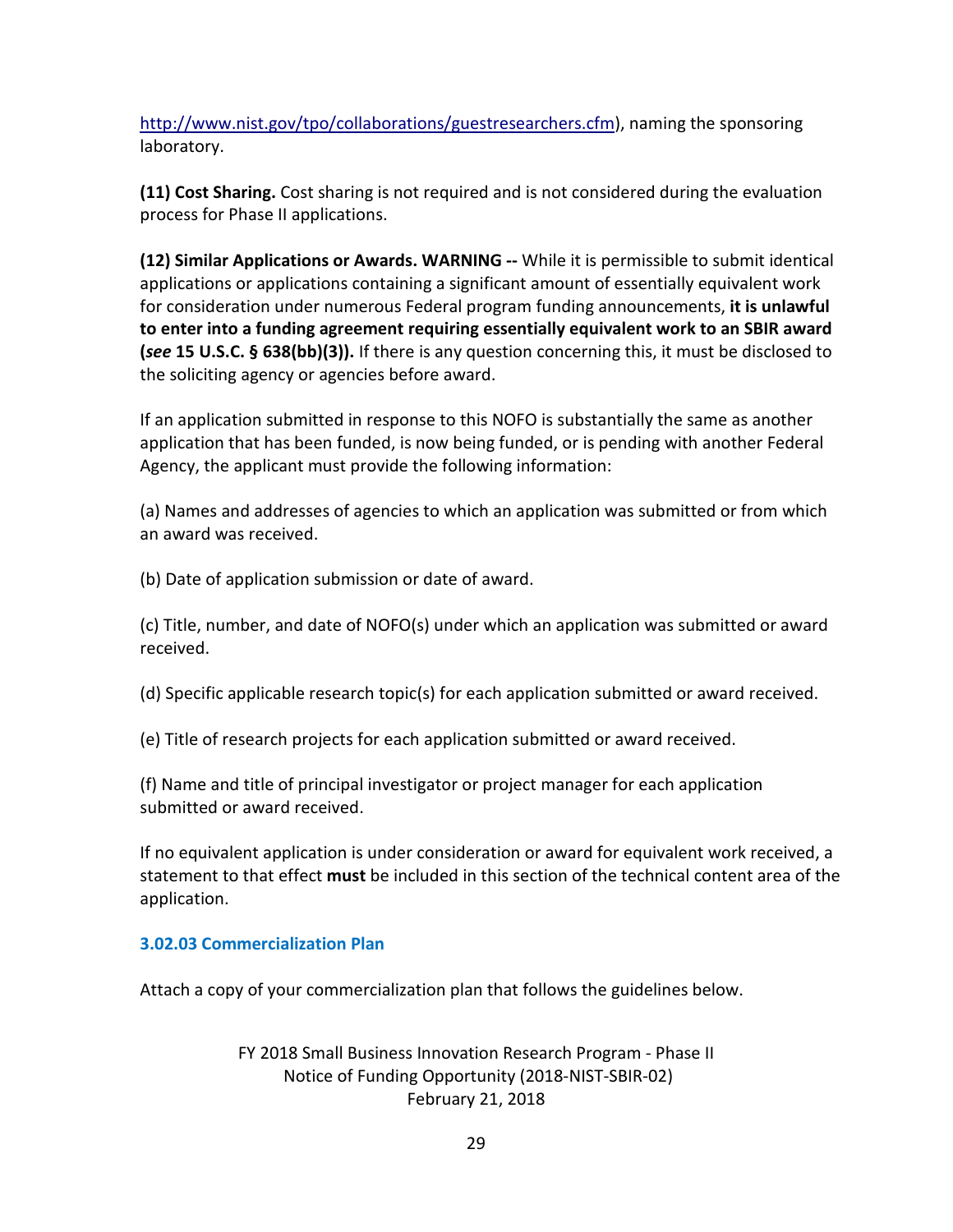[http://www.nist.gov/tpo/collaborations/guestresearchers.cfm](http://www.nist.gov/tpo/collaborations/guestresearchers.cfm)), naming the sponsoring laboratory.

**(11) Cost Sharing.** Cost sharing is not required and is not considered during the evaluation process for Phase II applications.

**(12) Similar Applications or Awards. WARNING --** While it is permissible to submit identical applications or applications containing a significant amount of essentially equivalent work for consideration under numerous Federal program funding announcements, **it is unlawful to enter into a funding agreement requiring essentially equivalent work to an SBIR award (*see* 15 U.S.C. § 638(bb)(3)).** If there is any question concerning this, it must be disclosed to the soliciting agency or agencies before award.

If an application submitted in response to this NOFO is substantially the same as another application that has been funded, is now being funded, or is pending with another Federal Agency, the applicant must provide the following information:

(a) Names and addresses of agencies to which an application was submitted or from which an award was received.

(b) Date of application submission or date of award.

(c) Title, number, and date of NOFO(s) under which an application was submitted or award received.

(d) Specific applicable research topic(s) for each application submitted or award received.

(e) Title of research projects for each application submitted or award received.

(f) Name and title of principal investigator or project manager for each application submitted or award received.

If no equivalent application is under consideration or award for equivalent work received, a statement to that effect **must** be included in this section of the technical content area of the application.

### 3.02.03 Commercialization Plan

Attach a copy of your commercialization plan that follows the guidelines below.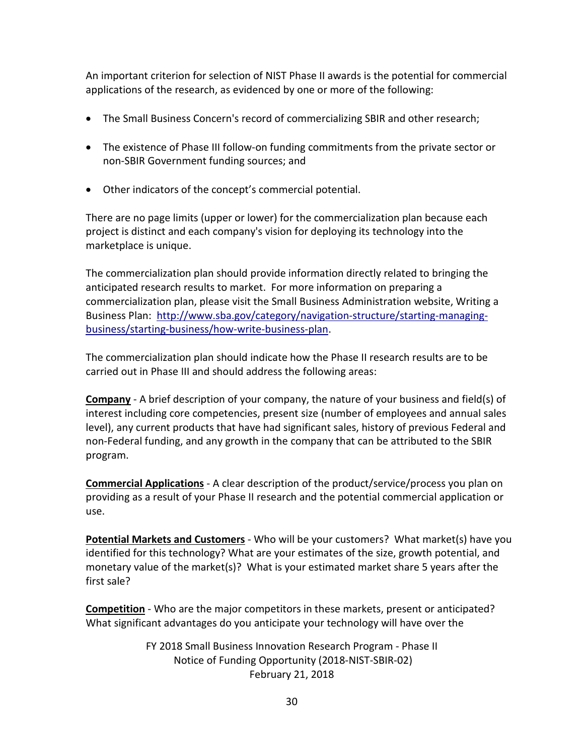An important criterion for selection of NIST Phase II awards is the potential for commercial applications of the research, as evidenced by one or more of the following:

- The Small Business Concern's record of commercializing SBIR and other research;
- The existence of Phase III follow-on funding commitments from the private sector or non-SBIR Government funding sources; and
- Other indicators of the concept's commercial potential.

There are no page limits (upper or lower) for the commercialization plan because each project is distinct and each company's vision for deploying its technology into the marketplace is unique.

The commercialization plan should provide information directly related to bringing the anticipated research results to market. For more information on preparing a commercialization plan, please visit the Small Business Administration website, Writing a Business Plan: [http://www.sba.gov/category/navigation-structure/starting-managing-business/starting-business/how-write-business-plan](http://www.sba.gov/category/navigation-structure/starting-managing-business/starting-business/how-write-business-plan).

The commercialization plan should indicate how the Phase II research results are to be carried out in Phase III and should address the following areas:

**Company** - A brief description of your company, the nature of your business and field(s) of interest including core competencies, present size (number of employees and annual sales level), any current products that have had significant sales, history of previous Federal and non-Federal funding, and any growth in the company that can be attributed to the SBIR program.

**Commercial Applications** - A clear description of the product/service/process you plan on providing as a result of your Phase II research and the potential commercial application or use.

**Potential Markets and Customers** - Who will be your customers? What market(s) have you identified for this technology? What are your estimates of the size, growth potential, and monetary value of the market(s)? What is your estimated market share 5 years after the first sale?

**Competition** - Who are the major competitors in these markets, present or anticipated? What significant advantages do you anticipate your technology will have over the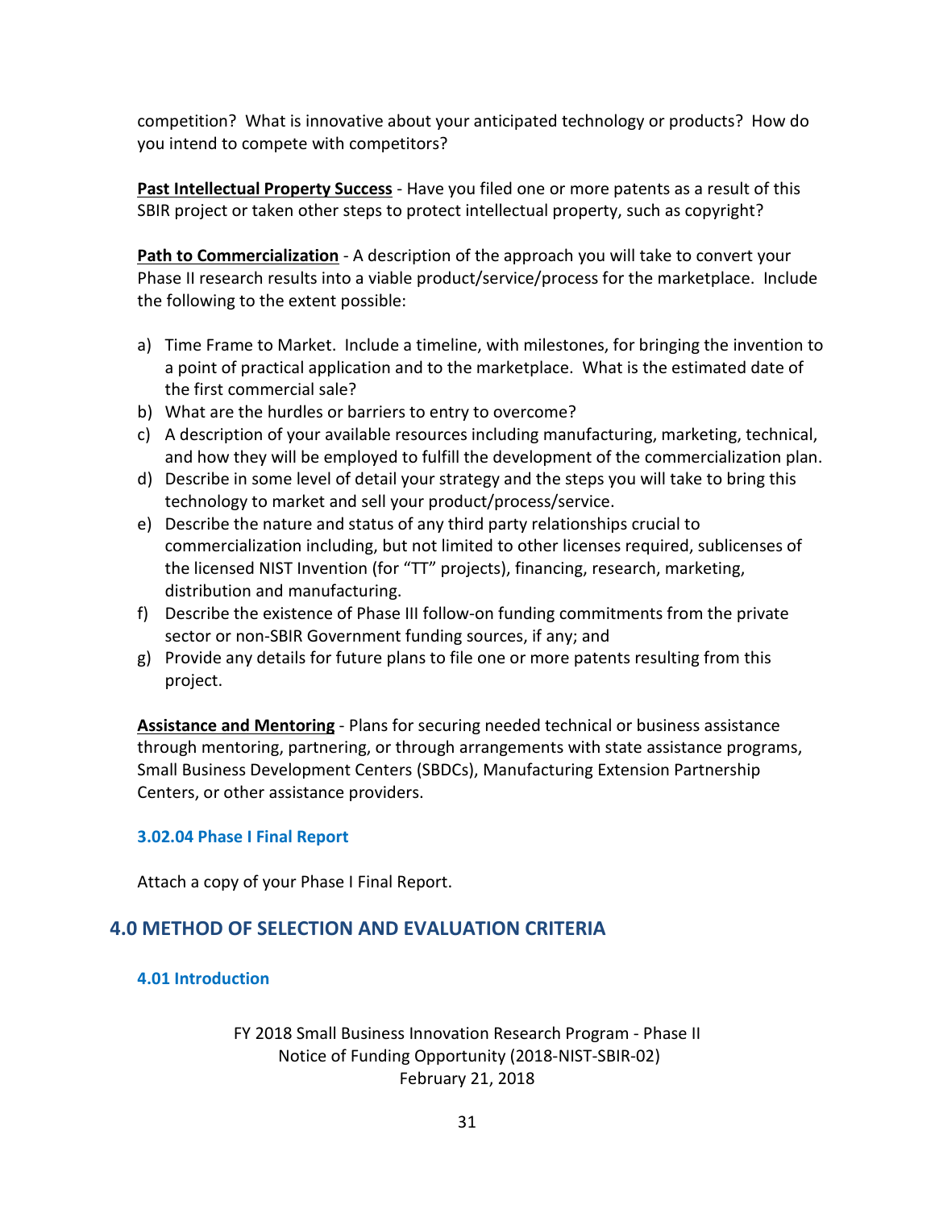competition? What is innovative about your anticipated technology or products? How do you intend to compete with competitors?

**Past Intellectual Property Success** - Have you filed one or more patents as a result of this SBIR project or taken other steps to protect intellectual property, such as copyright?

**Path to Commercialization** - A description of the approach you will take to convert your Phase II research results into a viable product/service/process for the marketplace. Include the following to the extent possible:

a) Time Frame to Market. Include a timeline, with milestones, for bringing the invention to a point of practical application and to the marketplace. What is the estimated date of the first commercial sale?
b) What are the hurdles or barriers to entry to overcome?
c) A description of your available resources including manufacturing, marketing, technical, and how they will be employed to fulfill the development of the commercialization plan.
d) Describe in some level of detail your strategy and the steps you will take to bring this technology to market and sell your product/process/service.
e) Describe the nature and status of any third party relationships crucial to commercialization including, but not limited to other licenses required, sublicenses of the licensed NIST Invention (for "TT" projects), financing, research, marketing, distribution and manufacturing.
f) Describe the existence of Phase III follow-on funding commitments from the private sector or non-SBIR Government funding sources, if any; and
g) Provide any details for future plans to file one or more patents resulting from this project.

**Assistance and Mentoring** - Plans for securing needed technical or business assistance through mentoring, partnering, or through arrangements with state assistance programs, Small Business Development Centers (SBDCs), Manufacturing Extension Partnership Centers, or other assistance providers.

### 3.02.04 Phase I Final Report

Attach a copy of your Phase I Final Report.

## 4.0 METHOD OF SELECTION AND EVALUATION CRITERIA

### 4.01 Introduction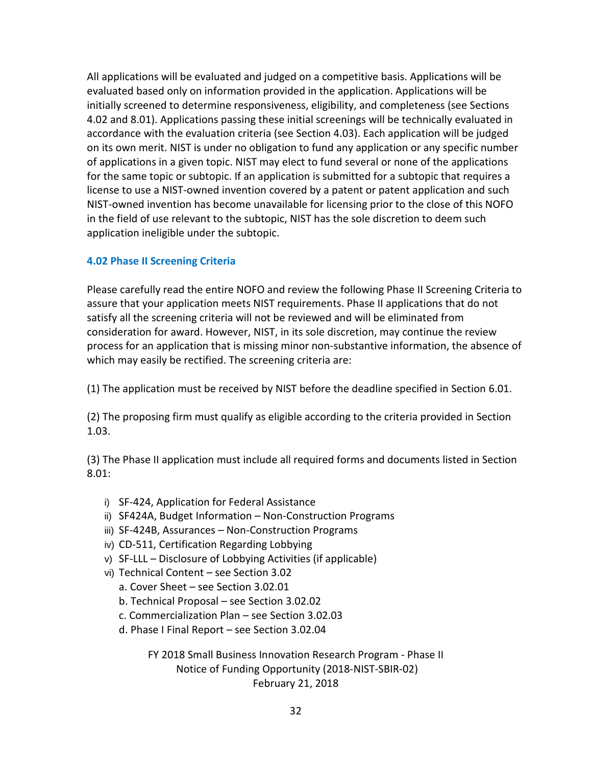All applications will be evaluated and judged on a competitive basis. Applications will be evaluated based only on information provided in the application. Applications will be initially screened to determine responsiveness, eligibility, and completeness (see Sections 4.02 and 8.01). Applications passing these initial screenings will be technically evaluated in accordance with the evaluation criteria (see Section 4.03). Each application will be judged on its own merit. NIST is under no obligation to fund any application or any specific number of applications in a given topic. NIST may elect to fund several or none of the applications for the same topic or subtopic. If an application is submitted for a subtopic that requires a license to use a NIST-owned invention covered by a patent or patent application and such NIST-owned invention has become unavailable for licensing prior to the close of this NOFO in the field of use relevant to the subtopic, NIST has the sole discretion to deem such application ineligible under the subtopic.

### 4.02 Phase II Screening Criteria

Please carefully read the entire NOFO and review the following Phase II Screening Criteria to assure that your application meets NIST requirements. Phase II applications that do not satisfy all the screening criteria will not be reviewed and will be eliminated from consideration for award. However, NIST, in its sole discretion, may continue the review process for an application that is missing minor non-substantive information, the absence of which may easily be rectified. The screening criteria are:

(1) The application must be received by NIST before the deadline specified in Section 6.01.

(2) The proposing firm must qualify as eligible according to the criteria provided in Section 1.03.

(3) The Phase II application must include all required forms and documents listed in Section 8.01:

i) SF-424, Application for Federal Assistance
ii) SF424A, Budget Information – Non-Construction Programs
iii) SF-424B, Assurances – Non-Construction Programs
iv) CD-511, Certification Regarding Lobbying
v) SF-LLL – Disclosure of Lobbying Activities (if applicable)
vi) Technical Content – see Section 3.02
   a. Cover Sheet – see Section 3.02.01
   b. Technical Proposal – see Section 3.02.02
   c. Commercialization Plan – see Section 3.02.03
   d. Phase I Final Report – see Section 3.02.04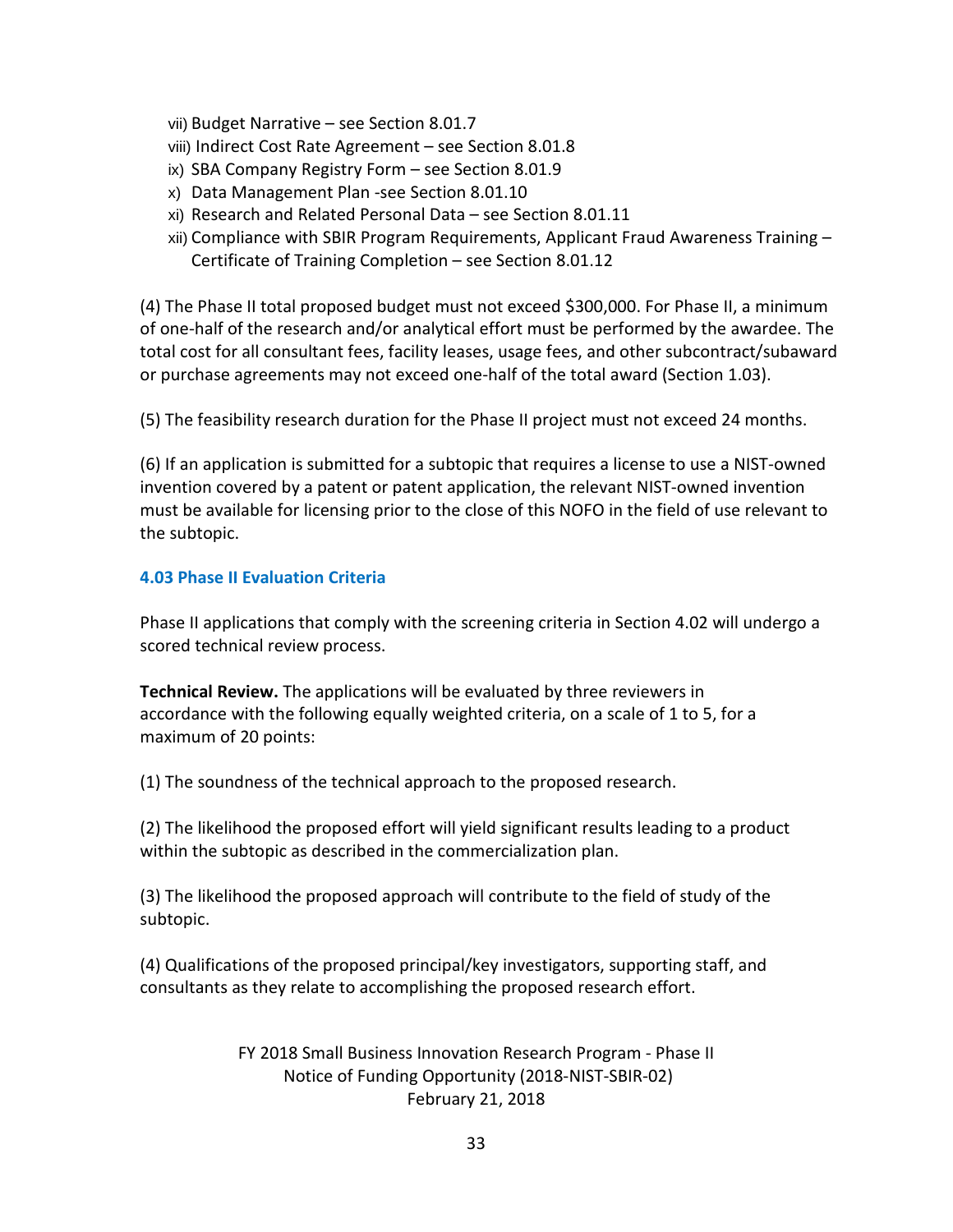vii) Budget Narrative – see Section 8.01.7
viii) Indirect Cost Rate Agreement – see Section 8.01.8
ix) SBA Company Registry Form – see Section 8.01.9
x) Data Management Plan -see Section 8.01.10
xi) Research and Related Personal Data – see Section 8.01.11
xii) Compliance with SBIR Program Requirements, Applicant Fraud Awareness Training – Certificate of Training Completion – see Section 8.01.12

(4) The Phase II total proposed budget must not exceed $300,000. For Phase II, a minimum of one-half of the research and/or analytical effort must be performed by the awardee. The total cost for all consultant fees, facility leases, usage fees, and other subcontract/subaward or purchase agreements may not exceed one-half of the total award (Section 1.03).

(5) The feasibility research duration for the Phase II project must not exceed 24 months.

(6) If an application is submitted for a subtopic that requires a license to use a NIST-owned invention covered by a patent or patent application, the relevant NIST-owned invention must be available for licensing prior to the close of this NOFO in the field of use relevant to the subtopic.

### 4.03 Phase II Evaluation Criteria

Phase II applications that comply with the screening criteria in Section 4.02 will undergo a scored technical review process.

**Technical Review.** The applications will be evaluated by three reviewers in accordance with the following equally weighted criteria, on a scale of 1 to 5, for a maximum of 20 points:

(1) The soundness of the technical approach to the proposed research.

(2) The likelihood the proposed effort will yield significant results leading to a product within the subtopic as described in the commercialization plan.

(3) The likelihood the proposed approach will contribute to the field of study of the subtopic.

(4) Qualifications of the proposed principal/key investigators, supporting staff, and consultants as they relate to accomplishing the proposed research effort.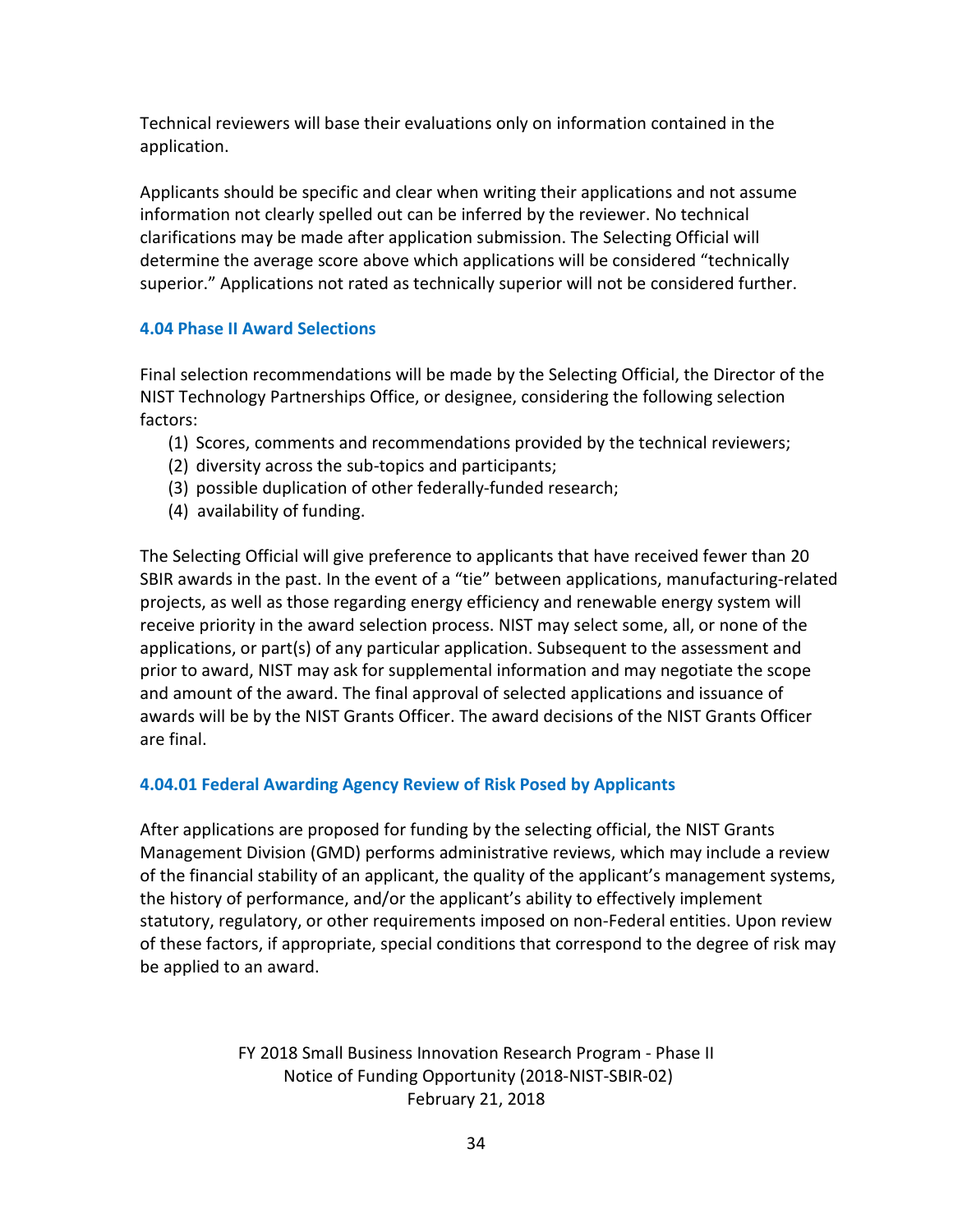Technical reviewers will base their evaluations only on information contained in the application.

Applicants should be specific and clear when writing their applications and not assume information not clearly spelled out can be inferred by the reviewer. No technical clarifications may be made after application submission. The Selecting Official will determine the average score above which applications will be considered "technically superior." Applications not rated as technically superior will not be considered further.

### 4.04 Phase II Award Selections

Final selection recommendations will be made by the Selecting Official, the Director of the NIST Technology Partnerships Office, or designee, considering the following selection factors:

(1) Scores, comments and recommendations provided by the technical reviewers;
(2) diversity across the sub-topics and participants;
(3) possible duplication of other federally-funded research;
(4) availability of funding.

The Selecting Official will give preference to applicants that have received fewer than 20 SBIR awards in the past. In the event of a "tie" between applications, manufacturing-related projects, as well as those regarding energy efficiency and renewable energy system will receive priority in the award selection process. NIST may select some, all, or none of the applications, or part(s) of any particular application. Subsequent to the assessment and prior to award, NIST may ask for supplemental information and may negotiate the scope and amount of the award. The final approval of selected applications and issuance of awards will be by the NIST Grants Officer. The award decisions of the NIST Grants Officer are final.

#### 4.04.01 Federal Awarding Agency Review of Risk Posed by Applicants

After applications are proposed for funding by the selecting official, the NIST Grants Management Division (GMD) performs administrative reviews, which may include a review of the financial stability of an applicant, the quality of the applicant's management systems, the history of performance, and/or the applicant's ability to effectively implement statutory, regulatory, or other requirements imposed on non-Federal entities. Upon review of these factors, if appropriate, special conditions that correspond to the degree of risk may be applied to an award.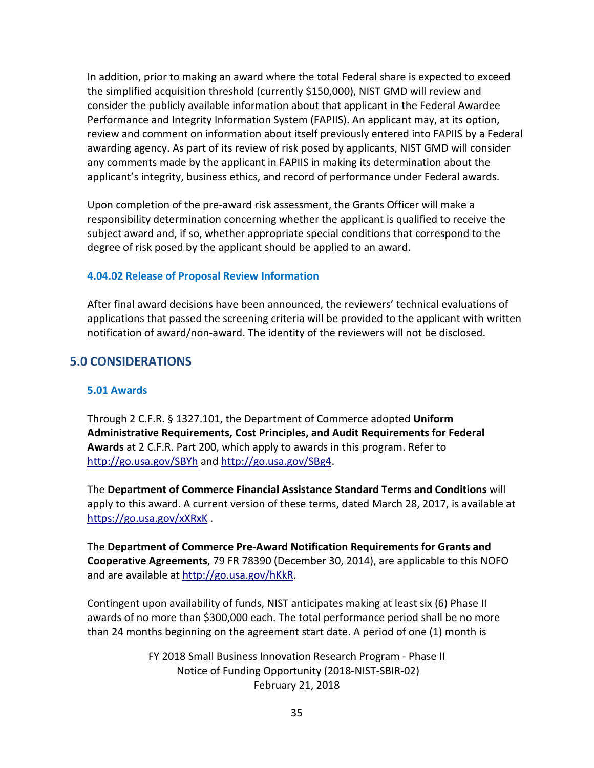In addition, prior to making an award where the total Federal share is expected to exceed the simplified acquisition threshold (currently $150,000), NIST GMD will review and consider the publicly available information about that applicant in the Federal Awardee Performance and Integrity Information System (FAPIIS). An applicant may, at its option, review and comment on information about itself previously entered into FAPIIS by a Federal awarding agency. As part of its review of risk posed by applicants, NIST GMD will consider any comments made by the applicant in FAPIIS in making its determination about the applicant's integrity, business ethics, and record of performance under Federal awards.

Upon completion of the pre-award risk assessment, the Grants Officer will make a responsibility determination concerning whether the applicant is qualified to receive the subject award and, if so, whether appropriate special conditions that correspond to the degree of risk posed by the applicant should be applied to an award.

### 4.04.02 Release of Proposal Review Information

After final award decisions have been announced, the reviewers' technical evaluations of applications that passed the screening criteria will be provided to the applicant with written notification of award/non-award. The identity of the reviewers will not be disclosed.

## 5.0 CONSIDERATIONS

### 5.01 Awards

Through 2 C.F.R. § 1327.101, the Department of Commerce adopted **Uniform Administrative Requirements, Cost Principles, and Audit Requirements for Federal Awards** at 2 C.F.R. Part 200, which apply to awards in this program. Refer to http://go.usa.gov/SBYh and http://go.usa.gov/SBg4.

The **Department of Commerce Financial Assistance Standard Terms and Conditions** will apply to this award. A current version of these terms, dated March 28, 2017, is available at https://go.usa.gov/xXRxK .

The **Department of Commerce Pre-Award Notification Requirements for Grants and Cooperative Agreements**, 79 FR 78390 (December 30, 2014), are applicable to this NOFO and are available at http://go.usa.gov/hKkR.

Contingent upon availability of funds, NIST anticipates making at least six (6) Phase II awards of no more than $300,000 each. The total performance period shall be no more than 24 months beginning on the agreement start date. A period of one (1) month is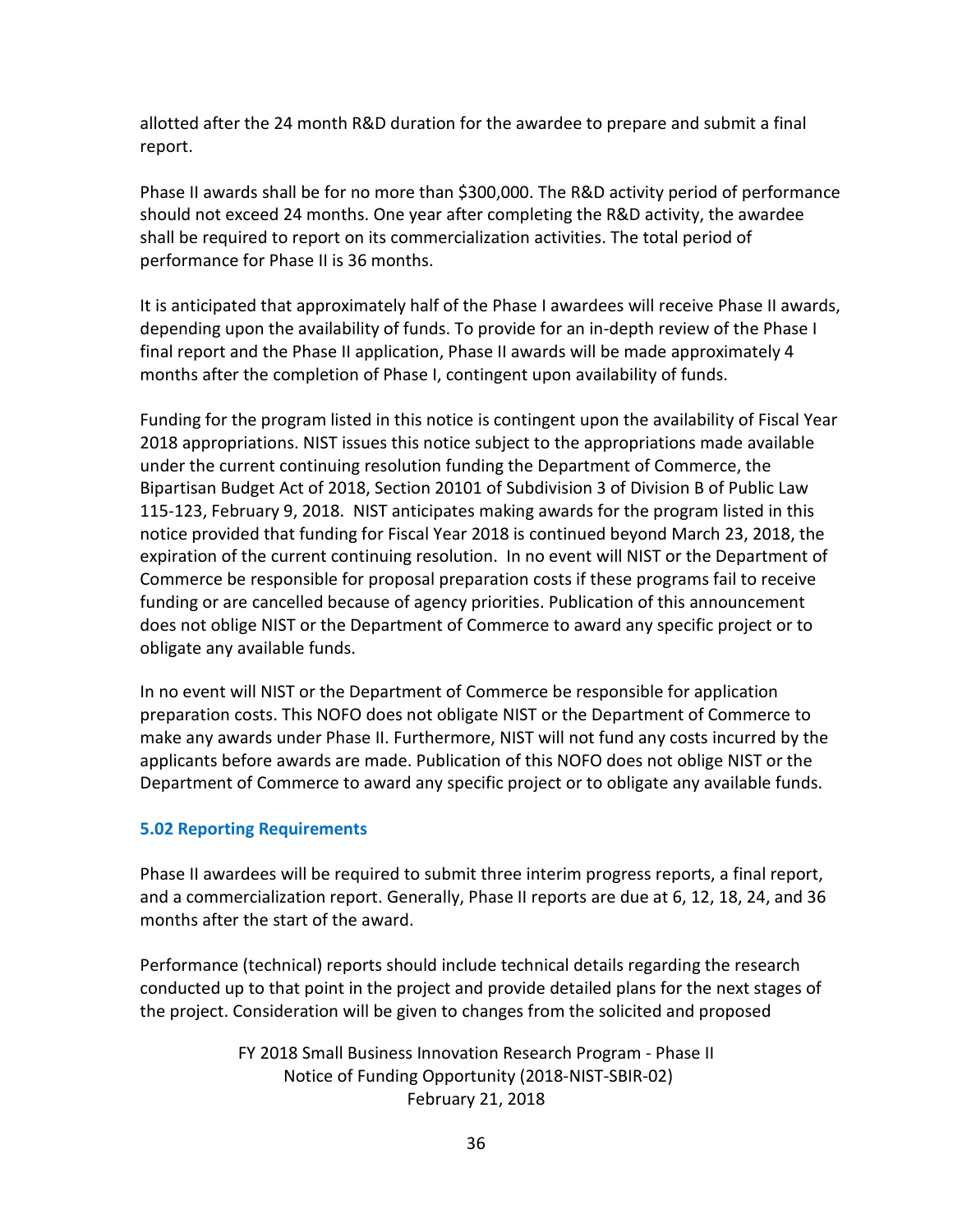allotted after the 24 month R&D duration for the awardee to prepare and submit a final report.

Phase II awards shall be for no more than $300,000. The R&D activity period of performance should not exceed 24 months. One year after completing the R&D activity, the awardee shall be required to report on its commercialization activities. The total period of performance for Phase II is 36 months.

It is anticipated that approximately half of the Phase I awardees will receive Phase II awards, depending upon the availability of funds. To provide for an in-depth review of the Phase I final report and the Phase II application, Phase II awards will be made approximately 4 months after the completion of Phase I, contingent upon availability of funds.

Funding for the program listed in this notice is contingent upon the availability of Fiscal Year 2018 appropriations. NIST issues this notice subject to the appropriations made available under the current continuing resolution funding the Department of Commerce, the Bipartisan Budget Act of 2018, Section 20101 of Subdivision 3 of Division B of Public Law 115-123, February 9, 2018. NIST anticipates making awards for the program listed in this notice provided that funding for Fiscal Year 2018 is continued beyond March 23, 2018, the expiration of the current continuing resolution. In no event will NIST or the Department of Commerce be responsible for proposal preparation costs if these programs fail to receive funding or are cancelled because of agency priorities. Publication of this announcement does not oblige NIST or the Department of Commerce to award any specific project or to obligate any available funds.

In no event will NIST or the Department of Commerce be responsible for application preparation costs. This NOFO does not obligate NIST or the Department of Commerce to make any awards under Phase II. Furthermore, NIST will not fund any costs incurred by the applicants before awards are made. Publication of this NOFO does not oblige NIST or the Department of Commerce to award any specific project or to obligate any available funds.

### 5.02 Reporting Requirements

Phase II awardees will be required to submit three interim progress reports, a final report, and a commercialization report. Generally, Phase II reports are due at 6, 12, 18, 24, and 36 months after the start of the award.

Performance (technical) reports should include technical details regarding the research conducted up to that point in the project and provide detailed plans for the next stages of the project. Consideration will be given to changes from the solicited and proposed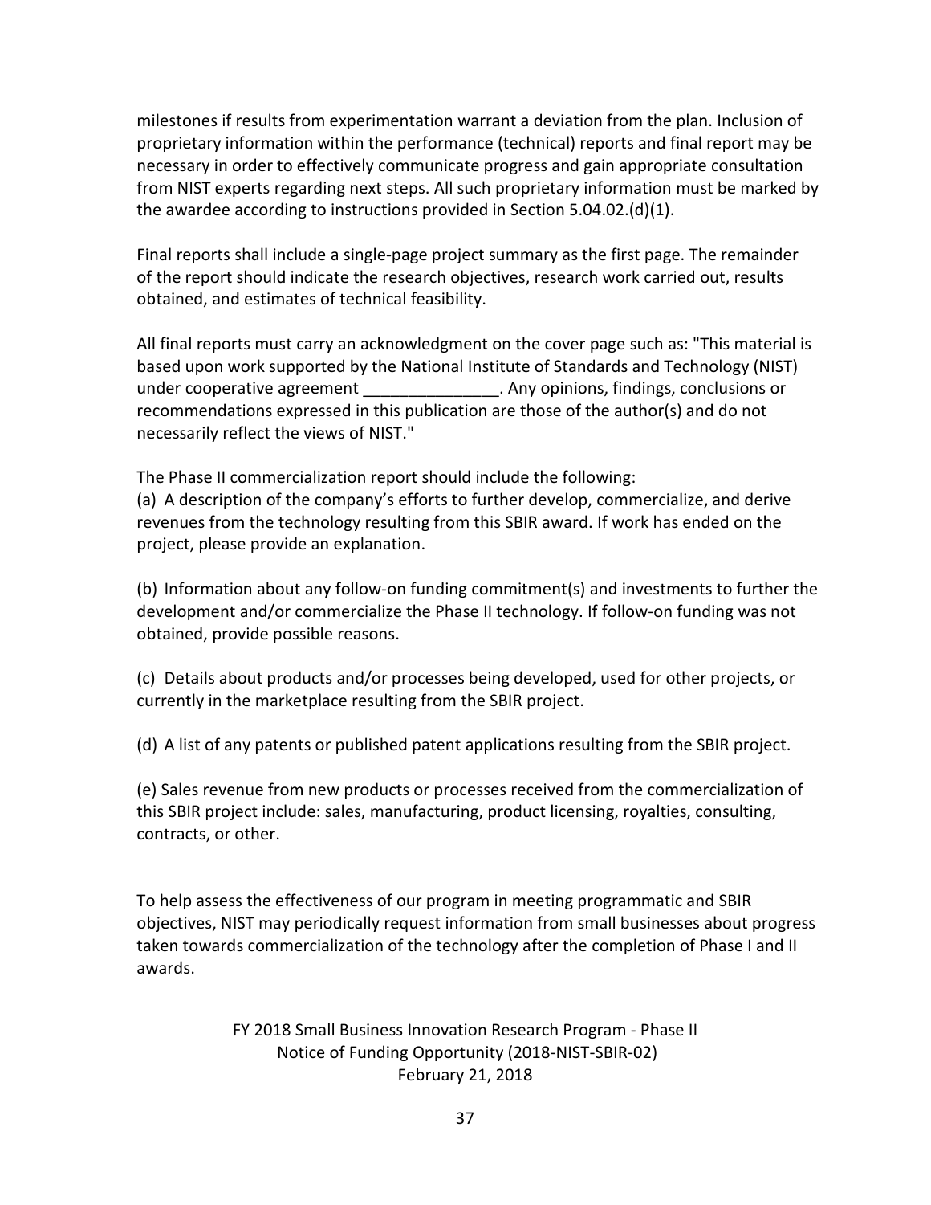milestones if results from experimentation warrant a deviation from the plan. Inclusion of proprietary information within the performance (technical) reports and final report may be necessary in order to effectively communicate progress and gain appropriate consultation from NIST experts regarding next steps. All such proprietary information must be marked by the awardee according to instructions provided in Section 5.04.02.(d)(1).

Final reports shall include a single-page project summary as the first page. The remainder of the report should indicate the research objectives, research work carried out, results obtained, and estimates of technical feasibility.

All final reports must carry an acknowledgment on the cover page such as: "This material is based upon work supported by the National Institute of Standards and Technology (NIST) under cooperative agreement _______________. Any opinions, findings, conclusions or recommendations expressed in this publication are those of the author(s) and do not necessarily reflect the views of NIST."

The Phase II commercialization report should include the following:

(a) A description of the company's efforts to further develop, commercialize, and derive revenues from the technology resulting from this SBIR award. If work has ended on the project, please provide an explanation.

(b) Information about any follow-on funding commitment(s) and investments to further the development and/or commercialize the Phase II technology. If follow-on funding was not obtained, provide possible reasons.

(c) Details about products and/or processes being developed, used for other projects, or currently in the marketplace resulting from the SBIR project.

(d) A list of any patents or published patent applications resulting from the SBIR project.

(e) Sales revenue from new products or processes received from the commercialization of this SBIR project include: sales, manufacturing, product licensing, royalties, consulting, contracts, or other.

To help assess the effectiveness of our program in meeting programmatic and SBIR objectives, NIST may periodically request information from small businesses about progress taken towards commercialization of the technology after the completion of Phase I and II awards.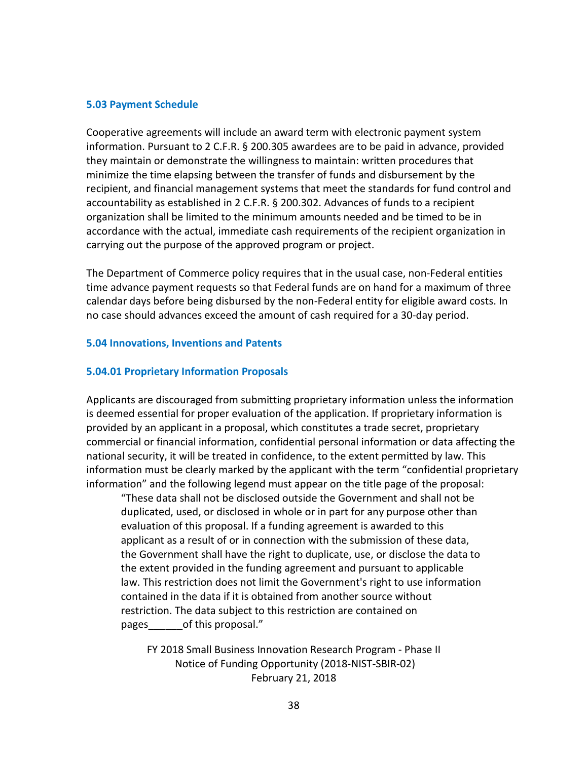### 5.03 Payment Schedule

Cooperative agreements will include an award term with electronic payment system information. Pursuant to 2 C.F.R. § 200.305 awardees are to be paid in advance, provided they maintain or demonstrate the willingness to maintain: written procedures that minimize the time elapsing between the transfer of funds and disbursement by the recipient, and financial management systems that meet the standards for fund control and accountability as established in 2 C.F.R. § 200.302. Advances of funds to a recipient organization shall be limited to the minimum amounts needed and be timed to be in accordance with the actual, immediate cash requirements of the recipient organization in carrying out the purpose of the approved program or project.

The Department of Commerce policy requires that in the usual case, non-Federal entities time advance payment requests so that Federal funds are on hand for a maximum of three calendar days before being disbursed by the non-Federal entity for eligible award costs. In no case should advances exceed the amount of cash required for a 30-day period.

### 5.04 Innovations, Inventions and Patents

#### 5.04.01 Proprietary Information Proposals

Applicants are discouraged from submitting proprietary information unless the information is deemed essential for proper evaluation of the application. If proprietary information is provided by an applicant in a proposal, which constitutes a trade secret, proprietary commercial or financial information, confidential personal information or data affecting the national security, it will be treated in confidence, to the extent permitted by law. This information must be clearly marked by the applicant with the term "confidential proprietary information" and the following legend must appear on the title page of the proposal:

> "These data shall not be disclosed outside the Government and shall not be duplicated, used, or disclosed in whole or in part for any purpose other than evaluation of this proposal. If a funding agreement is awarded to this applicant as a result of or in connection with the submission of these data, the Government shall have the right to duplicate, use, or disclose the data to the extent provided in the funding agreement and pursuant to applicable law. This restriction does not limit the Government's right to use information contained in the data if it is obtained from another source without restriction. The data subject to this restriction are contained on pages______of this proposal."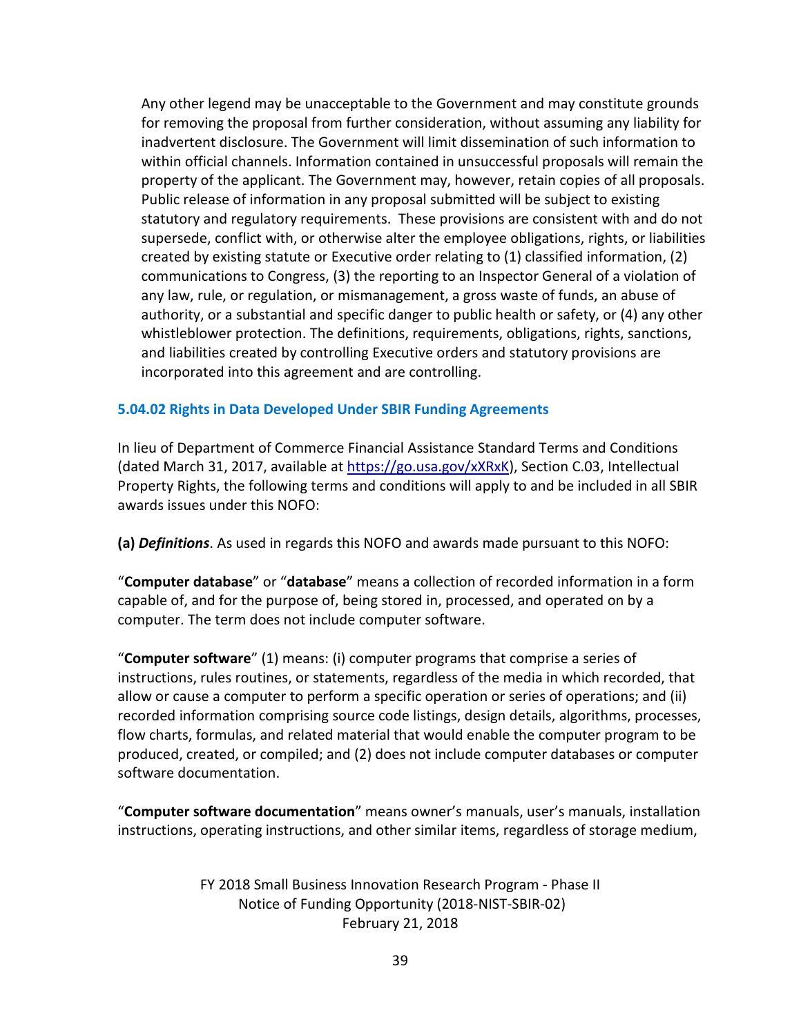Any other legend may be unacceptable to the Government and may constitute grounds for removing the proposal from further consideration, without assuming any liability for inadvertent disclosure. The Government will limit dissemination of such information to within official channels. Information contained in unsuccessful proposals will remain the property of the applicant. The Government may, however, retain copies of all proposals. Public release of information in any proposal submitted will be subject to existing statutory and regulatory requirements. These provisions are consistent with and do not supersede, conflict with, or otherwise alter the employee obligations, rights, or liabilities created by existing statute or Executive order relating to (1) classified information, (2) communications to Congress, (3) the reporting to an Inspector General of a violation of any law, rule, or regulation, or mismanagement, a gross waste of funds, an abuse of authority, or a substantial and specific danger to public health or safety, or (4) any other whistleblower protection. The definitions, requirements, obligations, rights, sanctions, and liabilities created by controlling Executive orders and statutory provisions are incorporated into this agreement and are controlling.

#### 5.04.02 Rights in Data Developed Under SBIR Funding Agreements

In lieu of Department of Commerce Financial Assistance Standard Terms and Conditions (dated March 31, 2017, available at [https://go.usa.gov/xXRxK](https://go.usa.gov/xXRxK)), Section C.03, Intellectual Property Rights, the following terms and conditions will apply to and be included in all SBIR awards issues under this NOFO:

**(a)** ***Definitions***. As used in regards this NOFO and awards made pursuant to this NOFO:

"**Computer database**" or "**database**" means a collection of recorded information in a form capable of, and for the purpose of, being stored in, processed, and operated on by a computer. The term does not include computer software.

"**Computer software**" (1) means: (i) computer programs that comprise a series of instructions, rules routines, or statements, regardless of the media in which recorded, that allow or cause a computer to perform a specific operation or series of operations; and (ii) recorded information comprising source code listings, design details, algorithms, processes, flow charts, formulas, and related material that would enable the computer program to be produced, created, or compiled; and (2) does not include computer databases or computer software documentation.

"**Computer software documentation**" means owner's manuals, user's manuals, installation instructions, operating instructions, and other similar items, regardless of storage medium,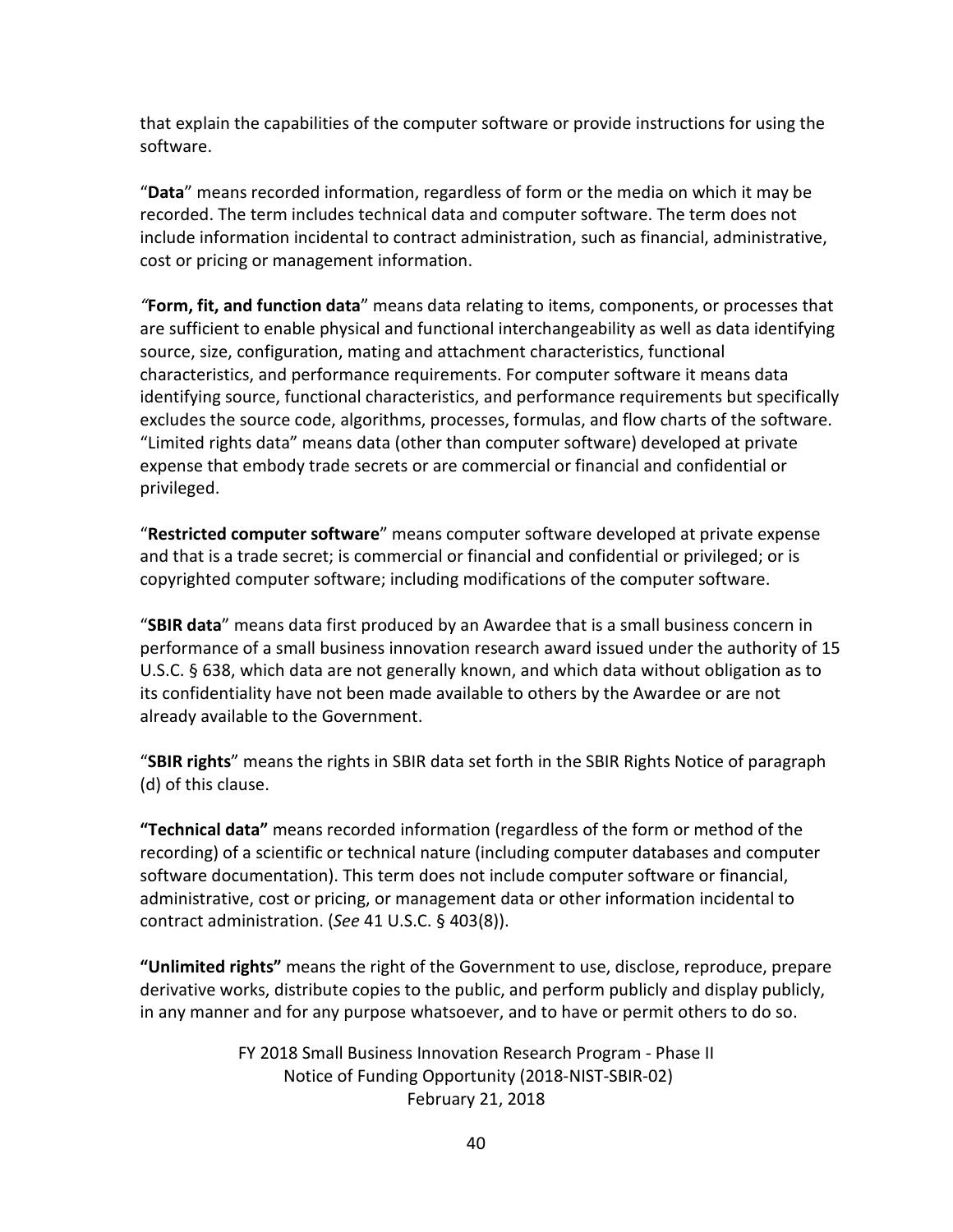that explain the capabilities of the computer software or provide instructions for using the software.

"**Data**" means recorded information, regardless of form or the media on which it may be recorded. The term includes technical data and computer software. The term does not include information incidental to contract administration, such as financial, administrative, cost or pricing or management information.

*"***Form, fit, and function data**" means data relating to items, components, or processes that are sufficient to enable physical and functional interchangeability as well as data identifying source, size, configuration, mating and attachment characteristics, functional characteristics, and performance requirements. For computer software it means data identifying source, functional characteristics, and performance requirements but specifically excludes the source code, algorithms, processes, formulas, and flow charts of the software. "Limited rights data" means data (other than computer software) developed at private expense that embody trade secrets or are commercial or financial and confidential or privileged.

"**Restricted computer software**" means computer software developed at private expense and that is a trade secret; is commercial or financial and confidential or privileged; or is copyrighted computer software; including modifications of the computer software.

"**SBIR data**" means data first produced by an Awardee that is a small business concern in performance of a small business innovation research award issued under the authority of 15 U.S.C. § 638, which data are not generally known, and which data without obligation as to its confidentiality have not been made available to others by the Awardee or are not already available to the Government.

"**SBIR rights**" means the rights in SBIR data set forth in the SBIR Rights Notice of paragraph (d) of this clause.

**"Technical data"** means recorded information (regardless of the form or method of the recording) of a scientific or technical nature (including computer databases and computer software documentation). This term does not include computer software or financial, administrative, cost or pricing, or management data or other information incidental to contract administration. (*See* 41 U.S.C. § 403(8)).

**"Unlimited rights"** means the right of the Government to use, disclose, reproduce, prepare derivative works, distribute copies to the public, and perform publicly and display publicly, in any manner and for any purpose whatsoever, and to have or permit others to do so.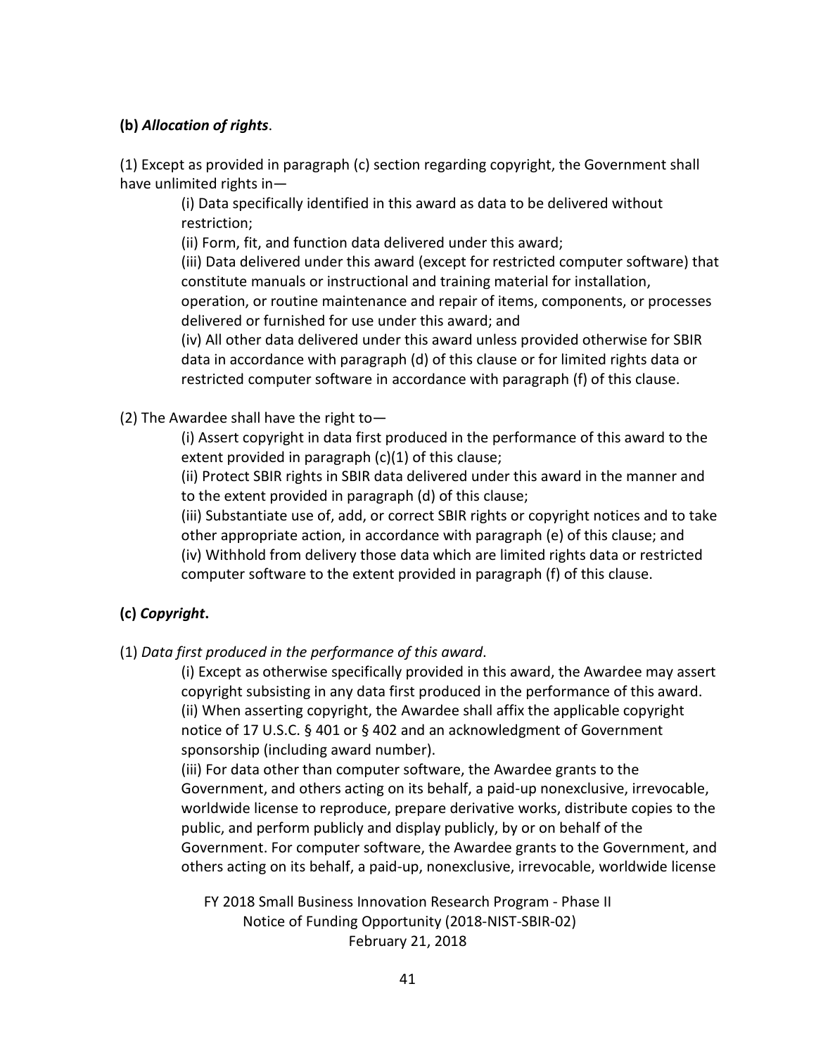**(b)** ***Allocation of rights***.

(1) Except as provided in paragraph (c) section regarding copyright, the Government shall have unlimited rights in—

(i) Data specifically identified in this award as data to be delivered without restriction;

(ii) Form, fit, and function data delivered under this award;

(iii) Data delivered under this award (except for restricted computer software) that constitute manuals or instructional and training material for installation, operation, or routine maintenance and repair of items, components, or processes delivered or furnished for use under this award; and

(iv) All other data delivered under this award unless provided otherwise for SBIR data in accordance with paragraph (d) of this clause or for limited rights data or restricted computer software in accordance with paragraph (f) of this clause.

(2) The Awardee shall have the right to—

(i) Assert copyright in data first produced in the performance of this award to the extent provided in paragraph (c)(1) of this clause;

(ii) Protect SBIR rights in SBIR data delivered under this award in the manner and to the extent provided in paragraph (d) of this clause;

(iii) Substantiate use of, add, or correct SBIR rights or copyright notices and to take other appropriate action, in accordance with paragraph (e) of this clause; and

(iv) Withhold from delivery those data which are limited rights data or restricted computer software to the extent provided in paragraph (f) of this clause.

**(c)** ***Copyright*****.**

(1) *Data first produced in the performance of this award*.

(i) Except as otherwise specifically provided in this award, the Awardee may assert copyright subsisting in any data first produced in the performance of this award.

(ii) When asserting copyright, the Awardee shall affix the applicable copyright notice of 17 U.S.C. § 401 or § 402 and an acknowledgment of Government sponsorship (including award number).

(iii) For data other than computer software, the Awardee grants to the Government, and others acting on its behalf, a paid-up nonexclusive, irrevocable, worldwide license to reproduce, prepare derivative works, distribute copies to the public, and perform publicly and display publicly, by or on behalf of the Government. For computer software, the Awardee grants to the Government, and others acting on its behalf, a paid-up, nonexclusive, irrevocable, worldwide license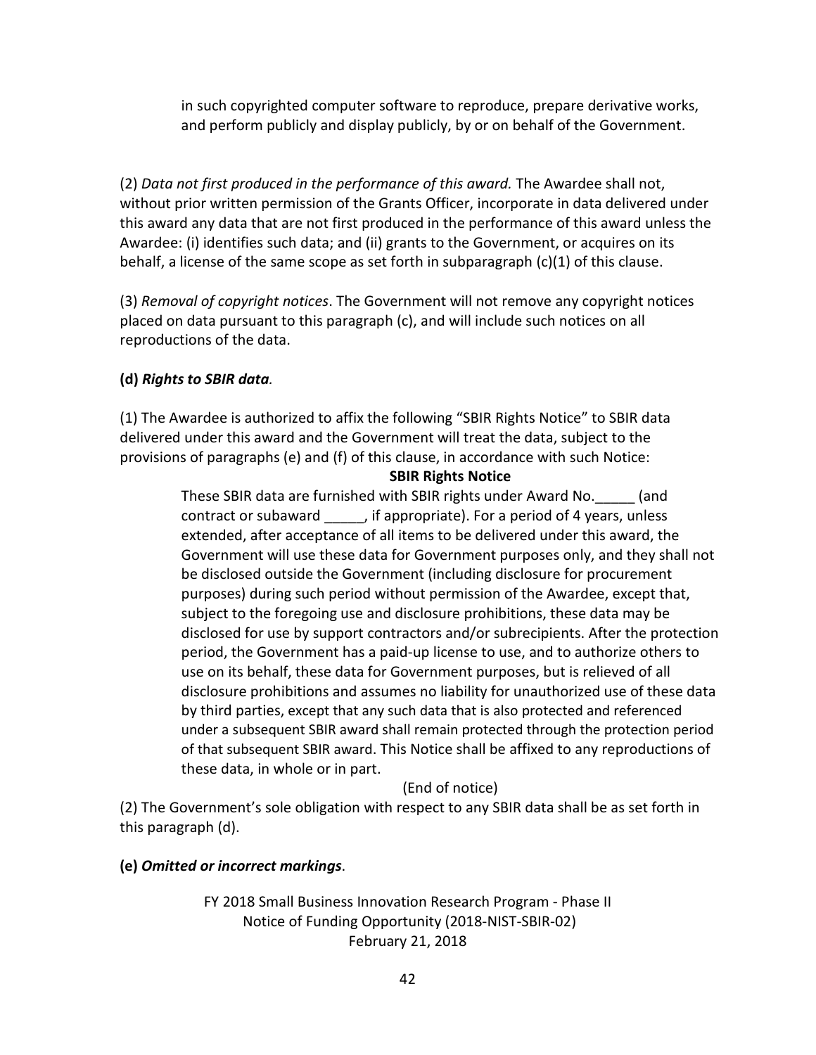in such copyrighted computer software to reproduce, prepare derivative works, and perform publicly and display publicly, by or on behalf of the Government.

(2) *Data not first produced in the performance of this award.* The Awardee shall not, without prior written permission of the Grants Officer, incorporate in data delivered under this award any data that are not first produced in the performance of this award unless the Awardee: (i) identifies such data; and (ii) grants to the Government, or acquires on its behalf, a license of the same scope as set forth in subparagraph (c)(1) of this clause.

(3) *Removal of copyright notices*. The Government will not remove any copyright notices placed on data pursuant to this paragraph (c), and will include such notices on all reproductions of the data.

**(d)** ***Rights to SBIR data.***

(1) The Awardee is authorized to affix the following "SBIR Rights Notice" to SBIR data delivered under this award and the Government will treat the data, subject to the provisions of paragraphs (e) and (f) of this clause, in accordance with such Notice:

**SBIR Rights Notice**

> These SBIR data are furnished with SBIR rights under Award No.\_\_\_\_\_ (and contract or subaward \_\_\_\_\_, if appropriate). For a period of 4 years, unless extended, after acceptance of all items to be delivered under this award, the Government will use these data for Government purposes only, and they shall not be disclosed outside the Government (including disclosure for procurement purposes) during such period without permission of the Awardee, except that, subject to the foregoing use and disclosure prohibitions, these data may be disclosed for use by support contractors and/or subrecipients. After the protection period, the Government has a paid-up license to use, and to authorize others to use on its behalf, these data for Government purposes, but is relieved of all disclosure prohibitions and assumes no liability for unauthorized use of these data by third parties, except that any such data that is also protected and referenced under a subsequent SBIR award shall remain protected through the protection period of that subsequent SBIR award. This Notice shall be affixed to any reproductions of these data, in whole or in part.

(End of notice)

(2) The Government's sole obligation with respect to any SBIR data shall be as set forth in this paragraph (d).

**(e)** ***Omitted or incorrect markings***.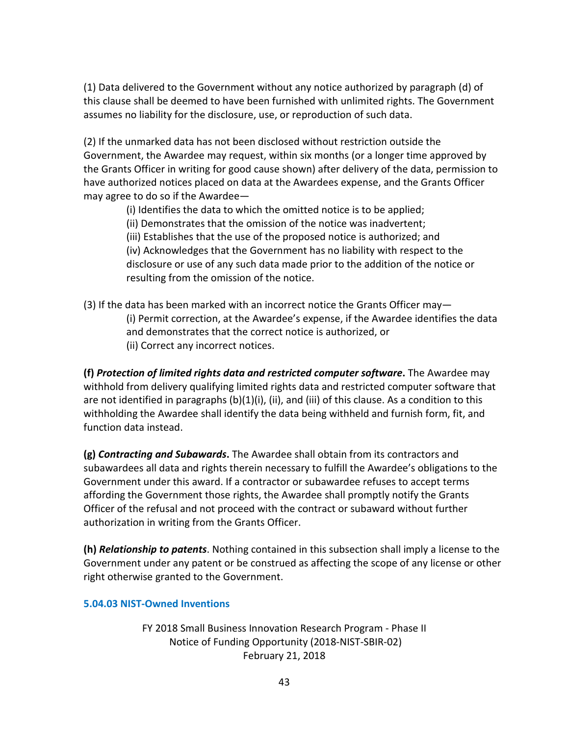(1) Data delivered to the Government without any notice authorized by paragraph (d) of this clause shall be deemed to have been furnished with unlimited rights. The Government assumes no liability for the disclosure, use, or reproduction of such data.

(2) If the unmarked data has not been disclosed without restriction outside the Government, the Awardee may request, within six months (or a longer time approved by the Grants Officer in writing for good cause shown) after delivery of the data, permission to have authorized notices placed on data at the Awardees expense, and the Grants Officer may agree to do so if the Awardee—

> (i) Identifies the data to which the omitted notice is to be applied;
> (ii) Demonstrates that the omission of the notice was inadvertent;
> (iii) Establishes that the use of the proposed notice is authorized; and
> (iv) Acknowledges that the Government has no liability with respect to the disclosure or use of any such data made prior to the addition of the notice or resulting from the omission of the notice.

(3) If the data has been marked with an incorrect notice the Grants Officer may—

> (i) Permit correction, at the Awardee's expense, if the Awardee identifies the data and demonstrates that the correct notice is authorized, or
> (ii) Correct any incorrect notices.

**(f) *Protection of limited rights data and restricted computer software*.** The Awardee may withhold from delivery qualifying limited rights data and restricted computer software that are not identified in paragraphs (b)(1)(i), (ii), and (iii) of this clause. As a condition to this withholding the Awardee shall identify the data being withheld and furnish form, fit, and function data instead.

**(g) *Contracting and Subawards*.** The Awardee shall obtain from its contractors and subawardees all data and rights therein necessary to fulfill the Awardee's obligations to the Government under this award. If a contractor or subawardee refuses to accept terms affording the Government those rights, the Awardee shall promptly notify the Grants Officer of the refusal and not proceed with the contract or subaward without further authorization in writing from the Grants Officer.

**(h) *Relationship to patents*.** Nothing contained in this subsection shall imply a license to the Government under any patent or be construed as affecting the scope of any license or other right otherwise granted to the Government.

### 5.04.03 NIST-Owned Inventions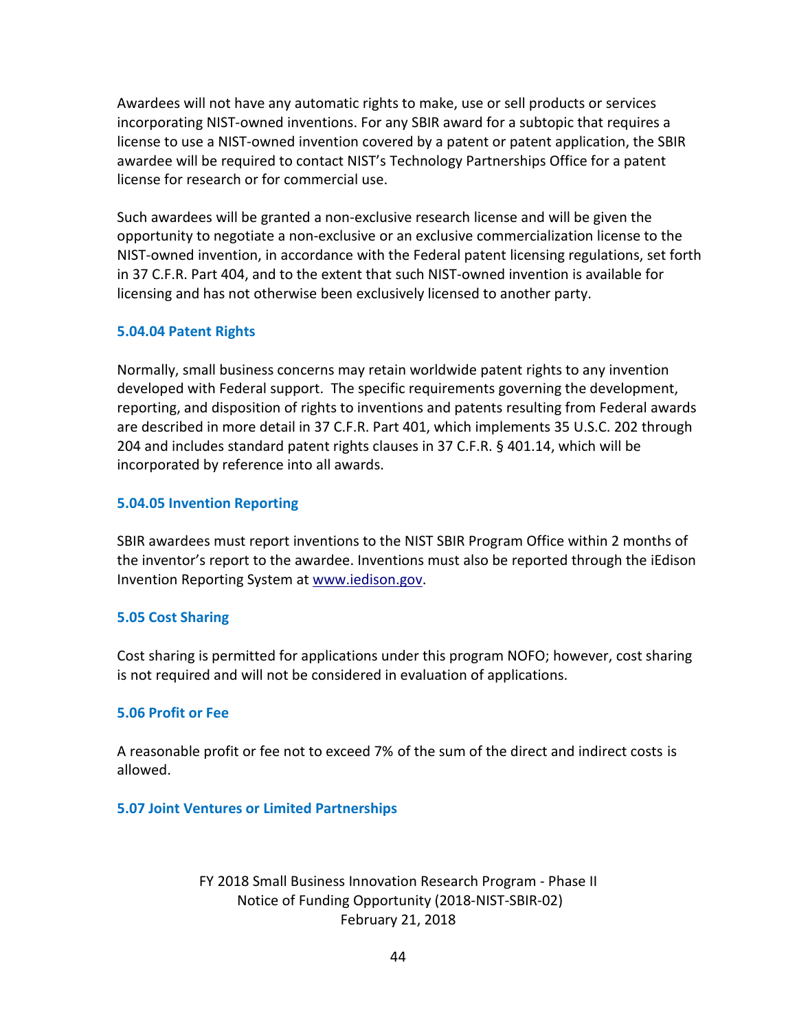Awardees will not have any automatic rights to make, use or sell products or services incorporating NIST-owned inventions. For any SBIR award for a subtopic that requires a license to use a NIST-owned invention covered by a patent or patent application, the SBIR awardee will be required to contact NIST's Technology Partnerships Office for a patent license for research or for commercial use.

Such awardees will be granted a non-exclusive research license and will be given the opportunity to negotiate a non-exclusive or an exclusive commercialization license to the NIST-owned invention, in accordance with the Federal patent licensing regulations, set forth in 37 C.F.R. Part 404, and to the extent that such NIST-owned invention is available for licensing and has not otherwise been exclusively licensed to another party.

### 5.04.04 Patent Rights

Normally, small business concerns may retain worldwide patent rights to any invention developed with Federal support. The specific requirements governing the development, reporting, and disposition of rights to inventions and patents resulting from Federal awards are described in more detail in 37 C.F.R. Part 401, which implements 35 U.S.C. 202 through 204 and includes standard patent rights clauses in 37 C.F.R. § 401.14, which will be incorporated by reference into all awards.

### 5.04.05 Invention Reporting

SBIR awardees must report inventions to the NIST SBIR Program Office within 2 months of the inventor's report to the awardee. Inventions must also be reported through the iEdison Invention Reporting System at [www.iedison.gov](http://www.iedison.gov).

## 5.05 Cost Sharing

Cost sharing is permitted for applications under this program NOFO; however, cost sharing is not required and will not be considered in evaluation of applications.

## 5.06 Profit or Fee

A reasonable profit or fee not to exceed 7% of the sum of the direct and indirect costs is allowed.

## 5.07 Joint Ventures or Limited Partnerships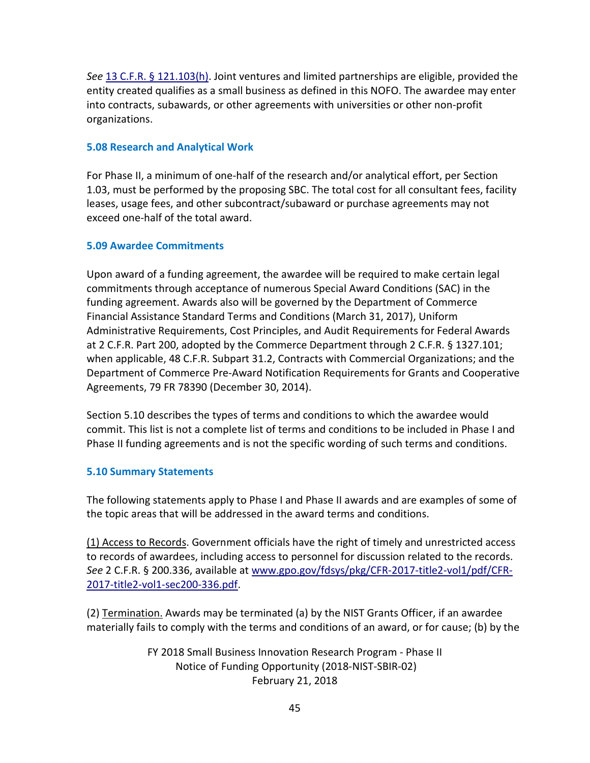*See* [13 C.F.R. § 121.103(h)](13 C.F.R. § 121.103(h)). Joint ventures and limited partnerships are eligible, provided the entity created qualifies as a small business as defined in this NOFO. The awardee may enter into contracts, subawards, or other agreements with universities or other non-profit organizations.

### 5.08 Research and Analytical Work

For Phase II, a minimum of one-half of the research and/or analytical effort, per Section 1.03, must be performed by the proposing SBC. The total cost for all consultant fees, facility leases, usage fees, and other subcontract/subaward or purchase agreements may not exceed one-half of the total award.

### 5.09 Awardee Commitments

Upon award of a funding agreement, the awardee will be required to make certain legal commitments through acceptance of numerous Special Award Conditions (SAC) in the funding agreement. Awards also will be governed by the Department of Commerce Financial Assistance Standard Terms and Conditions (March 31, 2017), Uniform Administrative Requirements, Cost Principles, and Audit Requirements for Federal Awards at 2 C.F.R. Part 200, adopted by the Commerce Department through 2 C.F.R. § 1327.101; when applicable, 48 C.F.R. Subpart 31.2, Contracts with Commercial Organizations; and the Department of Commerce Pre-Award Notification Requirements for Grants and Cooperative Agreements, 79 FR 78390 (December 30, 2014).

Section 5.10 describes the types of terms and conditions to which the awardee would commit. This list is not a complete list of terms and conditions to be included in Phase I and Phase II funding agreements and is not the specific wording of such terms and conditions.

### 5.10 Summary Statements

The following statements apply to Phase I and Phase II awards and are examples of some of the topic areas that will be addressed in the award terms and conditions.

(1) Access to Records. Government officials have the right of timely and unrestricted access to records of awardees, including access to personnel for discussion related to the records. *See* 2 C.F.R. § 200.336, available at [www.gpo.gov/fdsys/pkg/CFR-2017-title2-vol1/pdf/CFR-2017-title2-vol1-sec200-336.pdf](www.gpo.gov/fdsys/pkg/CFR-2017-title2-vol1/pdf/CFR-2017-title2-vol1-sec200-336.pdf).

(2) Termination. Awards may be terminated (a) by the NIST Grants Officer, if an awardee materially fails to comply with the terms and conditions of an award, or for cause; (b) by the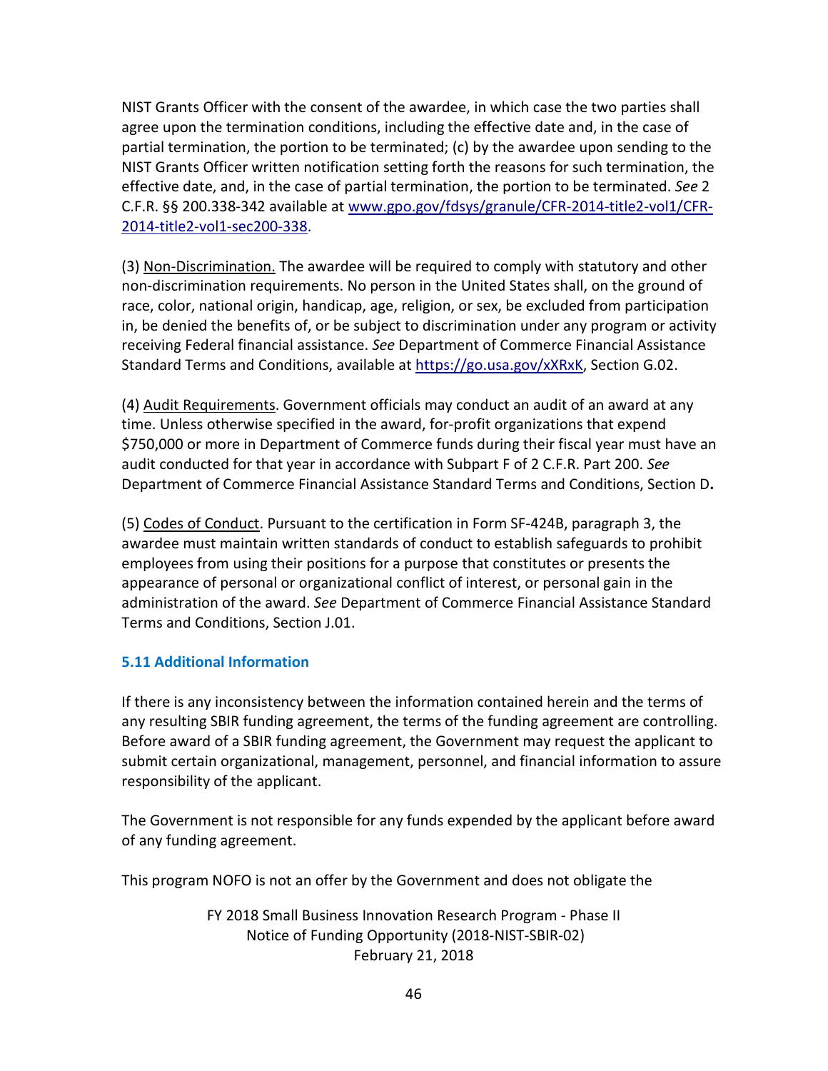NIST Grants Officer with the consent of the awardee, in which case the two parties shall agree upon the termination conditions, including the effective date and, in the case of partial termination, the portion to be terminated; (c) by the awardee upon sending to the NIST Grants Officer written notification setting forth the reasons for such termination, the effective date, and, in the case of partial termination, the portion to be terminated. *See* 2 C.F.R. §§ 200.338-342 available at [www.gpo.gov/fdsys/granule/CFR-2014-title2-vol1/CFR-2014-title2-vol1-sec200-338](www.gpo.gov/fdsys/granule/CFR-2014-title2-vol1/CFR-2014-title2-vol1-sec200-338).

(3) Non-Discrimination. The awardee will be required to comply with statutory and other non-discrimination requirements. No person in the United States shall, on the ground of race, color, national origin, handicap, age, religion, or sex, be excluded from participation in, be denied the benefits of, or be subject to discrimination under any program or activity receiving Federal financial assistance. *See* Department of Commerce Financial Assistance Standard Terms and Conditions, available at [https://go.usa.gov/xXRxK](https://go.usa.gov/xXRxK), Section G.02.

(4) Audit Requirements. Government officials may conduct an audit of an award at any time. Unless otherwise specified in the award, for-profit organizations that expend $750,000 or more in Department of Commerce funds during their fiscal year must have an audit conducted for that year in accordance with Subpart F of 2 C.F.R. Part 200. *See* Department of Commerce Financial Assistance Standard Terms and Conditions, Section D**.**

(5) Codes of Conduct. Pursuant to the certification in Form SF-424B, paragraph 3, the awardee must maintain written standards of conduct to establish safeguards to prohibit employees from using their positions for a purpose that constitutes or presents the appearance of personal or organizational conflict of interest, or personal gain in the administration of the award. *See* Department of Commerce Financial Assistance Standard Terms and Conditions, Section J.01.

### 5.11 Additional Information

If there is any inconsistency between the information contained herein and the terms of any resulting SBIR funding agreement, the terms of the funding agreement are controlling. Before award of a SBIR funding agreement, the Government may request the applicant to submit certain organizational, management, personnel, and financial information to assure responsibility of the applicant.

The Government is not responsible for any funds expended by the applicant before award of any funding agreement.

This program NOFO is not an offer by the Government and does not obligate the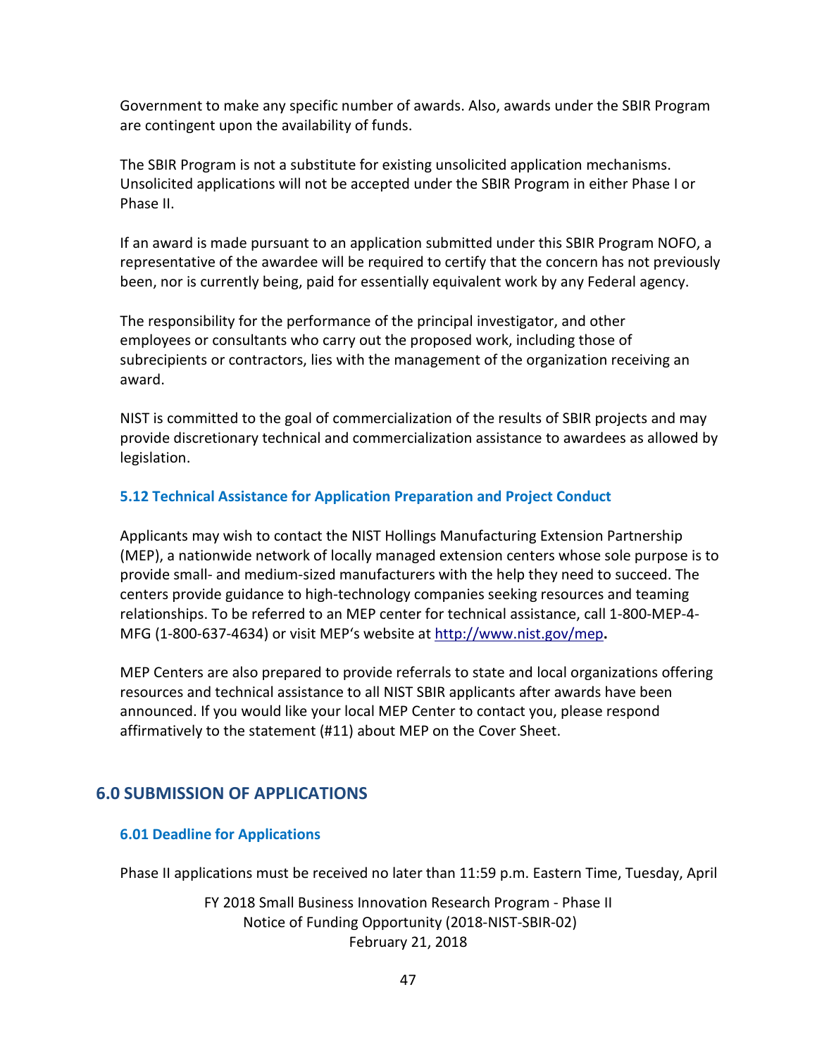Government to make any specific number of awards. Also, awards under the SBIR Program are contingent upon the availability of funds.

The SBIR Program is not a substitute for existing unsolicited application mechanisms. Unsolicited applications will not be accepted under the SBIR Program in either Phase I or Phase II.

If an award is made pursuant to an application submitted under this SBIR Program NOFO, a representative of the awardee will be required to certify that the concern has not previously been, nor is currently being, paid for essentially equivalent work by any Federal agency.

The responsibility for the performance of the principal investigator, and other employees or consultants who carry out the proposed work, including those of subrecipients or contractors, lies with the management of the organization receiving an award.

NIST is committed to the goal of commercialization of the results of SBIR projects and may provide discretionary technical and commercialization assistance to awardees as allowed by legislation.

### 5.12 Technical Assistance for Application Preparation and Project Conduct

Applicants may wish to contact the NIST Hollings Manufacturing Extension Partnership (MEP), a nationwide network of locally managed extension centers whose sole purpose is to provide small- and medium-sized manufacturers with the help they need to succeed. The centers provide guidance to high-technology companies seeking resources and teaming relationships. To be referred to an MEP center for technical assistance, call 1-800-MEP-4-MFG (1-800-637-4634) or visit MEP's website at http://www.nist.gov/mep**.**

MEP Centers are also prepared to provide referrals to state and local organizations offering resources and technical assistance to all NIST SBIR applicants after awards have been announced. If you would like your local MEP Center to contact you, please respond affirmatively to the statement (#11) about MEP on the Cover Sheet.

## 6.0 SUBMISSION OF APPLICATIONS

### 6.01 Deadline for Applications

Phase II applications must be received no later than 11:59 p.m. Eastern Time, Tuesday, April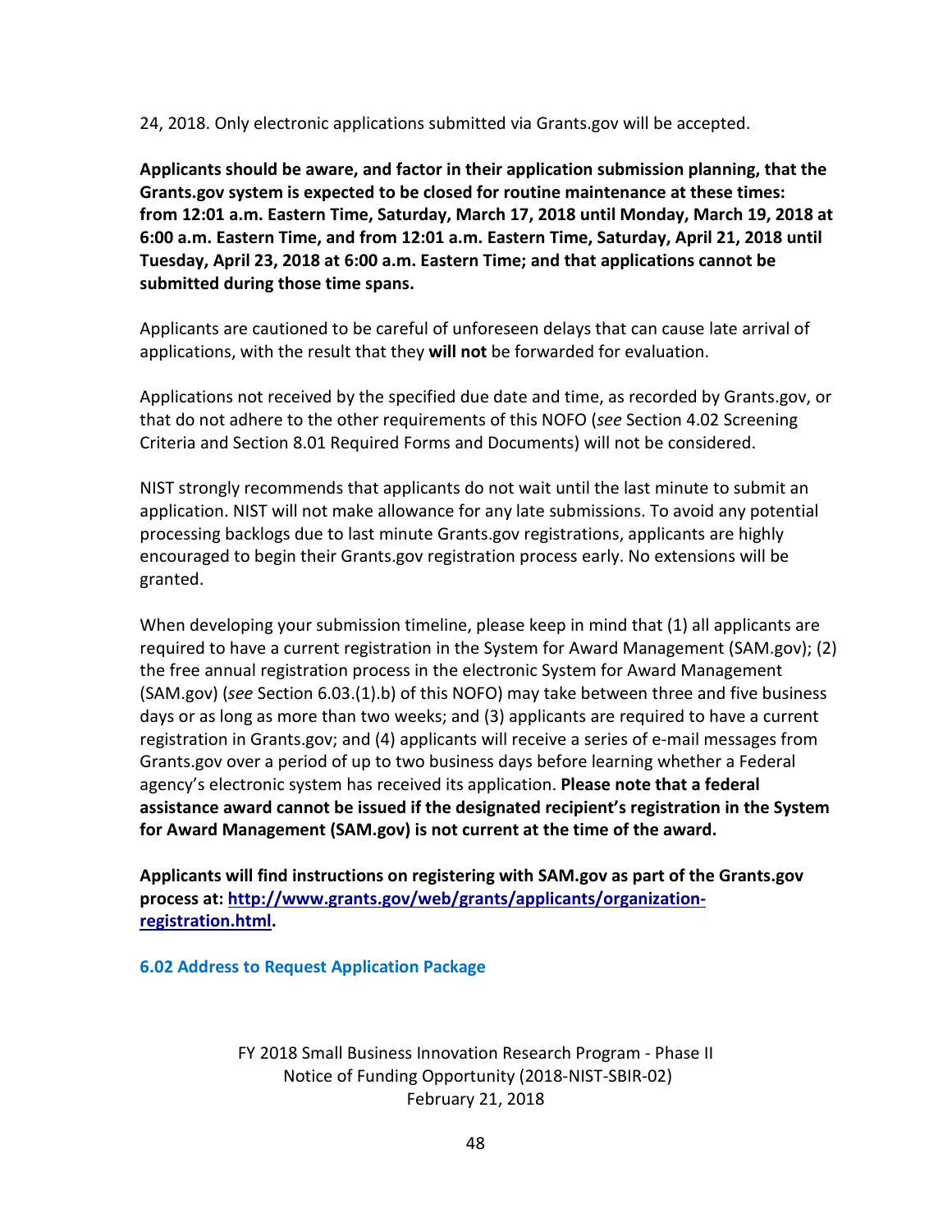24, 2018. Only electronic applications submitted via Grants.gov will be accepted.

**Applicants should be aware, and factor in their application submission planning, that the Grants.gov system is expected to be closed for routine maintenance at these times: from 12:01 a.m. Eastern Time, Saturday, March 17, 2018 until Monday, March 19, 2018 at 6:00 a.m. Eastern Time, and from 12:01 a.m. Eastern Time, Saturday, April 21, 2018 until Tuesday, April 23, 2018 at 6:00 a.m. Eastern Time; and that applications cannot be submitted during those time spans.**

Applicants are cautioned to be careful of unforeseen delays that can cause late arrival of applications, with the result that they **will not** be forwarded for evaluation.

Applications not received by the specified due date and time, as recorded by Grants.gov, or that do not adhere to the other requirements of this NOFO (*see* Section 4.02 Screening Criteria and Section 8.01 Required Forms and Documents) will not be considered.

NIST strongly recommends that applicants do not wait until the last minute to submit an application. NIST will not make allowance for any late submissions. To avoid any potential processing backlogs due to last minute Grants.gov registrations, applicants are highly encouraged to begin their Grants.gov registration process early. No extensions will be granted.

When developing your submission timeline, please keep in mind that (1) all applicants are required to have a current registration in the System for Award Management (SAM.gov); (2) the free annual registration process in the electronic System for Award Management (SAM.gov) (*see* Section 6.03.(1).b) of this NOFO) may take between three and five business days or as long as more than two weeks; and (3) applicants are required to have a current registration in Grants.gov; and (4) applicants will receive a series of e-mail messages from Grants.gov over a period of up to two business days before learning whether a Federal agency's electronic system has received its application. **Please note that a federal assistance award cannot be issued if the designated recipient's registration in the System for Award Management (SAM.gov) is not current at the time of the award.**

**Applicants will find instructions on registering with SAM.gov as part of the Grants.gov process at: [http://www.grants.gov/web/grants/applicants/organization-registration.html](http://www.grants.gov/web/grants/applicants/organization-registration.html).**

### 6.02 Address to Request Application Package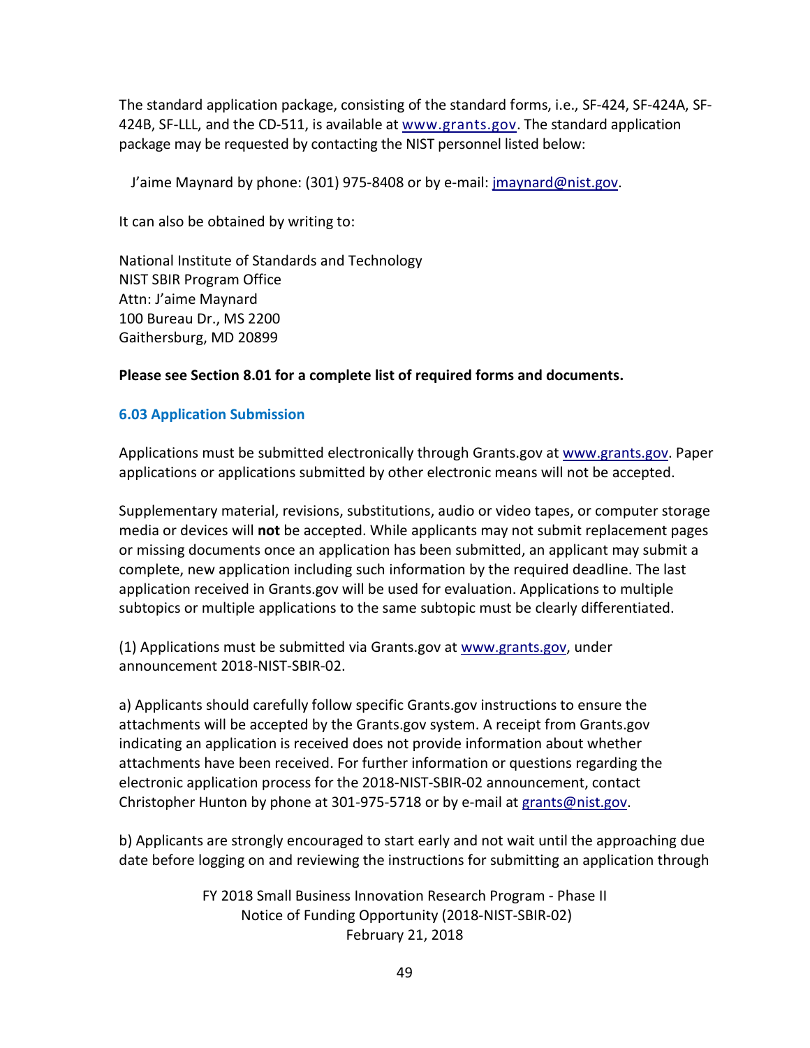The standard application package, consisting of the standard forms, i.e., SF-424, SF-424A, SF-424B, SF-LLL, and the CD-511, is available at www.grants.gov. The standard application package may be requested by contacting the NIST personnel listed below:

J'aime Maynard by phone: (301) 975-8408 or by e-mail: jmaynard@nist.gov.

It can also be obtained by writing to:

National Institute of Standards and Technology
NIST SBIR Program Office
Attn: J'aime Maynard
100 Bureau Dr., MS 2200
Gaithersburg, MD 20899

**Please see Section 8.01 for a complete list of required forms and documents.**

### 6.03 Application Submission

Applications must be submitted electronically through Grants.gov at www.grants.gov. Paper applications or applications submitted by other electronic means will not be accepted.

Supplementary material, revisions, substitutions, audio or video tapes, or computer storage media or devices will **not** be accepted. While applicants may not submit replacement pages or missing documents once an application has been submitted, an applicant may submit a complete, new application including such information by the required deadline. The last application received in Grants.gov will be used for evaluation. Applications to multiple subtopics or multiple applications to the same subtopic must be clearly differentiated.

(1) Applications must be submitted via Grants.gov at www.grants.gov, under announcement 2018-NIST-SBIR-02.

a) Applicants should carefully follow specific Grants.gov instructions to ensure the attachments will be accepted by the Grants.gov system. A receipt from Grants.gov indicating an application is received does not provide information about whether attachments have been received. For further information or questions regarding the electronic application process for the 2018-NIST-SBIR-02 announcement, contact Christopher Hunton by phone at 301-975-5718 or by e-mail at grants@nist.gov.

b) Applicants are strongly encouraged to start early and not wait until the approaching due date before logging on and reviewing the instructions for submitting an application through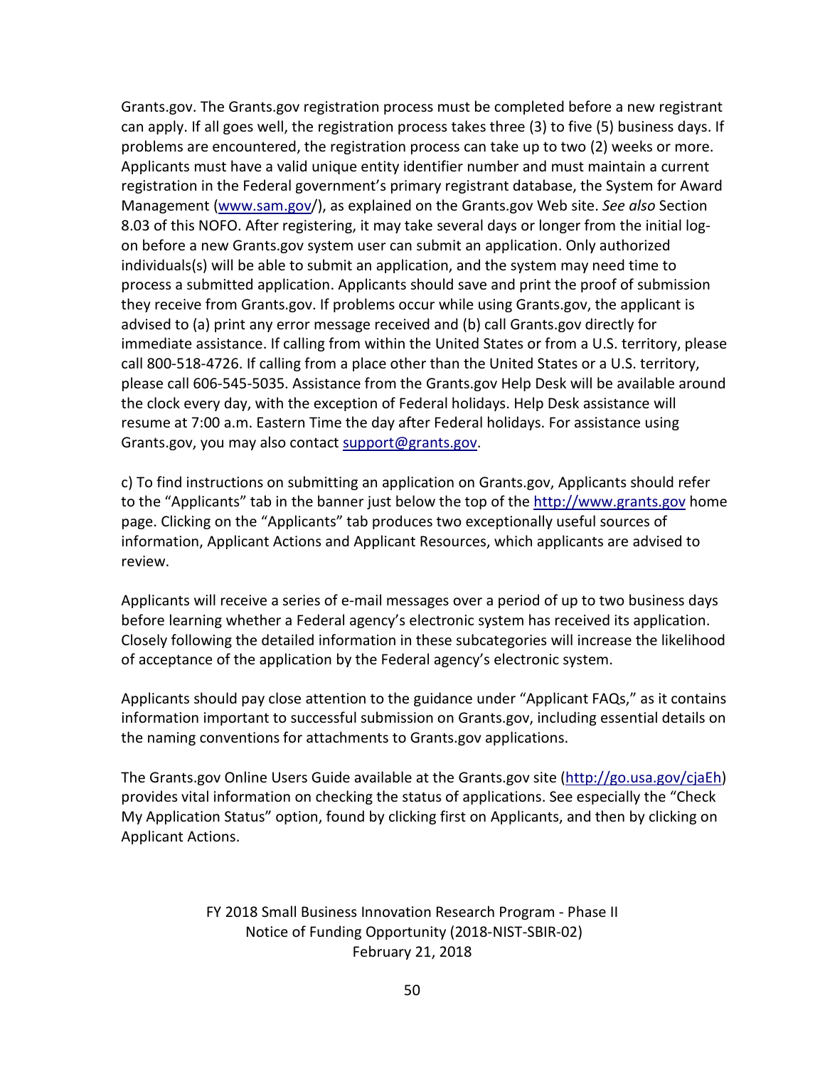Grants.gov. The Grants.gov registration process must be completed before a new registrant can apply. If all goes well, the registration process takes three (3) to five (5) business days. If problems are encountered, the registration process can take up to two (2) weeks or more. Applicants must have a valid unique entity identifier number and must maintain a current registration in the Federal government's primary registrant database, the System for Award Management (www.sam.gov/), as explained on the Grants.gov Web site. *See also* Section 8.03 of this NOFO. After registering, it may take several days or longer from the initial log-on before a new Grants.gov system user can submit an application. Only authorized individuals(s) will be able to submit an application, and the system may need time to process a submitted application. Applicants should save and print the proof of submission they receive from Grants.gov. If problems occur while using Grants.gov, the applicant is advised to (a) print any error message received and (b) call Grants.gov directly for immediate assistance. If calling from within the United States or from a U.S. territory, please call 800-518-4726. If calling from a place other than the United States or a U.S. territory, please call 606-545-5035. Assistance from the Grants.gov Help Desk will be available around the clock every day, with the exception of Federal holidays. Help Desk assistance will resume at 7:00 a.m. Eastern Time the day after Federal holidays. For assistance using Grants.gov, you may also contact support@grants.gov.

c) To find instructions on submitting an application on Grants.gov, Applicants should refer to the "Applicants" tab in the banner just below the top of the http://www.grants.gov home page. Clicking on the "Applicants" tab produces two exceptionally useful sources of information, Applicant Actions and Applicant Resources, which applicants are advised to review.

Applicants will receive a series of e-mail messages over a period of up to two business days before learning whether a Federal agency's electronic system has received its application. Closely following the detailed information in these subcategories will increase the likelihood of acceptance of the application by the Federal agency's electronic system.

Applicants should pay close attention to the guidance under "Applicant FAQs," as it contains information important to successful submission on Grants.gov, including essential details on the naming conventions for attachments to Grants.gov applications.

The Grants.gov Online Users Guide available at the Grants.gov site (http://go.usa.gov/cjaEh) provides vital information on checking the status of applications. See especially the "Check My Application Status" option, found by clicking first on Applicants, and then by clicking on Applicant Actions.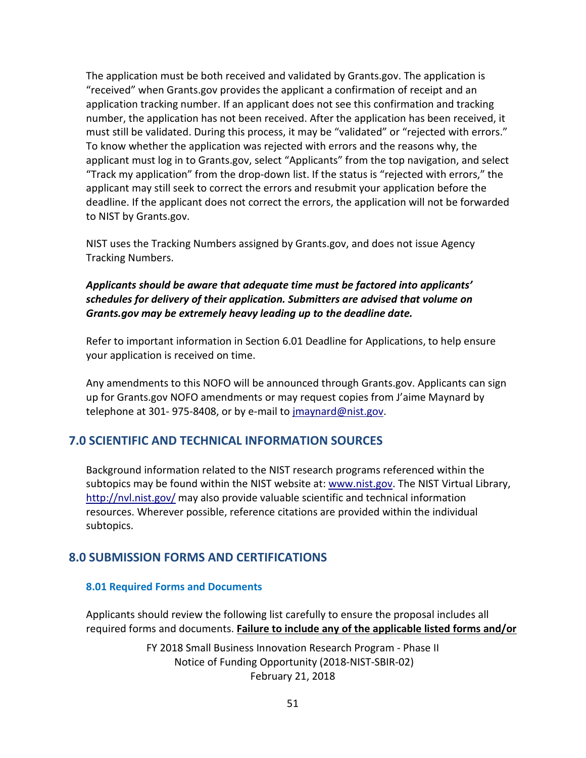The application must be both received and validated by Grants.gov. The application is "received" when Grants.gov provides the applicant a confirmation of receipt and an application tracking number. If an applicant does not see this confirmation and tracking number, the application has not been received. After the application has been received, it must still be validated. During this process, it may be "validated" or "rejected with errors." To know whether the application was rejected with errors and the reasons why, the applicant must log in to Grants.gov, select "Applicants" from the top navigation, and select "Track my application" from the drop-down list. If the status is "rejected with errors," the applicant may still seek to correct the errors and resubmit your application before the deadline. If the applicant does not correct the errors, the application will not be forwarded to NIST by Grants.gov.

NIST uses the Tracking Numbers assigned by Grants.gov, and does not issue Agency Tracking Numbers.

***Applicants should be aware that adequate time must be factored into applicants' schedules for delivery of their application. Submitters are advised that volume on Grants.gov may be extremely heavy leading up to the deadline date.***

Refer to important information in Section 6.01 Deadline for Applications, to help ensure your application is received on time.

Any amendments to this NOFO will be announced through Grants.gov. Applicants can sign up for Grants.gov NOFO amendments or may request copies from J'aime Maynard by telephone at 301- 975-8408, or by e-mail to jmaynard@nist.gov.

## 7.0 SCIENTIFIC AND TECHNICAL INFORMATION SOURCES

Background information related to the NIST research programs referenced within the subtopics may be found within the NIST website at: www.nist.gov. The NIST Virtual Library, http://nvl.nist.gov/ may also provide valuable scientific and technical information resources. Wherever possible, reference citations are provided within the individual subtopics.

## 8.0 SUBMISSION FORMS AND CERTIFICATIONS

### 8.01 Required Forms and Documents

Applicants should review the following list carefully to ensure the proposal includes all required forms and documents. **Failure to include any of the applicable listed forms and/or**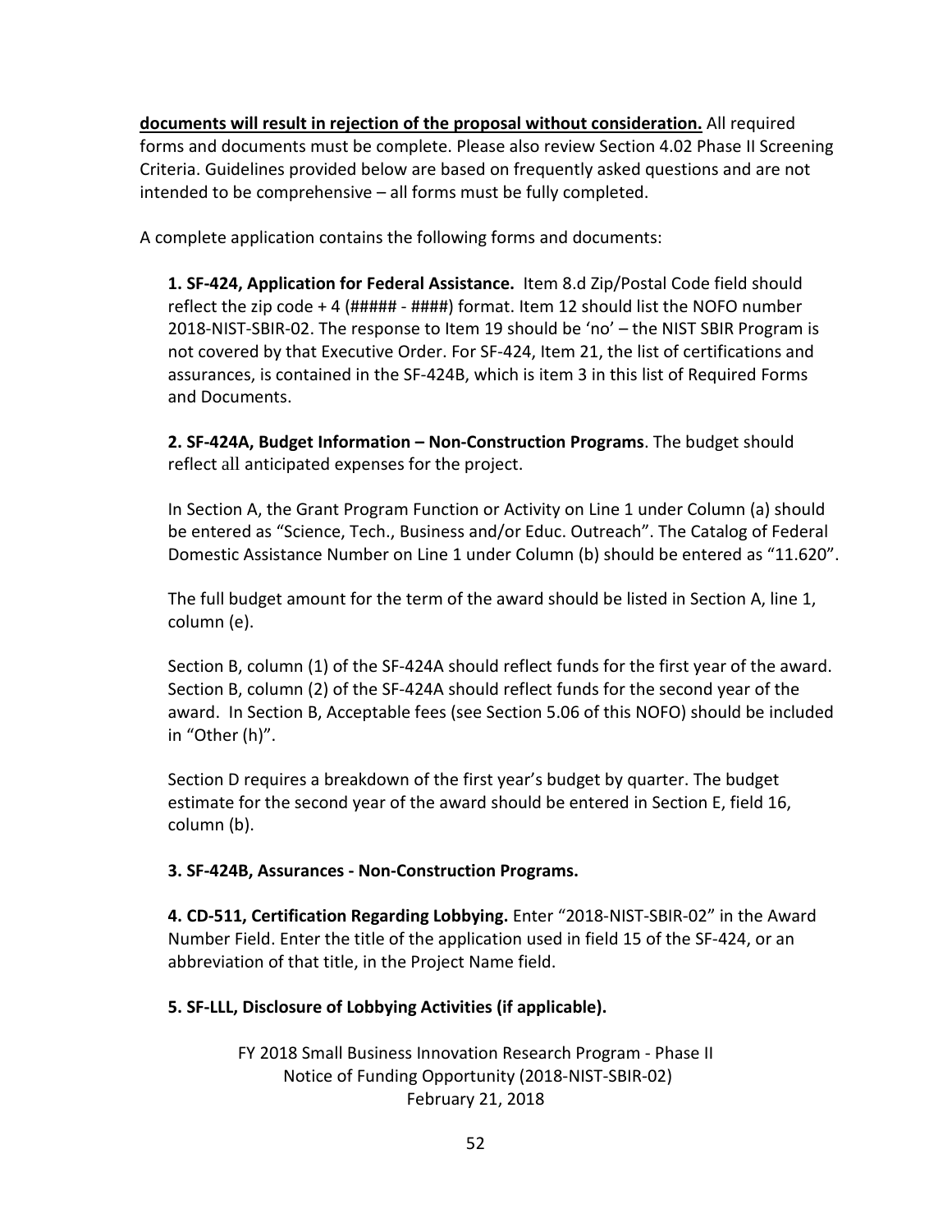**documents will result in rejection of the proposal without consideration.** All required forms and documents must be complete. Please also review Section 4.02 Phase II Screening Criteria. Guidelines provided below are based on frequently asked questions and are not intended to be comprehensive – all forms must be fully completed.

A complete application contains the following forms and documents:

**1. SF-424, Application for Federal Assistance.** Item 8.d Zip/Postal Code field should reflect the zip code + 4 (##### - ####) format. Item 12 should list the NOFO number 2018-NIST-SBIR-02. The response to Item 19 should be 'no' – the NIST SBIR Program is not covered by that Executive Order. For SF-424, Item 21, the list of certifications and assurances, is contained in the SF-424B, which is item 3 in this list of Required Forms and Documents.

**2. SF-424A, Budget Information – Non-Construction Programs**. The budget should reflect all anticipated expenses for the project.

In Section A, the Grant Program Function or Activity on Line 1 under Column (a) should be entered as "Science, Tech., Business and/or Educ. Outreach". The Catalog of Federal Domestic Assistance Number on Line 1 under Column (b) should be entered as "11.620".

The full budget amount for the term of the award should be listed in Section A, line 1, column (e).

Section B, column (1) of the SF-424A should reflect funds for the first year of the award. Section B, column (2) of the SF-424A should reflect funds for the second year of the award. In Section B, Acceptable fees (see Section 5.06 of this NOFO) should be included in "Other (h)".

Section D requires a breakdown of the first year's budget by quarter. The budget estimate for the second year of the award should be entered in Section E, field 16, column (b).

**3. SF-424B, Assurances - Non-Construction Programs.**

**4. CD-511, Certification Regarding Lobbying.** Enter "2018-NIST-SBIR-02" in the Award Number Field. Enter the title of the application used in field 15 of the SF-424, or an abbreviation of that title, in the Project Name field.

**5. SF-LLL, Disclosure of Lobbying Activities (if applicable).**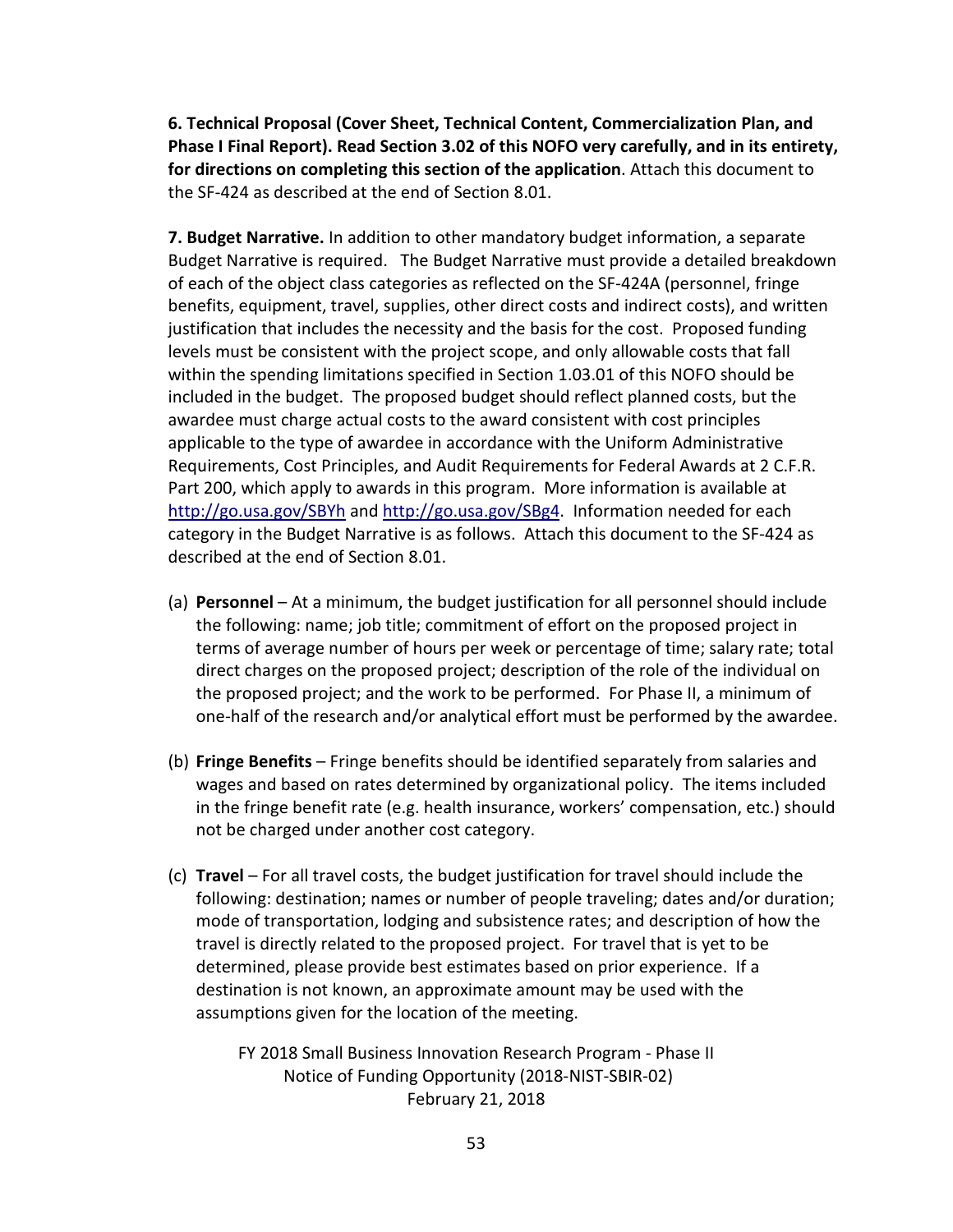**6. Technical Proposal (Cover Sheet, Technical Content, Commercialization Plan, and Phase I Final Report). Read Section 3.02 of this NOFO very carefully, and in its entirety, for directions on completing this section of the application**. Attach this document to the SF-424 as described at the end of Section 8.01.

**7. Budget Narrative.** In addition to other mandatory budget information, a separate Budget Narrative is required. The Budget Narrative must provide a detailed breakdown of each of the object class categories as reflected on the SF-424A (personnel, fringe benefits, equipment, travel, supplies, other direct costs and indirect costs), and written justification that includes the necessity and the basis for the cost. Proposed funding levels must be consistent with the project scope, and only allowable costs that fall within the spending limitations specified in Section 1.03.01 of this NOFO should be included in the budget. The proposed budget should reflect planned costs, but the awardee must charge actual costs to the award consistent with cost principles applicable to the type of awardee in accordance with the Uniform Administrative Requirements, Cost Principles, and Audit Requirements for Federal Awards at 2 C.F.R. Part 200, which apply to awards in this program. More information is available at http://go.usa.gov/SBYh and http://go.usa.gov/SBg4. Information needed for each category in the Budget Narrative is as follows. Attach this document to the SF-424 as described at the end of Section 8.01.

(a) **Personnel** – At a minimum, the budget justification for all personnel should include the following: name; job title; commitment of effort on the proposed project in terms of average number of hours per week or percentage of time; salary rate; total direct charges on the proposed project; description of the role of the individual on the proposed project; and the work to be performed. For Phase II, a minimum of one-half of the research and/or analytical effort must be performed by the awardee.

(b) **Fringe Benefits** – Fringe benefits should be identified separately from salaries and wages and based on rates determined by organizational policy. The items included in the fringe benefit rate (e.g. health insurance, workers' compensation, etc.) should not be charged under another cost category.

(c) **Travel** – For all travel costs, the budget justification for travel should include the following: destination; names or number of people traveling; dates and/or duration; mode of transportation, lodging and subsistence rates; and description of how the travel is directly related to the proposed project. For travel that is yet to be determined, please provide best estimates based on prior experience. If a destination is not known, an approximate amount may be used with the assumptions given for the location of the meeting.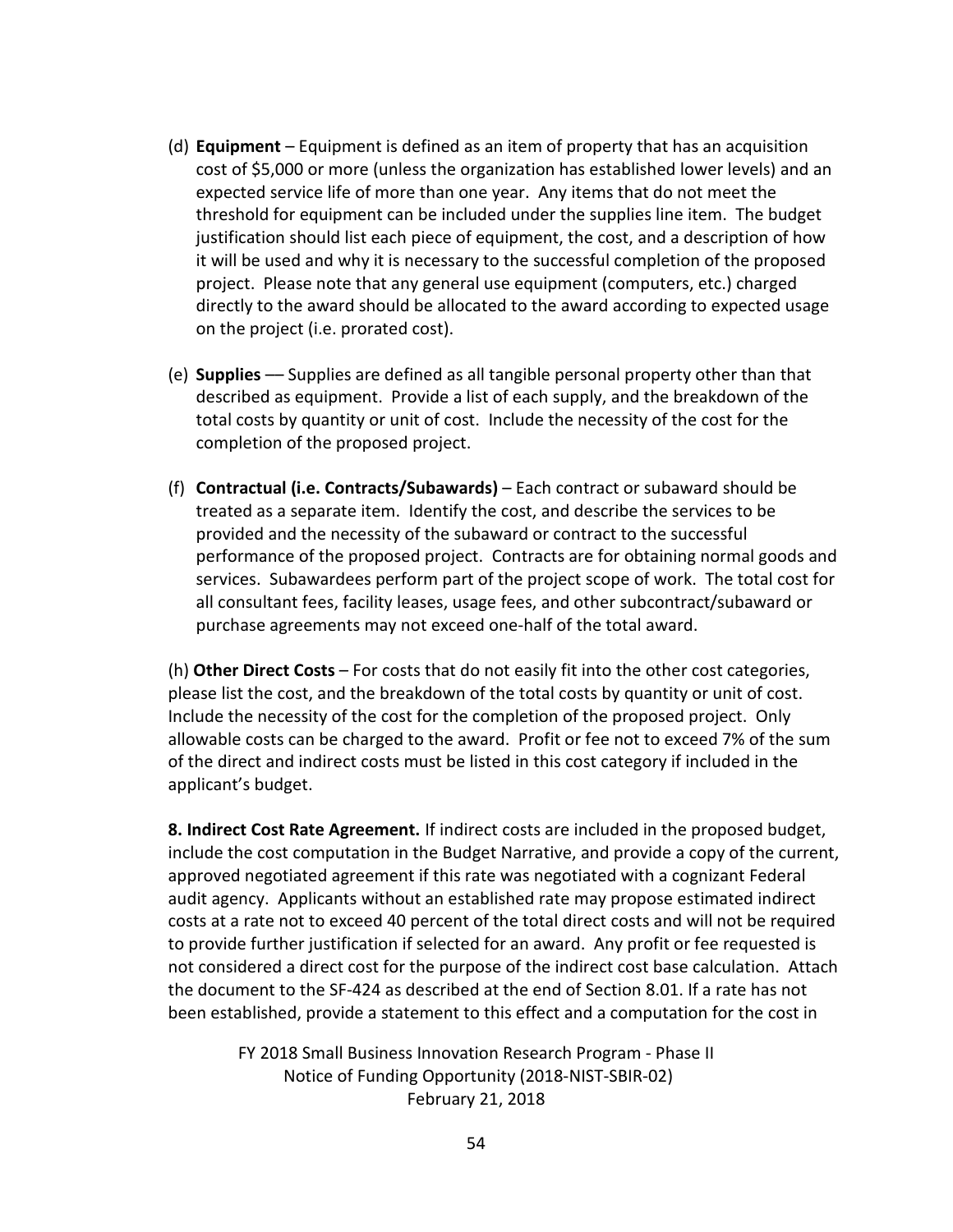(d) **Equipment** – Equipment is defined as an item of property that has an acquisition cost of $5,000 or more (unless the organization has established lower levels) and an expected service life of more than one year. Any items that do not meet the threshold for equipment can be included under the supplies line item. The budget justification should list each piece of equipment, the cost, and a description of how it will be used and why it is necessary to the successful completion of the proposed project. Please note that any general use equipment (computers, etc.) charged directly to the award should be allocated to the award according to expected usage on the project (i.e. prorated cost).

(e) **Supplies** — Supplies are defined as all tangible personal property other than that described as equipment. Provide a list of each supply, and the breakdown of the total costs by quantity or unit of cost. Include the necessity of the cost for the completion of the proposed project.

(f) **Contractual (i.e. Contracts/Subawards)** – Each contract or subaward should be treated as a separate item. Identify the cost, and describe the services to be provided and the necessity of the subaward or contract to the successful performance of the proposed project. Contracts are for obtaining normal goods and services. Subawardees perform part of the project scope of work. The total cost for all consultant fees, facility leases, usage fees, and other subcontract/subaward or purchase agreements may not exceed one-half of the total award.

(h) **Other Direct Costs** – For costs that do not easily fit into the other cost categories, please list the cost, and the breakdown of the total costs by quantity or unit of cost. Include the necessity of the cost for the completion of the proposed project. Only allowable costs can be charged to the award. Profit or fee not to exceed 7% of the sum of the direct and indirect costs must be listed in this cost category if included in the applicant's budget.

**8. Indirect Cost Rate Agreement.** If indirect costs are included in the proposed budget, include the cost computation in the Budget Narrative, and provide a copy of the current, approved negotiated agreement if this rate was negotiated with a cognizant Federal audit agency. Applicants without an established rate may propose estimated indirect costs at a rate not to exceed 40 percent of the total direct costs and will not be required to provide further justification if selected for an award. Any profit or fee requested is not considered a direct cost for the purpose of the indirect cost base calculation. Attach the document to the SF-424 as described at the end of Section 8.01. If a rate has not been established, provide a statement to this effect and a computation for the cost in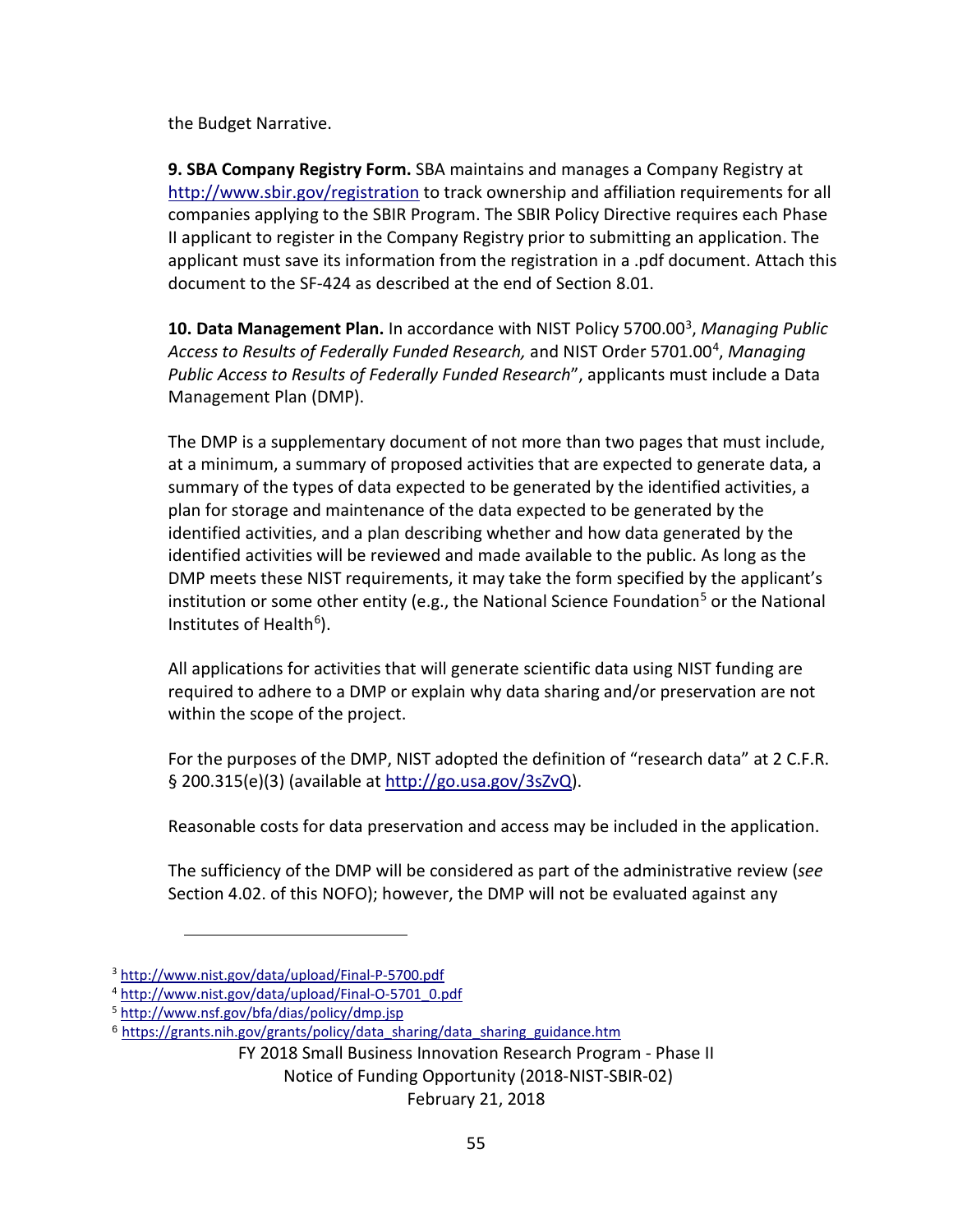the Budget Narrative.

**9. SBA Company Registry Form.** SBA maintains and manages a Company Registry at http://www.sbir.gov/registration to track ownership and affiliation requirements for all companies applying to the SBIR Program. The SBIR Policy Directive requires each Phase II applicant to register in the Company Registry prior to submitting an application. The applicant must save its information from the registration in a .pdf document. Attach this document to the SF-424 as described at the end of Section 8.01.

**10. Data Management Plan.** In accordance with NIST Policy 5700.00[3], *Managing Public Access to Results of Federally Funded Research,* and NIST Order 5701.00[4], *Managing Public Access to Results of Federally Funded Research*", applicants must include a Data Management Plan (DMP).

The DMP is a supplementary document of not more than two pages that must include, at a minimum, a summary of proposed activities that are expected to generate data, a summary of the types of data expected to be generated by the identified activities, a plan for storage and maintenance of the data expected to be generated by the identified activities, and a plan describing whether and how data generated by the identified activities will be reviewed and made available to the public. As long as the DMP meets these NIST requirements, it may take the form specified by the applicant's institution or some other entity (e.g., the National Science Foundation[5] or the National Institutes of Health[6]).

All applications for activities that will generate scientific data using NIST funding are required to adhere to a DMP or explain why data sharing and/or preservation are not within the scope of the project.

For the purposes of the DMP, NIST adopted the definition of "research data" at 2 C.F.R. § 200.315(e)(3) (available at http://go.usa.gov/3sZvQ).

Reasonable costs for data preservation and access may be included in the application.

The sufficiency of the DMP will be considered as part of the administrative review (*see* Section 4.02. of this NOFO); however, the DMP will not be evaluated against any

[3] http://www.nist.gov/data/upload/Final-P-5700.pdf
[4] http://www.nist.gov/data/upload/Final-O-5701_0.pdf
[5] http://www.nsf.gov/bfa/dias/policy/dmp.jsp
[6] https://grants.nih.gov/grants/policy/data_sharing/data_sharing_guidance.htm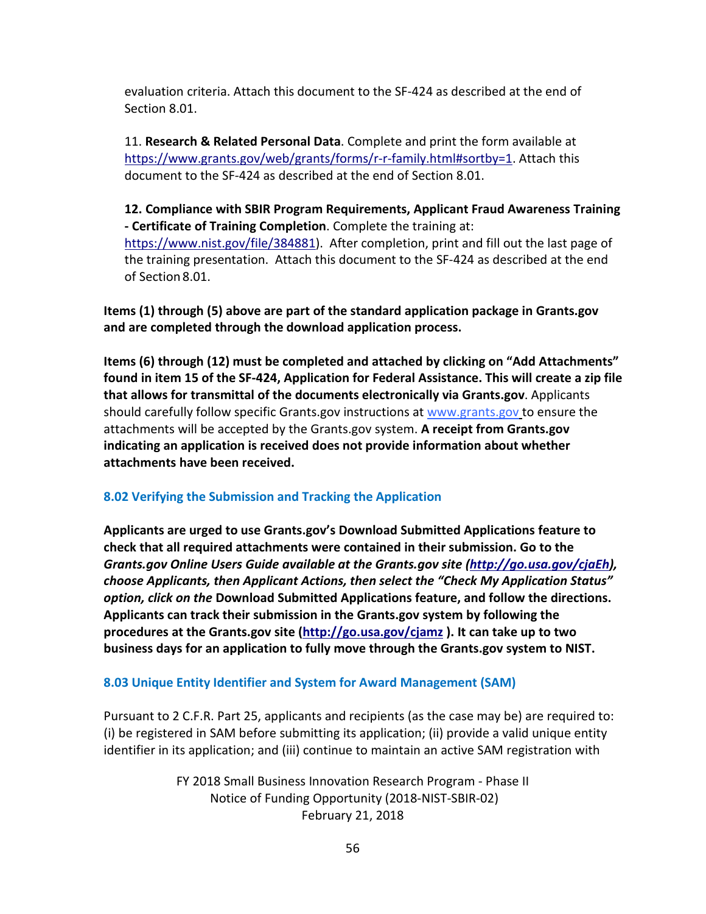evaluation criteria. Attach this document to the SF-424 as described at the end of Section 8.01.

11. **Research & Related Personal Data**. Complete and print the form available at https://www.grants.gov/web/grants/forms/r-r-family.html#sortby=1. Attach this document to the SF-424 as described at the end of Section 8.01.

**12. Compliance with SBIR Program Requirements, Applicant Fraud Awareness Training - Certificate of Training Completion**. Complete the training at: https://www.nist.gov/file/384881). After completion, print and fill out the last page of the training presentation. Attach this document to the SF-424 as described at the end of Section 8.01.

**Items (1) through (5) above are part of the standard application package in Grants.gov and are completed through the download application process.**

**Items (6) through (12) must be completed and attached by clicking on "Add Attachments" found in item 15 of the SF-424, Application for Federal Assistance. This will create a zip file that allows for transmittal of the documents electronically via Grants.gov**. Applicants should carefully follow specific Grants.gov instructions at www.grants.gov to ensure the attachments will be accepted by the Grants.gov system. **A receipt from Grants.gov indicating an application is received does not provide information about whether attachments have been received.**

### 8.02 Verifying the Submission and Tracking the Application

**Applicants are urged to use Grants.gov's Download Submitted Applications feature to check that all required attachments were contained in their submission. Go to the *Grants.gov Online Users Guide available at the Grants.gov site (http://go.usa.gov/cjaEh), choose Applicants, then Applicant Actions, then select the "Check My Application Status" option, click on the* Download Submitted Applications feature, and follow the directions. Applicants can track their submission in the Grants.gov system by following the procedures at the Grants.gov site (http://go.usa.gov/cjamz ). It can take up to two business days for an application to fully move through the Grants.gov system to NIST.**

### 8.03 Unique Entity Identifier and System for Award Management (SAM)

Pursuant to 2 C.F.R. Part 25, applicants and recipients (as the case may be) are required to: (i) be registered in SAM before submitting its application; (ii) provide a valid unique entity identifier in its application; and (iii) continue to maintain an active SAM registration with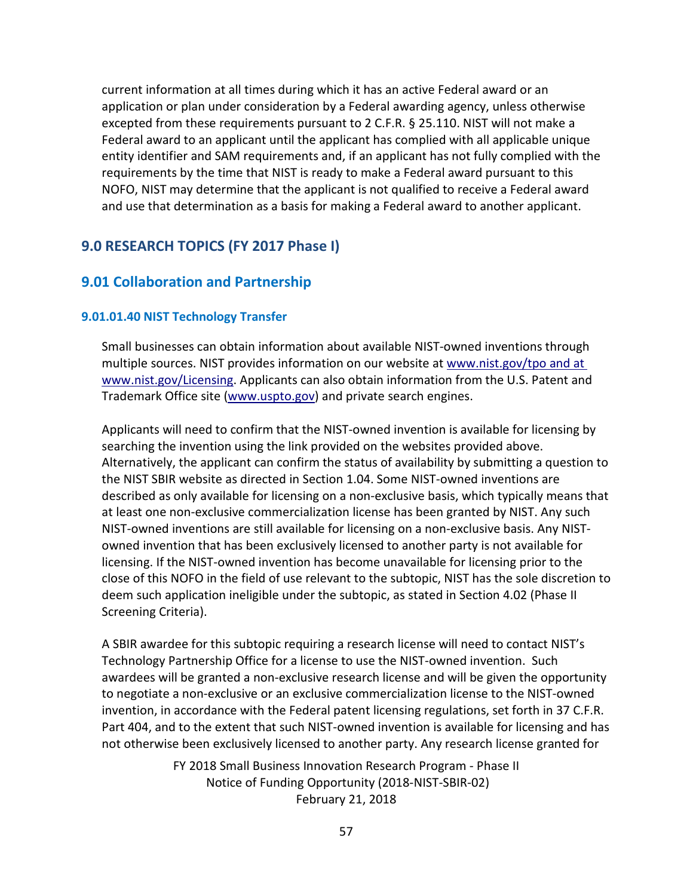current information at all times during which it has an active Federal award or an application or plan under consideration by a Federal awarding agency, unless otherwise excepted from these requirements pursuant to 2 C.F.R. § 25.110. NIST will not make a Federal award to an applicant until the applicant has complied with all applicable unique entity identifier and SAM requirements and, if an applicant has not fully complied with the requirements by the time that NIST is ready to make a Federal award pursuant to this NOFO, NIST may determine that the applicant is not qualified to receive a Federal award and use that determination as a basis for making a Federal award to another applicant.

## 9.0 RESEARCH TOPICS (FY 2017 Phase I)

## 9.01 Collaboration and Partnership

### 9.01.01.40 NIST Technology Transfer

Small businesses can obtain information about available NIST-owned inventions through multiple sources. NIST provides information on our website at www.nist.gov/tpo and at www.nist.gov/Licensing. Applicants can also obtain information from the U.S. Patent and Trademark Office site (www.uspto.gov) and private search engines.

Applicants will need to confirm that the NIST-owned invention is available for licensing by searching the invention using the link provided on the websites provided above. Alternatively, the applicant can confirm the status of availability by submitting a question to the NIST SBIR website as directed in Section 1.04. Some NIST-owned inventions are described as only available for licensing on a non-exclusive basis, which typically means that at least one non-exclusive commercialization license has been granted by NIST. Any such NIST-owned inventions are still available for licensing on a non-exclusive basis. Any NIST-owned invention that has been exclusively licensed to another party is not available for licensing. If the NIST-owned invention has become unavailable for licensing prior to the close of this NOFO in the field of use relevant to the subtopic, NIST has the sole discretion to deem such application ineligible under the subtopic, as stated in Section 4.02 (Phase II Screening Criteria).

A SBIR awardee for this subtopic requiring a research license will need to contact NIST's Technology Partnership Office for a license to use the NIST-owned invention. Such awardees will be granted a non-exclusive research license and will be given the opportunity to negotiate a non-exclusive or an exclusive commercialization license to the NIST-owned invention, in accordance with the Federal patent licensing regulations, set forth in 37 C.F.R. Part 404, and to the extent that such NIST-owned invention is available for licensing and has not otherwise been exclusively licensed to another party. Any research license granted for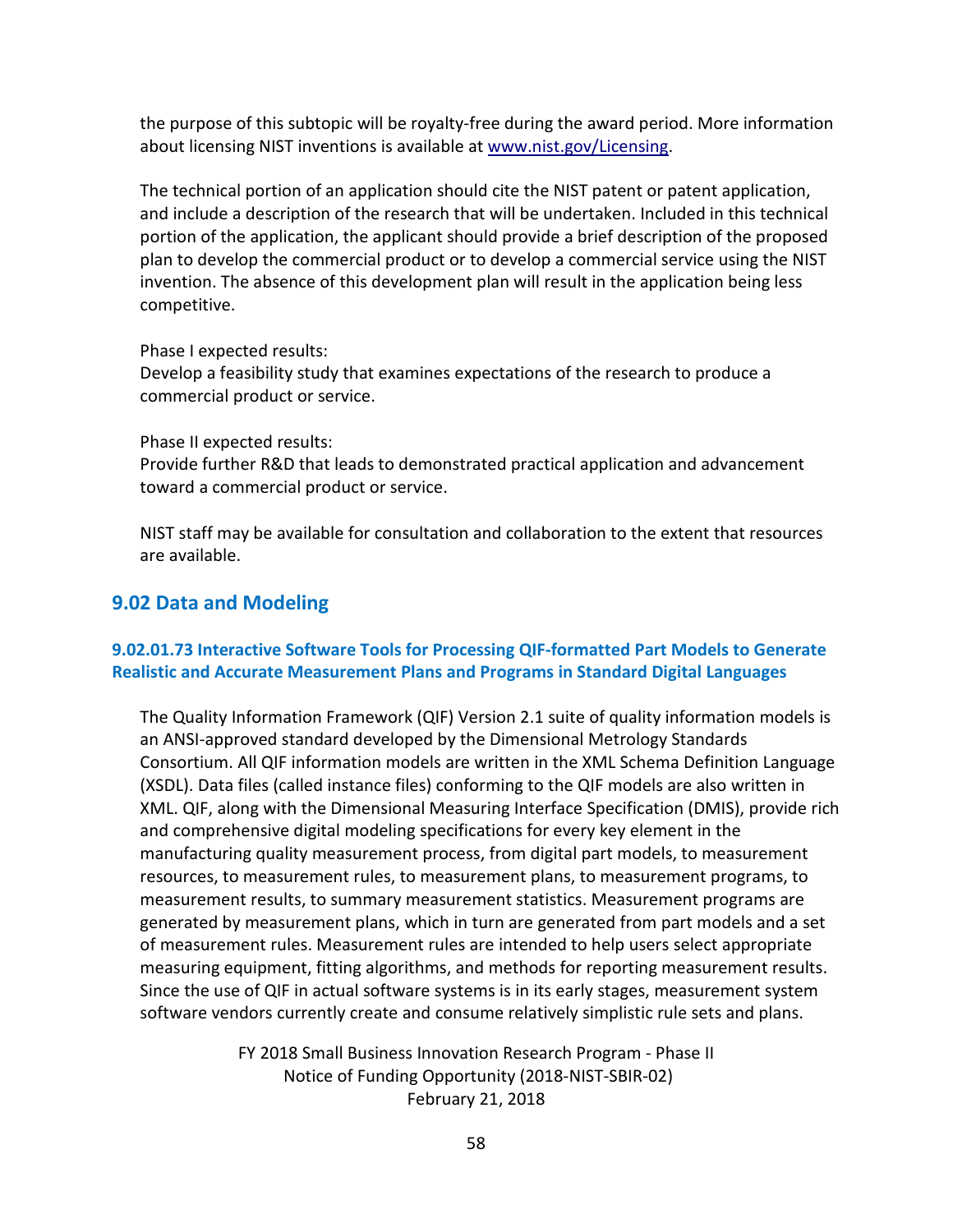the purpose of this subtopic will be royalty-free during the award period. More information about licensing NIST inventions is available at www.nist.gov/Licensing.

The technical portion of an application should cite the NIST patent or patent application, and include a description of the research that will be undertaken. Included in this technical portion of the application, the applicant should provide a brief description of the proposed plan to develop the commercial product or to develop a commercial service using the NIST invention. The absence of this development plan will result in the application being less competitive.

Phase I expected results:
Develop a feasibility study that examines expectations of the research to produce a commercial product or service.

Phase II expected results:
Provide further R&D that leads to demonstrated practical application and advancement toward a commercial product or service.

NIST staff may be available for consultation and collaboration to the extent that resources are available.

## 9.02 Data and Modeling

### 9.02.01.73 Interactive Software Tools for Processing QIF-formatted Part Models to Generate Realistic and Accurate Measurement Plans and Programs in Standard Digital Languages

The Quality Information Framework (QIF) Version 2.1 suite of quality information models is an ANSI-approved standard developed by the Dimensional Metrology Standards Consortium. All QIF information models are written in the XML Schema Definition Language (XSDL). Data files (called instance files) conforming to the QIF models are also written in XML. QIF, along with the Dimensional Measuring Interface Specification (DMIS), provide rich and comprehensive digital modeling specifications for every key element in the manufacturing quality measurement process, from digital part models, to measurement resources, to measurement rules, to measurement plans, to measurement programs, to measurement results, to summary measurement statistics. Measurement programs are generated by measurement plans, which in turn are generated from part models and a set of measurement rules. Measurement rules are intended to help users select appropriate measuring equipment, fitting algorithms, and methods for reporting measurement results. Since the use of QIF in actual software systems is in its early stages, measurement system software vendors currently create and consume relatively simplistic rule sets and plans.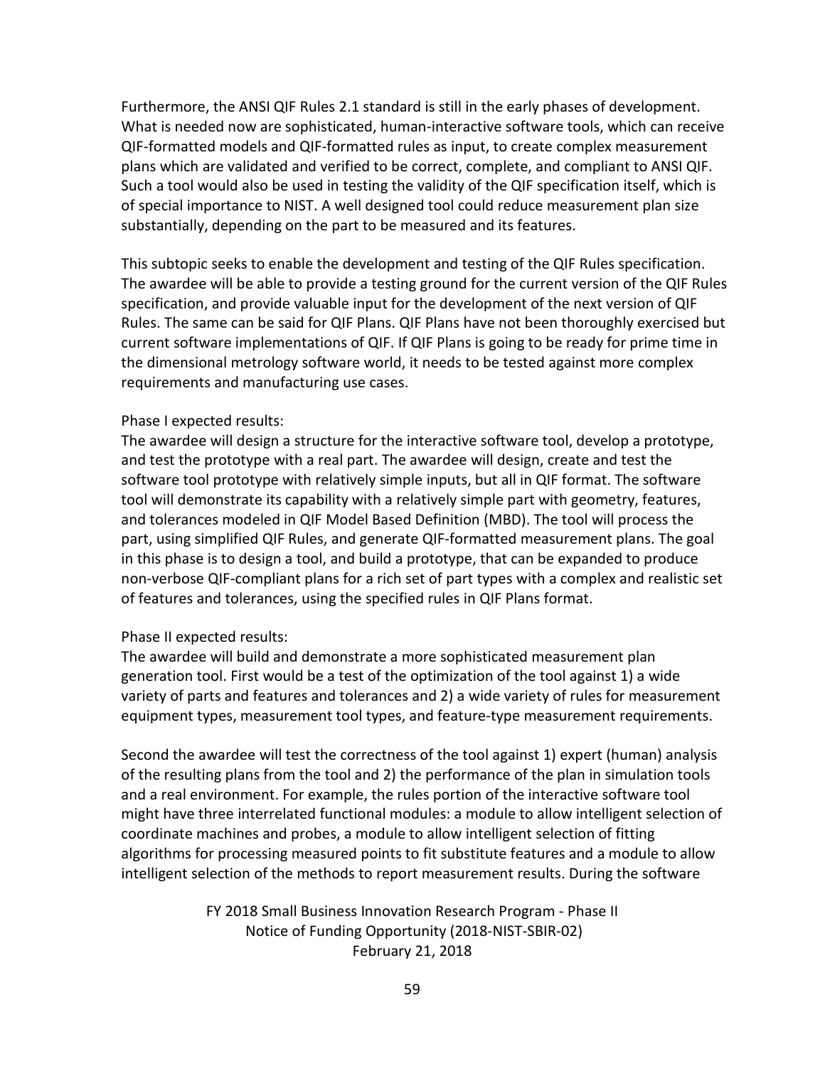Furthermore, the ANSI QIF Rules 2.1 standard is still in the early phases of development. What is needed now are sophisticated, human-interactive software tools, which can receive QIF-formatted models and QIF-formatted rules as input, to create complex measurement plans which are validated and verified to be correct, complete, and compliant to ANSI QIF. Such a tool would also be used in testing the validity of the QIF specification itself, which is of special importance to NIST. A well designed tool could reduce measurement plan size substantially, depending on the part to be measured and its features.

This subtopic seeks to enable the development and testing of the QIF Rules specification. The awardee will be able to provide a testing ground for the current version of the QIF Rules specification, and provide valuable input for the development of the next version of QIF Rules. The same can be said for QIF Plans. QIF Plans have not been thoroughly exercised but current software implementations of QIF. If QIF Plans is going to be ready for prime time in the dimensional metrology software world, it needs to be tested against more complex requirements and manufacturing use cases.

Phase I expected results:
The awardee will design a structure for the interactive software tool, develop a prototype, and test the prototype with a real part. The awardee will design, create and test the software tool prototype with relatively simple inputs, but all in QIF format. The software tool will demonstrate its capability with a relatively simple part with geometry, features, and tolerances modeled in QIF Model Based Definition (MBD). The tool will process the part, using simplified QIF Rules, and generate QIF-formatted measurement plans. The goal in this phase is to design a tool, and build a prototype, that can be expanded to produce non-verbose QIF-compliant plans for a rich set of part types with a complex and realistic set of features and tolerances, using the specified rules in QIF Plans format.

Phase II expected results:
The awardee will build and demonstrate a more sophisticated measurement plan generation tool. First would be a test of the optimization of the tool against 1) a wide variety of parts and features and tolerances and 2) a wide variety of rules for measurement equipment types, measurement tool types, and feature-type measurement requirements.

Second the awardee will test the correctness of the tool against 1) expert (human) analysis of the resulting plans from the tool and 2) the performance of the plan in simulation tools and a real environment. For example, the rules portion of the interactive software tool might have three interrelated functional modules: a module to allow intelligent selection of coordinate machines and probes, a module to allow intelligent selection of fitting algorithms for processing measured points to fit substitute features and a module to allow intelligent selection of the methods to report measurement results. During the software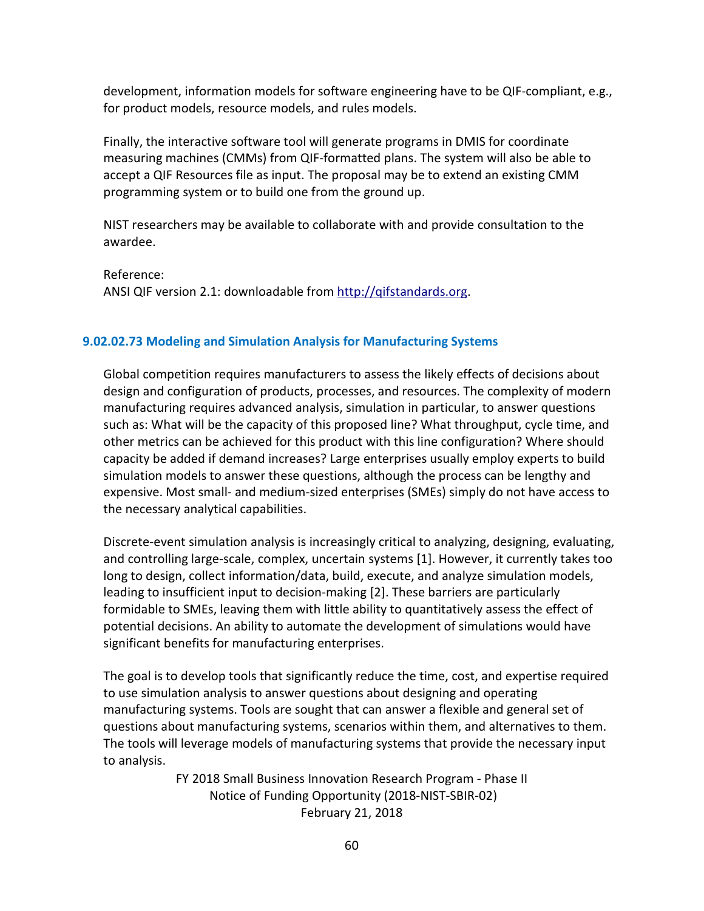development, information models for software engineering have to be QIF-compliant, e.g., for product models, resource models, and rules models.

Finally, the interactive software tool will generate programs in DMIS for coordinate measuring machines (CMMs) from QIF-formatted plans. The system will also be able to accept a QIF Resources file as input. The proposal may be to extend an existing CMM programming system or to build one from the ground up.

NIST researchers may be available to collaborate with and provide consultation to the awardee.

Reference:
ANSI QIF version 2.1: downloadable from http://qifstandards.org.

### 9.02.02.73 Modeling and Simulation Analysis for Manufacturing Systems

Global competition requires manufacturers to assess the likely effects of decisions about design and configuration of products, processes, and resources. The complexity of modern manufacturing requires advanced analysis, simulation in particular, to answer questions such as: What will be the capacity of this proposed line? What throughput, cycle time, and other metrics can be achieved for this product with this line configuration? Where should capacity be added if demand increases? Large enterprises usually employ experts to build simulation models to answer these questions, although the process can be lengthy and expensive. Most small- and medium-sized enterprises (SMEs) simply do not have access to the necessary analytical capabilities.

Discrete-event simulation analysis is increasingly critical to analyzing, designing, evaluating, and controlling large-scale, complex, uncertain systems [1]. However, it currently takes too long to design, collect information/data, build, execute, and analyze simulation models, leading to insufficient input to decision-making [2]. These barriers are particularly formidable to SMEs, leaving them with little ability to quantitatively assess the effect of potential decisions. An ability to automate the development of simulations would have significant benefits for manufacturing enterprises.

The goal is to develop tools that significantly reduce the time, cost, and expertise required to use simulation analysis to answer questions about designing and operating manufacturing systems. Tools are sought that can answer a flexible and general set of questions about manufacturing systems, scenarios within them, and alternatives to them. The tools will leverage models of manufacturing systems that provide the necessary input to analysis.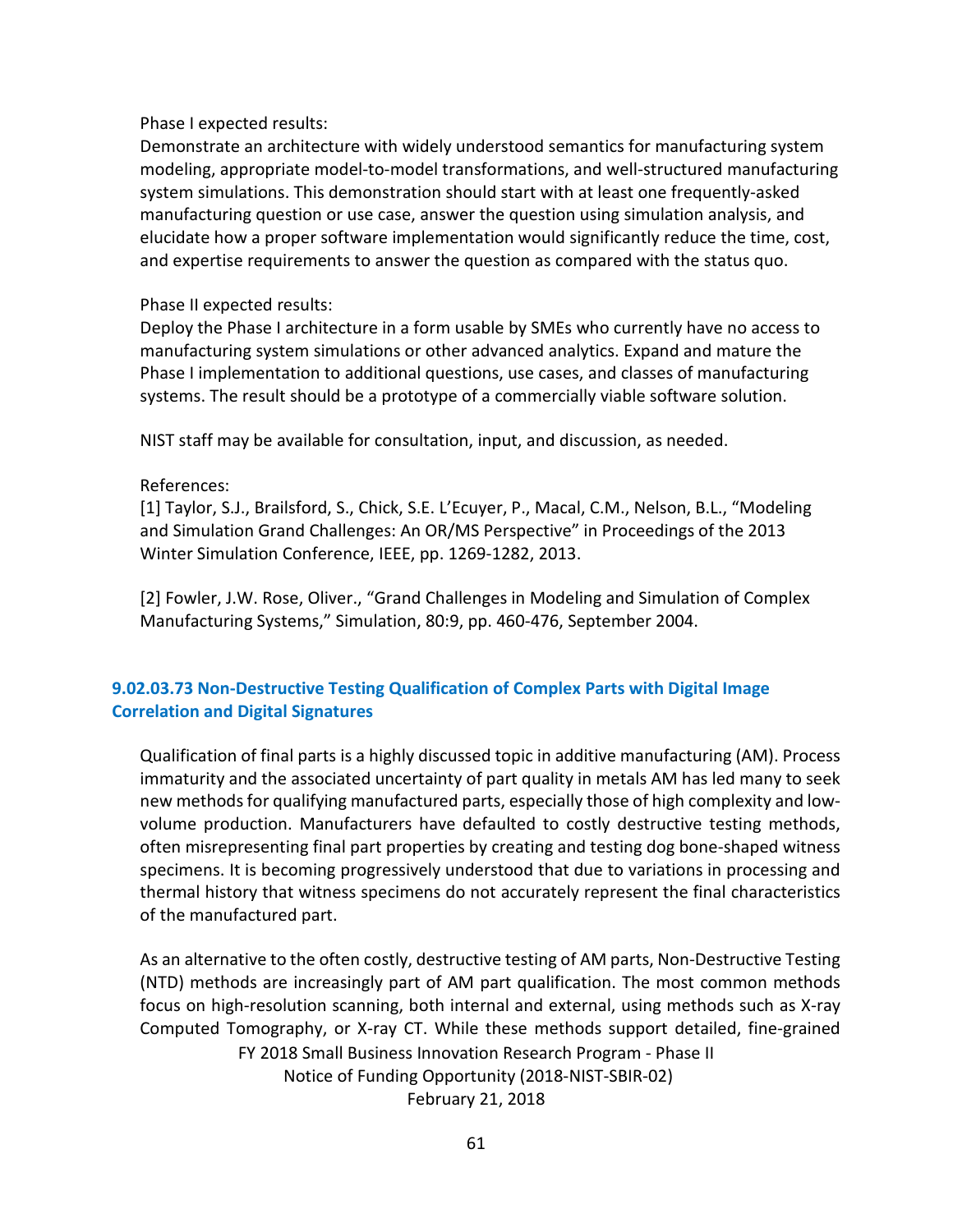Phase I expected results:
Demonstrate an architecture with widely understood semantics for manufacturing system modeling, appropriate model-to-model transformations, and well-structured manufacturing system simulations. This demonstration should start with at least one frequently-asked manufacturing question or use case, answer the question using simulation analysis, and elucidate how a proper software implementation would significantly reduce the time, cost, and expertise requirements to answer the question as compared with the status quo.

Phase II expected results:
Deploy the Phase I architecture in a form usable by SMEs who currently have no access to manufacturing system simulations or other advanced analytics. Expand and mature the Phase I implementation to additional questions, use cases, and classes of manufacturing systems. The result should be a prototype of a commercially viable software solution.

NIST staff may be available for consultation, input, and discussion, as needed.

References:
[1] Taylor, S.J., Brailsford, S., Chick, S.E. L'Ecuyer, P., Macal, C.M., Nelson, B.L., "Modeling and Simulation Grand Challenges: An OR/MS Perspective" in Proceedings of the 2013 Winter Simulation Conference, IEEE, pp. 1269-1282, 2013.

[2] Fowler, J.W. Rose, Oliver., "Grand Challenges in Modeling and Simulation of Complex Manufacturing Systems," Simulation, 80:9, pp. 460-476, September 2004.

### 9.02.03.73 Non-Destructive Testing Qualification of Complex Parts with Digital Image Correlation and Digital Signatures

Qualification of final parts is a highly discussed topic in additive manufacturing (AM). Process immaturity and the associated uncertainty of part quality in metals AM has led many to seek new methods for qualifying manufactured parts, especially those of high complexity and low-volume production. Manufacturers have defaulted to costly destructive testing methods, often misrepresenting final part properties by creating and testing dog bone-shaped witness specimens. It is becoming progressively understood that due to variations in processing and thermal history that witness specimens do not accurately represent the final characteristics of the manufactured part.

As an alternative to the often costly, destructive testing of AM parts, Non-Destructive Testing (NTD) methods are increasingly part of AM part qualification. The most common methods focus on high-resolution scanning, both internal and external, using methods such as X-ray Computed Tomography, or X-ray CT. While these methods support detailed, fine-grained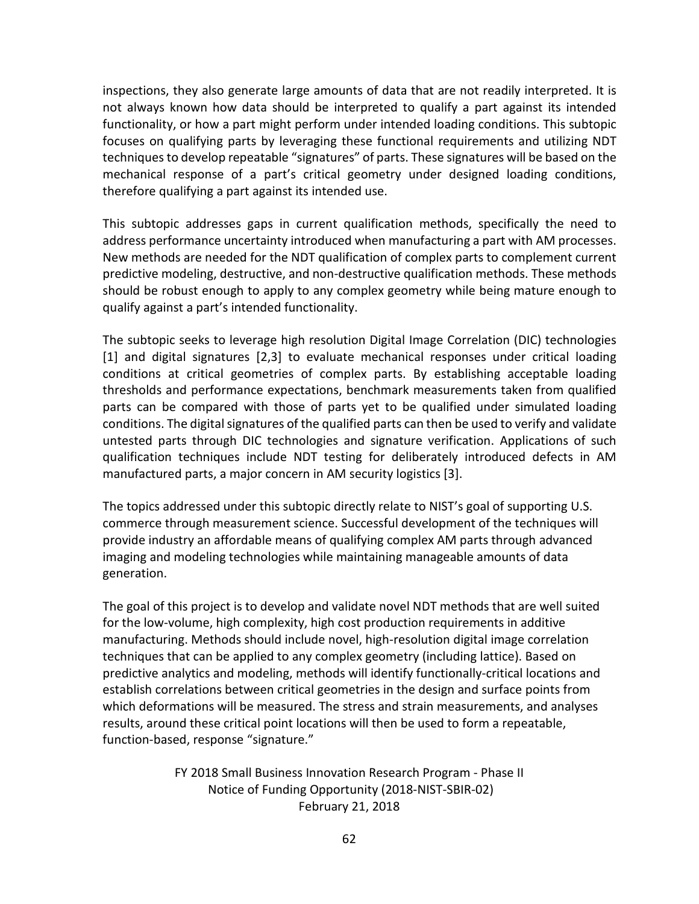inspections, they also generate large amounts of data that are not readily interpreted. It is not always known how data should be interpreted to qualify a part against its intended functionality, or how a part might perform under intended loading conditions. This subtopic focuses on qualifying parts by leveraging these functional requirements and utilizing NDT techniques to develop repeatable "signatures" of parts. These signatures will be based on the mechanical response of a part's critical geometry under designed loading conditions, therefore qualifying a part against its intended use.

This subtopic addresses gaps in current qualification methods, specifically the need to address performance uncertainty introduced when manufacturing a part with AM processes. New methods are needed for the NDT qualification of complex parts to complement current predictive modeling, destructive, and non-destructive qualification methods. These methods should be robust enough to apply to any complex geometry while being mature enough to qualify against a part's intended functionality.

The subtopic seeks to leverage high resolution Digital Image Correlation (DIC) technologies [1] and digital signatures [2,3] to evaluate mechanical responses under critical loading conditions at critical geometries of complex parts. By establishing acceptable loading thresholds and performance expectations, benchmark measurements taken from qualified parts can be compared with those of parts yet to be qualified under simulated loading conditions. The digital signatures of the qualified parts can then be used to verify and validate untested parts through DIC technologies and signature verification. Applications of such qualification techniques include NDT testing for deliberately introduced defects in AM manufactured parts, a major concern in AM security logistics [3].

The topics addressed under this subtopic directly relate to NIST's goal of supporting U.S. commerce through measurement science. Successful development of the techniques will provide industry an affordable means of qualifying complex AM parts through advanced imaging and modeling technologies while maintaining manageable amounts of data generation.

The goal of this project is to develop and validate novel NDT methods that are well suited for the low-volume, high complexity, high cost production requirements in additive manufacturing. Methods should include novel, high-resolution digital image correlation techniques that can be applied to any complex geometry (including lattice). Based on predictive analytics and modeling, methods will identify functionally-critical locations and establish correlations between critical geometries in the design and surface points from which deformations will be measured. The stress and strain measurements, and analyses results, around these critical point locations will then be used to form a repeatable, function-based, response "signature."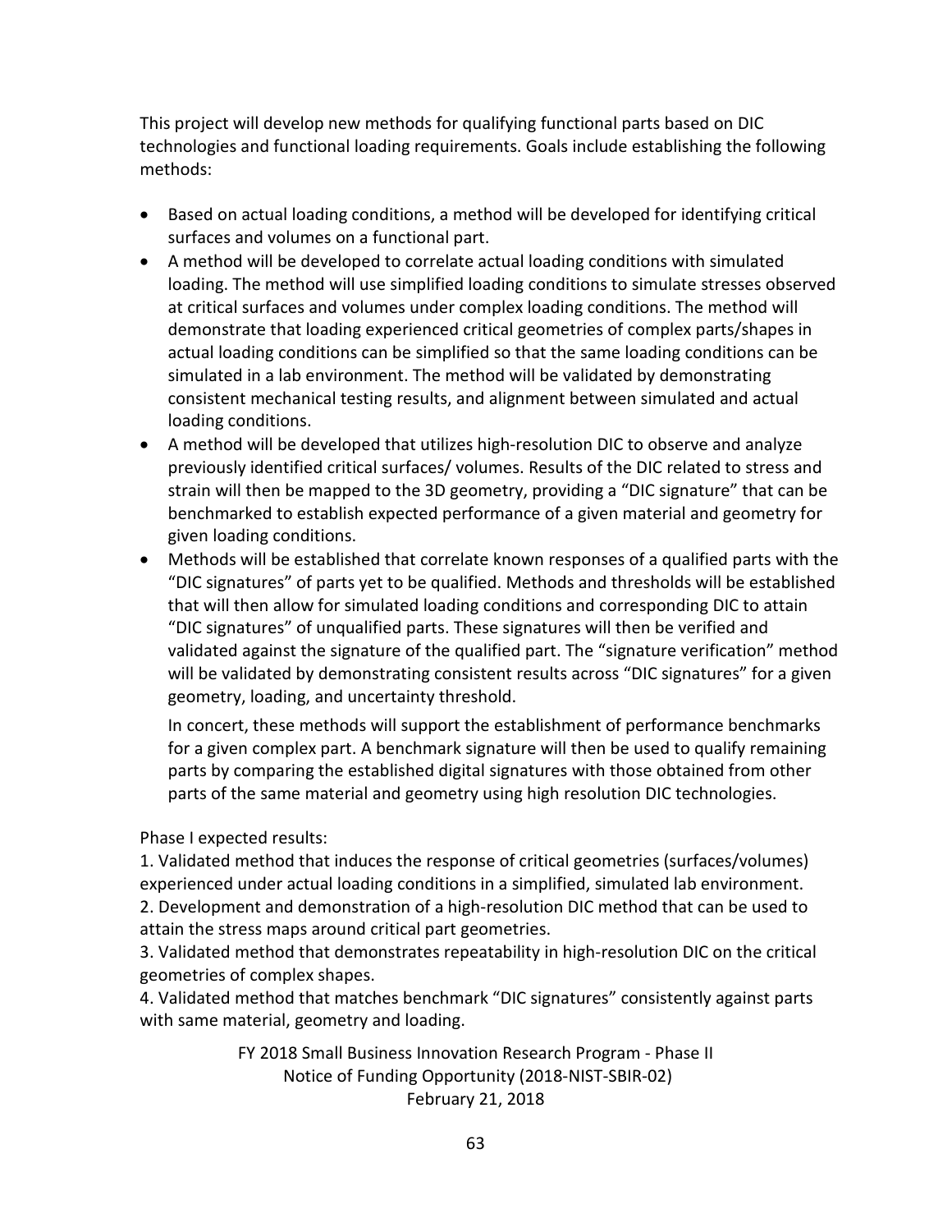This project will develop new methods for qualifying functional parts based on DIC technologies and functional loading requirements. Goals include establishing the following methods:

- Based on actual loading conditions, a method will be developed for identifying critical surfaces and volumes on a functional part.
- A method will be developed to correlate actual loading conditions with simulated loading. The method will use simplified loading conditions to simulate stresses observed at critical surfaces and volumes under complex loading conditions. The method will demonstrate that loading experienced critical geometries of complex parts/shapes in actual loading conditions can be simplified so that the same loading conditions can be simulated in a lab environment. The method will be validated by demonstrating consistent mechanical testing results, and alignment between simulated and actual loading conditions.
- A method will be developed that utilizes high-resolution DIC to observe and analyze previously identified critical surfaces/ volumes. Results of the DIC related to stress and strain will then be mapped to the 3D geometry, providing a "DIC signature" that can be benchmarked to establish expected performance of a given material and geometry for given loading conditions.
- Methods will be established that correlate known responses of a qualified parts with the "DIC signatures" of parts yet to be qualified. Methods and thresholds will be established that will then allow for simulated loading conditions and corresponding DIC to attain "DIC signatures" of unqualified parts. These signatures will then be verified and validated against the signature of the qualified part. The "signature verification" method will be validated by demonstrating consistent results across "DIC signatures" for a given geometry, loading, and uncertainty threshold.

  In concert, these methods will support the establishment of performance benchmarks for a given complex part. A benchmark signature will then be used to qualify remaining parts by comparing the established digital signatures with those obtained from other parts of the same material and geometry using high resolution DIC technologies.

Phase I expected results:

1. Validated method that induces the response of critical geometries (surfaces/volumes) experienced under actual loading conditions in a simplified, simulated lab environment.
2. Development and demonstration of a high-resolution DIC method that can be used to attain the stress maps around critical part geometries.
3. Validated method that demonstrates repeatability in high-resolution DIC on the critical geometries of complex shapes.
4. Validated method that matches benchmark "DIC signatures" consistently against parts with same material, geometry and loading.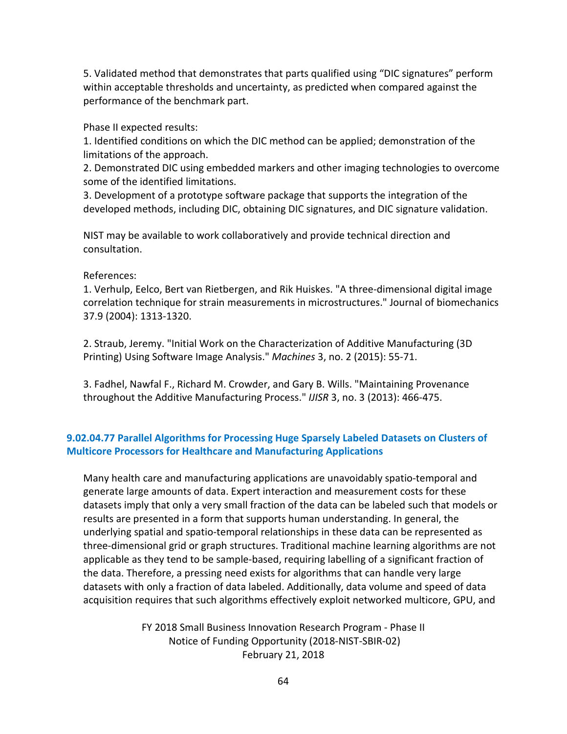5. Validated method that demonstrates that parts qualified using "DIC signatures" perform within acceptable thresholds and uncertainty, as predicted when compared against the performance of the benchmark part.

Phase II expected results:
1. Identified conditions on which the DIC method can be applied; demonstration of the limitations of the approach.
2. Demonstrated DIC using embedded markers and other imaging technologies to overcome some of the identified limitations.
3. Development of a prototype software package that supports the integration of the developed methods, including DIC, obtaining DIC signatures, and DIC signature validation.

NIST may be available to work collaboratively and provide technical direction and consultation.

References:
1. Verhulp, Eelco, Bert van Rietbergen, and Rik Huiskes. "A three-dimensional digital image correlation technique for strain measurements in microstructures." Journal of biomechanics 37.9 (2004): 1313-1320.

2. Straub, Jeremy. "Initial Work on the Characterization of Additive Manufacturing (3D Printing) Using Software Image Analysis." *Machines* 3, no. 2 (2015): 55-71.

3. Fadhel, Nawfal F., Richard M. Crowder, and Gary B. Wills. "Maintaining Provenance throughout the Additive Manufacturing Process." *IJISR* 3, no. 3 (2013): 466-475.

### 9.02.04.77 Parallel Algorithms for Processing Huge Sparsely Labeled Datasets on Clusters of Multicore Processors for Healthcare and Manufacturing Applications

Many health care and manufacturing applications are unavoidably spatio-temporal and generate large amounts of data. Expert interaction and measurement costs for these datasets imply that only a very small fraction of the data can be labeled such that models or results are presented in a form that supports human understanding. In general, the underlying spatial and spatio-temporal relationships in these data can be represented as three-dimensional grid or graph structures. Traditional machine learning algorithms are not applicable as they tend to be sample-based, requiring labelling of a significant fraction of the data. Therefore, a pressing need exists for algorithms that can handle very large datasets with only a fraction of data labeled. Additionally, data volume and speed of data acquisition requires that such algorithms effectively exploit networked multicore, GPU, and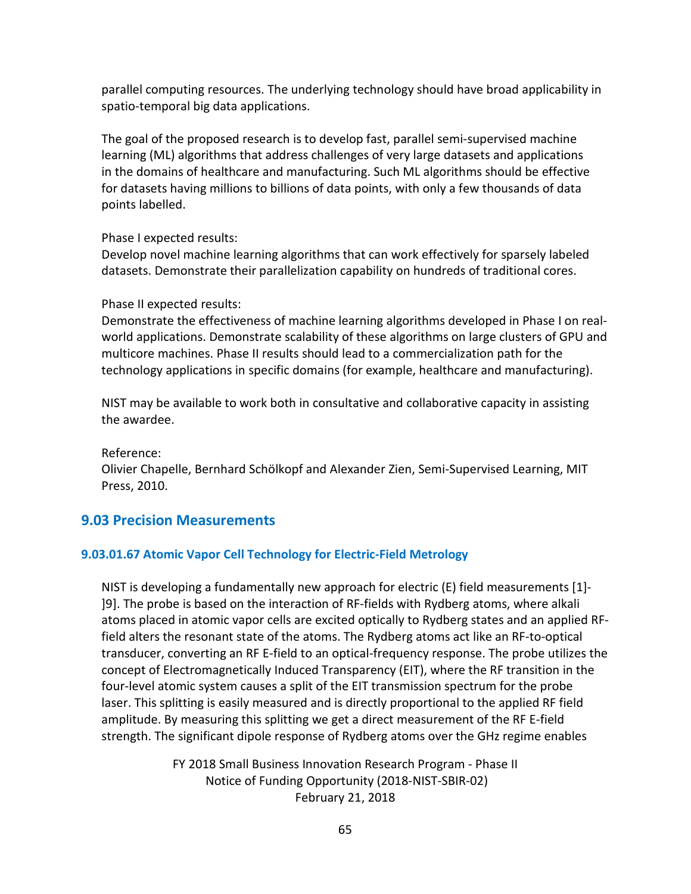parallel computing resources. The underlying technology should have broad applicability in spatio-temporal big data applications.

The goal of the proposed research is to develop fast, parallel semi-supervised machine learning (ML) algorithms that address challenges of very large datasets and applications in the domains of healthcare and manufacturing. Such ML algorithms should be effective for datasets having millions to billions of data points, with only a few thousands of data points labelled.

Phase I expected results:
Develop novel machine learning algorithms that can work effectively for sparsely labeled datasets. Demonstrate their parallelization capability on hundreds of traditional cores.

Phase II expected results:
Demonstrate the effectiveness of machine learning algorithms developed in Phase I on real-world applications. Demonstrate scalability of these algorithms on large clusters of GPU and multicore machines. Phase II results should lead to a commercialization path for the technology applications in specific domains (for example, healthcare and manufacturing).

NIST may be available to work both in consultative and collaborative capacity in assisting the awardee.

Reference:
Olivier Chapelle, Bernhard Schölkopf and Alexander Zien, Semi-Supervised Learning, MIT Press, 2010.

## 9.03 Precision Measurements

### 9.03.01.67 Atomic Vapor Cell Technology for Electric-Field Metrology

NIST is developing a fundamentally new approach for electric (E) field measurements [1]-]9]. The probe is based on the interaction of RF-fields with Rydberg atoms, where alkali atoms placed in atomic vapor cells are excited optically to Rydberg states and an applied RF-field alters the resonant state of the atoms. The Rydberg atoms act like an RF-to-optical transducer, converting an RF E-field to an optical-frequency response. The probe utilizes the concept of Electromagnetically Induced Transparency (EIT), where the RF transition in the four-level atomic system causes a split of the EIT transmission spectrum for the probe laser. This splitting is easily measured and is directly proportional to the applied RF field amplitude. By measuring this splitting we get a direct measurement of the RF E-field strength. The significant dipole response of Rydberg atoms over the GHz regime enables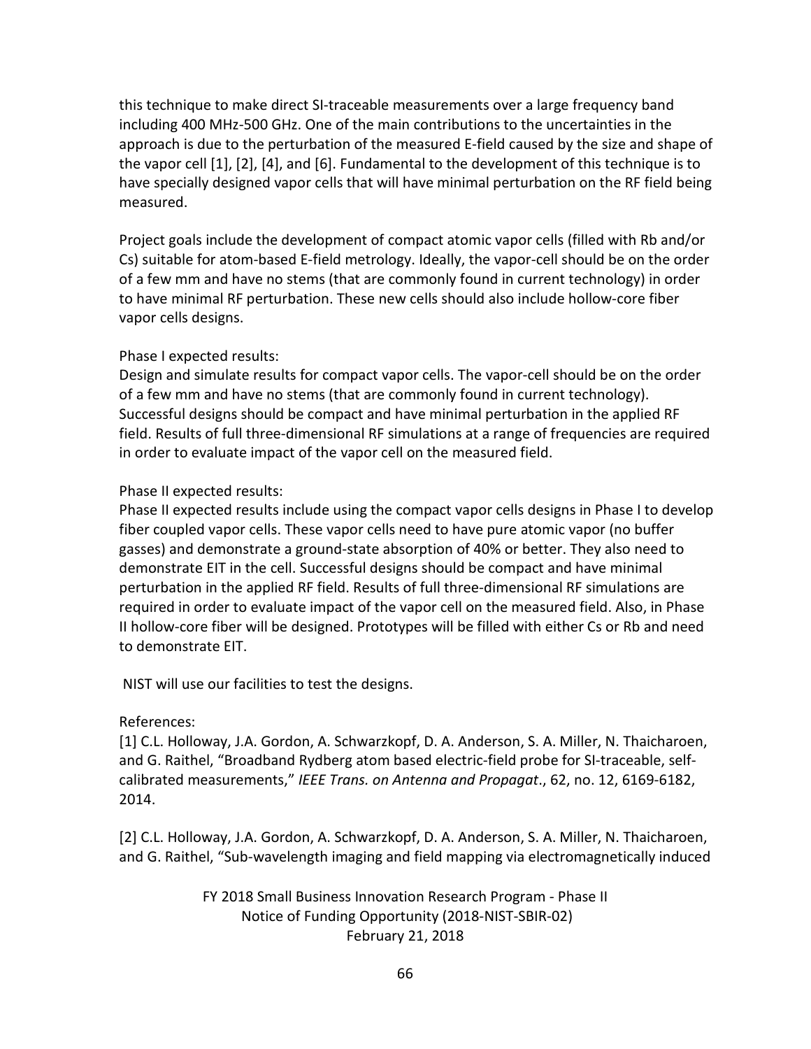this technique to make direct SI-traceable measurements over a large frequency band including 400 MHz-500 GHz. One of the main contributions to the uncertainties in the approach is due to the perturbation of the measured E-field caused by the size and shape of the vapor cell [1], [2], [4], and [6]. Fundamental to the development of this technique is to have specially designed vapor cells that will have minimal perturbation on the RF field being measured.

Project goals include the development of compact atomic vapor cells (filled with Rb and/or Cs) suitable for atom-based E-field metrology. Ideally, the vapor-cell should be on the order of a few mm and have no stems (that are commonly found in current technology) in order to have minimal RF perturbation. These new cells should also include hollow-core fiber vapor cells designs.

Phase I expected results:
Design and simulate results for compact vapor cells. The vapor-cell should be on the order of a few mm and have no stems (that are commonly found in current technology). Successful designs should be compact and have minimal perturbation in the applied RF field. Results of full three-dimensional RF simulations at a range of frequencies are required in order to evaluate impact of the vapor cell on the measured field.

Phase II expected results:
Phase II expected results include using the compact vapor cells designs in Phase I to develop fiber coupled vapor cells. These vapor cells need to have pure atomic vapor (no buffer gasses) and demonstrate a ground-state absorption of 40% or better. They also need to demonstrate EIT in the cell. Successful designs should be compact and have minimal perturbation in the applied RF field. Results of full three-dimensional RF simulations are required in order to evaluate impact of the vapor cell on the measured field. Also, in Phase II hollow-core fiber will be designed. Prototypes will be filled with either Cs or Rb and need to demonstrate EIT.

NIST will use our facilities to test the designs.

References:

[1] C.L. Holloway, J.A. Gordon, A. Schwarzkopf, D. A. Anderson, S. A. Miller, N. Thaicharoen, and G. Raithel, "Broadband Rydberg atom based electric-field probe for SI-traceable, self-calibrated measurements," *IEEE Trans. on Antenna and Propagat*., 62, no. 12, 6169-6182, 2014.

[2] C.L. Holloway, J.A. Gordon, A. Schwarzkopf, D. A. Anderson, S. A. Miller, N. Thaicharoen, and G. Raithel, "Sub-wavelength imaging and field mapping via electromagnetically induced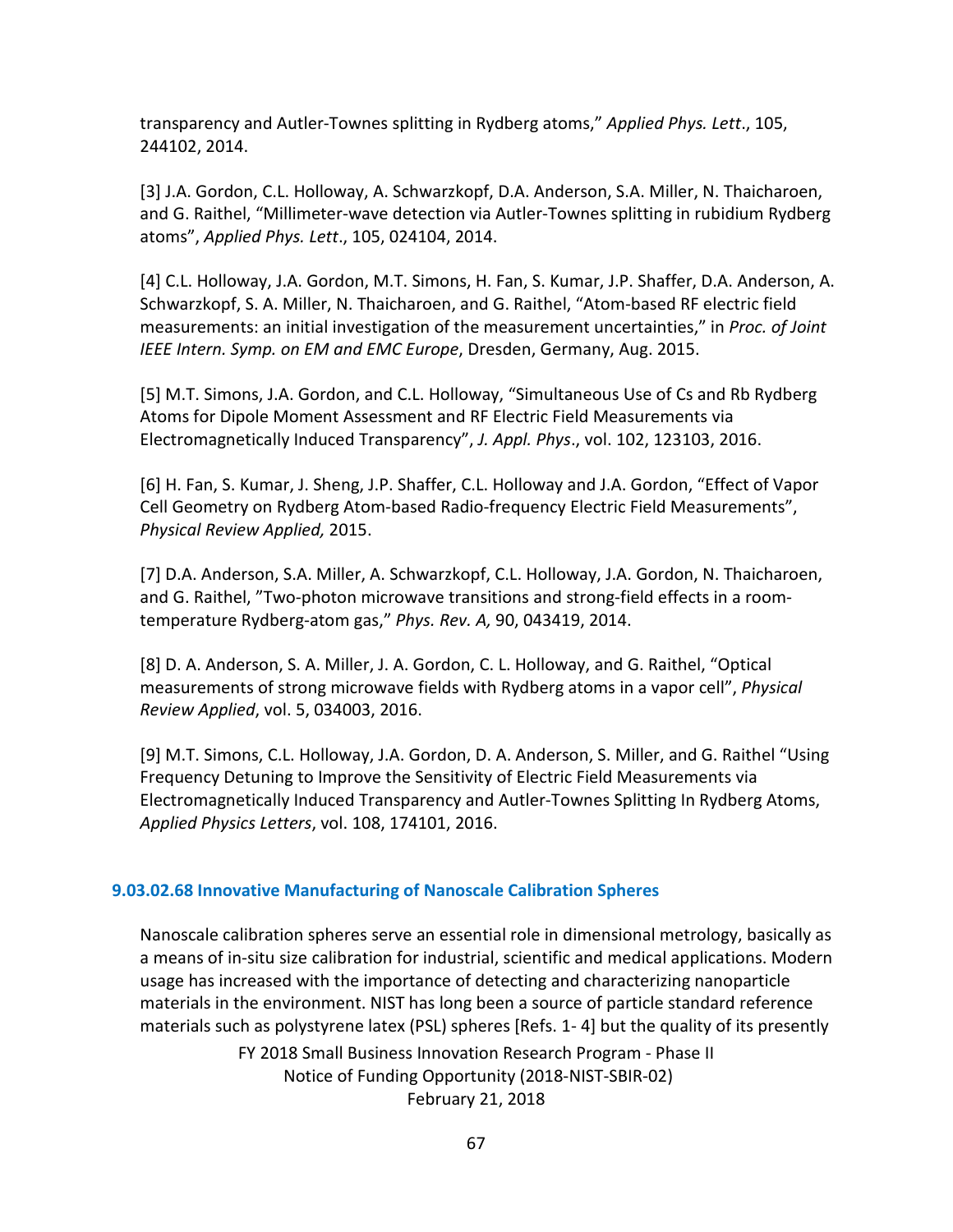transparency and Autler-Townes splitting in Rydberg atoms," *Applied Phys. Lett*., 105, 244102, 2014.

[3] J.A. Gordon, C.L. Holloway, A. Schwarzkopf, D.A. Anderson, S.A. Miller, N. Thaicharoen, and G. Raithel, "Millimeter-wave detection via Autler-Townes splitting in rubidium Rydberg atoms", *Applied Phys. Lett*., 105, 024104, 2014.

[4] C.L. Holloway, J.A. Gordon, M.T. Simons, H. Fan, S. Kumar, J.P. Shaffer, D.A. Anderson, A. Schwarzkopf, S. A. Miller, N. Thaicharoen, and G. Raithel, "Atom-based RF electric field measurements: an initial investigation of the measurement uncertainties," in *Proc. of Joint IEEE Intern. Symp. on EM and EMC Europe*, Dresden, Germany, Aug. 2015.

[5] M.T. Simons, J.A. Gordon, and C.L. Holloway, "Simultaneous Use of Cs and Rb Rydberg Atoms for Dipole Moment Assessment and RF Electric Field Measurements via Electromagnetically Induced Transparency", *J. Appl. Phys*., vol. 102, 123103, 2016.

[6] H. Fan, S. Kumar, J. Sheng, J.P. Shaffer, C.L. Holloway and J.A. Gordon, "Effect of Vapor Cell Geometry on Rydberg Atom-based Radio-frequency Electric Field Measurements", *Physical Review Applied,* 2015.

[7] D.A. Anderson, S.A. Miller, A. Schwarzkopf, C.L. Holloway, J.A. Gordon, N. Thaicharoen, and G. Raithel, "Two-photon microwave transitions and strong-field effects in a room-temperature Rydberg-atom gas," *Phys. Rev. A,* 90, 043419, 2014.

[8] D. A. Anderson, S. A. Miller, J. A. Gordon, C. L. Holloway, and G. Raithel, "Optical measurements of strong microwave fields with Rydberg atoms in a vapor cell", *Physical Review Applied*, vol. 5, 034003, 2016.

[9] M.T. Simons, C.L. Holloway, J.A. Gordon, D. A. Anderson, S. Miller, and G. Raithel "Using Frequency Detuning to Improve the Sensitivity of Electric Field Measurements via Electromagnetically Induced Transparency and Autler-Townes Splitting In Rydberg Atoms, *Applied Physics Letters*, vol. 108, 174101, 2016.

### 9.03.02.68 Innovative Manufacturing of Nanoscale Calibration Spheres

Nanoscale calibration spheres serve an essential role in dimensional metrology, basically as a means of in-situ size calibration for industrial, scientific and medical applications. Modern usage has increased with the importance of detecting and characterizing nanoparticle materials in the environment. NIST has long been a source of particle standard reference materials such as polystyrene latex (PSL) spheres [Refs. 1- 4] but the quality of its presently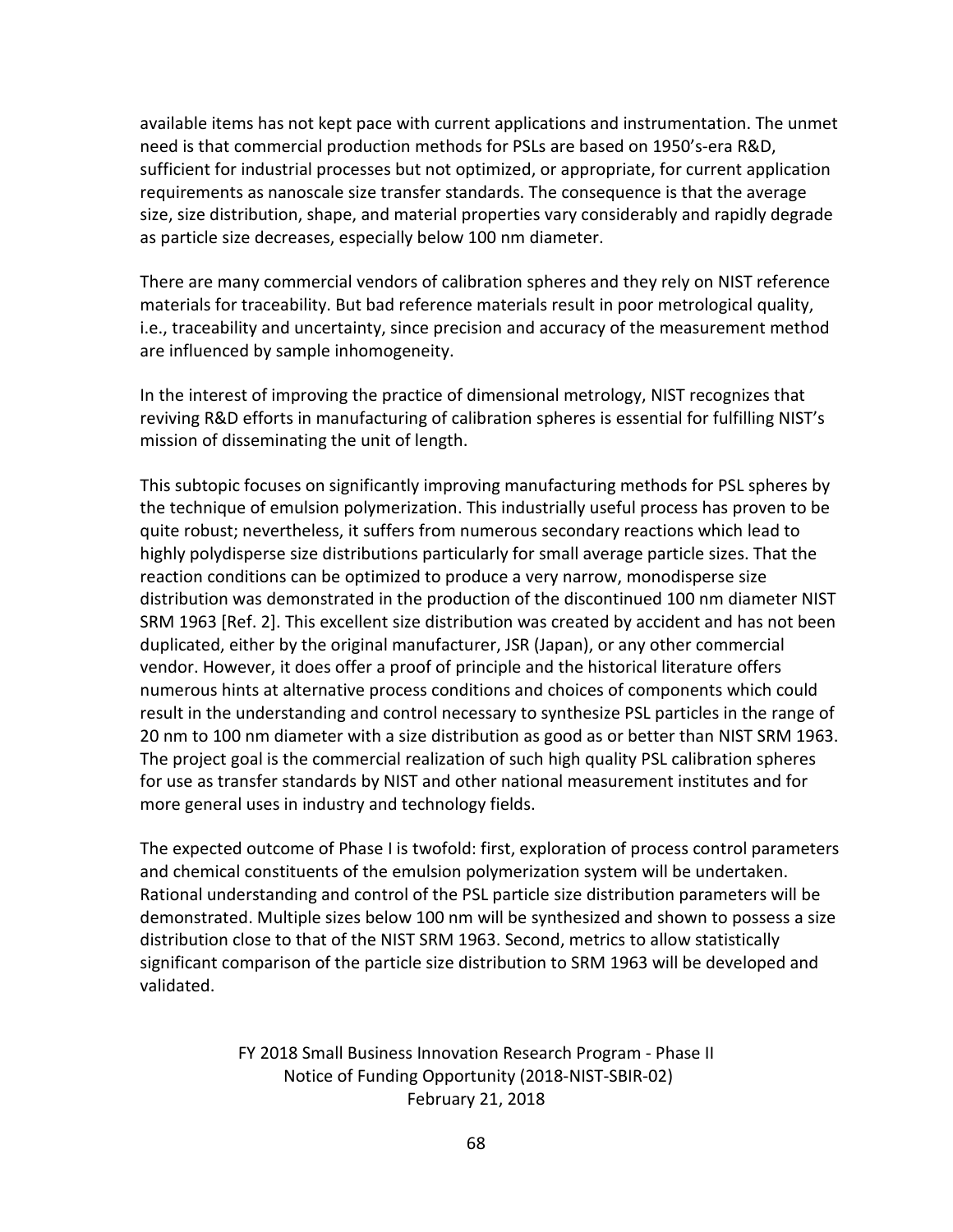available items has not kept pace with current applications and instrumentation. The unmet need is that commercial production methods for PSLs are based on 1950's-era R&D, sufficient for industrial processes but not optimized, or appropriate, for current application requirements as nanoscale size transfer standards. The consequence is that the average size, size distribution, shape, and material properties vary considerably and rapidly degrade as particle size decreases, especially below 100 nm diameter.

There are many commercial vendors of calibration spheres and they rely on NIST reference materials for traceability. But bad reference materials result in poor metrological quality, i.e., traceability and uncertainty, since precision and accuracy of the measurement method are influenced by sample inhomogeneity.

In the interest of improving the practice of dimensional metrology, NIST recognizes that reviving R&D efforts in manufacturing of calibration spheres is essential for fulfilling NIST's mission of disseminating the unit of length.

This subtopic focuses on significantly improving manufacturing methods for PSL spheres by the technique of emulsion polymerization. This industrially useful process has proven to be quite robust; nevertheless, it suffers from numerous secondary reactions which lead to highly polydisperse size distributions particularly for small average particle sizes. That the reaction conditions can be optimized to produce a very narrow, monodisperse size distribution was demonstrated in the production of the discontinued 100 nm diameter NIST SRM 1963 [Ref. 2]. This excellent size distribution was created by accident and has not been duplicated, either by the original manufacturer, JSR (Japan), or any other commercial vendor. However, it does offer a proof of principle and the historical literature offers numerous hints at alternative process conditions and choices of components which could result in the understanding and control necessary to synthesize PSL particles in the range of 20 nm to 100 nm diameter with a size distribution as good as or better than NIST SRM 1963. The project goal is the commercial realization of such high quality PSL calibration spheres for use as transfer standards by NIST and other national measurement institutes and for more general uses in industry and technology fields.

The expected outcome of Phase I is twofold: first, exploration of process control parameters and chemical constituents of the emulsion polymerization system will be undertaken. Rational understanding and control of the PSL particle size distribution parameters will be demonstrated. Multiple sizes below 100 nm will be synthesized and shown to possess a size distribution close to that of the NIST SRM 1963. Second, metrics to allow statistically significant comparison of the particle size distribution to SRM 1963 will be developed and validated.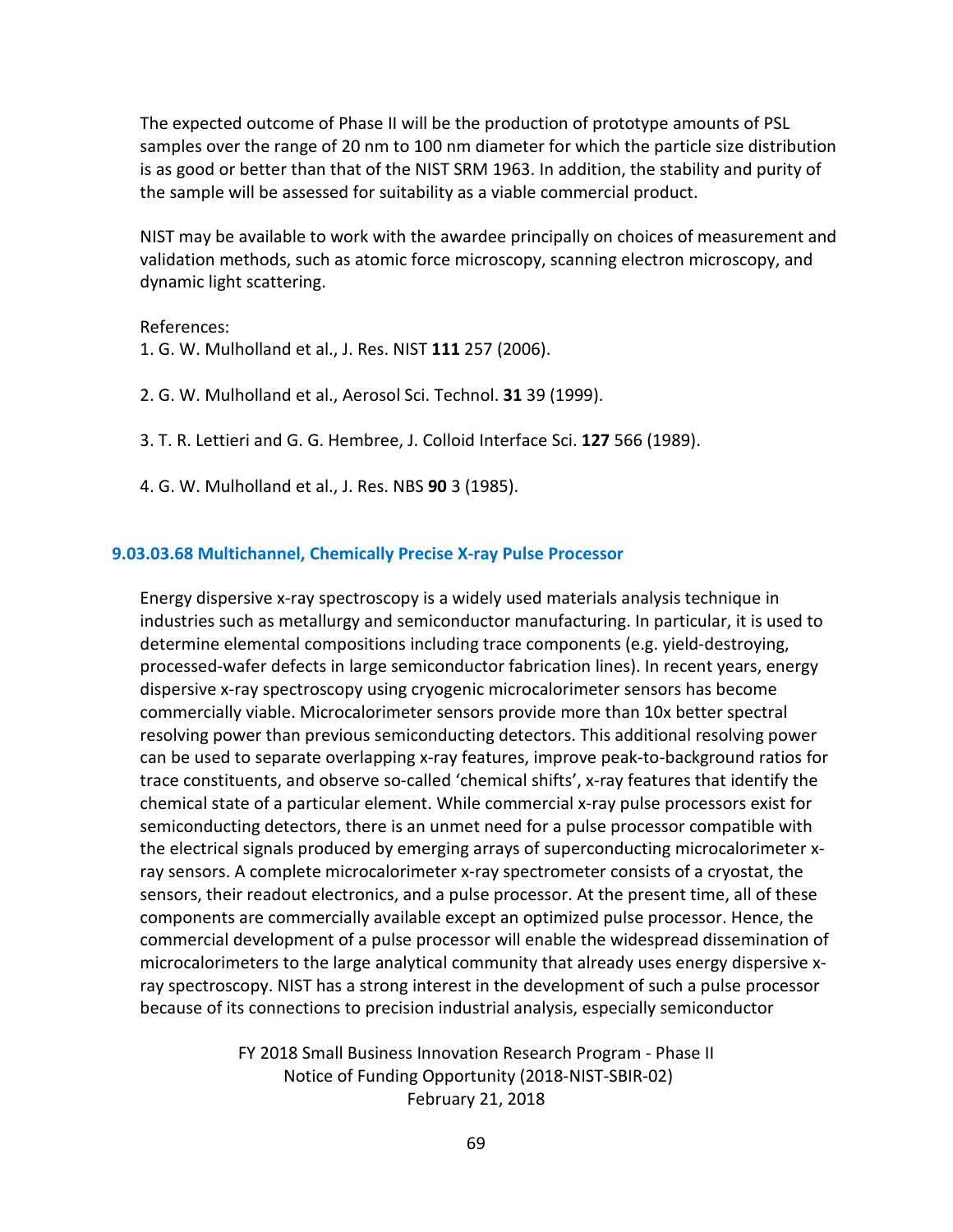The expected outcome of Phase II will be the production of prototype amounts of PSL samples over the range of 20 nm to 100 nm diameter for which the particle size distribution is as good or better than that of the NIST SRM 1963. In addition, the stability and purity of the sample will be assessed for suitability as a viable commercial product.

NIST may be available to work with the awardee principally on choices of measurement and validation methods, such as atomic force microscopy, scanning electron microscopy, and dynamic light scattering.

References:

1. G. W. Mulholland et al., J. Res. NIST **111** 257 (2006).

2. G. W. Mulholland et al., Aerosol Sci. Technol. **31** 39 (1999).

3. T. R. Lettieri and G. G. Hembree, J. Colloid Interface Sci. **127** 566 (1989).

4. G. W. Mulholland et al., J. Res. NBS **90** 3 (1985).

### 9.03.03.68 Multichannel, Chemically Precise X-ray Pulse Processor

Energy dispersive x-ray spectroscopy is a widely used materials analysis technique in industries such as metallurgy and semiconductor manufacturing. In particular, it is used to determine elemental compositions including trace components (e.g. yield-destroying, processed-wafer defects in large semiconductor fabrication lines). In recent years, energy dispersive x-ray spectroscopy using cryogenic microcalorimeter sensors has become commercially viable. Microcalorimeter sensors provide more than 10x better spectral resolving power than previous semiconducting detectors. This additional resolving power can be used to separate overlapping x-ray features, improve peak-to-background ratios for trace constituents, and observe so-called 'chemical shifts', x-ray features that identify the chemical state of a particular element. While commercial x-ray pulse processors exist for semiconducting detectors, there is an unmet need for a pulse processor compatible with the electrical signals produced by emerging arrays of superconducting microcalorimeter x-ray sensors. A complete microcalorimeter x-ray spectrometer consists of a cryostat, the sensors, their readout electronics, and a pulse processor. At the present time, all of these components are commercially available except an optimized pulse processor. Hence, the commercial development of a pulse processor will enable the widespread dissemination of microcalorimeters to the large analytical community that already uses energy dispersive x-ray spectroscopy. NIST has a strong interest in the development of such a pulse processor because of its connections to precision industrial analysis, especially semiconductor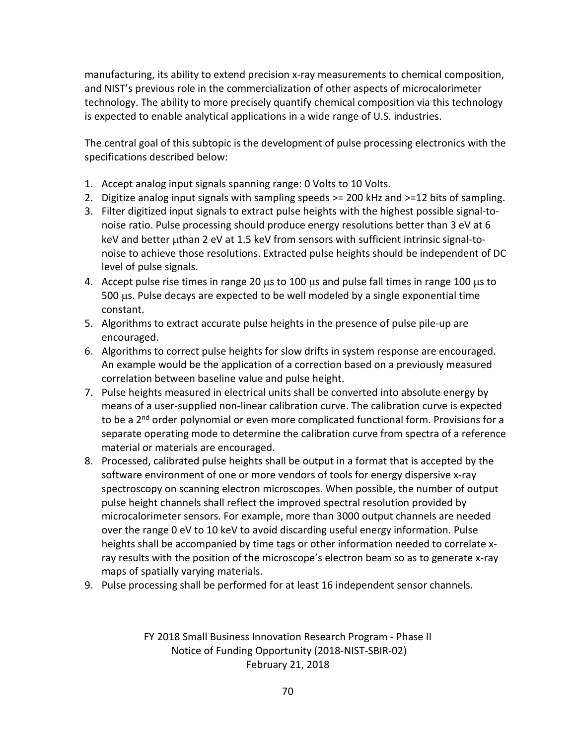manufacturing, its ability to extend precision x-ray measurements to chemical composition, and NIST's previous role in the commercialization of other aspects of microcalorimeter technology. The ability to more precisely quantify chemical composition via this technology is expected to enable analytical applications in a wide range of U.S. industries.

The central goal of this subtopic is the development of pulse processing electronics with the specifications described below:

1. Accept analog input signals spanning range: 0 Volts to 10 Volts.
2. Digitize analog input signals with sampling speeds >= 200 kHz and >=12 bits of sampling.
3. Filter digitized input signals to extract pulse heights with the highest possible signal-to-noise ratio. Pulse processing should produce energy resolutions better than 3 eV at 6 keV and better μthan 2 eV at 1.5 keV from sensors with sufficient intrinsic signal-to-noise to achieve those resolutions. Extracted pulse heights should be independent of DC level of pulse signals.
4. Accept pulse rise times in range 20 μs to 100 μs and pulse fall times in range 100 μs to 500 μs. Pulse decays are expected to be well modeled by a single exponential time constant.
5. Algorithms to extract accurate pulse heights in the presence of pulse pile-up are encouraged.
6. Algorithms to correct pulse heights for slow drifts in system response are encouraged. An example would be the application of a correction based on a previously measured correlation between baseline value and pulse height.
7. Pulse heights measured in electrical units shall be converted into absolute energy by means of a user-supplied non-linear calibration curve. The calibration curve is expected to be a 2$^{nd}$ order polynomial or even more complicated functional form. Provisions for a separate operating mode to determine the calibration curve from spectra of a reference material or materials are encouraged.
8. Processed, calibrated pulse heights shall be output in a format that is accepted by the software environment of one or more vendors of tools for energy dispersive x-ray spectroscopy on scanning electron microscopes. When possible, the number of output pulse height channels shall reflect the improved spectral resolution provided by microcalorimeter sensors. For example, more than 3000 output channels are needed over the range 0 eV to 10 keV to avoid discarding useful energy information. Pulse heights shall be accompanied by time tags or other information needed to correlate x-ray results with the position of the microscope's electron beam so as to generate x-ray maps of spatially varying materials.
9. Pulse processing shall be performed for at least 16 independent sensor channels.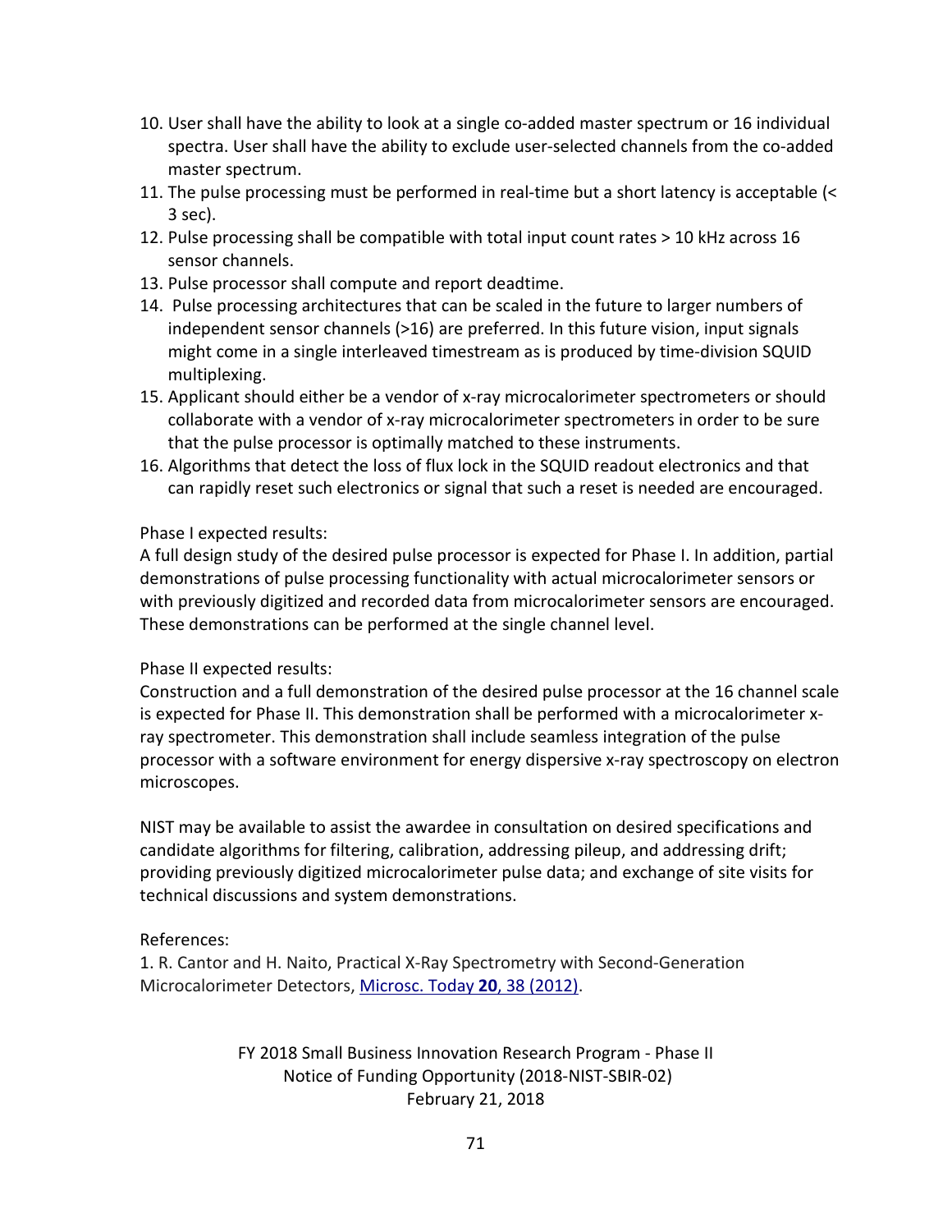10. User shall have the ability to look at a single co-added master spectrum or 16 individual spectra. User shall have the ability to exclude user-selected channels from the co-added master spectrum.
11. The pulse processing must be performed in real-time but a short latency is acceptable (< 3 sec).
12. Pulse processing shall be compatible with total input count rates > 10 kHz across 16 sensor channels.
13. Pulse processor shall compute and report deadtime.
14. Pulse processing architectures that can be scaled in the future to larger numbers of independent sensor channels (>16) are preferred. In this future vision, input signals might come in a single interleaved timestream as is produced by time-division SQUID multiplexing.
15. Applicant should either be a vendor of x-ray microcalorimeter spectrometers or should collaborate with a vendor of x-ray microcalorimeter spectrometers in order to be sure that the pulse processor is optimally matched to these instruments.
16. Algorithms that detect the loss of flux lock in the SQUID readout electronics and that can rapidly reset such electronics or signal that such a reset is needed are encouraged.

Phase I expected results:
A full design study of the desired pulse processor is expected for Phase I. In addition, partial demonstrations of pulse processing functionality with actual microcalorimeter sensors or with previously digitized and recorded data from microcalorimeter sensors are encouraged. These demonstrations can be performed at the single channel level.

Phase II expected results:
Construction and a full demonstration of the desired pulse processor at the 16 channel scale is expected for Phase II. This demonstration shall be performed with a microcalorimeter x-ray spectrometer. This demonstration shall include seamless integration of the pulse processor with a software environment for energy dispersive x-ray spectroscopy on electron microscopes.

NIST may be available to assist the awardee in consultation on desired specifications and candidate algorithms for filtering, calibration, addressing pileup, and addressing drift; providing previously digitized microcalorimeter pulse data; and exchange of site visits for technical discussions and system demonstrations.

References:
1. R. Cantor and H. Naito, Practical X-Ray Spectrometry with Second-Generation Microcalorimeter Detectors, Microsc. Today **20**, 38 (2012).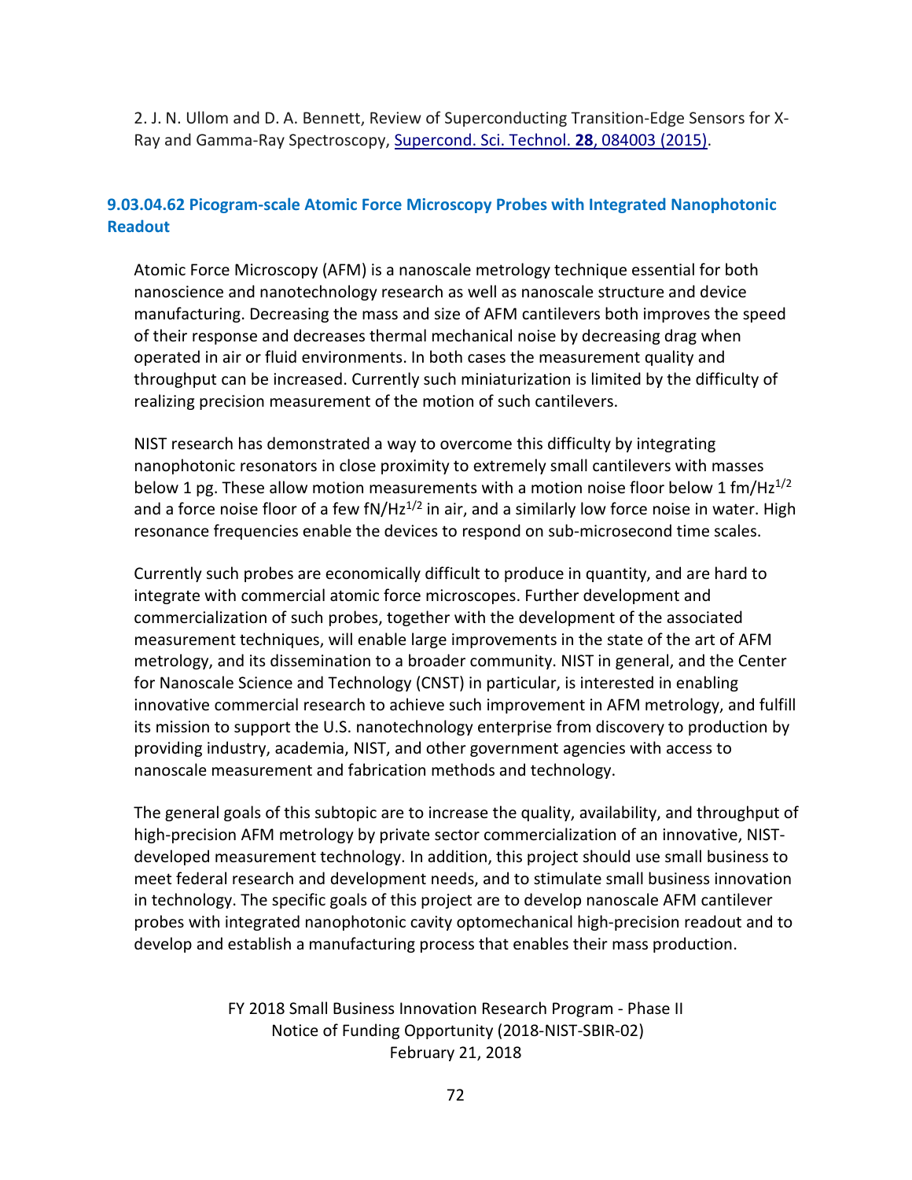2. J. N. Ullom and D. A. Bennett, Review of Superconducting Transition-Edge Sensors for X-Ray and Gamma-Ray Spectroscopy, Supercond. Sci. Technol. **28**, 084003 (2015).

### 9.03.04.62 Picogram-scale Atomic Force Microscopy Probes with Integrated Nanophotonic Readout

Atomic Force Microscopy (AFM) is a nanoscale metrology technique essential for both nanoscience and nanotechnology research as well as nanoscale structure and device manufacturing. Decreasing the mass and size of AFM cantilevers both improves the speed of their response and decreases thermal mechanical noise by decreasing drag when operated in air or fluid environments. In both cases the measurement quality and throughput can be increased. Currently such miniaturization is limited by the difficulty of realizing precision measurement of the motion of such cantilevers.

NIST research has demonstrated a way to overcome this difficulty by integrating nanophotonic resonators in close proximity to extremely small cantilevers with masses below 1 pg. These allow motion measurements with a motion noise floor below 1 fm/Hz$^{1/2}$ and a force noise floor of a few fN/Hz$^{1/2}$ in air, and a similarly low force noise in water. High resonance frequencies enable the devices to respond on sub-microsecond time scales.

Currently such probes are economically difficult to produce in quantity, and are hard to integrate with commercial atomic force microscopes. Further development and commercialization of such probes, together with the development of the associated measurement techniques, will enable large improvements in the state of the art of AFM metrology, and its dissemination to a broader community. NIST in general, and the Center for Nanoscale Science and Technology (CNST) in particular, is interested in enabling innovative commercial research to achieve such improvement in AFM metrology, and fulfill its mission to support the U.S. nanotechnology enterprise from discovery to production by providing industry, academia, NIST, and other government agencies with access to nanoscale measurement and fabrication methods and technology.

The general goals of this subtopic are to increase the quality, availability, and throughput of high-precision AFM metrology by private sector commercialization of an innovative, NIST-developed measurement technology. In addition, this project should use small business to meet federal research and development needs, and to stimulate small business innovation in technology. The specific goals of this project are to develop nanoscale AFM cantilever probes with integrated nanophotonic cavity optomechanical high-precision readout and to develop and establish a manufacturing process that enables their mass production.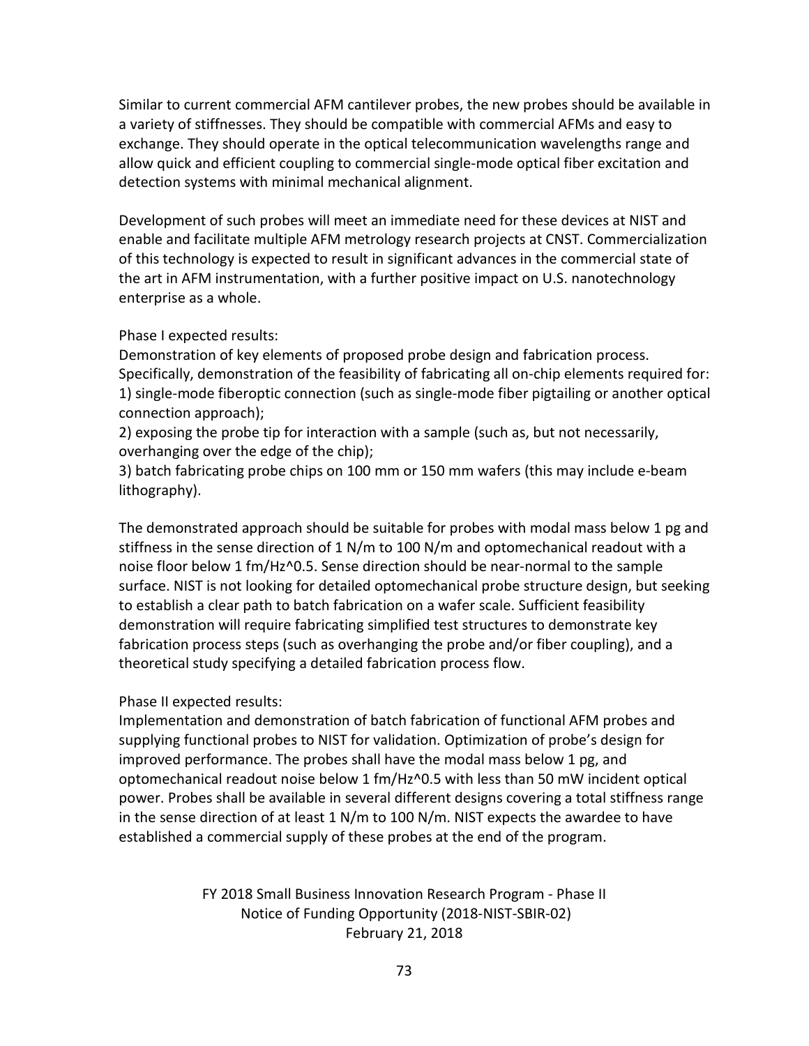Similar to current commercial AFM cantilever probes, the new probes should be available in a variety of stiffnesses. They should be compatible with commercial AFMs and easy to exchange. They should operate in the optical telecommunication wavelengths range and allow quick and efficient coupling to commercial single-mode optical fiber excitation and detection systems with minimal mechanical alignment.

Development of such probes will meet an immediate need for these devices at NIST and enable and facilitate multiple AFM metrology research projects at CNST. Commercialization of this technology is expected to result in significant advances in the commercial state of the art in AFM instrumentation, with a further positive impact on U.S. nanotechnology enterprise as a whole.

Phase I expected results:
Demonstration of key elements of proposed probe design and fabrication process. Specifically, demonstration of the feasibility of fabricating all on-chip elements required for:
1) single-mode fiberoptic connection (such as single-mode fiber pigtailing or another optical connection approach);
2) exposing the probe tip for interaction with a sample (such as, but not necessarily, overhanging over the edge of the chip);
3) batch fabricating probe chips on 100 mm or 150 mm wafers (this may include e-beam lithography).

The demonstrated approach should be suitable for probes with modal mass below 1 pg and stiffness in the sense direction of 1 N/m to 100 N/m and optomechanical readout with a noise floor below 1 fm/Hz^0.5. Sense direction should be near-normal to the sample surface. NIST is not looking for detailed optomechanical probe structure design, but seeking to establish a clear path to batch fabrication on a wafer scale. Sufficient feasibility demonstration will require fabricating simplified test structures to demonstrate key fabrication process steps (such as overhanging the probe and/or fiber coupling), and a theoretical study specifying a detailed fabrication process flow.

Phase II expected results:
Implementation and demonstration of batch fabrication of functional AFM probes and supplying functional probes to NIST for validation. Optimization of probe's design for improved performance. The probes shall have the modal mass below 1 pg, and optomechanical readout noise below 1 fm/Hz^0.5 with less than 50 mW incident optical power. Probes shall be available in several different designs covering a total stiffness range in the sense direction of at least 1 N/m to 100 N/m. NIST expects the awardee to have established a commercial supply of these probes at the end of the program.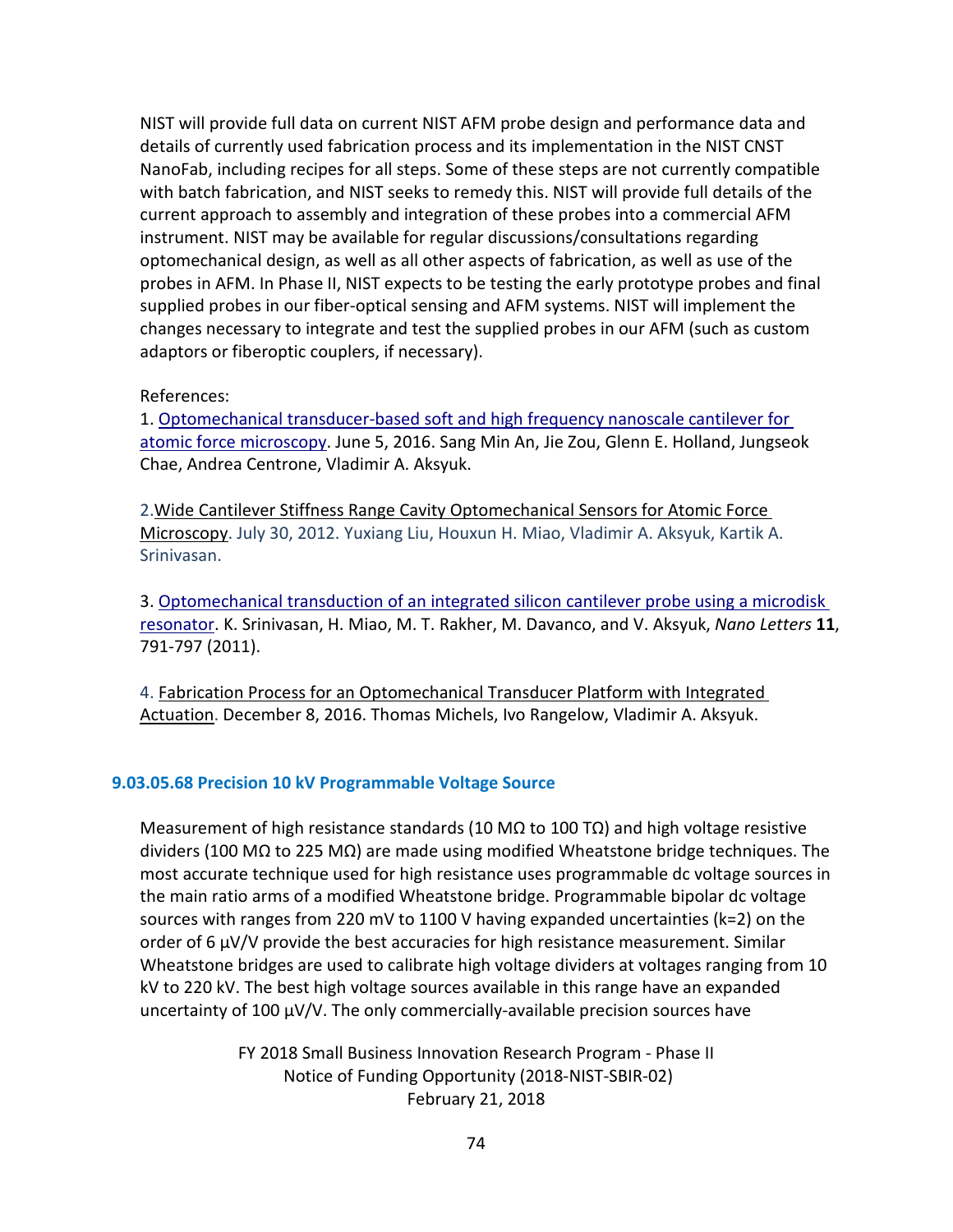NIST will provide full data on current NIST AFM probe design and performance data and details of currently used fabrication process and its implementation in the NIST CNST NanoFab, including recipes for all steps. Some of these steps are not currently compatible with batch fabrication, and NIST seeks to remedy this. NIST will provide full details of the current approach to assembly and integration of these probes into a commercial AFM instrument. NIST may be available for regular discussions/consultations regarding optomechanical design, as well as all other aspects of fabrication, as well as use of the probes in AFM. In Phase II, NIST expects to be testing the early prototype probes and final supplied probes in our fiber-optical sensing and AFM systems. NIST will implement the changes necessary to integrate and test the supplied probes in our AFM (such as custom adaptors or fiberoptic couplers, if necessary).

References:

1. Optomechanical transducer-based soft and high frequency nanoscale cantilever for atomic force microscopy. June 5, 2016. Sang Min An, Jie Zou, Glenn E. Holland, Jungseok Chae, Andrea Centrone, Vladimir A. Aksyuk.

2. Wide Cantilever Stiffness Range Cavity Optomechanical Sensors for Atomic Force Microscopy. July 30, 2012. Yuxiang Liu, Houxun H. Miao, Vladimir A. Aksyuk, Kartik A. Srinivasan.

3. Optomechanical transduction of an integrated silicon cantilever probe using a microdisk resonator. K. Srinivasan, H. Miao, M. T. Rakher, M. Davanco, and V. Aksyuk, *Nano Letters* **11**, 791-797 (2011).

4. Fabrication Process for an Optomechanical Transducer Platform with Integrated Actuation. December 8, 2016. Thomas Michels, Ivo Rangelow, Vladimir A. Aksyuk.

### 9.03.05.68 Precision 10 kV Programmable Voltage Source

Measurement of high resistance standards (10 MΩ to 100 TΩ) and high voltage resistive dividers (100 MΩ to 225 MΩ) are made using modified Wheatstone bridge techniques. The most accurate technique used for high resistance uses programmable dc voltage sources in the main ratio arms of a modified Wheatstone bridge. Programmable bipolar dc voltage sources with ranges from 220 mV to 1100 V having expanded uncertainties (k=2) on the order of 6 µV/V provide the best accuracies for high resistance measurement. Similar Wheatstone bridges are used to calibrate high voltage dividers at voltages ranging from 10 kV to 220 kV. The best high voltage sources available in this range have an expanded uncertainty of 100 µV/V. The only commercially-available precision sources have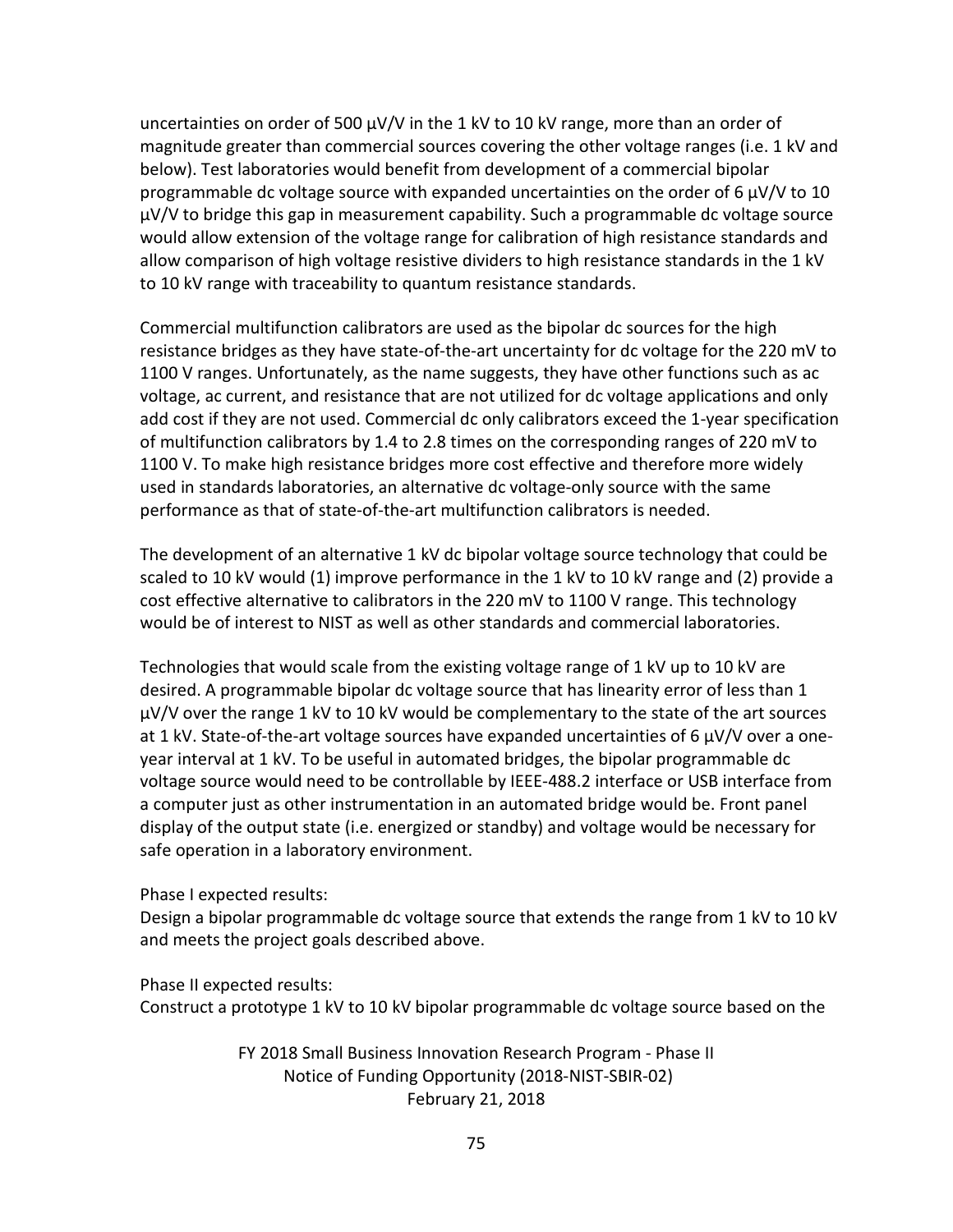uncertainties on order of 500 μV/V in the 1 kV to 10 kV range, more than an order of magnitude greater than commercial sources covering the other voltage ranges (i.e. 1 kV and below). Test laboratories would benefit from development of a commercial bipolar programmable dc voltage source with expanded uncertainties on the order of 6 μV/V to 10 μV/V to bridge this gap in measurement capability. Such a programmable dc voltage source would allow extension of the voltage range for calibration of high resistance standards and allow comparison of high voltage resistive dividers to high resistance standards in the 1 kV to 10 kV range with traceability to quantum resistance standards.

Commercial multifunction calibrators are used as the bipolar dc sources for the high resistance bridges as they have state-of-the-art uncertainty for dc voltage for the 220 mV to 1100 V ranges. Unfortunately, as the name suggests, they have other functions such as ac voltage, ac current, and resistance that are not utilized for dc voltage applications and only add cost if they are not used. Commercial dc only calibrators exceed the 1-year specification of multifunction calibrators by 1.4 to 2.8 times on the corresponding ranges of 220 mV to 1100 V. To make high resistance bridges more cost effective and therefore more widely used in standards laboratories, an alternative dc voltage-only source with the same performance as that of state-of-the-art multifunction calibrators is needed.

The development of an alternative 1 kV dc bipolar voltage source technology that could be scaled to 10 kV would (1) improve performance in the 1 kV to 10 kV range and (2) provide a cost effective alternative to calibrators in the 220 mV to 1100 V range. This technology would be of interest to NIST as well as other standards and commercial laboratories.

Technologies that would scale from the existing voltage range of 1 kV up to 10 kV are desired. A programmable bipolar dc voltage source that has linearity error of less than 1 μV/V over the range 1 kV to 10 kV would be complementary to the state of the art sources at 1 kV. State-of-the-art voltage sources have expanded uncertainties of 6 μV/V over a one-year interval at 1 kV. To be useful in automated bridges, the bipolar programmable dc voltage source would need to be controllable by IEEE-488.2 interface or USB interface from a computer just as other instrumentation in an automated bridge would be. Front panel display of the output state (i.e. energized or standby) and voltage would be necessary for safe operation in a laboratory environment.

Phase I expected results:
Design a bipolar programmable dc voltage source that extends the range from 1 kV to 10 kV and meets the project goals described above.

Phase II expected results:
Construct a prototype 1 kV to 10 kV bipolar programmable dc voltage source based on the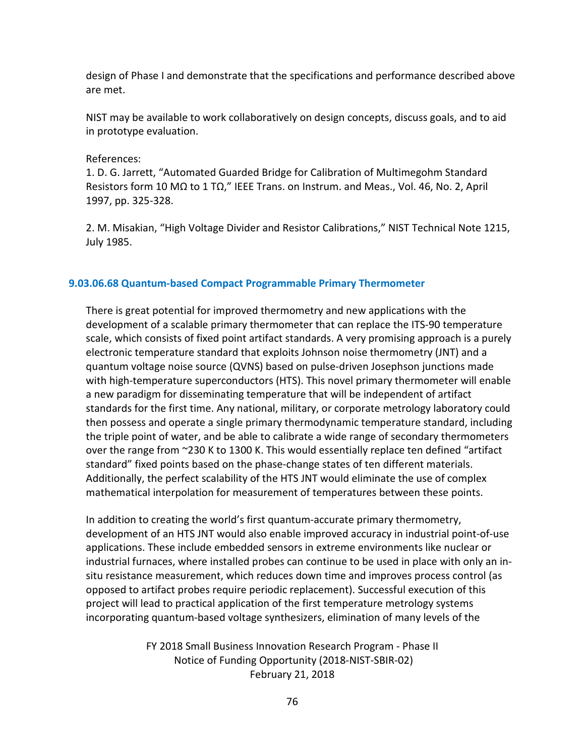design of Phase I and demonstrate that the specifications and performance described above are met.

NIST may be available to work collaboratively on design concepts, discuss goals, and to aid in prototype evaluation.

References:
1. D. G. Jarrett, "Automated Guarded Bridge for Calibration of Multimegohm Standard Resistors form 10 MΩ to 1 TΩ," IEEE Trans. on Instrum. and Meas., Vol. 46, No. 2, April 1997, pp. 325-328.

2. M. Misakian, "High Voltage Divider and Resistor Calibrations," NIST Technical Note 1215, July 1985.

### 9.03.06.68 Quantum-based Compact Programmable Primary Thermometer

There is great potential for improved thermometry and new applications with the development of a scalable primary thermometer that can replace the ITS-90 temperature scale, which consists of fixed point artifact standards. A very promising approach is a purely electronic temperature standard that exploits Johnson noise thermometry (JNT) and a quantum voltage noise source (QVNS) based on pulse-driven Josephson junctions made with high-temperature superconductors (HTS). This novel primary thermometer will enable a new paradigm for disseminating temperature that will be independent of artifact standards for the first time. Any national, military, or corporate metrology laboratory could then possess and operate a single primary thermodynamic temperature standard, including the triple point of water, and be able to calibrate a wide range of secondary thermometers over the range from ~230 K to 1300 K. This would essentially replace ten defined "artifact standard" fixed points based on the phase-change states of ten different materials. Additionally, the perfect scalability of the HTS JNT would eliminate the use of complex mathematical interpolation for measurement of temperatures between these points.

In addition to creating the world's first quantum-accurate primary thermometry, development of an HTS JNT would also enable improved accuracy in industrial point-of-use applications. These include embedded sensors in extreme environments like nuclear or industrial furnaces, where installed probes can continue to be used in place with only an in-situ resistance measurement, which reduces down time and improves process control (as opposed to artifact probes require periodic replacement). Successful execution of this project will lead to practical application of the first temperature metrology systems incorporating quantum-based voltage synthesizers, elimination of many levels of the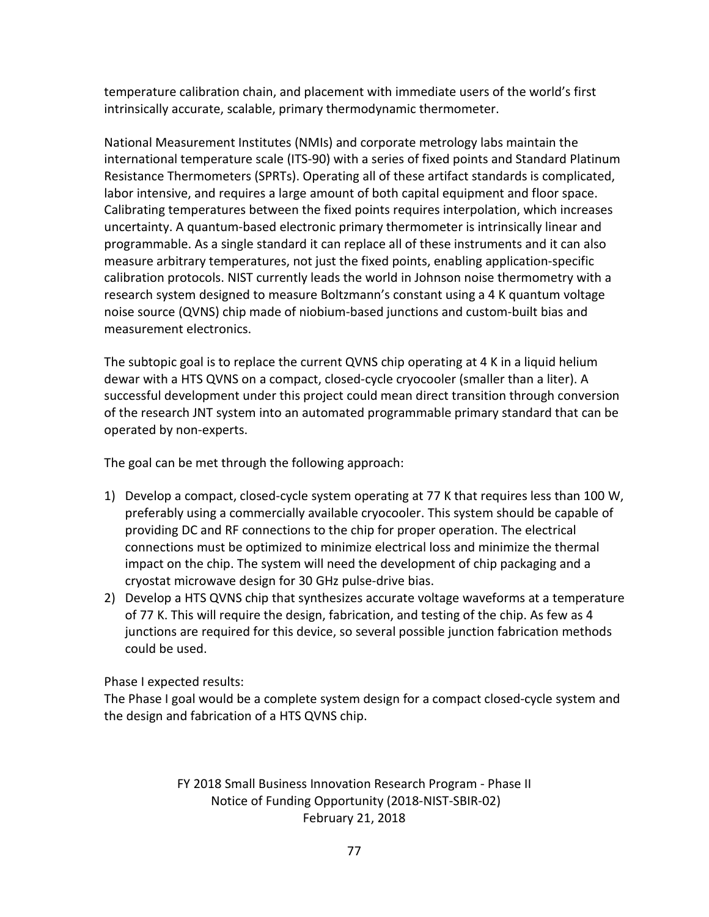temperature calibration chain, and placement with immediate users of the world's first intrinsically accurate, scalable, primary thermodynamic thermometer.

National Measurement Institutes (NMIs) and corporate metrology labs maintain the international temperature scale (ITS-90) with a series of fixed points and Standard Platinum Resistance Thermometers (SPRTs). Operating all of these artifact standards is complicated, labor intensive, and requires a large amount of both capital equipment and floor space. Calibrating temperatures between the fixed points requires interpolation, which increases uncertainty. A quantum-based electronic primary thermometer is intrinsically linear and programmable. As a single standard it can replace all of these instruments and it can also measure arbitrary temperatures, not just the fixed points, enabling application-specific calibration protocols. NIST currently leads the world in Johnson noise thermometry with a research system designed to measure Boltzmann's constant using a 4 K quantum voltage noise source (QVNS) chip made of niobium-based junctions and custom-built bias and measurement electronics.

The subtopic goal is to replace the current QVNS chip operating at 4 K in a liquid helium dewar with a HTS QVNS on a compact, closed-cycle cryocooler (smaller than a liter). A successful development under this project could mean direct transition through conversion of the research JNT system into an automated programmable primary standard that can be operated by non-experts.

The goal can be met through the following approach:

1) Develop a compact, closed-cycle system operating at 77 K that requires less than 100 W, preferably using a commercially available cryocooler. This system should be capable of providing DC and RF connections to the chip for proper operation. The electrical connections must be optimized to minimize electrical loss and minimize the thermal impact on the chip. The system will need the development of chip packaging and a cryostat microwave design for 30 GHz pulse-drive bias.
2) Develop a HTS QVNS chip that synthesizes accurate voltage waveforms at a temperature of 77 K. This will require the design, fabrication, and testing of the chip. As few as 4 junctions are required for this device, so several possible junction fabrication methods could be used.

Phase I expected results:
The Phase I goal would be a complete system design for a compact closed-cycle system and the design and fabrication of a HTS QVNS chip.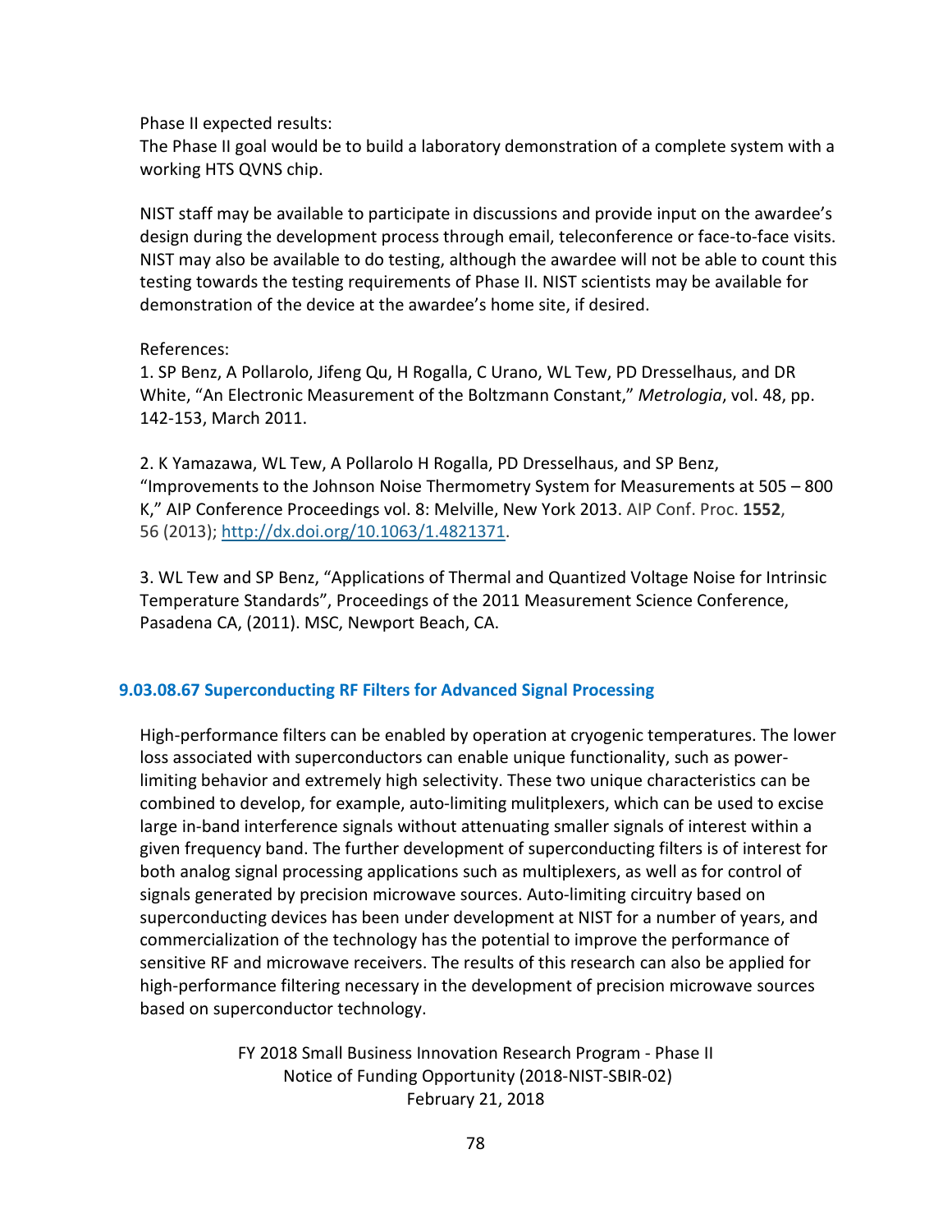Phase II expected results:
The Phase II goal would be to build a laboratory demonstration of a complete system with a working HTS QVNS chip.

NIST staff may be available to participate in discussions and provide input on the awardee's design during the development process through email, teleconference or face-to-face visits. NIST may also be available to do testing, although the awardee will not be able to count this testing towards the testing requirements of Phase II. NIST scientists may be available for demonstration of the device at the awardee's home site, if desired.

References:
1. SP Benz, A Pollarolo, Jifeng Qu, H Rogalla, C Urano, WL Tew, PD Dresselhaus, and DR White, "An Electronic Measurement of the Boltzmann Constant," *Metrologia*, vol. 48, pp. 142-153, March 2011.

2. K Yamazawa, WL Tew, A Pollarolo H Rogalla, PD Dresselhaus, and SP Benz, "Improvements to the Johnson Noise Thermometry System for Measurements at 505 – 800 K," AIP Conference Proceedings vol. 8: Melville, New York 2013. AIP Conf. Proc. **1552**, 56 (2013); http://dx.doi.org/10.1063/1.4821371.

3. WL Tew and SP Benz, "Applications of Thermal and Quantized Voltage Noise for Intrinsic Temperature Standards", Proceedings of the 2011 Measurement Science Conference, Pasadena CA, (2011). MSC, Newport Beach, CA.

### 9.03.08.67 Superconducting RF Filters for Advanced Signal Processing

High-performance filters can be enabled by operation at cryogenic temperatures. The lower loss associated with superconductors can enable unique functionality, such as power-limiting behavior and extremely high selectivity. These two unique characteristics can be combined to develop, for example, auto-limiting mulitplexers, which can be used to excise large in-band interference signals without attenuating smaller signals of interest within a given frequency band. The further development of superconducting filters is of interest for both analog signal processing applications such as multiplexers, as well as for control of signals generated by precision microwave sources. Auto-limiting circuitry based on superconducting devices has been under development at NIST for a number of years, and commercialization of the technology has the potential to improve the performance of sensitive RF and microwave receivers. The results of this research can also be applied for high-performance filtering necessary in the development of precision microwave sources based on superconductor technology.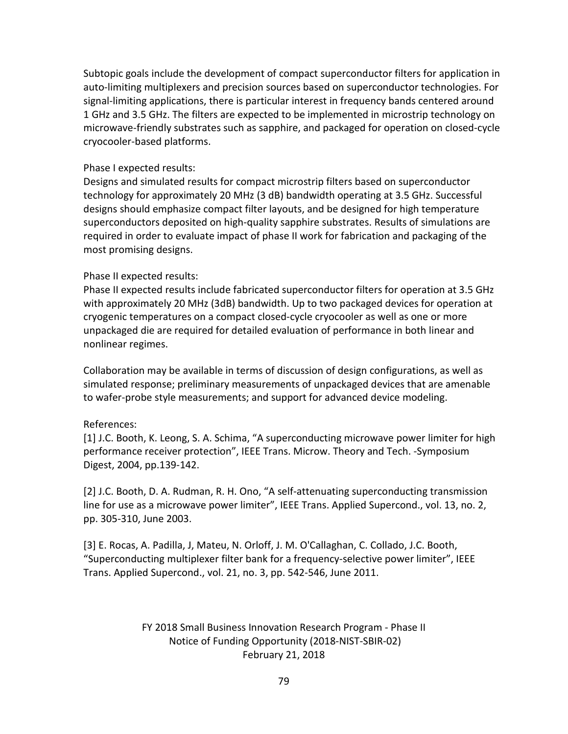Subtopic goals include the development of compact superconductor filters for application in auto-limiting multiplexers and precision sources based on superconductor technologies. For signal-limiting applications, there is particular interest in frequency bands centered around 1 GHz and 3.5 GHz. The filters are expected to be implemented in microstrip technology on microwave-friendly substrates such as sapphire, and packaged for operation on closed-cycle cryocooler-based platforms.

Phase I expected results:
Designs and simulated results for compact microstrip filters based on superconductor technology for approximately 20 MHz (3 dB) bandwidth operating at 3.5 GHz. Successful designs should emphasize compact filter layouts, and be designed for high temperature superconductors deposited on high-quality sapphire substrates. Results of simulations are required in order to evaluate impact of phase II work for fabrication and packaging of the most promising designs.

Phase II expected results:
Phase II expected results include fabricated superconductor filters for operation at 3.5 GHz with approximately 20 MHz (3dB) bandwidth. Up to two packaged devices for operation at cryogenic temperatures on a compact closed-cycle cryocooler as well as one or more unpackaged die are required for detailed evaluation of performance in both linear and nonlinear regimes.

Collaboration may be available in terms of discussion of design configurations, as well as simulated response; preliminary measurements of unpackaged devices that are amenable to wafer-probe style measurements; and support for advanced device modeling.

References:
[1] J.C. Booth, K. Leong, S. A. Schima, "A superconducting microwave power limiter for high performance receiver protection", IEEE Trans. Microw. Theory and Tech. -Symposium Digest, 2004, pp.139-142.

[2] J.C. Booth, D. A. Rudman, R. H. Ono, "A self-attenuating superconducting transmission line for use as a microwave power limiter", IEEE Trans. Applied Supercond., vol. 13, no. 2, pp. 305-310, June 2003.

[3] E. Rocas, A. Padilla, J, Mateu, N. Orloff, J. M. O'Callaghan, C. Collado, J.C. Booth, "Superconducting multiplexer filter bank for a frequency-selective power limiter", IEEE Trans. Applied Supercond., vol. 21, no. 3, pp. 542-546, June 2011.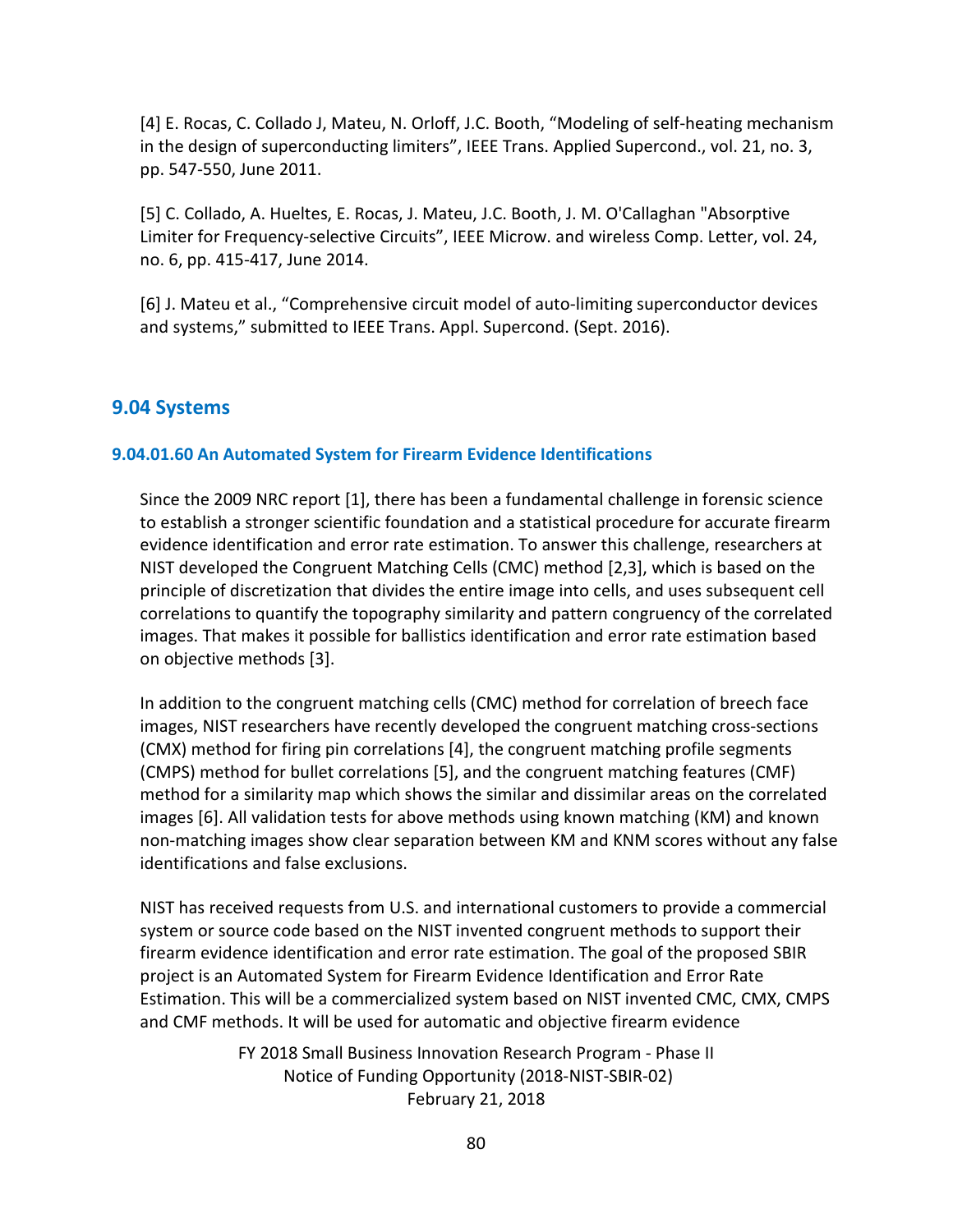[4] E. Rocas, C. Collado J, Mateu, N. Orloff, J.C. Booth, "Modeling of self-heating mechanism in the design of superconducting limiters", IEEE Trans. Applied Supercond., vol. 21, no. 3, pp. 547-550, June 2011.

[5] C. Collado, A. Hueltes, E. Rocas, J. Mateu, J.C. Booth, J. M. O'Callaghan "Absorptive Limiter for Frequency-selective Circuits", IEEE Microw. and wireless Comp. Letter, vol. 24, no. 6, pp. 415-417, June 2014.

[6] J. Mateu et al., "Comprehensive circuit model of auto-limiting superconductor devices and systems," submitted to IEEE Trans. Appl. Supercond. (Sept. 2016).

## 9.04 Systems

### 9.04.01.60 An Automated System for Firearm Evidence Identifications

Since the 2009 NRC report [1], there has been a fundamental challenge in forensic science to establish a stronger scientific foundation and a statistical procedure for accurate firearm evidence identification and error rate estimation. To answer this challenge, researchers at NIST developed the Congruent Matching Cells (CMC) method [2,3], which is based on the principle of discretization that divides the entire image into cells, and uses subsequent cell correlations to quantify the topography similarity and pattern congruency of the correlated images. That makes it possible for ballistics identification and error rate estimation based on objective methods [3].

In addition to the congruent matching cells (CMC) method for correlation of breech face images, NIST researchers have recently developed the congruent matching cross-sections (CMX) method for firing pin correlations [4], the congruent matching profile segments (CMPS) method for bullet correlations [5], and the congruent matching features (CMF) method for a similarity map which shows the similar and dissimilar areas on the correlated images [6]. All validation tests for above methods using known matching (KM) and known non-matching images show clear separation between KM and KNM scores without any false identifications and false exclusions.

NIST has received requests from U.S. and international customers to provide a commercial system or source code based on the NIST invented congruent methods to support their firearm evidence identification and error rate estimation. The goal of the proposed SBIR project is an Automated System for Firearm Evidence Identification and Error Rate Estimation. This will be a commercialized system based on NIST invented CMC, CMX, CMPS and CMF methods. It will be used for automatic and objective firearm evidence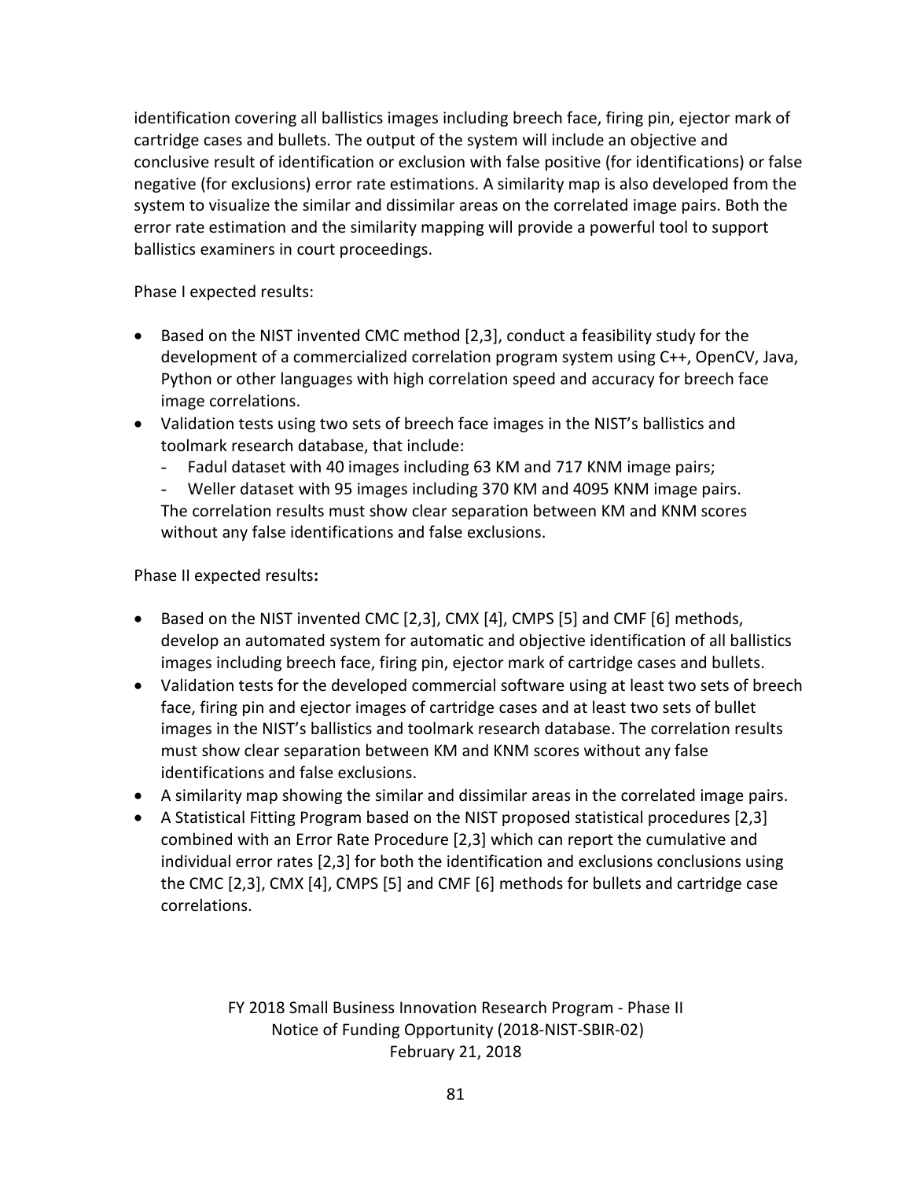identification covering all ballistics images including breech face, firing pin, ejector mark of cartridge cases and bullets. The output of the system will include an objective and conclusive result of identification or exclusion with false positive (for identifications) or false negative (for exclusions) error rate estimations. A similarity map is also developed from the system to visualize the similar and dissimilar areas on the correlated image pairs. Both the error rate estimation and the similarity mapping will provide a powerful tool to support ballistics examiners in court proceedings.

Phase I expected results:

- Based on the NIST invented CMC method [2,3], conduct a feasibility study for the development of a commercialized correlation program system using C++, OpenCV, Java, Python or other languages with high correlation speed and accuracy for breech face image correlations.
- Validation tests using two sets of breech face images in the NIST's ballistics and toolmark research database, that include:
  - Fadul dataset with 40 images including 63 KM and 717 KNM image pairs;
  - Weller dataset with 95 images including 370 KM and 4095 KNM image pairs.

  The correlation results must show clear separation between KM and KNM scores without any false identifications and false exclusions.

Phase II expected results**:**

- Based on the NIST invented CMC [2,3], CMX [4], CMPS [5] and CMF [6] methods, develop an automated system for automatic and objective identification of all ballistics images including breech face, firing pin, ejector mark of cartridge cases and bullets.
- Validation tests for the developed commercial software using at least two sets of breech face, firing pin and ejector images of cartridge cases and at least two sets of bullet images in the NIST's ballistics and toolmark research database. The correlation results must show clear separation between KM and KNM scores without any false identifications and false exclusions.
- A similarity map showing the similar and dissimilar areas in the correlated image pairs.
- A Statistical Fitting Program based on the NIST proposed statistical procedures [2,3] combined with an Error Rate Procedure [2,3] which can report the cumulative and individual error rates [2,3] for both the identification and exclusions conclusions using the CMC [2,3], CMX [4], CMPS [5] and CMF [6] methods for bullets and cartridge case correlations.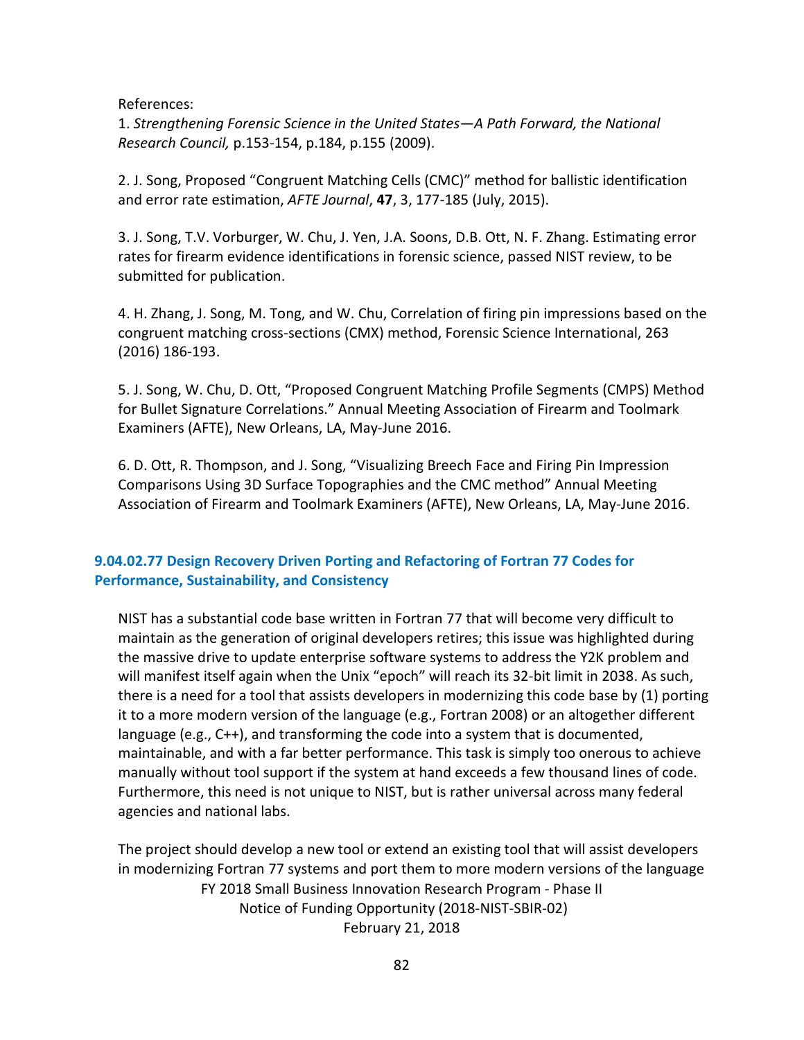References:

1. *Strengthening Forensic Science in the United States—A Path Forward, the National Research Council,* p.153-154, p.184, p.155 (2009).

2. J. Song, Proposed "Congruent Matching Cells (CMC)" method for ballistic identification and error rate estimation, *AFTE Journal*, **47**, 3, 177-185 (July, 2015).

3. J. Song, T.V. Vorburger, W. Chu, J. Yen, J.A. Soons, D.B. Ott, N. F. Zhang. Estimating error rates for firearm evidence identifications in forensic science, passed NIST review, to be submitted for publication.

4. H. Zhang, J. Song, M. Tong, and W. Chu, Correlation of firing pin impressions based on the congruent matching cross-sections (CMX) method, Forensic Science International, 263 (2016) 186-193.

5. J. Song, W. Chu, D. Ott, "Proposed Congruent Matching Profile Segments (CMPS) Method for Bullet Signature Correlations." Annual Meeting Association of Firearm and Toolmark Examiners (AFTE), New Orleans, LA, May-June 2016.

6. D. Ott, R. Thompson, and J. Song, "Visualizing Breech Face and Firing Pin Impression Comparisons Using 3D Surface Topographies and the CMC method" Annual Meeting Association of Firearm and Toolmark Examiners (AFTE), New Orleans, LA, May-June 2016.

### 9.04.02.77 Design Recovery Driven Porting and Refactoring of Fortran 77 Codes for Performance, Sustainability, and Consistency

NIST has a substantial code base written in Fortran 77 that will become very difficult to maintain as the generation of original developers retires; this issue was highlighted during the massive drive to update enterprise software systems to address the Y2K problem and will manifest itself again when the Unix "epoch" will reach its 32-bit limit in 2038. As such, there is a need for a tool that assists developers in modernizing this code base by (1) porting it to a more modern version of the language (e.g., Fortran 2008) or an altogether different language (e.g., C++), and transforming the code into a system that is documented, maintainable, and with a far better performance. This task is simply too onerous to achieve manually without tool support if the system at hand exceeds a few thousand lines of code. Furthermore, this need is not unique to NIST, but is rather universal across many federal agencies and national labs.

The project should develop a new tool or extend an existing tool that will assist developers in modernizing Fortran 77 systems and port them to more modern versions of the language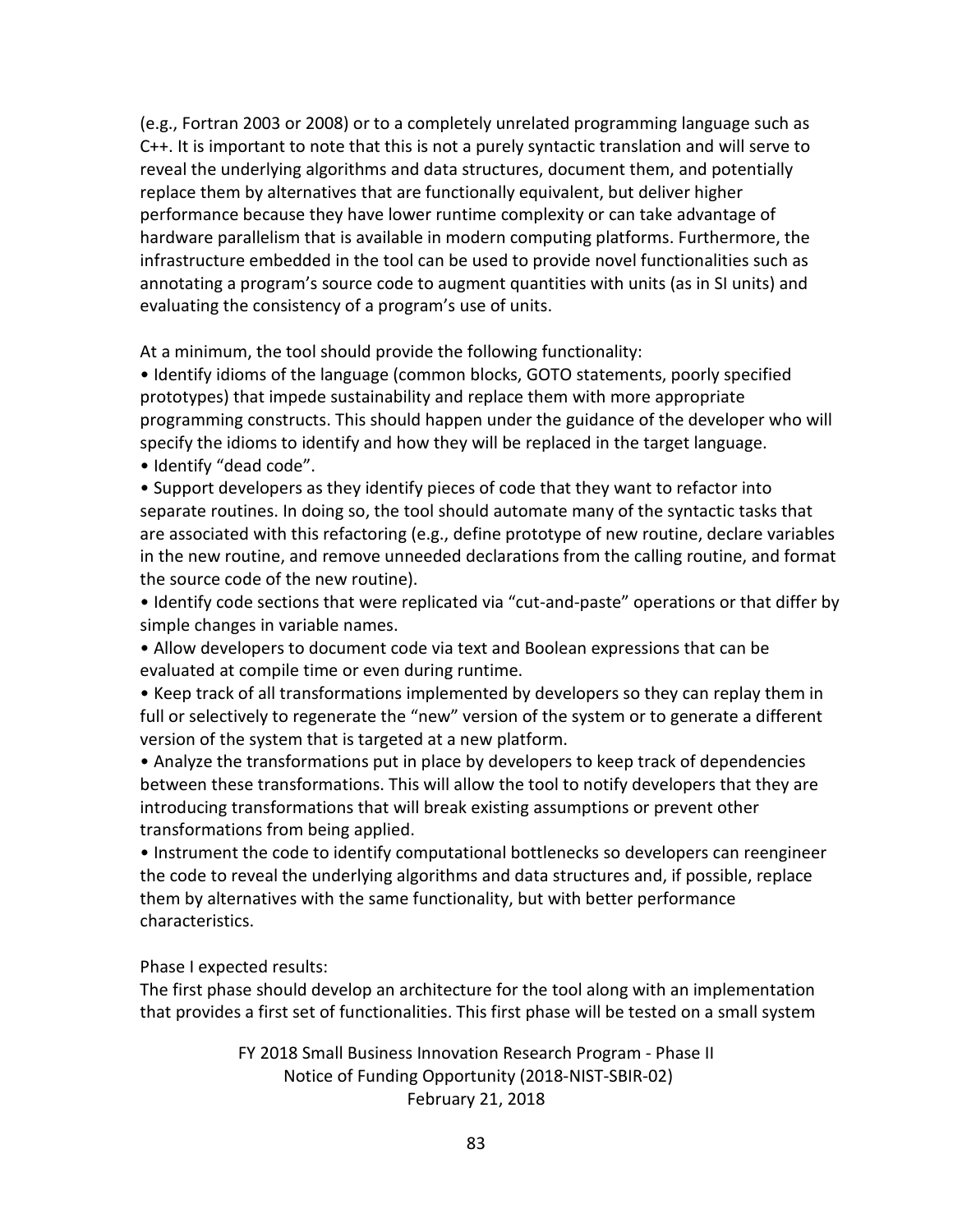(e.g., Fortran 2003 or 2008) or to a completely unrelated programming language such as C++. It is important to note that this is not a purely syntactic translation and will serve to reveal the underlying algorithms and data structures, document them, and potentially replace them by alternatives that are functionally equivalent, but deliver higher performance because they have lower runtime complexity or can take advantage of hardware parallelism that is available in modern computing platforms. Furthermore, the infrastructure embedded in the tool can be used to provide novel functionalities such as annotating a program's source code to augment quantities with units (as in SI units) and evaluating the consistency of a program's use of units.

At a minimum, the tool should provide the following functionality:

- Identify idioms of the language (common blocks, GOTO statements, poorly specified prototypes) that impede sustainability and replace them with more appropriate programming constructs. This should happen under the guidance of the developer who will specify the idioms to identify and how they will be replaced in the target language.
- Identify "dead code".
- Support developers as they identify pieces of code that they want to refactor into separate routines. In doing so, the tool should automate many of the syntactic tasks that are associated with this refactoring (e.g., define prototype of new routine, declare variables in the new routine, and remove unneeded declarations from the calling routine, and format the source code of the new routine).
- Identify code sections that were replicated via "cut-and-paste" operations or that differ by simple changes in variable names.
- Allow developers to document code via text and Boolean expressions that can be evaluated at compile time or even during runtime.
- Keep track of all transformations implemented by developers so they can replay them in full or selectively to regenerate the "new" version of the system or to generate a different version of the system that is targeted at a new platform.
- Analyze the transformations put in place by developers to keep track of dependencies between these transformations. This will allow the tool to notify developers that they are introducing transformations that will break existing assumptions or prevent other transformations from being applied.
- Instrument the code to identify computational bottlenecks so developers can reengineer the code to reveal the underlying algorithms and data structures and, if possible, replace them by alternatives with the same functionality, but with better performance characteristics.

Phase I expected results:

The first phase should develop an architecture for the tool along with an implementation that provides a first set of functionalities. This first phase will be tested on a small system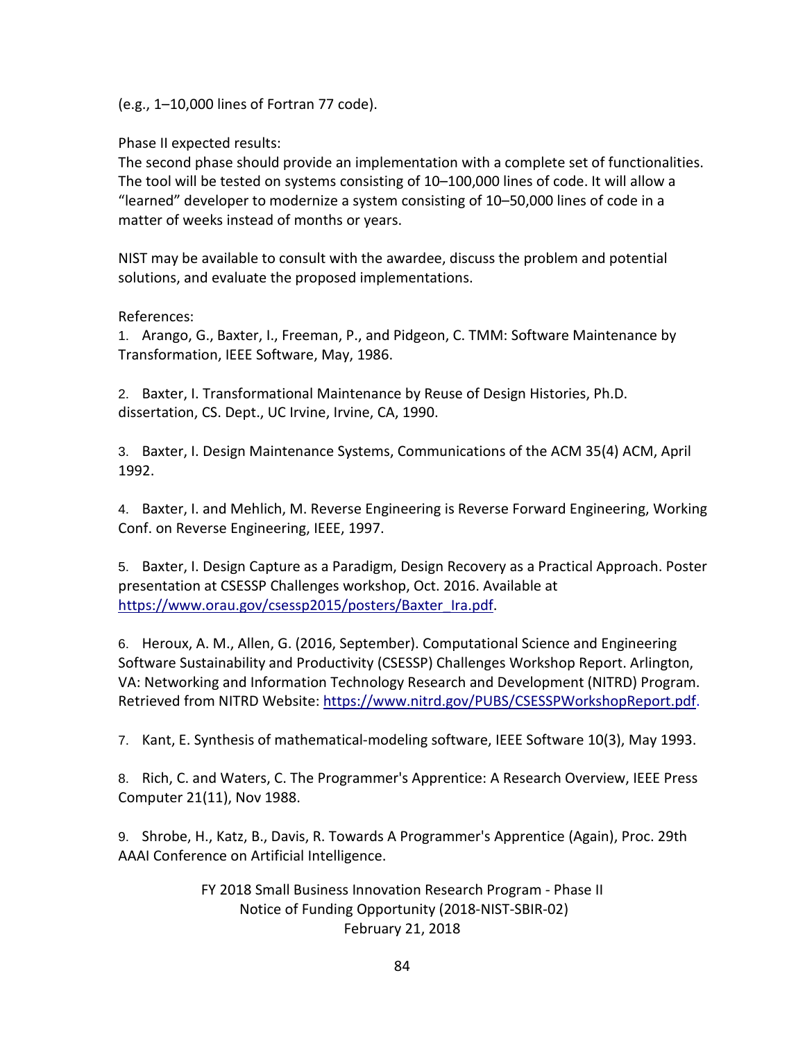(e.g., 1–10,000 lines of Fortran 77 code).

Phase II expected results:
The second phase should provide an implementation with a complete set of functionalities. The tool will be tested on systems consisting of 10–100,000 lines of code. It will allow a “learned” developer to modernize a system consisting of 10–50,000 lines of code in a matter of weeks instead of months or years.

NIST may be available to consult with the awardee, discuss the problem and potential solutions, and evaluate the proposed implementations.

References:

1. Arango, G., Baxter, I., Freeman, P., and Pidgeon, C. TMM: Software Maintenance by Transformation, IEEE Software, May, 1986.

2. Baxter, I. Transformational Maintenance by Reuse of Design Histories, Ph.D. dissertation, CS. Dept., UC Irvine, Irvine, CA, 1990.

3. Baxter, I. Design Maintenance Systems, Communications of the ACM 35(4) ACM, April 1992.

4. Baxter, I. and Mehlich, M. Reverse Engineering is Reverse Forward Engineering, Working Conf. on Reverse Engineering, IEEE, 1997.

5. Baxter, I. Design Capture as a Paradigm, Design Recovery as a Practical Approach. Poster presentation at CSESSP Challenges workshop, Oct. 2016. Available at https://www.orau.gov/csessp2015/posters/Baxter_Ira.pdf.

6. Heroux, A. M., Allen, G. (2016, September). Computational Science and Engineering Software Sustainability and Productivity (CSESSP) Challenges Workshop Report. Arlington, VA: Networking and Information Technology Research and Development (NITRD) Program. Retrieved from NITRD Website: https://www.nitrd.gov/PUBS/CSESSPWorkshopReport.pdf.

7. Kant, E. Synthesis of mathematical-modeling software, IEEE Software 10(3), May 1993.

8. Rich, C. and Waters, C. The Programmer's Apprentice: A Research Overview, IEEE Press Computer 21(11), Nov 1988.

9. Shrobe, H., Katz, B., Davis, R. Towards A Programmer's Apprentice (Again), Proc. 29th AAAI Conference on Artificial Intelligence.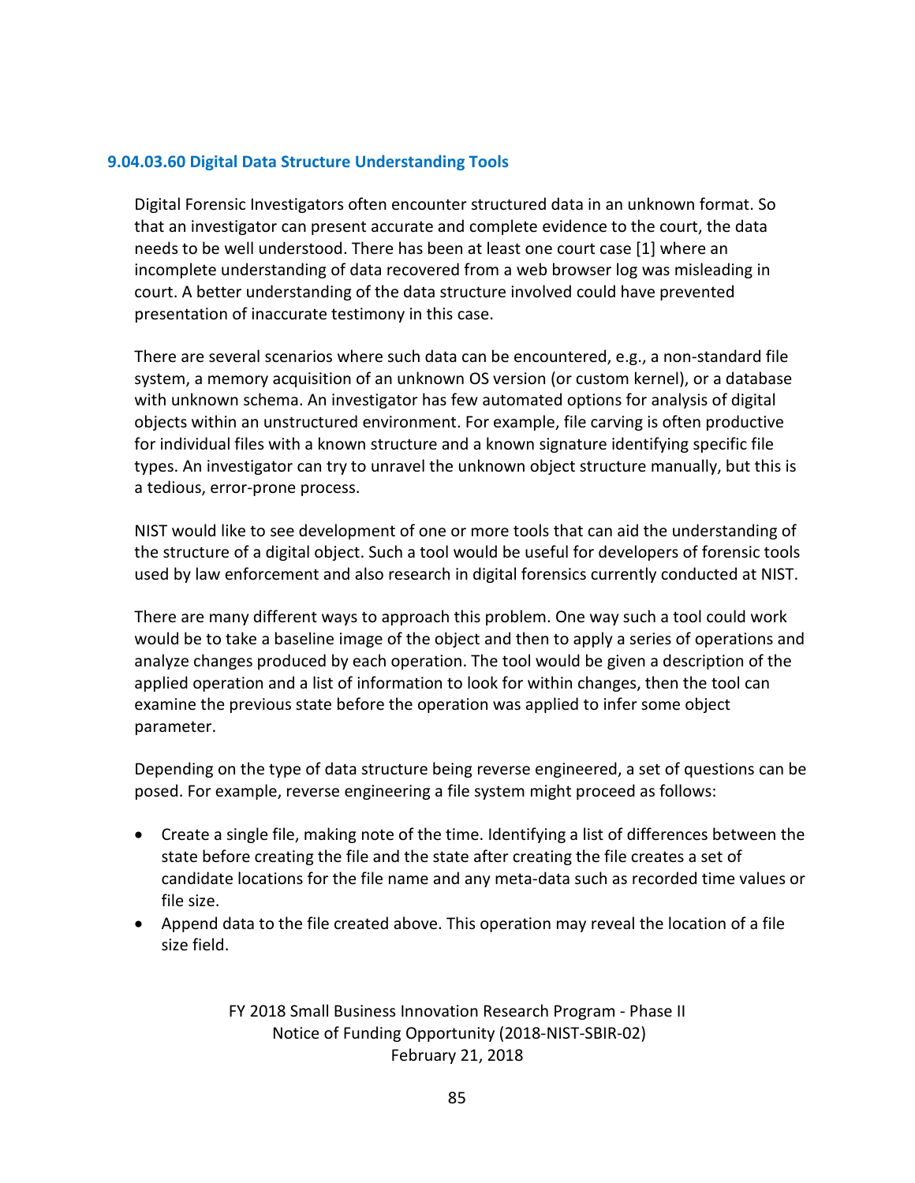### 9.04.03.60 Digital Data Structure Understanding Tools

Digital Forensic Investigators often encounter structured data in an unknown format. So that an investigator can present accurate and complete evidence to the court, the data needs to be well understood. There has been at least one court case [1] where an incomplete understanding of data recovered from a web browser log was misleading in court. A better understanding of the data structure involved could have prevented presentation of inaccurate testimony in this case.

There are several scenarios where such data can be encountered, e.g., a non-standard file system, a memory acquisition of an unknown OS version (or custom kernel), or a database with unknown schema. An investigator has few automated options for analysis of digital objects within an unstructured environment. For example, file carving is often productive for individual files with a known structure and a known signature identifying specific file types. An investigator can try to unravel the unknown object structure manually, but this is a tedious, error-prone process.

NIST would like to see development of one or more tools that can aid the understanding of the structure of a digital object. Such a tool would be useful for developers of forensic tools used by law enforcement and also research in digital forensics currently conducted at NIST.

There are many different ways to approach this problem. One way such a tool could work would be to take a baseline image of the object and then to apply a series of operations and analyze changes produced by each operation. The tool would be given a description of the applied operation and a list of information to look for within changes, then the tool can examine the previous state before the operation was applied to infer some object parameter.

Depending on the type of data structure being reverse engineered, a set of questions can be posed. For example, reverse engineering a file system might proceed as follows:

- Create a single file, making note of the time. Identifying a list of differences between the state before creating the file and the state after creating the file creates a set of candidate locations for the file name and any meta-data such as recorded time values or file size.
- Append data to the file created above. This operation may reveal the location of a file size field.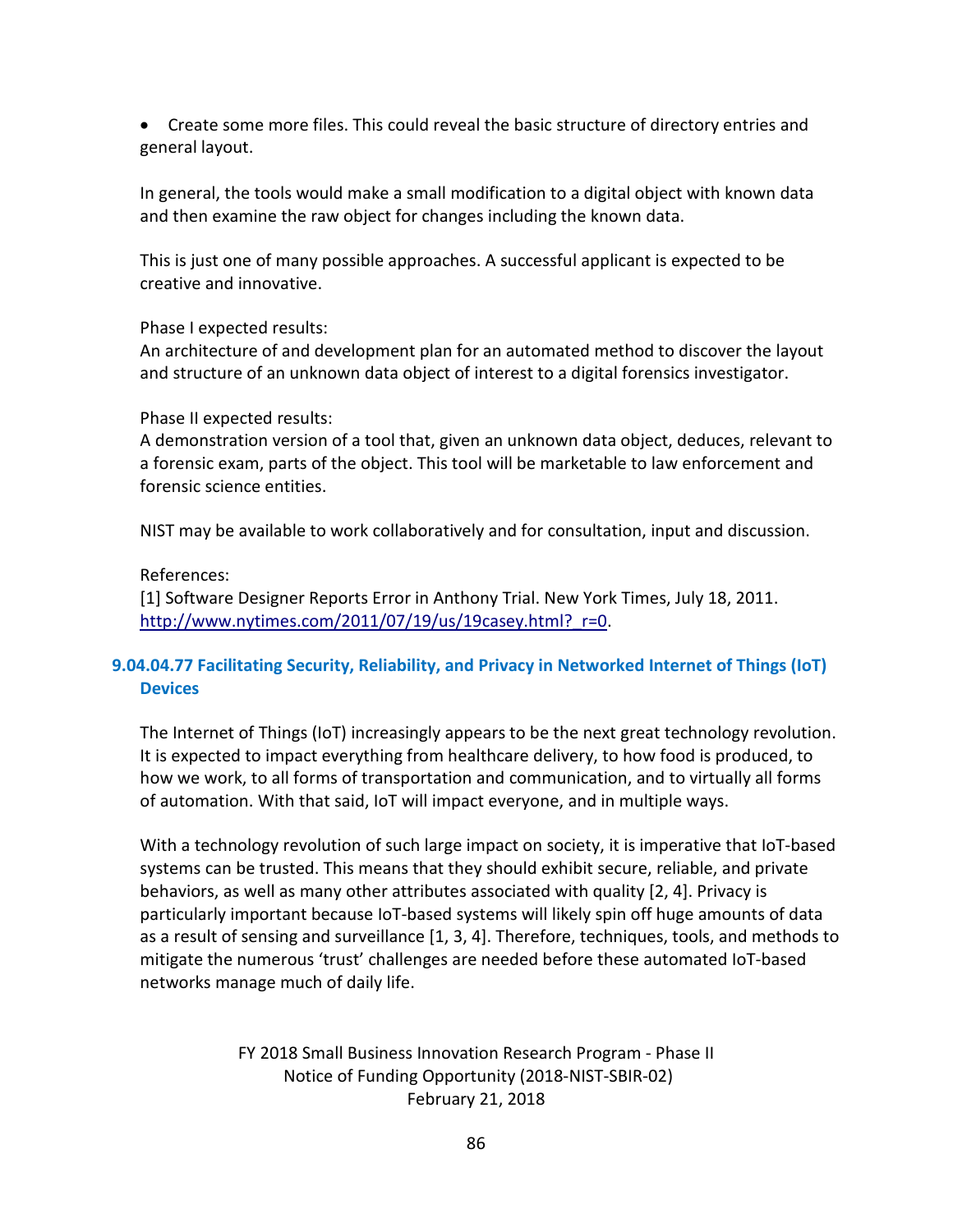- Create some more files. This could reveal the basic structure of directory entries and general layout.

In general, the tools would make a small modification to a digital object with known data and then examine the raw object for changes including the known data.

This is just one of many possible approaches. A successful applicant is expected to be creative and innovative.

Phase I expected results:
An architecture of and development plan for an automated method to discover the layout and structure of an unknown data object of interest to a digital forensics investigator.

Phase II expected results:
A demonstration version of a tool that, given an unknown data object, deduces, relevant to a forensic exam, parts of the object. This tool will be marketable to law enforcement and forensic science entities.

NIST may be available to work collaboratively and for consultation, input and discussion.

References:
[1] Software Designer Reports Error in Anthony Trial. New York Times, July 18, 2011. http://www.nytimes.com/2011/07/19/us/19casey.html?_r=0.

### 9.04.04.77 Facilitating Security, Reliability, and Privacy in Networked Internet of Things (IoT) Devices

The Internet of Things (IoT) increasingly appears to be the next great technology revolution. It is expected to impact everything from healthcare delivery, to how food is produced, to how we work, to all forms of transportation and communication, and to virtually all forms of automation. With that said, IoT will impact everyone, and in multiple ways.

With a technology revolution of such large impact on society, it is imperative that IoT-based systems can be trusted. This means that they should exhibit secure, reliable, and private behaviors, as well as many other attributes associated with quality [2, 4]. Privacy is particularly important because IoT-based systems will likely spin off huge amounts of data as a result of sensing and surveillance [1, 3, 4]. Therefore, techniques, tools, and methods to mitigate the numerous 'trust' challenges are needed before these automated IoT-based networks manage much of daily life.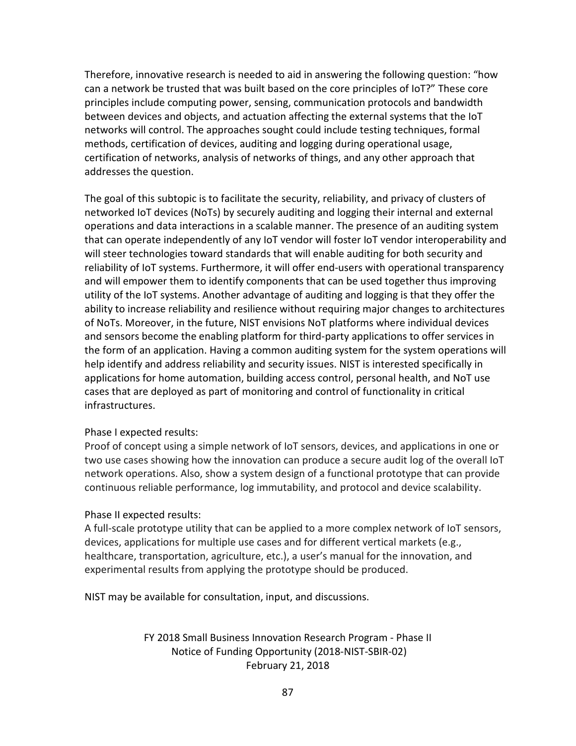Therefore, innovative research is needed to aid in answering the following question: "how can a network be trusted that was built based on the core principles of IoT?" These core principles include computing power, sensing, communication protocols and bandwidth between devices and objects, and actuation affecting the external systems that the IoT networks will control. The approaches sought could include testing techniques, formal methods, certification of devices, auditing and logging during operational usage, certification of networks, analysis of networks of things, and any other approach that addresses the question.

The goal of this subtopic is to facilitate the security, reliability, and privacy of clusters of networked IoT devices (NoTs) by securely auditing and logging their internal and external operations and data interactions in a scalable manner. The presence of an auditing system that can operate independently of any IoT vendor will foster IoT vendor interoperability and will steer technologies toward standards that will enable auditing for both security and reliability of IoT systems. Furthermore, it will offer end-users with operational transparency and will empower them to identify components that can be used together thus improving utility of the IoT systems. Another advantage of auditing and logging is that they offer the ability to increase reliability and resilience without requiring major changes to architectures of NoTs. Moreover, in the future, NIST envisions NoT platforms where individual devices and sensors become the enabling platform for third-party applications to offer services in the form of an application. Having a common auditing system for the system operations will help identify and address reliability and security issues. NIST is interested specifically in applications for home automation, building access control, personal health, and NoT use cases that are deployed as part of monitoring and control of functionality in critical infrastructures.

Phase I expected results:
Proof of concept using a simple network of IoT sensors, devices, and applications in one or two use cases showing how the innovation can produce a secure audit log of the overall IoT network operations. Also, show a system design of a functional prototype that can provide continuous reliable performance, log immutability, and protocol and device scalability.

Phase II expected results:
A full-scale prototype utility that can be applied to a more complex network of IoT sensors, devices, applications for multiple use cases and for different vertical markets (e.g., healthcare, transportation, agriculture, etc.), a user's manual for the innovation, and experimental results from applying the prototype should be produced.

NIST may be available for consultation, input, and discussions.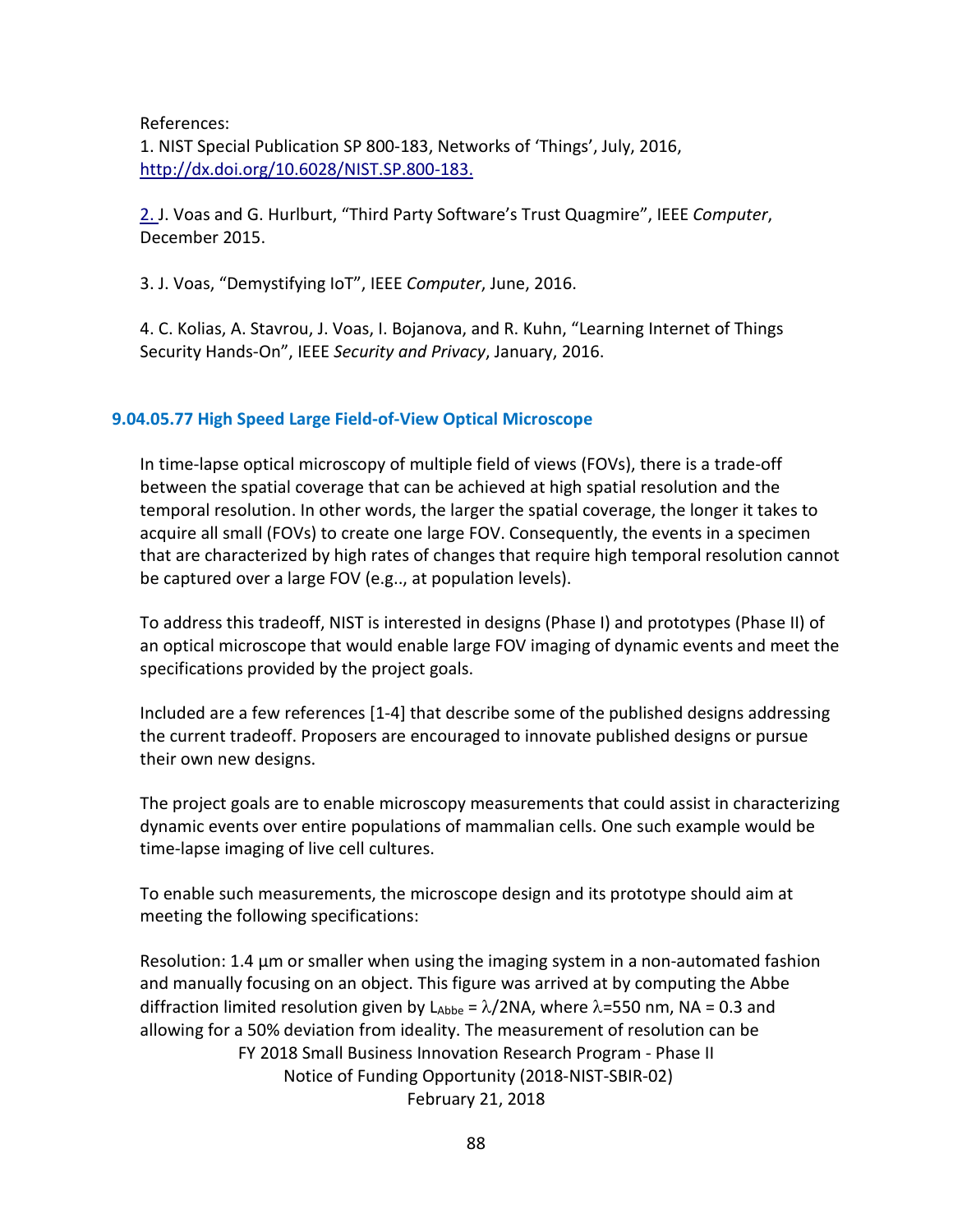References:

1. NIST Special Publication SP 800-183, Networks of 'Things', July, 2016, http://dx.doi.org/10.6028/NIST.SP.800-183.

2. J. Voas and G. Hurlburt, "Third Party Software's Trust Quagmire", IEEE *Computer*, December 2015.

3. J. Voas, "Demystifying IoT", IEEE *Computer*, June, 2016.

4. C. Kolias, A. Stavrou, J. Voas, I. Bojanova, and R. Kuhn, "Learning Internet of Things Security Hands-On", IEEE *Security and Privacy*, January, 2016.

### 9.04.05.77 High Speed Large Field-of-View Optical Microscope

In time-lapse optical microscopy of multiple field of views (FOVs), there is a trade-off between the spatial coverage that can be achieved at high spatial resolution and the temporal resolution. In other words, the larger the spatial coverage, the longer it takes to acquire all small (FOVs) to create one large FOV. Consequently, the events in a specimen that are characterized by high rates of changes that require high temporal resolution cannot be captured over a large FOV (e.g.., at population levels).

To address this tradeoff, NIST is interested in designs (Phase I) and prototypes (Phase II) of an optical microscope that would enable large FOV imaging of dynamic events and meet the specifications provided by the project goals.

Included are a few references [1-4] that describe some of the published designs addressing the current tradeoff. Proposers are encouraged to innovate published designs or pursue their own new designs.

The project goals are to enable microscopy measurements that could assist in characterizing dynamic events over entire populations of mammalian cells. One such example would be time-lapse imaging of live cell cultures.

To enable such measurements, the microscope design and its prototype should aim at meeting the following specifications:

Resolution: 1.4 µm or smaller when using the imaging system in a non-automated fashion and manually focusing on an object. This figure was arrived at by computing the Abbe diffraction limited resolution given by $L_{Abbe} = \lambda/2NA$, where $\lambda$=550 nm, NA = 0.3 and allowing for a 50% deviation from ideality. The measurement of resolution can be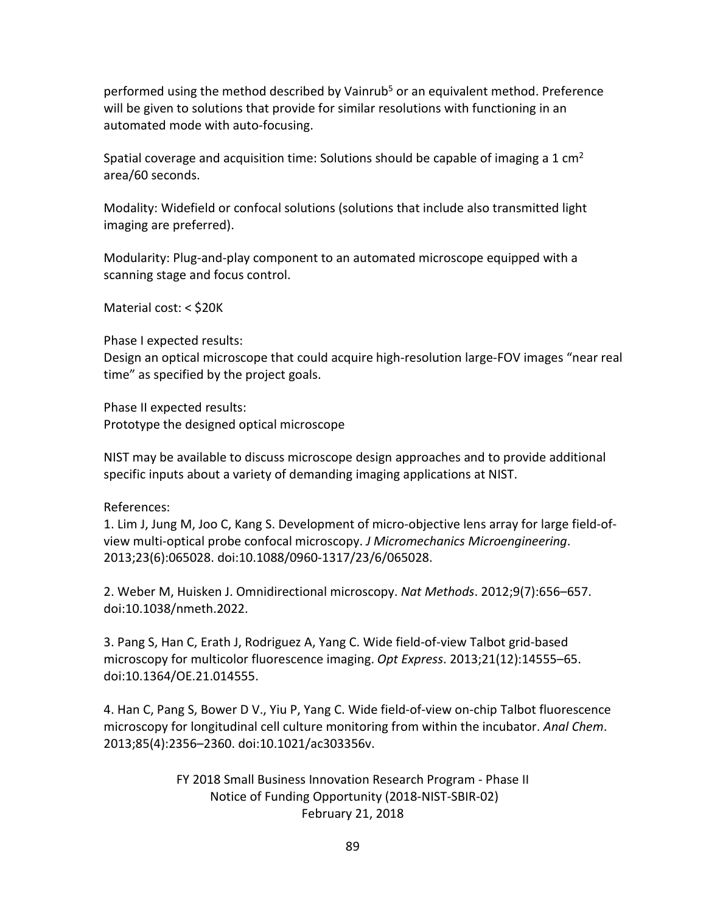performed using the method described by Vainrub[5] or an equivalent method. Preference will be given to solutions that provide for similar resolutions with functioning in an automated mode with auto-focusing.

Spatial coverage and acquisition time: Solutions should be capable of imaging a 1 $cm^2$ area/60 seconds.

Modality: Widefield or confocal solutions (solutions that include also transmitted light imaging are preferred).

Modularity: Plug-and-play component to an automated microscope equipped with a scanning stage and focus control.

Material cost: < $20K

Phase I expected results:
Design an optical microscope that could acquire high-resolution large-FOV images "near real time" as specified by the project goals.

Phase II expected results:
Prototype the designed optical microscope

NIST may be available to discuss microscope design approaches and to provide additional specific inputs about a variety of demanding imaging applications at NIST.

References:

1. Lim J, Jung M, Joo C, Kang S. Development of micro-objective lens array for large field-of-view multi-optical probe confocal microscopy. *J Micromechanics Microengineering*. 2013;23(6):065028. doi:10.1088/0960-1317/23/6/065028.

2. Weber M, Huisken J. Omnidirectional microscopy. *Nat Methods*. 2012;9(7):656–657. doi:10.1038/nmeth.2022.

3. Pang S, Han C, Erath J, Rodriguez A, Yang C. Wide field-of-view Talbot grid-based microscopy for multicolor fluorescence imaging. *Opt Express*. 2013;21(12):14555–65. doi:10.1364/OE.21.014555.

4. Han C, Pang S, Bower D V., Yiu P, Yang C. Wide field-of-view on-chip Talbot fluorescence microscopy for longitudinal cell culture monitoring from within the incubator. *Anal Chem*. 2013;85(4):2356–2360. doi:10.1021/ac303356v.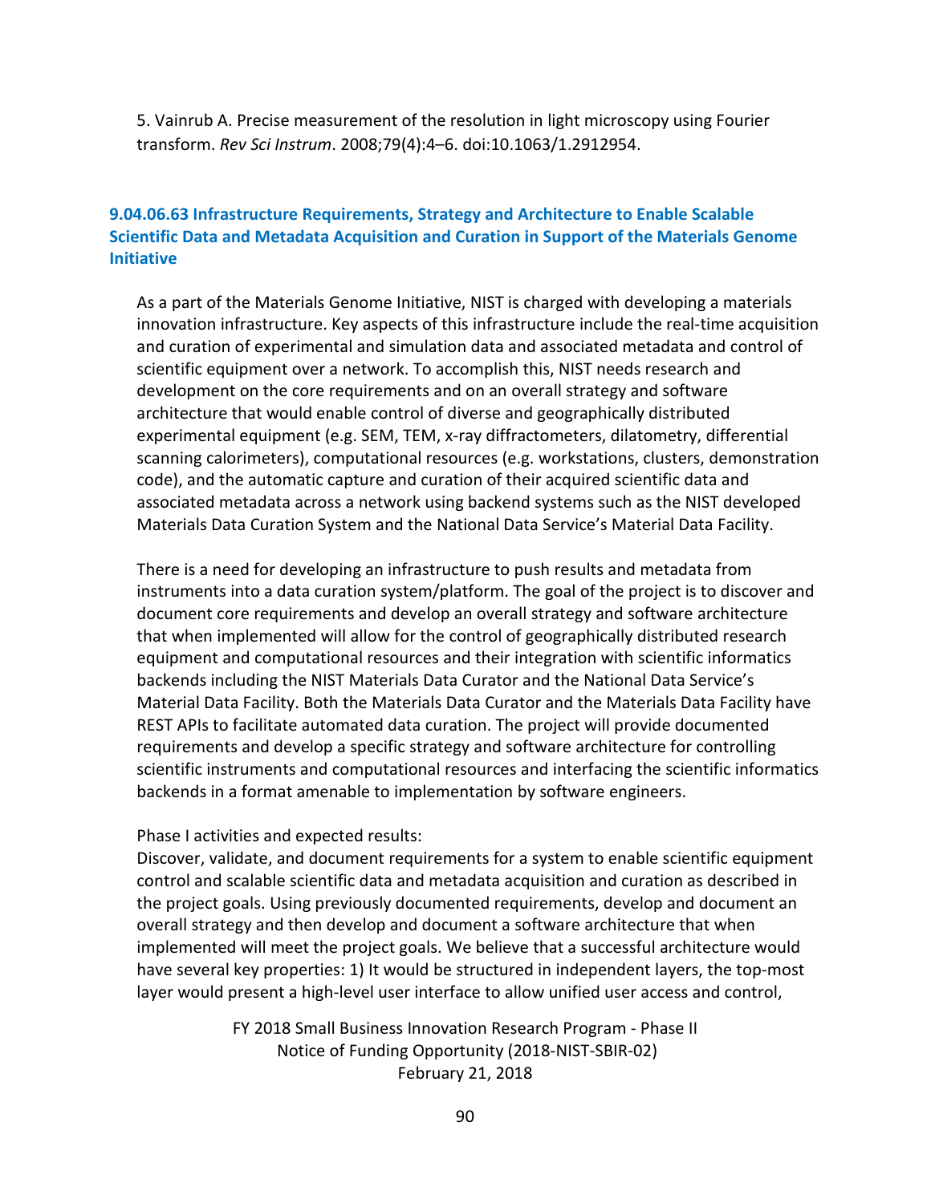5. Vainrub A. Precise measurement of the resolution in light microscopy using Fourier transform. *Rev Sci Instrum*. 2008;79(4):4–6. doi:10.1063/1.2912954.

### 9.04.06.63 Infrastructure Requirements, Strategy and Architecture to Enable Scalable Scientific Data and Metadata Acquisition and Curation in Support of the Materials Genome Initiative

As a part of the Materials Genome Initiative, NIST is charged with developing a materials innovation infrastructure. Key aspects of this infrastructure include the real-time acquisition and curation of experimental and simulation data and associated metadata and control of scientific equipment over a network. To accomplish this, NIST needs research and development on the core requirements and on an overall strategy and software architecture that would enable control of diverse and geographically distributed experimental equipment (e.g. SEM, TEM, x-ray diffractometers, dilatometry, differential scanning calorimeters), computational resources (e.g. workstations, clusters, demonstration code), and the automatic capture and curation of their acquired scientific data and associated metadata across a network using backend systems such as the NIST developed Materials Data Curation System and the National Data Service's Material Data Facility.

There is a need for developing an infrastructure to push results and metadata from instruments into a data curation system/platform. The goal of the project is to discover and document core requirements and develop an overall strategy and software architecture that when implemented will allow for the control of geographically distributed research equipment and computational resources and their integration with scientific informatics backends including the NIST Materials Data Curator and the National Data Service's Material Data Facility. Both the Materials Data Curator and the Materials Data Facility have REST APIs to facilitate automated data curation. The project will provide documented requirements and develop a specific strategy and software architecture for controlling scientific instruments and computational resources and interfacing the scientific informatics backends in a format amenable to implementation by software engineers.

Phase I activities and expected results:
Discover, validate, and document requirements for a system to enable scientific equipment control and scalable scientific data and metadata acquisition and curation as described in the project goals. Using previously documented requirements, develop and document an overall strategy and then develop and document a software architecture that when implemented will meet the project goals. We believe that a successful architecture would have several key properties: 1) It would be structured in independent layers, the top-most layer would present a high-level user interface to allow unified user access and control,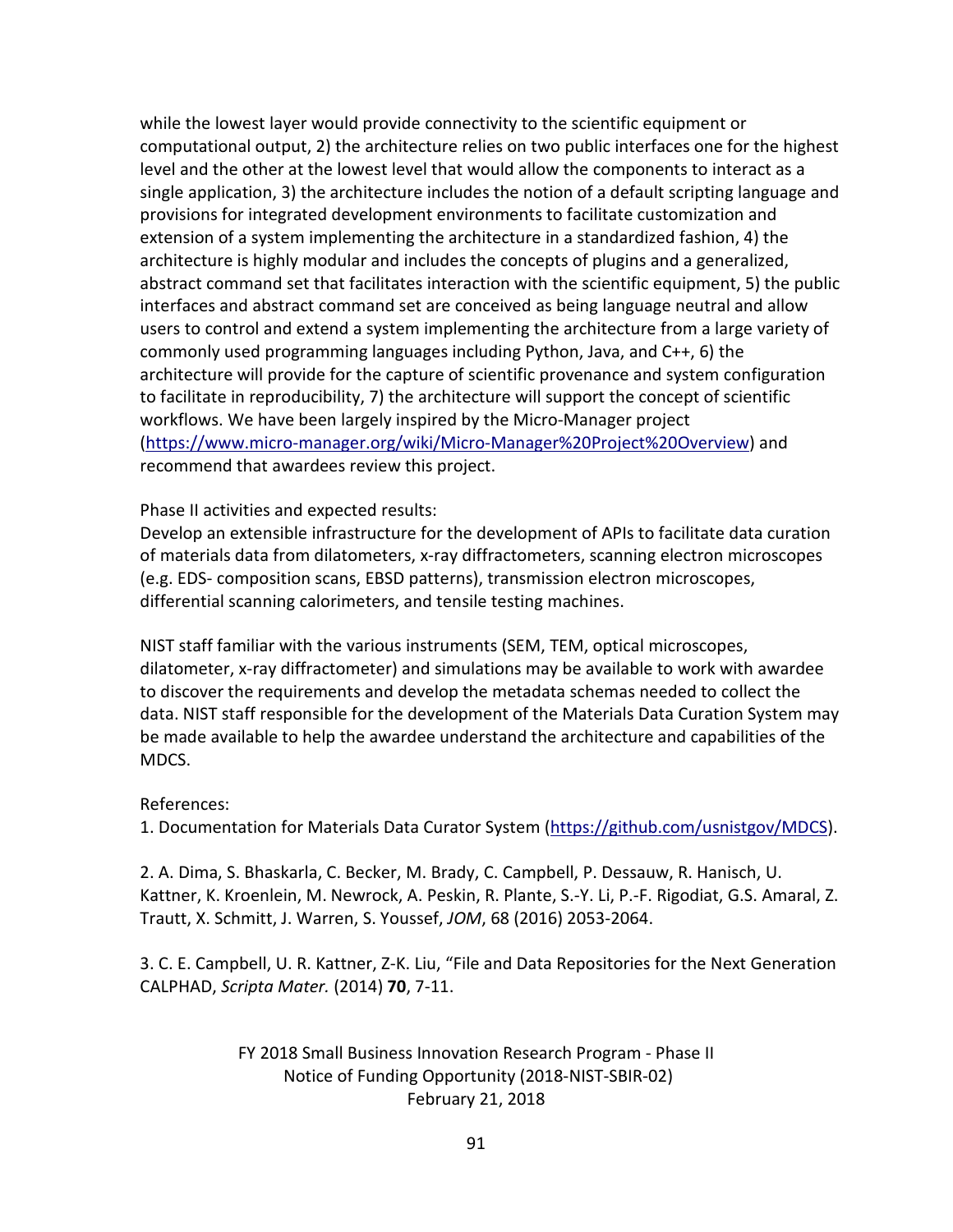while the lowest layer would provide connectivity to the scientific equipment or computational output, 2) the architecture relies on two public interfaces one for the highest level and the other at the lowest level that would allow the components to interact as a single application, 3) the architecture includes the notion of a default scripting language and provisions for integrated development environments to facilitate customization and extension of a system implementing the architecture in a standardized fashion, 4) the architecture is highly modular and includes the concepts of plugins and a generalized, abstract command set that facilitates interaction with the scientific equipment, 5) the public interfaces and abstract command set are conceived as being language neutral and allow users to control and extend a system implementing the architecture from a large variety of commonly used programming languages including Python, Java, and C++, 6) the architecture will provide for the capture of scientific provenance and system configuration to facilitate in reproducibility, 7) the architecture will support the concept of scientific workflows. We have been largely inspired by the Micro-Manager project (https://www.micro-manager.org/wiki/Micro-Manager%20Project%20Overview) and recommend that awardees review this project.

Phase II activities and expected results:
Develop an extensible infrastructure for the development of APIs to facilitate data curation of materials data from dilatometers, x-ray diffractometers, scanning electron microscopes (e.g. EDS- composition scans, EBSD patterns), transmission electron microscopes, differential scanning calorimeters, and tensile testing machines.

NIST staff familiar with the various instruments (SEM, TEM, optical microscopes, dilatometer, x-ray diffractometer) and simulations may be available to work with awardee to discover the requirements and develop the metadata schemas needed to collect the data. NIST staff responsible for the development of the Materials Data Curation System may be made available to help the awardee understand the architecture and capabilities of the MDCS.

References:
1. Documentation for Materials Data Curator System (https://github.com/usnistgov/MDCS).

2. A. Dima, S. Bhaskarla, C. Becker, M. Brady, C. Campbell, P. Dessauw, R. Hanisch, U. Kattner, K. Kroenlein, M. Newrock, A. Peskin, R. Plante, S.-Y. Li, P.-F. Rigodiat, G.S. Amaral, Z. Trautt, X. Schmitt, J. Warren, S. Youssef, *JOM*, 68 (2016) 2053-2064.

3. C. E. Campbell, U. R. Kattner, Z-K. Liu, "File and Data Repositories for the Next Generation CALPHAD, *Scripta Mater.* (2014) **70**, 7-11.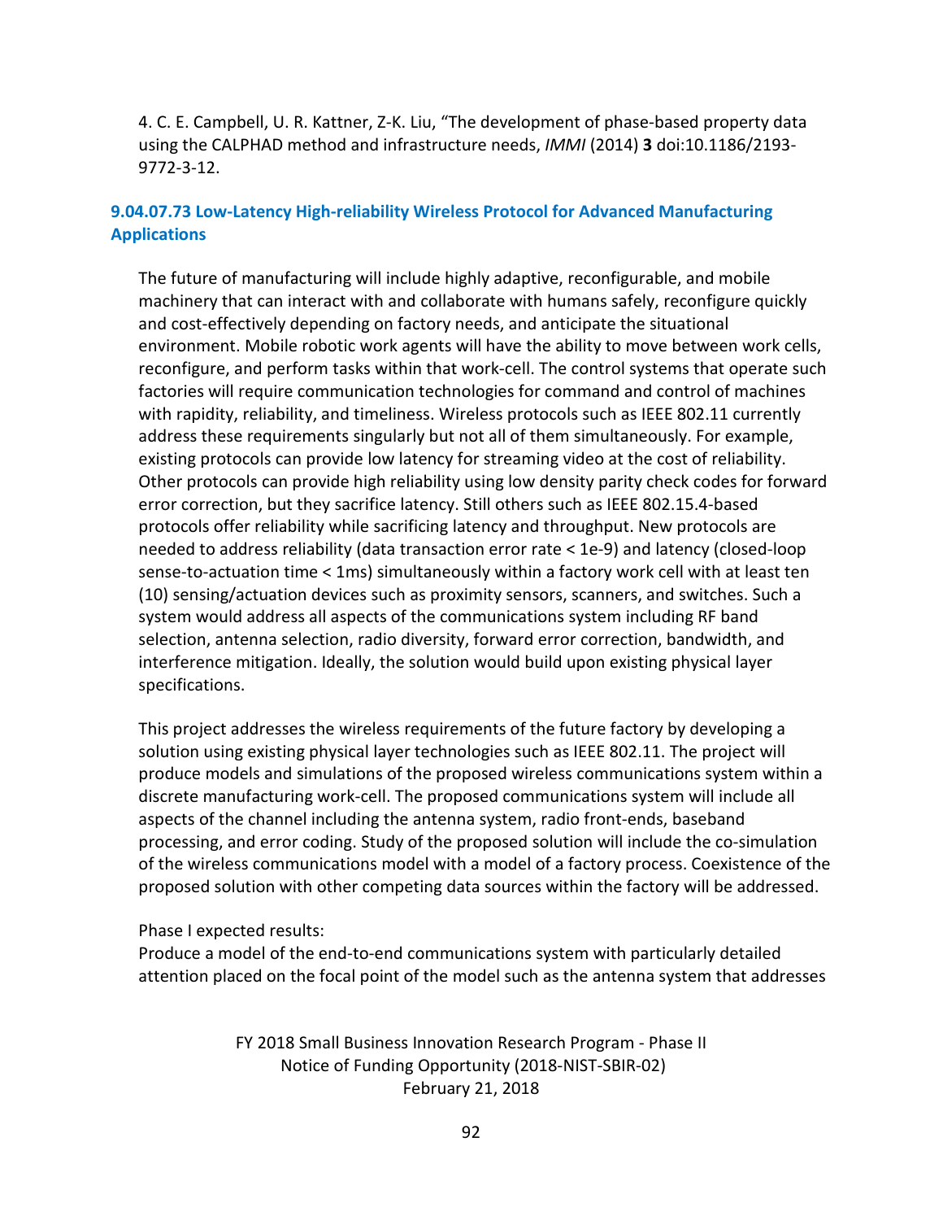4. C. E. Campbell, U. R. Kattner, Z-K. Liu, “The development of phase-based property data using the CALPHAD method and infrastructure needs, *IMMI* (2014) **3** doi:10.1186/2193-9772-3-12.

### 9.04.07.73 Low-Latency High-reliability Wireless Protocol for Advanced Manufacturing Applications

The future of manufacturing will include highly adaptive, reconfigurable, and mobile machinery that can interact with and collaborate with humans safely, reconfigure quickly and cost-effectively depending on factory needs, and anticipate the situational environment. Mobile robotic work agents will have the ability to move between work cells, reconfigure, and perform tasks within that work-cell. The control systems that operate such factories will require communication technologies for command and control of machines with rapidity, reliability, and timeliness. Wireless protocols such as IEEE 802.11 currently address these requirements singularly but not all of them simultaneously. For example, existing protocols can provide low latency for streaming video at the cost of reliability. Other protocols can provide high reliability using low density parity check codes for forward error correction, but they sacrifice latency. Still others such as IEEE 802.15.4-based protocols offer reliability while sacrificing latency and throughput. New protocols are needed to address reliability (data transaction error rate < 1e-9) and latency (closed-loop sense-to-actuation time < 1ms) simultaneously within a factory work cell with at least ten (10) sensing/actuation devices such as proximity sensors, scanners, and switches. Such a system would address all aspects of the communications system including RF band selection, antenna selection, radio diversity, forward error correction, bandwidth, and interference mitigation. Ideally, the solution would build upon existing physical layer specifications.

This project addresses the wireless requirements of the future factory by developing a solution using existing physical layer technologies such as IEEE 802.11. The project will produce models and simulations of the proposed wireless communications system within a discrete manufacturing work-cell. The proposed communications system will include all aspects of the channel including the antenna system, radio front-ends, baseband processing, and error coding. Study of the proposed solution will include the co-simulation of the wireless communications model with a model of a factory process. Coexistence of the proposed solution with other competing data sources within the factory will be addressed.

Phase I expected results:

Produce a model of the end-to-end communications system with particularly detailed attention placed on the focal point of the model such as the antenna system that addresses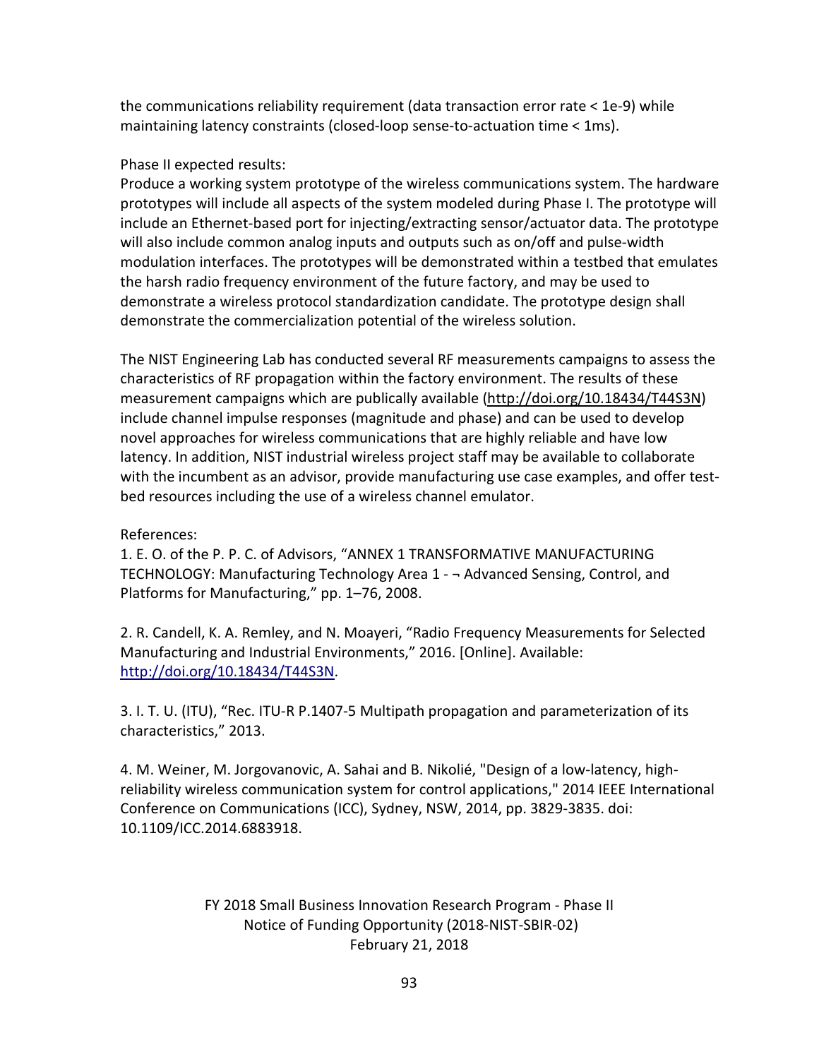the communications reliability requirement (data transaction error rate < 1e-9) while maintaining latency constraints (closed-loop sense-to-actuation time < 1ms).

Phase II expected results:
Produce a working system prototype of the wireless communications system. The hardware prototypes will include all aspects of the system modeled during Phase I. The prototype will include an Ethernet-based port for injecting/extracting sensor/actuator data. The prototype will also include common analog inputs and outputs such as on/off and pulse-width modulation interfaces. The prototypes will be demonstrated within a testbed that emulates the harsh radio frequency environment of the future factory, and may be used to demonstrate a wireless protocol standardization candidate. The prototype design shall demonstrate the commercialization potential of the wireless solution.

The NIST Engineering Lab has conducted several RF measurements campaigns to assess the characteristics of RF propagation within the factory environment. The results of these measurement campaigns which are publically available (http://doi.org/10.18434/T44S3N) include channel impulse responses (magnitude and phase) and can be used to develop novel approaches for wireless communications that are highly reliable and have low latency. In addition, NIST industrial wireless project staff may be available to collaborate with the incumbent as an advisor, provide manufacturing use case examples, and offer test-bed resources including the use of a wireless channel emulator.

References:
1. E. O. of the P. P. C. of Advisors, "ANNEX 1 TRANSFORMATIVE MANUFACTURING TECHNOLOGY: Manufacturing Technology Area 1 - ¬ Advanced Sensing, Control, and Platforms for Manufacturing," pp. 1–76, 2008.

2. R. Candell, K. A. Remley, and N. Moayeri, "Radio Frequency Measurements for Selected Manufacturing and Industrial Environments," 2016. [Online]. Available: http://doi.org/10.18434/T44S3N.

3. I. T. U. (ITU), "Rec. ITU-R P.1407-5 Multipath propagation and parameterization of its characteristics," 2013.

4. M. Weiner, M. Jorgovanovic, A. Sahai and B. Nikolié, "Design of a low-latency, high-reliability wireless communication system for control applications," 2014 IEEE International Conference on Communications (ICC), Sydney, NSW, 2014, pp. 3829-3835. doi: 10.1109/ICC.2014.6883918.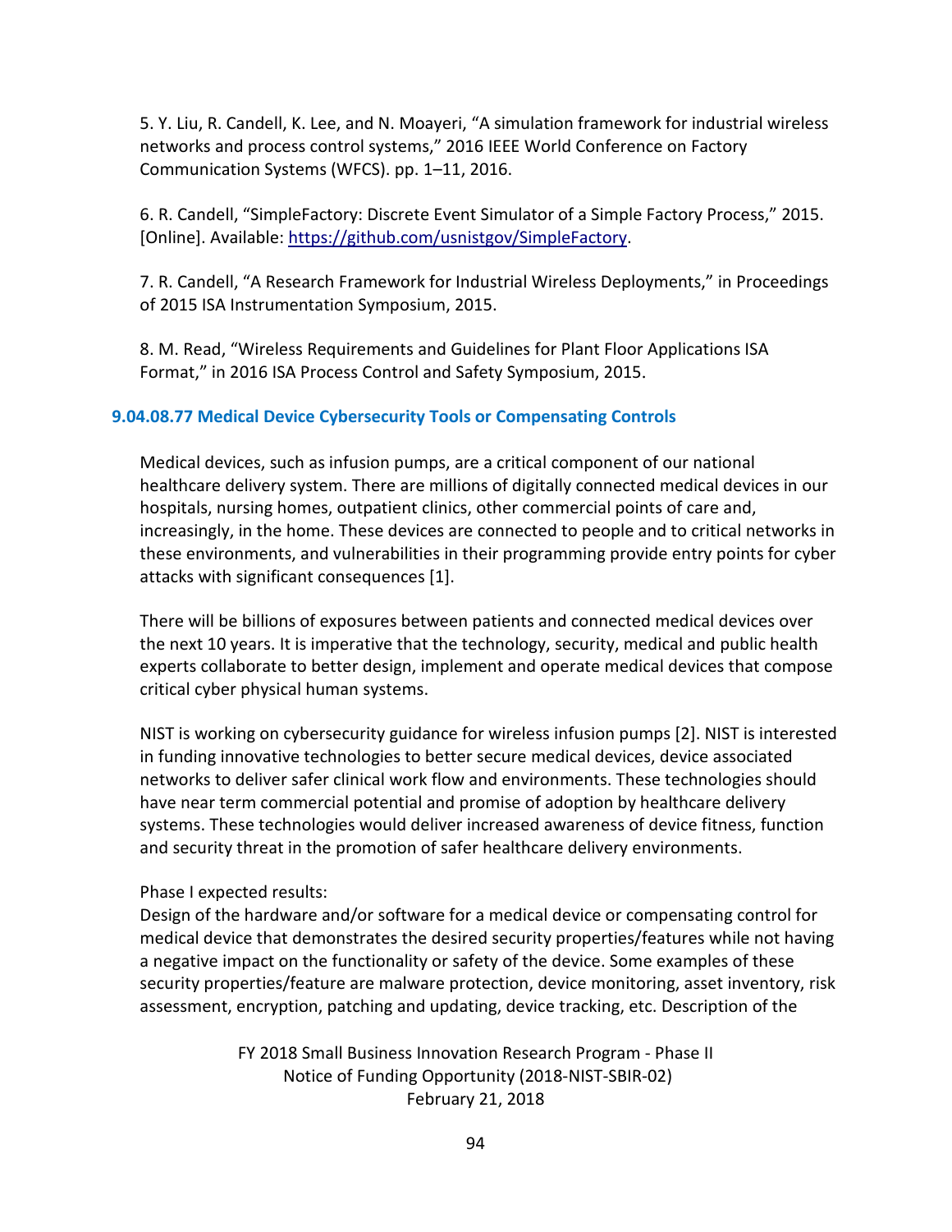5. Y. Liu, R. Candell, K. Lee, and N. Moayeri, “A simulation framework for industrial wireless networks and process control systems,” 2016 IEEE World Conference on Factory Communication Systems (WFCS). pp. 1–11, 2016.

6. R. Candell, “SimpleFactory: Discrete Event Simulator of a Simple Factory Process,” 2015. [Online]. Available: https://github.com/usnistgov/SimpleFactory.

7. R. Candell, “A Research Framework for Industrial Wireless Deployments,” in Proceedings of 2015 ISA Instrumentation Symposium, 2015.

8. M. Read, “Wireless Requirements and Guidelines for Plant Floor Applications ISA Format,” in 2016 ISA Process Control and Safety Symposium, 2015.

### 9.04.08.77 Medical Device Cybersecurity Tools or Compensating Controls

Medical devices, such as infusion pumps, are a critical component of our national healthcare delivery system. There are millions of digitally connected medical devices in our hospitals, nursing homes, outpatient clinics, other commercial points of care and, increasingly, in the home. These devices are connected to people and to critical networks in these environments, and vulnerabilities in their programming provide entry points for cyber attacks with significant consequences [1].

There will be billions of exposures between patients and connected medical devices over the next 10 years. It is imperative that the technology, security, medical and public health experts collaborate to better design, implement and operate medical devices that compose critical cyber physical human systems.

NIST is working on cybersecurity guidance for wireless infusion pumps [2]. NIST is interested in funding innovative technologies to better secure medical devices, device associated networks to deliver safer clinical work flow and environments. These technologies should have near term commercial potential and promise of adoption by healthcare delivery systems. These technologies would deliver increased awareness of device fitness, function and security threat in the promotion of safer healthcare delivery environments.

Phase I expected results:
Design of the hardware and/or software for a medical device or compensating control for medical device that demonstrates the desired security properties/features while not having a negative impact on the functionality or safety of the device. Some examples of these security properties/feature are malware protection, device monitoring, asset inventory, risk assessment, encryption, patching and updating, device tracking, etc. Description of the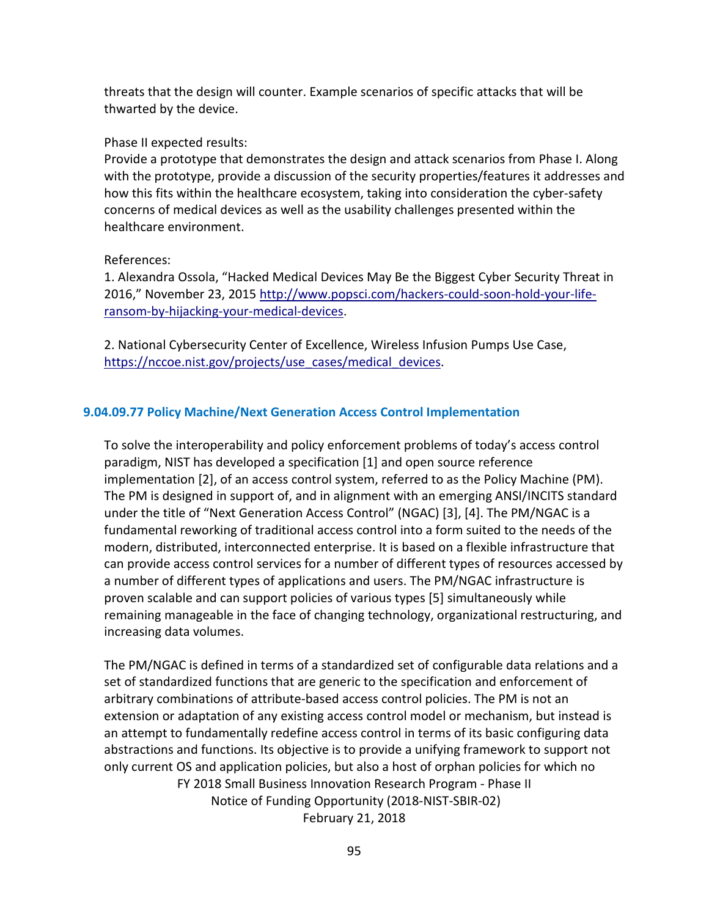threats that the design will counter. Example scenarios of specific attacks that will be thwarted by the device.

Phase II expected results:
Provide a prototype that demonstrates the design and attack scenarios from Phase I. Along with the prototype, provide a discussion of the security properties/features it addresses and how this fits within the healthcare ecosystem, taking into consideration the cyber-safety concerns of medical devices as well as the usability challenges presented within the healthcare environment.

References:
1. Alexandra Ossola, "Hacked Medical Devices May Be the Biggest Cyber Security Threat in 2016," November 23, 2015 http://www.popsci.com/hackers-could-soon-hold-your-life-ransom-by-hijacking-your-medical-devices.

2. National Cybersecurity Center of Excellence, Wireless Infusion Pumps Use Case, https://nccoe.nist.gov/projects/use_cases/medical_devices.

### 9.04.09.77 Policy Machine/Next Generation Access Control Implementation

To solve the interoperability and policy enforcement problems of today's access control paradigm, NIST has developed a specification [1] and open source reference implementation [2], of an access control system, referred to as the Policy Machine (PM). The PM is designed in support of, and in alignment with an emerging ANSI/INCITS standard under the title of "Next Generation Access Control" (NGAC) [3], [4]. The PM/NGAC is a fundamental reworking of traditional access control into a form suited to the needs of the modern, distributed, interconnected enterprise. It is based on a flexible infrastructure that can provide access control services for a number of different types of resources accessed by a number of different types of applications and users. The PM/NGAC infrastructure is proven scalable and can support policies of various types [5] simultaneously while remaining manageable in the face of changing technology, organizational restructuring, and increasing data volumes.

The PM/NGAC is defined in terms of a standardized set of configurable data relations and a set of standardized functions that are generic to the specification and enforcement of arbitrary combinations of attribute-based access control policies. The PM is not an extension or adaptation of any existing access control model or mechanism, but instead is an attempt to fundamentally redefine access control in terms of its basic configuring data abstractions and functions. Its objective is to provide a unifying framework to support not only current OS and application policies, but also a host of orphan policies for which no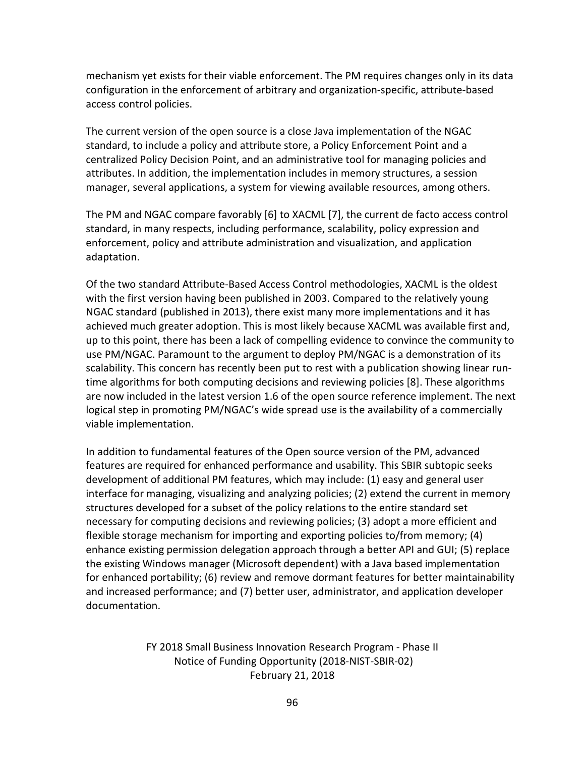mechanism yet exists for their viable enforcement. The PM requires changes only in its data configuration in the enforcement of arbitrary and organization-specific, attribute-based access control policies.

The current version of the open source is a close Java implementation of the NGAC standard, to include a policy and attribute store, a Policy Enforcement Point and a centralized Policy Decision Point, and an administrative tool for managing policies and attributes. In addition, the implementation includes in memory structures, a session manager, several applications, a system for viewing available resources, among others.

The PM and NGAC compare favorably [6] to XACML [7], the current de facto access control standard, in many respects, including performance, scalability, policy expression and enforcement, policy and attribute administration and visualization, and application adaptation.

Of the two standard Attribute-Based Access Control methodologies, XACML is the oldest with the first version having been published in 2003. Compared to the relatively young NGAC standard (published in 2013), there exist many more implementations and it has achieved much greater adoption. This is most likely because XACML was available first and, up to this point, there has been a lack of compelling evidence to convince the community to use PM/NGAC. Paramount to the argument to deploy PM/NGAC is a demonstration of its scalability. This concern has recently been put to rest with a publication showing linear run-time algorithms for both computing decisions and reviewing policies [8]. These algorithms are now included in the latest version 1.6 of the open source reference implement. The next logical step in promoting PM/NGAC's wide spread use is the availability of a commercially viable implementation.

In addition to fundamental features of the Open source version of the PM, advanced features are required for enhanced performance and usability. This SBIR subtopic seeks development of additional PM features, which may include: (1) easy and general user interface for managing, visualizing and analyzing policies; (2) extend the current in memory structures developed for a subset of the policy relations to the entire standard set necessary for computing decisions and reviewing policies; (3) adopt a more efficient and flexible storage mechanism for importing and exporting policies to/from memory; (4) enhance existing permission delegation approach through a better API and GUI; (5) replace the existing Windows manager (Microsoft dependent) with a Java based implementation for enhanced portability; (6) review and remove dormant features for better maintainability and increased performance; and (7) better user, administrator, and application developer documentation.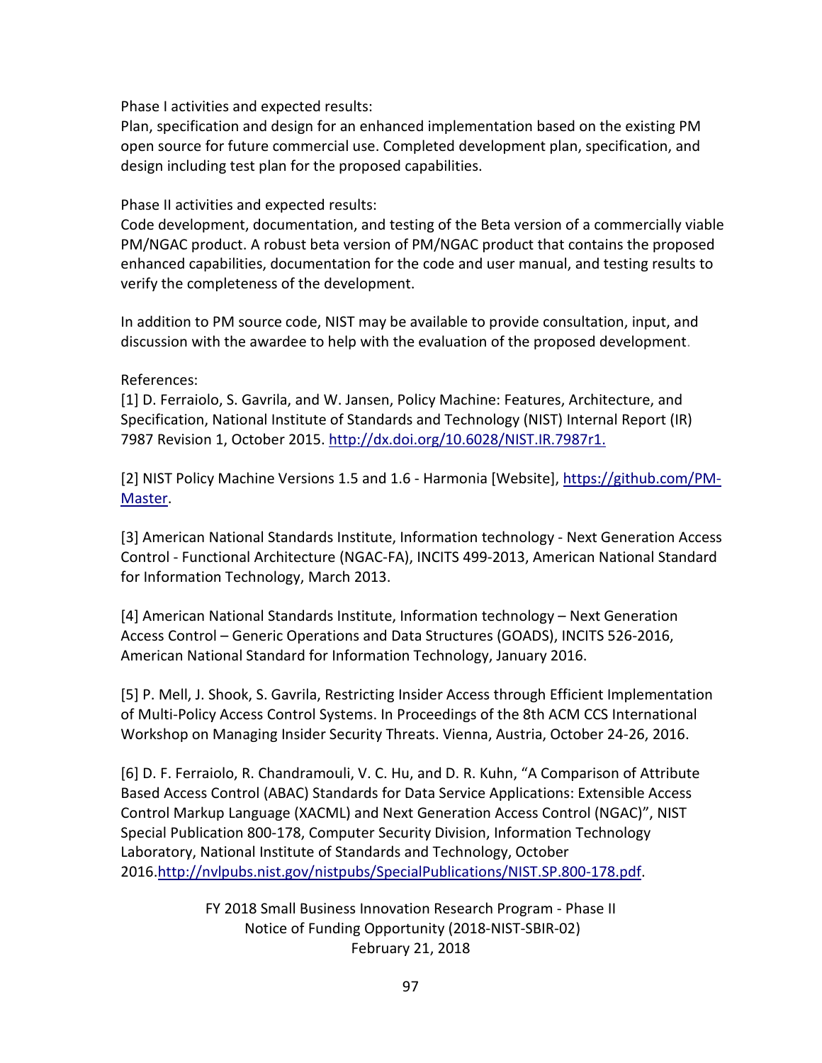Phase I activities and expected results:
Plan, specification and design for an enhanced implementation based on the existing PM open source for future commercial use. Completed development plan, specification, and design including test plan for the proposed capabilities.

Phase II activities and expected results:
Code development, documentation, and testing of the Beta version of a commercially viable PM/NGAC product. A robust beta version of PM/NGAC product that contains the proposed enhanced capabilities, documentation for the code and user manual, and testing results to verify the completeness of the development.

In addition to PM source code, NIST may be available to provide consultation, input, and discussion with the awardee to help with the evaluation of the proposed development.

References:
[1] D. Ferraiolo, S. Gavrila, and W. Jansen, Policy Machine: Features, Architecture, and Specification, National Institute of Standards and Technology (NIST) Internal Report (IR) 7987 Revision 1, October 2015. http://dx.doi.org/10.6028/NIST.IR.7987r1.

[2] NIST Policy Machine Versions 1.5 and 1.6 - Harmonia [Website], https://github.com/PM-Master.

[3] American National Standards Institute, Information technology - Next Generation Access Control - Functional Architecture (NGAC-FA), INCITS 499-2013, American National Standard for Information Technology, March 2013.

[4] American National Standards Institute, Information technology – Next Generation Access Control – Generic Operations and Data Structures (GOADS), INCITS 526-2016, American National Standard for Information Technology, January 2016.

[5] P. Mell, J. Shook, S. Gavrila, Restricting Insider Access through Efficient Implementation of Multi-Policy Access Control Systems. In Proceedings of the 8th ACM CCS International Workshop on Managing Insider Security Threats. Vienna, Austria, October 24-26, 2016.

[6] D. F. Ferraiolo, R. Chandramouli, V. C. Hu, and D. R. Kuhn, "A Comparison of Attribute Based Access Control (ABAC) Standards for Data Service Applications: Extensible Access Control Markup Language (XACML) and Next Generation Access Control (NGAC)", NIST Special Publication 800-178, Computer Security Division, Information Technology Laboratory, National Institute of Standards and Technology, October 2016.http://nvlpubs.nist.gov/nistpubs/SpecialPublications/NIST.SP.800-178.pdf.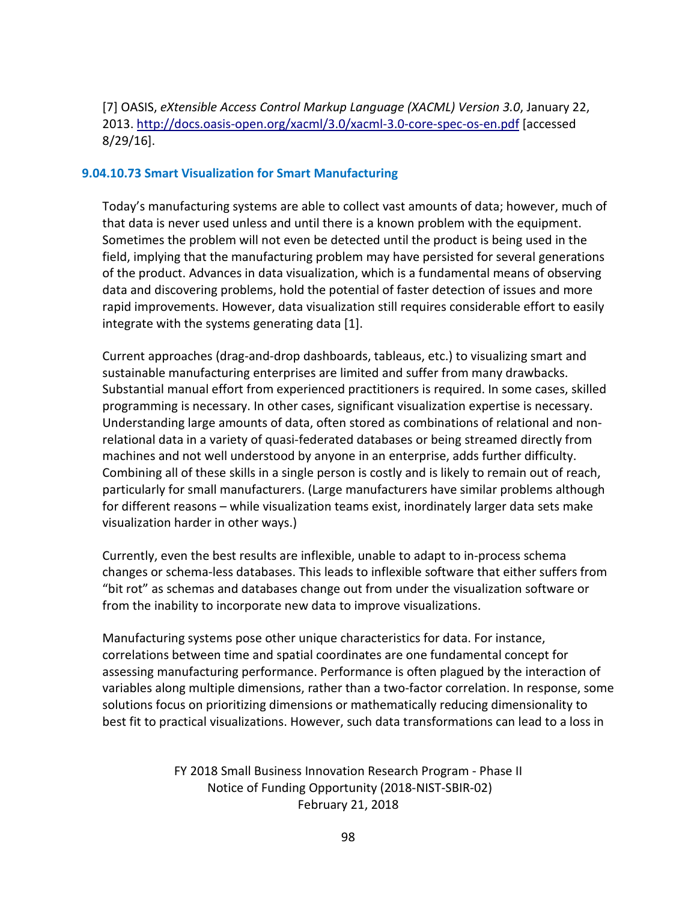[7] OASIS, *eXtensible Access Control Markup Language (XACML) Version 3.0*, January 22, 2013. http://docs.oasis-open.org/xacml/3.0/xacml-3.0-core-spec-os-en.pdf [accessed 8/29/16].

### 9.04.10.73 Smart Visualization for Smart Manufacturing

Today's manufacturing systems are able to collect vast amounts of data; however, much of that data is never used unless and until there is a known problem with the equipment. Sometimes the problem will not even be detected until the product is being used in the field, implying that the manufacturing problem may have persisted for several generations of the product. Advances in data visualization, which is a fundamental means of observing data and discovering problems, hold the potential of faster detection of issues and more rapid improvements. However, data visualization still requires considerable effort to easily integrate with the systems generating data [1].

Current approaches (drag-and-drop dashboards, tableaus, etc.) to visualizing smart and sustainable manufacturing enterprises are limited and suffer from many drawbacks. Substantial manual effort from experienced practitioners is required. In some cases, skilled programming is necessary. In other cases, significant visualization expertise is necessary. Understanding large amounts of data, often stored as combinations of relational and non-relational data in a variety of quasi-federated databases or being streamed directly from machines and not well understood by anyone in an enterprise, adds further difficulty. Combining all of these skills in a single person is costly and is likely to remain out of reach, particularly for small manufacturers. (Large manufacturers have similar problems although for different reasons – while visualization teams exist, inordinately larger data sets make visualization harder in other ways.)

Currently, even the best results are inflexible, unable to adapt to in-process schema changes or schema-less databases. This leads to inflexible software that either suffers from "bit rot" as schemas and databases change out from under the visualization software or from the inability to incorporate new data to improve visualizations.

Manufacturing systems pose other unique characteristics for data. For instance, correlations between time and spatial coordinates are one fundamental concept for assessing manufacturing performance. Performance is often plagued by the interaction of variables along multiple dimensions, rather than a two-factor correlation. In response, some solutions focus on prioritizing dimensions or mathematically reducing dimensionality to best fit to practical visualizations. However, such data transformations can lead to a loss in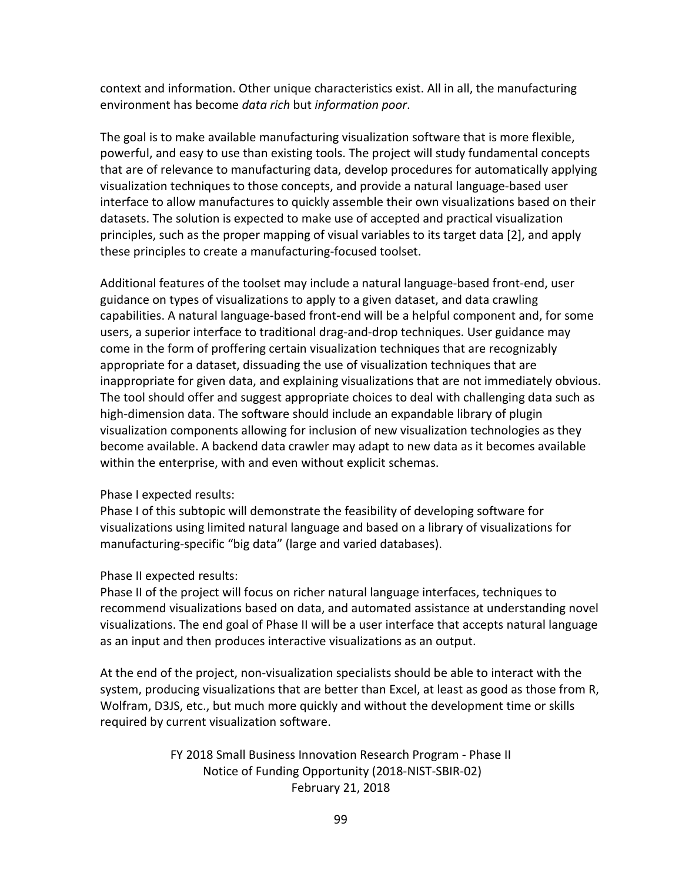context and information. Other unique characteristics exist. All in all, the manufacturing environment has become *data rich* but *information poor*.

The goal is to make available manufacturing visualization software that is more flexible, powerful, and easy to use than existing tools. The project will study fundamental concepts that are of relevance to manufacturing data, develop procedures for automatically applying visualization techniques to those concepts, and provide a natural language-based user interface to allow manufactures to quickly assemble their own visualizations based on their datasets. The solution is expected to make use of accepted and practical visualization principles, such as the proper mapping of visual variables to its target data [2], and apply these principles to create a manufacturing-focused toolset.

Additional features of the toolset may include a natural language-based front-end, user guidance on types of visualizations to apply to a given dataset, and data crawling capabilities. A natural language-based front-end will be a helpful component and, for some users, a superior interface to traditional drag-and-drop techniques. User guidance may come in the form of proffering certain visualization techniques that are recognizably appropriate for a dataset, dissuading the use of visualization techniques that are inappropriate for given data, and explaining visualizations that are not immediately obvious. The tool should offer and suggest appropriate choices to deal with challenging data such as high-dimension data. The software should include an expandable library of plugin visualization components allowing for inclusion of new visualization technologies as they become available. A backend data crawler may adapt to new data as it becomes available within the enterprise, with and even without explicit schemas.

Phase I expected results:
Phase I of this subtopic will demonstrate the feasibility of developing software for visualizations using limited natural language and based on a library of visualizations for manufacturing-specific “big data” (large and varied databases).

Phase II expected results:
Phase II of the project will focus on richer natural language interfaces, techniques to recommend visualizations based on data, and automated assistance at understanding novel visualizations. The end goal of Phase II will be a user interface that accepts natural language as an input and then produces interactive visualizations as an output.

At the end of the project, non-visualization specialists should be able to interact with the system, producing visualizations that are better than Excel, at least as good as those from R, Wolfram, D3JS, etc., but much more quickly and without the development time or skills required by current visualization software.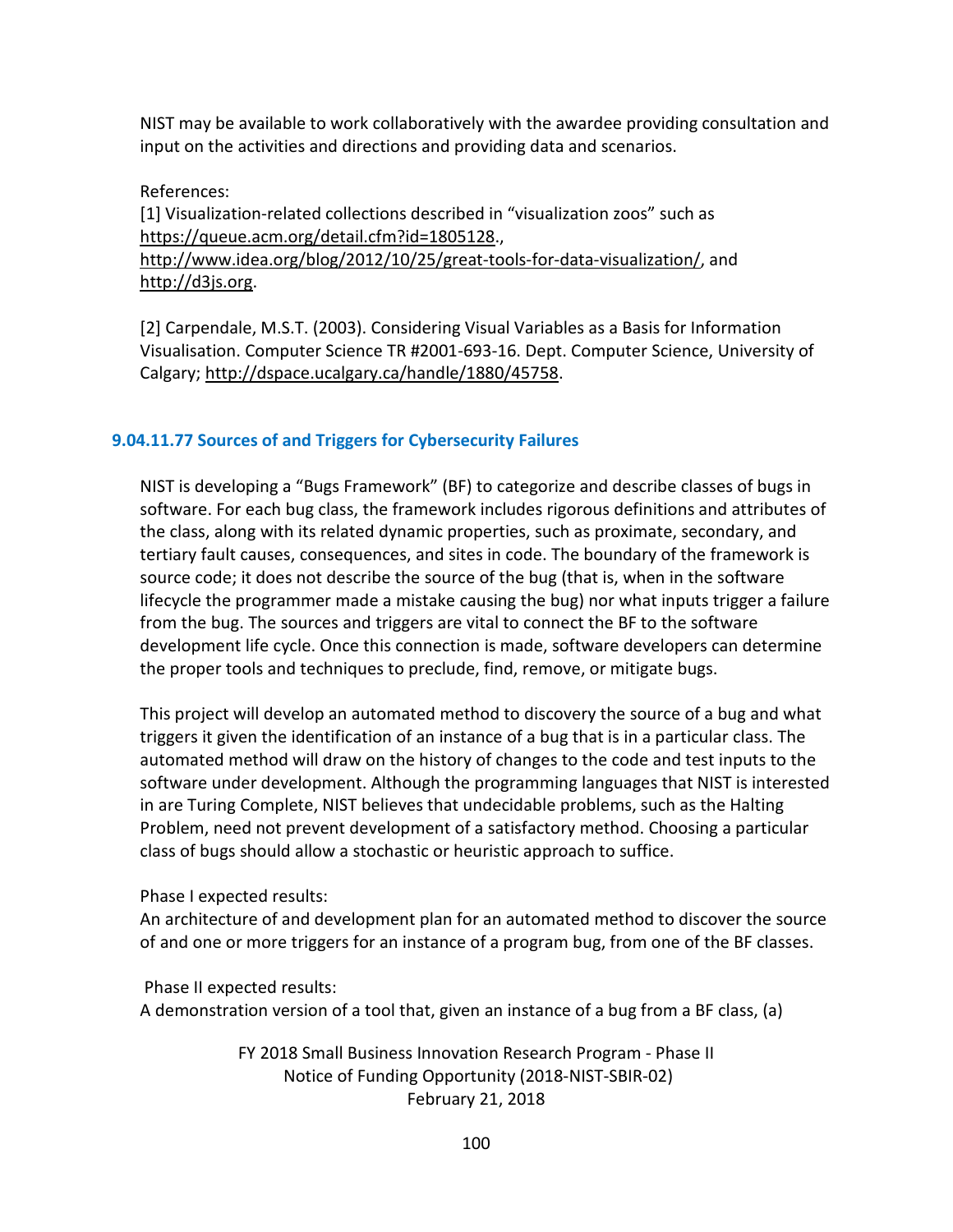NIST may be available to work collaboratively with the awardee providing consultation and input on the activities and directions and providing data and scenarios.

References:
[1] Visualization-related collections described in "visualization zoos" such as https://queue.acm.org/detail.cfm?id=1805128., http://www.idea.org/blog/2012/10/25/great-tools-for-data-visualization/, and http://d3js.org.

[2] Carpendale, M.S.T. (2003). Considering Visual Variables as a Basis for Information Visualisation. Computer Science TR #2001-693-16. Dept. Computer Science, University of Calgary; http://dspace.ucalgary.ca/handle/1880/45758.

### 9.04.11.77 Sources of and Triggers for Cybersecurity Failures

NIST is developing a "Bugs Framework" (BF) to categorize and describe classes of bugs in software. For each bug class, the framework includes rigorous definitions and attributes of the class, along with its related dynamic properties, such as proximate, secondary, and tertiary fault causes, consequences, and sites in code. The boundary of the framework is source code; it does not describe the source of the bug (that is, when in the software lifecycle the programmer made a mistake causing the bug) nor what inputs trigger a failure from the bug. The sources and triggers are vital to connect the BF to the software development life cycle. Once this connection is made, software developers can determine the proper tools and techniques to preclude, find, remove, or mitigate bugs.

This project will develop an automated method to discovery the source of a bug and what triggers it given the identification of an instance of a bug that is in a particular class. The automated method will draw on the history of changes to the code and test inputs to the software under development. Although the programming languages that NIST is interested in are Turing Complete, NIST believes that undecidable problems, such as the Halting Problem, need not prevent development of a satisfactory method. Choosing a particular class of bugs should allow a stochastic or heuristic approach to suffice.

Phase I expected results:
An architecture of and development plan for an automated method to discover the source of and one or more triggers for an instance of a program bug, from one of the BF classes.

Phase II expected results:
A demonstration version of a tool that, given an instance of a bug from a BF class, (a)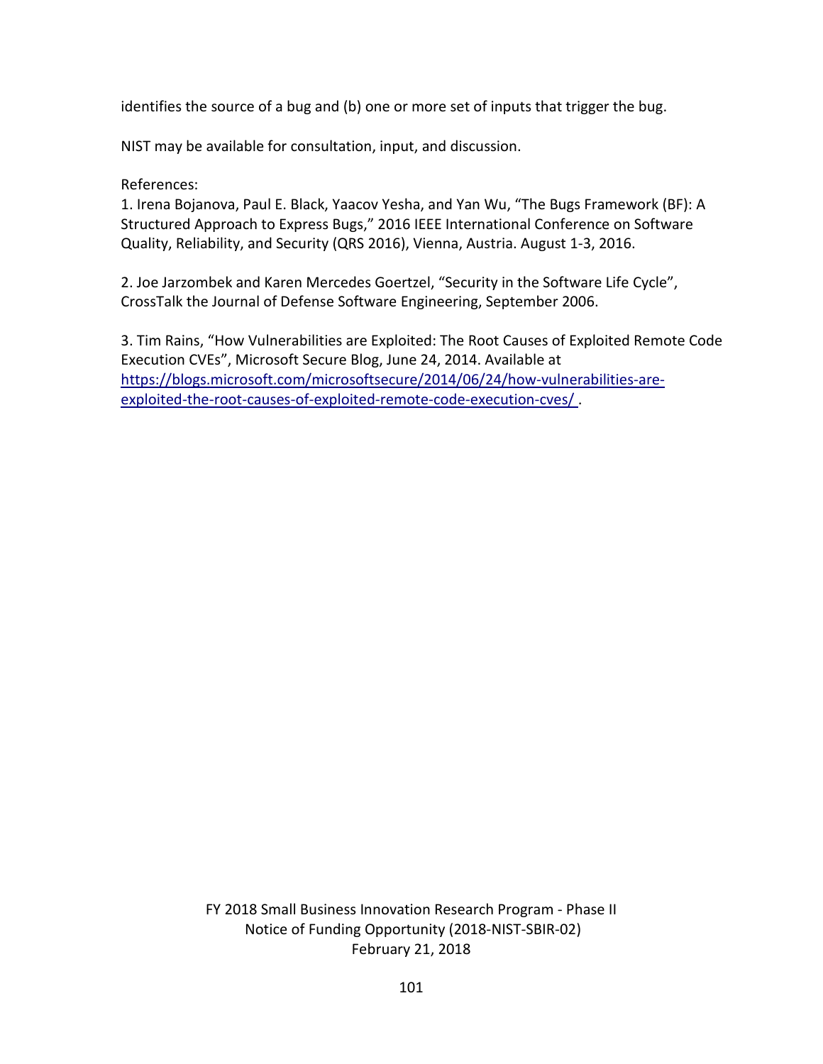identifies the source of a bug and (b) one or more set of inputs that trigger the bug.

NIST may be available for consultation, input, and discussion.

References:

1. Irena Bojanova, Paul E. Black, Yaacov Yesha, and Yan Wu, "The Bugs Framework (BF): A Structured Approach to Express Bugs," 2016 IEEE International Conference on Software Quality, Reliability, and Security (QRS 2016), Vienna, Austria. August 1-3, 2016.

2. Joe Jarzombek and Karen Mercedes Goertzel, "Security in the Software Life Cycle", CrossTalk the Journal of Defense Software Engineering, September 2006.

3. Tim Rains, "How Vulnerabilities are Exploited: The Root Causes of Exploited Remote Code Execution CVEs", Microsoft Secure Blog, June 24, 2014. Available at [https://blogs.microsoft.com/microsoftsecure/2014/06/24/how-vulnerabilities-are-exploited-the-root-causes-of-exploited-remote-code-execution-cves/](https://blogs.microsoft.com/microsoftsecure/2014/06/24/how-vulnerabilities-are-exploited-the-root-causes-of-exploited-remote-code-execution-cves/).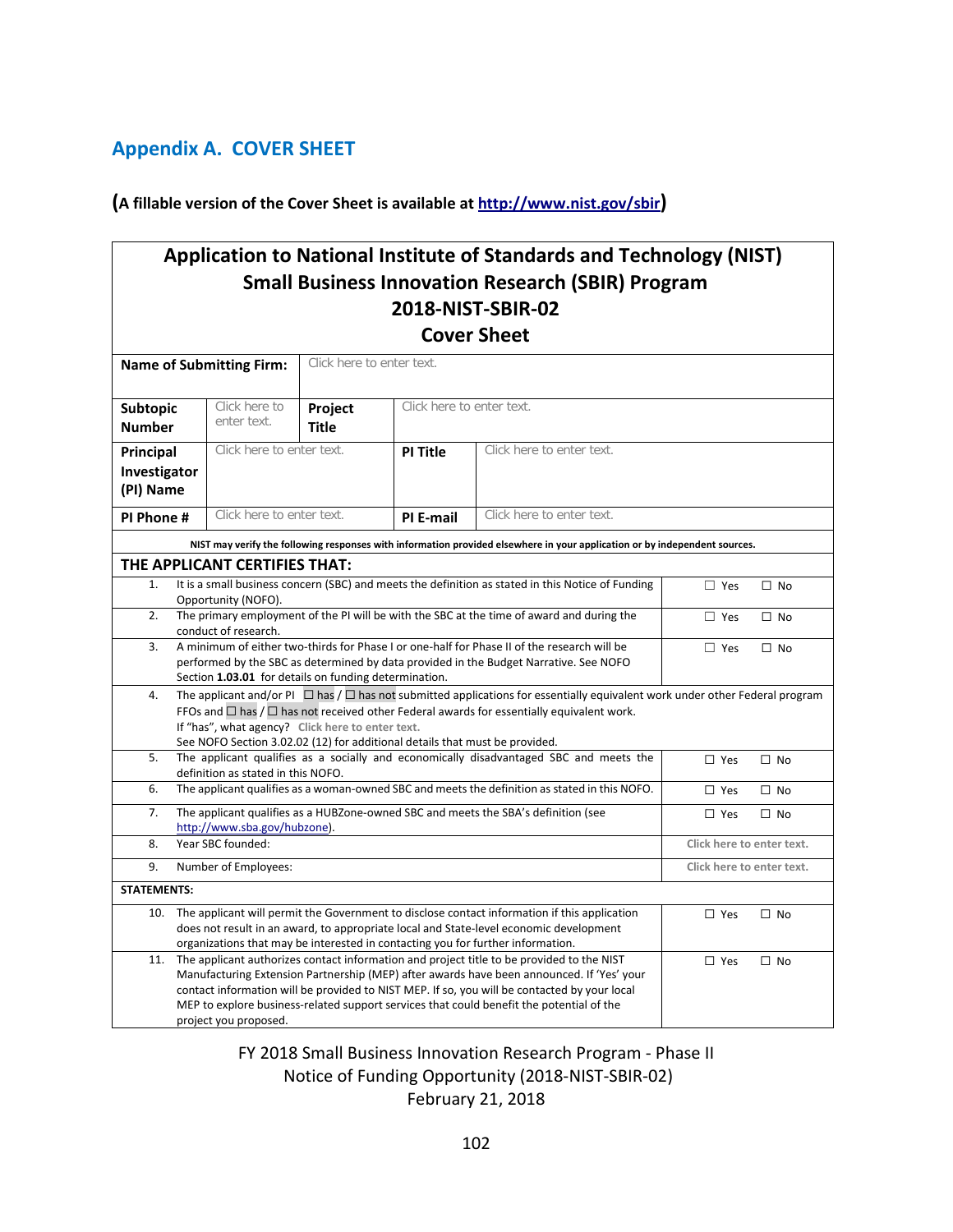## Appendix A. COVER SHEET

**(A fillable version of the Cover Sheet is available at http://www.nist.gov/sbir)**

**Application to National Institute of Standards and Technology (NIST)**
**Small Business Innovation Research (SBIR) Program**
**2018-NIST-SBIR-02**
**Cover Sheet**

| | | | |
|---|---|---|---|
| **Name of Submitting Firm:** | Click here to enter text. | | |
| **Subtopic Number** | Click here to enter text. | **Project Title** | Click here to enter text. |
| **Principal Investigator (PI) Name** | Click here to enter text. | **PI Title** | Click here to enter text. |
| **PI Phone #** | Click here to enter text. | **PI E-mail** | Click here to enter text. |

**NIST may verify the following responses with information provided elsewhere in your application or by independent sources.**

**THE APPLICANT CERTIFIES THAT:**

| # | Certification | Response |
|---|---|---|
| 1. | It is a small business concern (SBC) and meets the definition as stated in this Notice of Funding Opportunity (NOFO). | ☐ Yes ☐ No |
| 2. | The primary employment of the PI will be with the SBC at the time of award and during the conduct of research. | ☐ Yes ☐ No |
| 3. | A minimum of either two-thirds for Phase I or one-half for Phase II of the research will be performed by the SBC as determined by data provided in the Budget Narrative. See NOFO Section **1.03.01** for details on funding determination. | ☐ Yes ☐ No |
| 4. | The applicant and/or PI ☐ has / ☐ has not submitted applications for essentially equivalent work under other Federal program FFOs and ☐ has / ☐ has not received other Federal awards for essentially equivalent work. If "has", what agency? Click here to enter text. See NOFO Section 3.02.02 (12) for additional details that must be provided. | |
| 5. | The applicant qualifies as a socially and economically disadvantaged SBC and meets the definition as stated in this NOFO. | ☐ Yes ☐ No |
| 6. | The applicant qualifies as a woman-owned SBC and meets the definition as stated in this NOFO. | ☐ Yes ☐ No |
| 7. | The applicant qualifies as a HUBZone-owned SBC and meets the SBA's definition (see http://www.sba.gov/hubzone). | ☐ Yes ☐ No |
| 8. | Year SBC founded: | Click here to enter text. |
| 9. | Number of Employees: | Click here to enter text. |

**STATEMENTS:**

| # | Statement | Response |
|---|---|---|
| 10. | The applicant will permit the Government to disclose contact information if this application does not result in an award, to appropriate local and State-level economic development organizations that may be interested in contacting you for further information. | ☐ Yes ☐ No |
| 11. | The applicant authorizes contact information and project title to be provided to the NIST Manufacturing Extension Partnership (MEP) after awards have been announced. If 'Yes' your contact information will be provided to NIST MEP. If so, you will be contacted by your local MEP to explore business-related support services that could benefit the potential of the project you proposed. | ☐ Yes ☐ No |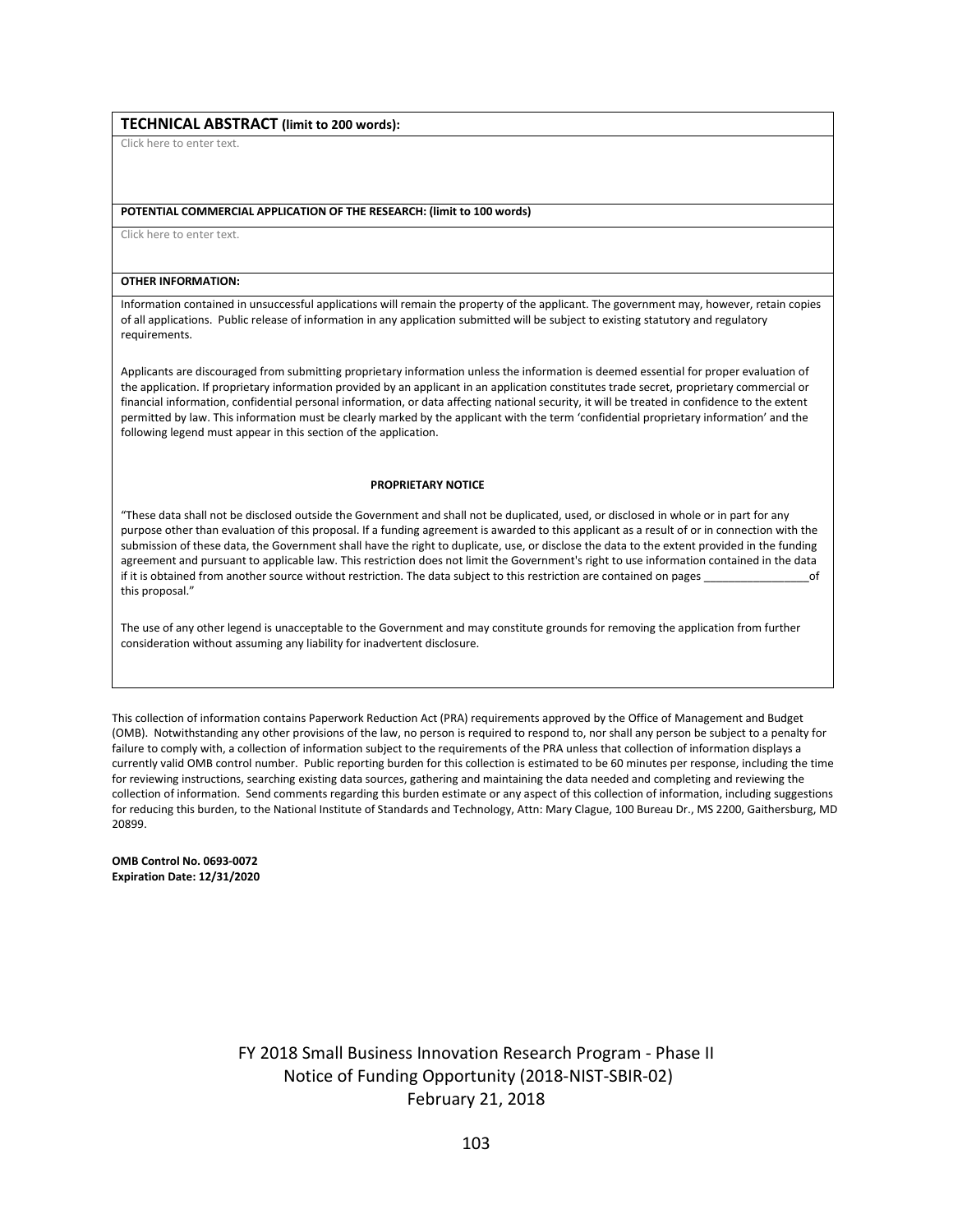**TECHNICAL ABSTRACT (limit to 200 words):**

Click here to enter text.

**POTENTIAL COMMERCIAL APPLICATION OF THE RESEARCH: (limit to 100 words)**

Click here to enter text.

**OTHER INFORMATION:**

Information contained in unsuccessful applications will remain the property of the applicant. The government may, however, retain copies of all applications. Public release of information in any application submitted will be subject to existing statutory and regulatory requirements.

Applicants are discouraged from submitting proprietary information unless the information is deemed essential for proper evaluation of the application. If proprietary information provided by an applicant in an application constitutes trade secret, proprietary commercial or financial information, confidential personal information, or data affecting national security, it will be treated in confidence to the extent permitted by law. This information must be clearly marked by the applicant with the term 'confidential proprietary information' and the following legend must appear in this section of the application.

**PROPRIETARY NOTICE**

"These data shall not be disclosed outside the Government and shall not be duplicated, used, or disclosed in whole or in part for any purpose other than evaluation of this proposal. If a funding agreement is awarded to this applicant as a result of or in connection with the submission of these data, the Government shall have the right to duplicate, use, or disclose the data to the extent provided in the funding agreement and pursuant to applicable law. This restriction does not limit the Government's right to use information contained in the data if it is obtained from another source without restriction. The data subject to this restriction are contained on pages _________________of this proposal."

The use of any other legend is unacceptable to the Government and may constitute grounds for removing the application from further consideration without assuming any liability for inadvertent disclosure.

This collection of information contains Paperwork Reduction Act (PRA) requirements approved by the Office of Management and Budget (OMB). Notwithstanding any other provisions of the law, no person is required to respond to, nor shall any person be subject to a penalty for failure to comply with, a collection of information subject to the requirements of the PRA unless that collection of information displays a currently valid OMB control number. Public reporting burden for this collection is estimated to be 60 minutes per response, including the time for reviewing instructions, searching existing data sources, gathering and maintaining the data needed and completing and reviewing the collection of information. Send comments regarding this burden estimate or any aspect of this collection of information, including suggestions for reducing this burden, to the National Institute of Standards and Technology, Attn: Mary Clague, 100 Bureau Dr., MS 2200, Gaithersburg, MD 20899.

**OMB Control No. 0693-0072**
**Expiration Date: 12/31/2020**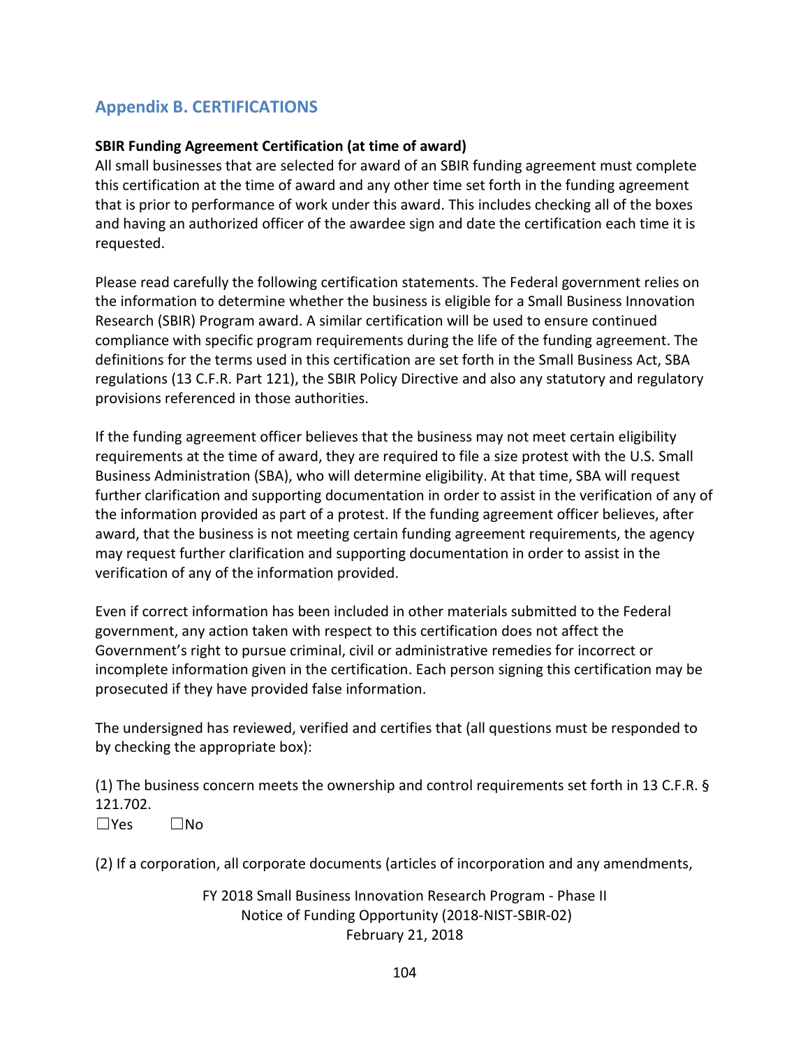## Appendix B. CERTIFICATIONS

**SBIR Funding Agreement Certification (at time of award)**

All small businesses that are selected for award of an SBIR funding agreement must complete this certification at the time of award and any other time set forth in the funding agreement that is prior to performance of work under this award. This includes checking all of the boxes and having an authorized officer of the awardee sign and date the certification each time it is requested.

Please read carefully the following certification statements. The Federal government relies on the information to determine whether the business is eligible for a Small Business Innovation Research (SBIR) Program award. A similar certification will be used to ensure continued compliance with specific program requirements during the life of the funding agreement. The definitions for the terms used in this certification are set forth in the Small Business Act, SBA regulations (13 C.F.R. Part 121), the SBIR Policy Directive and also any statutory and regulatory provisions referenced in those authorities.

If the funding agreement officer believes that the business may not meet certain eligibility requirements at the time of award, they are required to file a size protest with the U.S. Small Business Administration (SBA), who will determine eligibility. At that time, SBA will request further clarification and supporting documentation in order to assist in the verification of any of the information provided as part of a protest. If the funding agreement officer believes, after award, that the business is not meeting certain funding agreement requirements, the agency may request further clarification and supporting documentation in order to assist in the verification of any of the information provided.

Even if correct information has been included in other materials submitted to the Federal government, any action taken with respect to this certification does not affect the Government's right to pursue criminal, civil or administrative remedies for incorrect or incomplete information given in the certification. Each person signing this certification may be prosecuted if they have provided false information.

The undersigned has reviewed, verified and certifies that (all questions must be responded to by checking the appropriate box):

(1) The business concern meets the ownership and control requirements set forth in 13 C.F.R. § 121.702.

☐Yes ☐No

(2) If a corporation, all corporate documents (articles of incorporation and any amendments,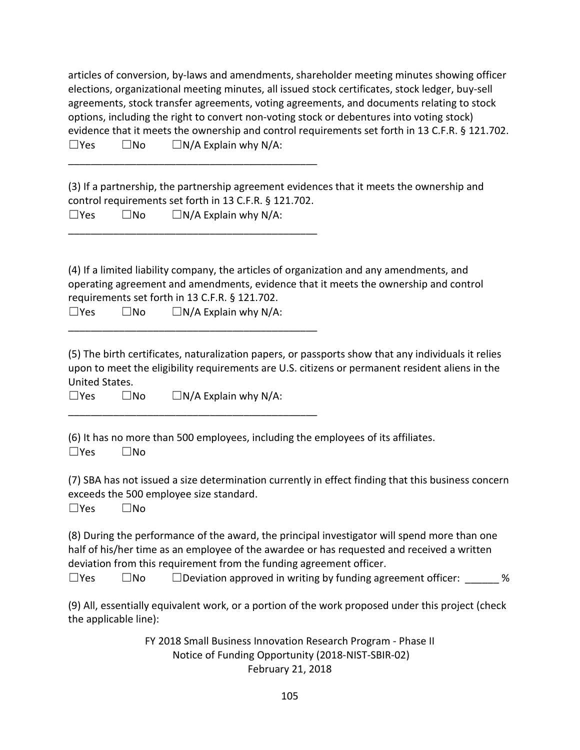articles of conversion, by-laws and amendments, shareholder meeting minutes showing officer elections, organizational meeting minutes, all issued stock certificates, stock ledger, buy-sell agreements, stock transfer agreements, voting agreements, and documents relating to stock options, including the right to convert non-voting stock or debentures into voting stock) evidence that it meets the ownership and control requirements set forth in 13 C.F.R. § 121.702.

☐Yes ☐No ☐N/A Explain why N/A:

_____________________________________________

(3) If a partnership, the partnership agreement evidences that it meets the ownership and control requirements set forth in 13 C.F.R. § 121.702.

☐Yes ☐No ☐N/A Explain why N/A:

_____________________________________________

(4) If a limited liability company, the articles of organization and any amendments, and operating agreement and amendments, evidence that it meets the ownership and control requirements set forth in 13 C.F.R. § 121.702.

☐Yes ☐No ☐N/A Explain why N/A:

_____________________________________________

(5) The birth certificates, naturalization papers, or passports show that any individuals it relies upon to meet the eligibility requirements are U.S. citizens or permanent resident aliens in the United States.

☐Yes ☐No ☐N/A Explain why N/A:

_____________________________________________

(6) It has no more than 500 employees, including the employees of its affiliates.

☐Yes ☐No

(7) SBA has not issued a size determination currently in effect finding that this business concern exceeds the 500 employee size standard.

☐Yes ☐No

(8) During the performance of the award, the principal investigator will spend more than one half of his/her time as an employee of the awardee or has requested and received a written deviation from this requirement from the funding agreement officer.

☐Yes ☐No ☐Deviation approved in writing by funding agreement officer: ______ %

(9) All, essentially equivalent work, or a portion of the work proposed under this project (check the applicable line):

FY 2018 Small Business Innovation Research Program - Phase II
Notice of Funding Opportunity (2018-NIST-SBIR-02)
February 21, 2018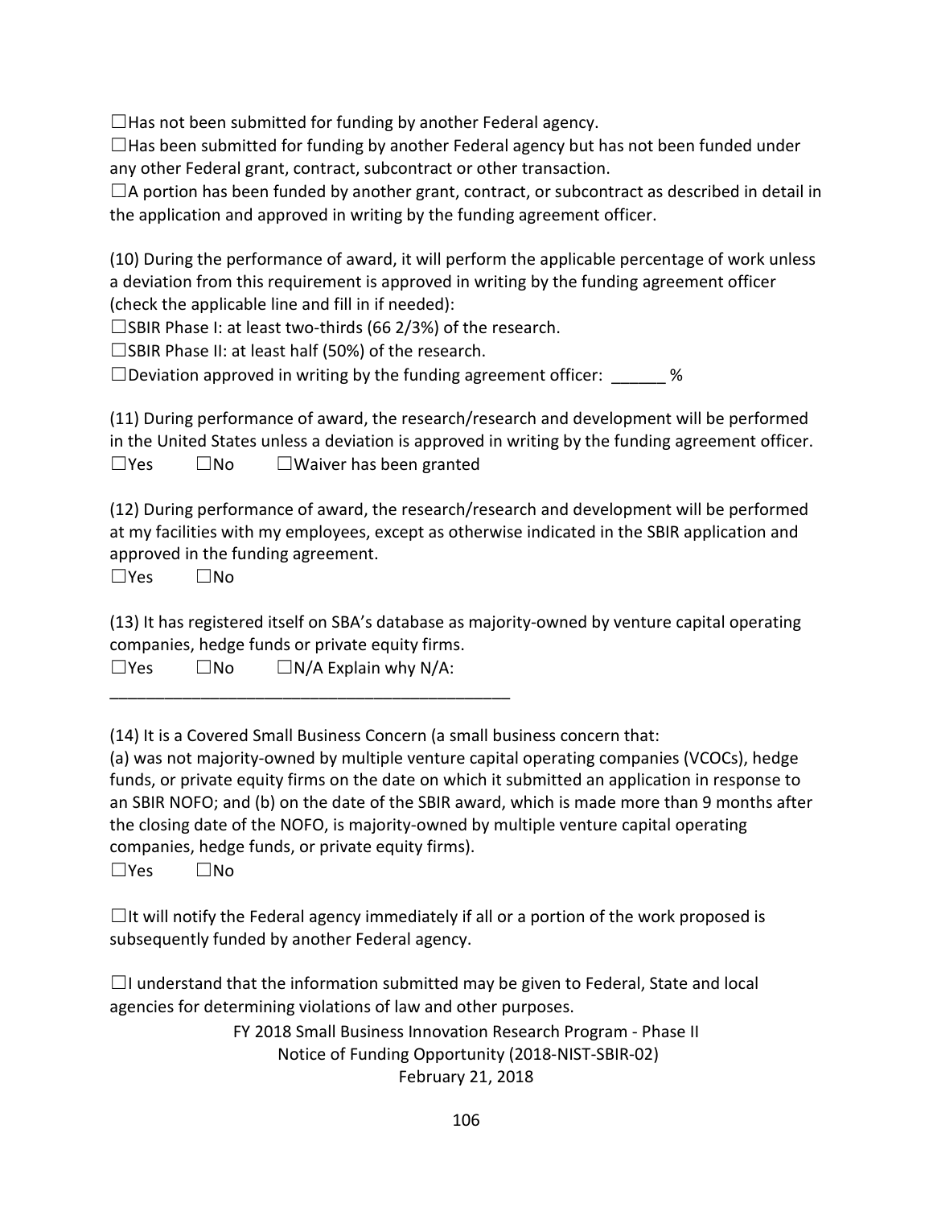☐Has not been submitted for funding by another Federal agency.

☐Has been submitted for funding by another Federal agency but has not been funded under any other Federal grant, contract, subcontract or other transaction.

☐A portion has been funded by another grant, contract, or subcontract as described in detail in the application and approved in writing by the funding agreement officer.

(10) During the performance of award, it will perform the applicable percentage of work unless a deviation from this requirement is approved in writing by the funding agreement officer (check the applicable line and fill in if needed):

☐SBIR Phase I: at least two-thirds (66 2/3%) of the research.

☐SBIR Phase II: at least half (50%) of the research.

☐Deviation approved in writing by the funding agreement officer: ______ %

(11) During performance of award, the research/research and development will be performed in the United States unless a deviation is approved in writing by the funding agreement officer.

☐Yes ☐No ☐Waiver has been granted

(12) During performance of award, the research/research and development will be performed at my facilities with my employees, except as otherwise indicated in the SBIR application and approved in the funding agreement.

☐Yes ☐No

(13) It has registered itself on SBA's database as majority-owned by venture capital operating companies, hedge funds or private equity firms.

☐Yes ☐No ☐N/A Explain why N/A:

_____________________________________________

(14) It is a Covered Small Business Concern (a small business concern that:
(a) was not majority-owned by multiple venture capital operating companies (VCOCs), hedge funds, or private equity firms on the date on which it submitted an application in response to an SBIR NOFO; and (b) on the date of the SBIR award, which is made more than 9 months after the closing date of the NOFO, is majority-owned by multiple venture capital operating companies, hedge funds, or private equity firms).

☐Yes ☐No

☐It will notify the Federal agency immediately if all or a portion of the work proposed is subsequently funded by another Federal agency.

☐I understand that the information submitted may be given to Federal, State and local agencies for determining violations of law and other purposes.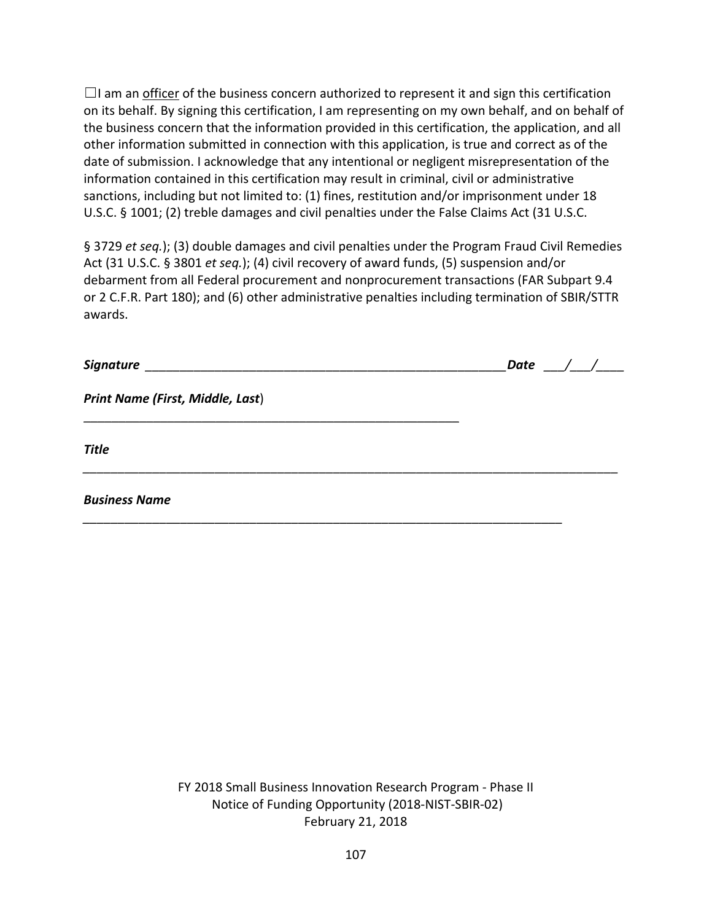☐I am an <u>officer</u> of the business concern authorized to represent it and sign this certification on its behalf. By signing this certification, I am representing on my own behalf, and on behalf of the business concern that the information provided in this certification, the application, and all other information submitted in connection with this application, is true and correct as of the date of submission. I acknowledge that any intentional or negligent misrepresentation of the information contained in this certification may result in criminal, civil or administrative sanctions, including but not limited to: (1) fines, restitution and/or imprisonment under 18 U.S.C. § 1001; (2) treble damages and civil penalties under the False Claims Act (31 U.S.C.

§ 3729 *et seq.*); (3) double damages and civil penalties under the Program Fraud Civil Remedies Act (31 U.S.C. § 3801 *et seq.*); (4) civil recovery of award funds, (5) suspension and/or debarment from all Federal procurement and nonprocurement transactions (FAR Subpart 9.4 or 2 C.F.R. Part 180); and (6) other administrative penalties including termination of SBIR/STTR awards.

***Signature*** ______________________________________________________ ***Date*** ___/___/____

***Print Name (First, Middle, Last***)

________________________________________________________

***Title***

_______________________________________________________________________________

***Business Name***

________________________________________________________________________

FY 2018 Small Business Innovation Research Program - Phase II
Notice of Funding Opportunity (2018-NIST-SBIR-02)
February 21, 2018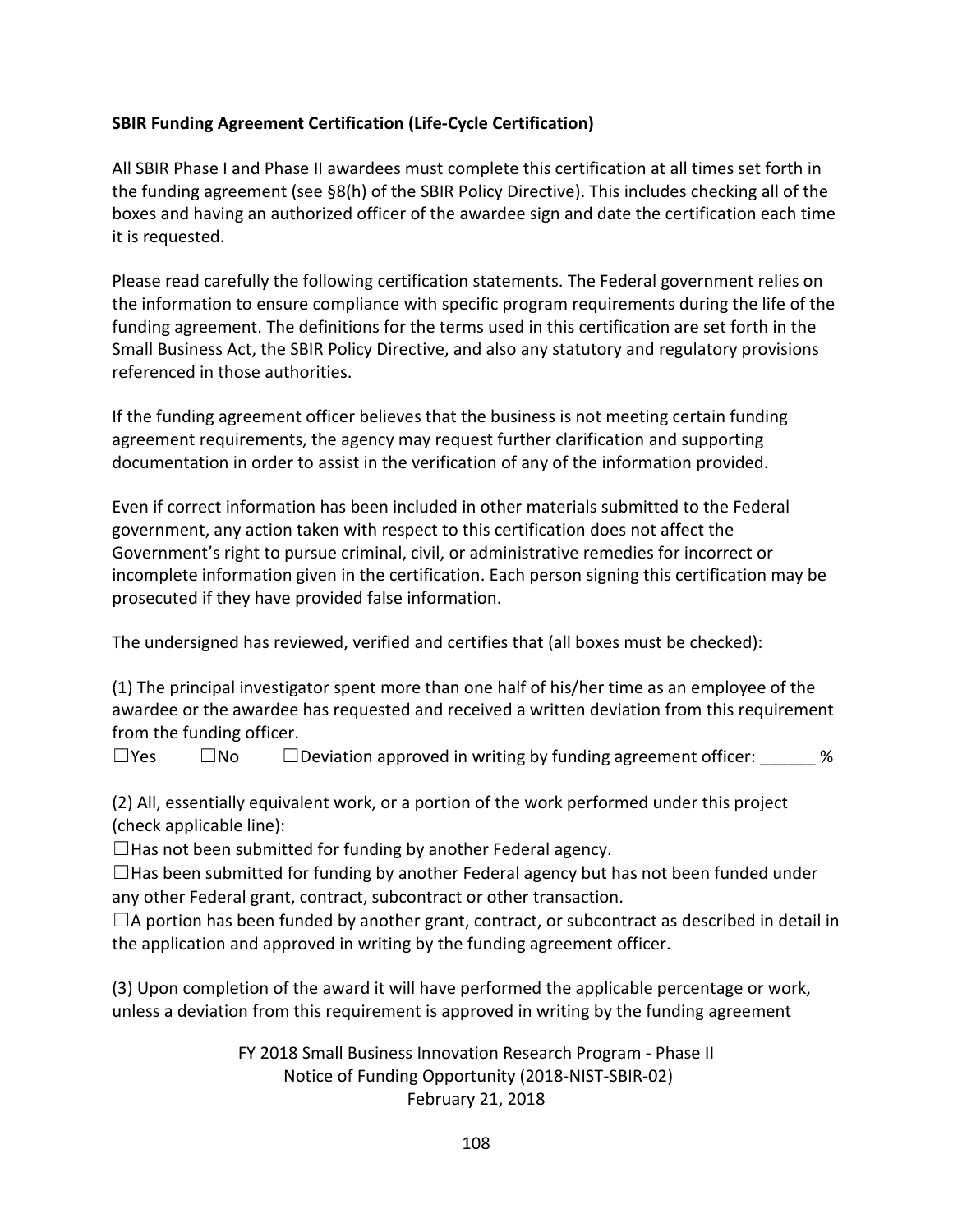**SBIR Funding Agreement Certification (Life-Cycle Certification)**

All SBIR Phase I and Phase II awardees must complete this certification at all times set forth in the funding agreement (see §8(h) of the SBIR Policy Directive). This includes checking all of the boxes and having an authorized officer of the awardee sign and date the certification each time it is requested.

Please read carefully the following certification statements. The Federal government relies on the information to ensure compliance with specific program requirements during the life of the funding agreement. The definitions for the terms used in this certification are set forth in the Small Business Act, the SBIR Policy Directive, and also any statutory and regulatory provisions referenced in those authorities.

If the funding agreement officer believes that the business is not meeting certain funding agreement requirements, the agency may request further clarification and supporting documentation in order to assist in the verification of any of the information provided.

Even if correct information has been included in other materials submitted to the Federal government, any action taken with respect to this certification does not affect the Government's right to pursue criminal, civil, or administrative remedies for incorrect or incomplete information given in the certification. Each person signing this certification may be prosecuted if they have provided false information.

The undersigned has reviewed, verified and certifies that (all boxes must be checked):

(1) The principal investigator spent more than one half of his/her time as an employee of the awardee or the awardee has requested and received a written deviation from this requirement from the funding officer.

☐Yes ☐No ☐Deviation approved in writing by funding agreement officer: ______ %

(2) All, essentially equivalent work, or a portion of the work performed under this project (check applicable line):

☐Has not been submitted for funding by another Federal agency.

☐Has been submitted for funding by another Federal agency but has not been funded under any other Federal grant, contract, subcontract or other transaction.

☐A portion has been funded by another grant, contract, or subcontract as described in detail in the application and approved in writing by the funding agreement officer.

(3) Upon completion of the award it will have performed the applicable percentage or work, unless a deviation from this requirement is approved in writing by the funding agreement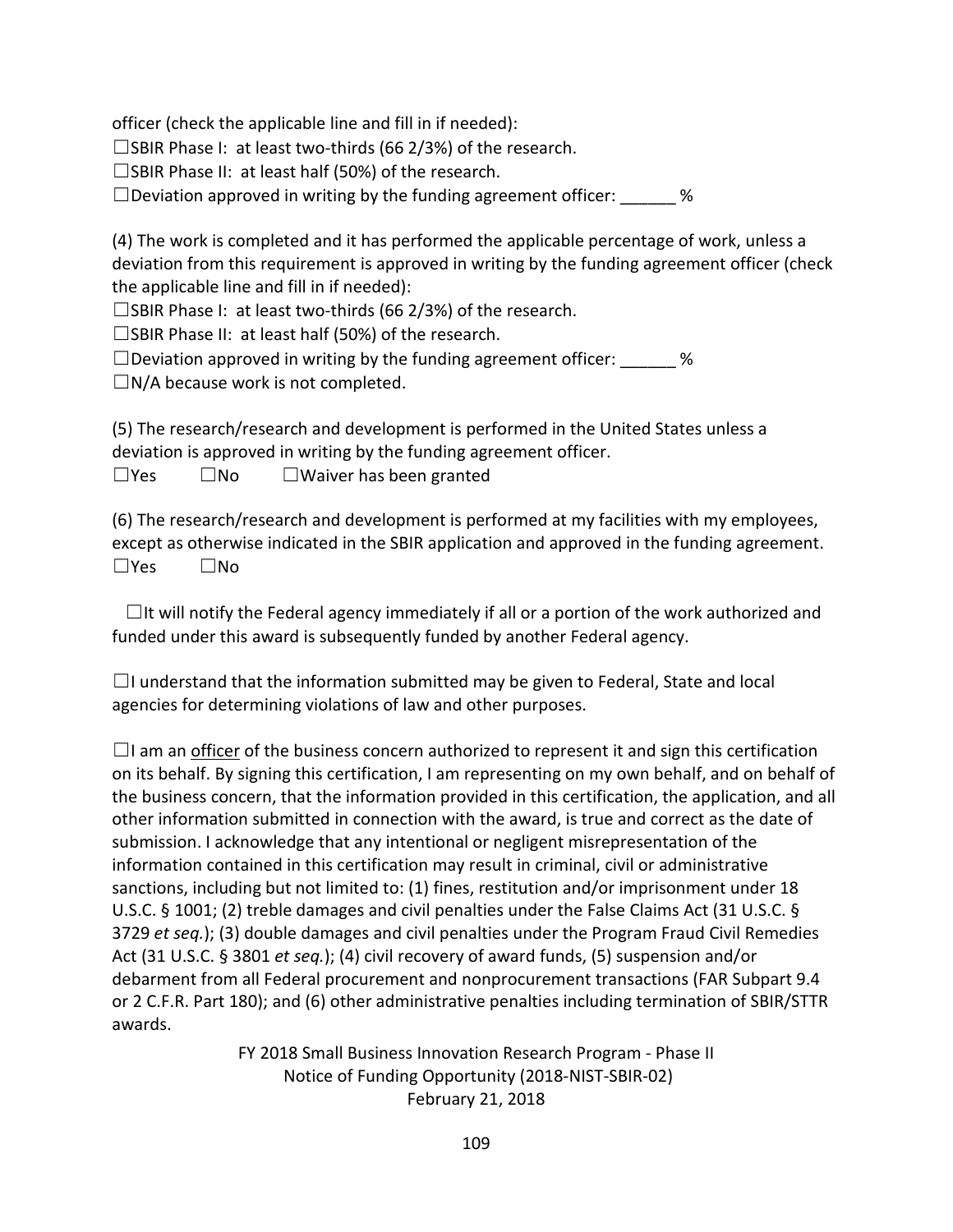officer (check the applicable line and fill in if needed):

☐SBIR Phase I: at least two-thirds (66 2/3%) of the research.

☐SBIR Phase II: at least half (50%) of the research.

☐Deviation approved in writing by the funding agreement officer: ______ %

(4) The work is completed and it has performed the applicable percentage of work, unless a deviation from this requirement is approved in writing by the funding agreement officer (check the applicable line and fill in if needed):

☐SBIR Phase I: at least two-thirds (66 2/3%) of the research.

☐SBIR Phase II: at least half (50%) of the research.

☐Deviation approved in writing by the funding agreement officer: ______ %

☐N/A because work is not completed.

(5) The research/research and development is performed in the United States unless a deviation is approved in writing by the funding agreement officer.

☐Yes ☐No ☐Waiver has been granted

(6) The research/research and development is performed at my facilities with my employees, except as otherwise indicated in the SBIR application and approved in the funding agreement.

☐Yes ☐No

☐It will notify the Federal agency immediately if all or a portion of the work authorized and funded under this award is subsequently funded by another Federal agency.

☐I understand that the information submitted may be given to Federal, State and local agencies for determining violations of law and other purposes.

☐I am an <u>officer</u> of the business concern authorized to represent it and sign this certification on its behalf. By signing this certification, I am representing on my own behalf, and on behalf of the business concern, that the information provided in this certification, the application, and all other information submitted in connection with the award, is true and correct as the date of submission. I acknowledge that any intentional or negligent misrepresentation of the information contained in this certification may result in criminal, civil or administrative sanctions, including but not limited to: (1) fines, restitution and/or imprisonment under 18 U.S.C. § 1001; (2) treble damages and civil penalties under the False Claims Act (31 U.S.C. § 3729 *et seq.*); (3) double damages and civil penalties under the Program Fraud Civil Remedies Act (31 U.S.C. § 3801 *et seq.*); (4) civil recovery of award funds, (5) suspension and/or debarment from all Federal procurement and nonprocurement transactions (FAR Subpart 9.4 or 2 C.F.R. Part 180); and (6) other administrative penalties including termination of SBIR/STTR awards.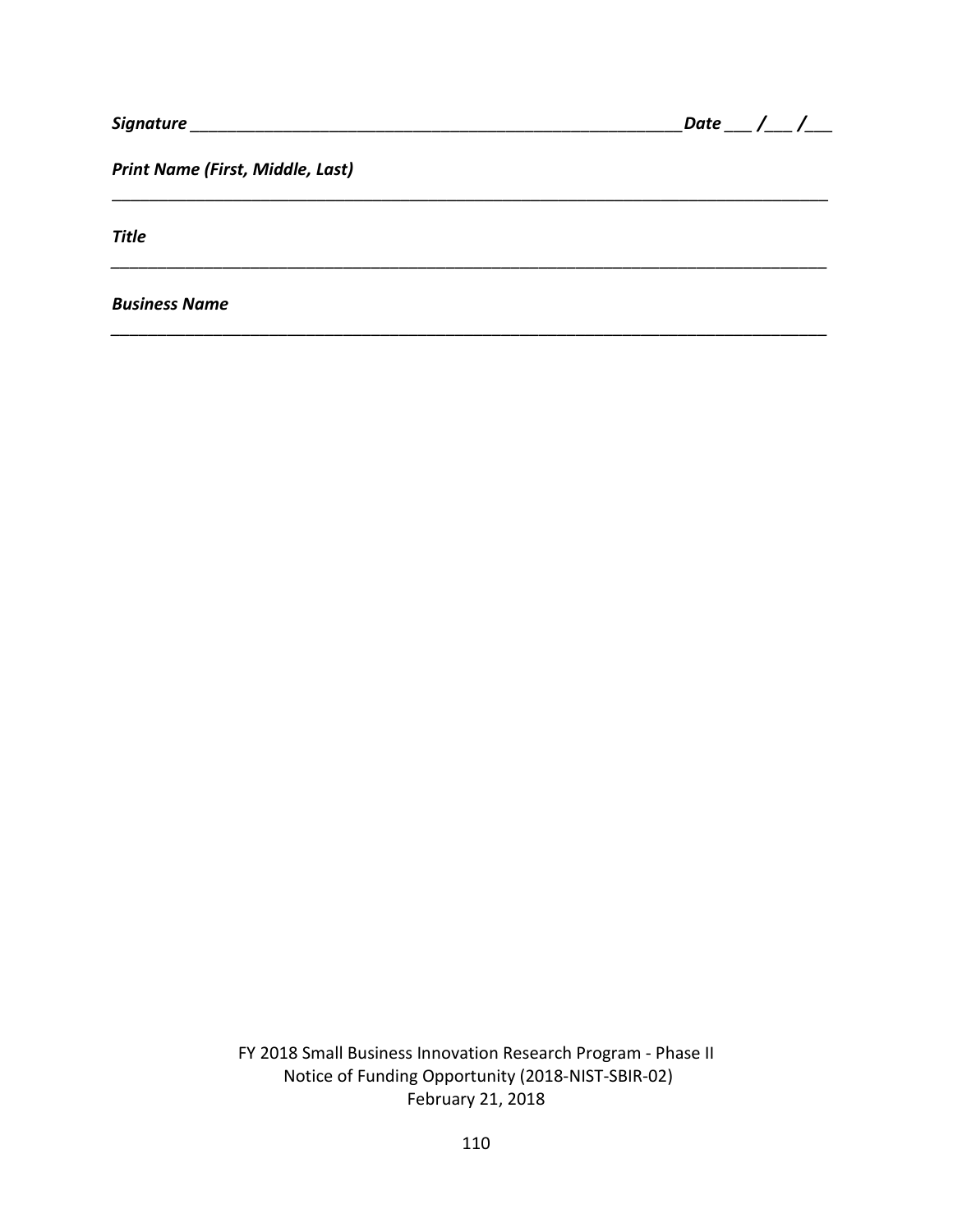***Signature* \_\_\_\_\_\_\_\_\_\_\_\_\_\_\_\_\_\_\_\_\_\_\_\_\_\_\_\_\_\_\_\_\_\_\_\_\_\_\_\_\_\_\_\_\_\_\_\_\_\_\_\_\_\_*Date* \_\_\_ /\_\_\_ /\_\_\_**

***Print Name (First, Middle, Last)***

\_\_\_\_\_\_\_\_\_\_\_\_\_\_\_\_\_\_\_\_\_\_\_\_\_\_\_\_\_\_\_\_\_\_\_\_\_\_\_\_\_\_\_\_\_\_\_\_\_\_\_\_\_\_\_\_\_\_\_\_\_\_\_\_\_\_\_\_\_\_\_\_\_\_\_\_\_\_

***Title***

\_\_\_\_\_\_\_\_\_\_\_\_\_\_\_\_\_\_\_\_\_\_\_\_\_\_\_\_\_\_\_\_\_\_\_\_\_\_\_\_\_\_\_\_\_\_\_\_\_\_\_\_\_\_\_\_\_\_\_\_\_\_\_\_\_\_\_\_\_\_\_\_\_\_\_\_\_\_

***Business Name***

\_\_\_\_\_\_\_\_\_\_\_\_\_\_\_\_\_\_\_\_\_\_\_\_\_\_\_\_\_\_\_\_\_\_\_\_\_\_\_\_\_\_\_\_\_\_\_\_\_\_\_\_\_\_\_\_\_\_\_\_\_\_\_\_\_\_\_\_\_\_\_\_\_\_\_\_\_\_